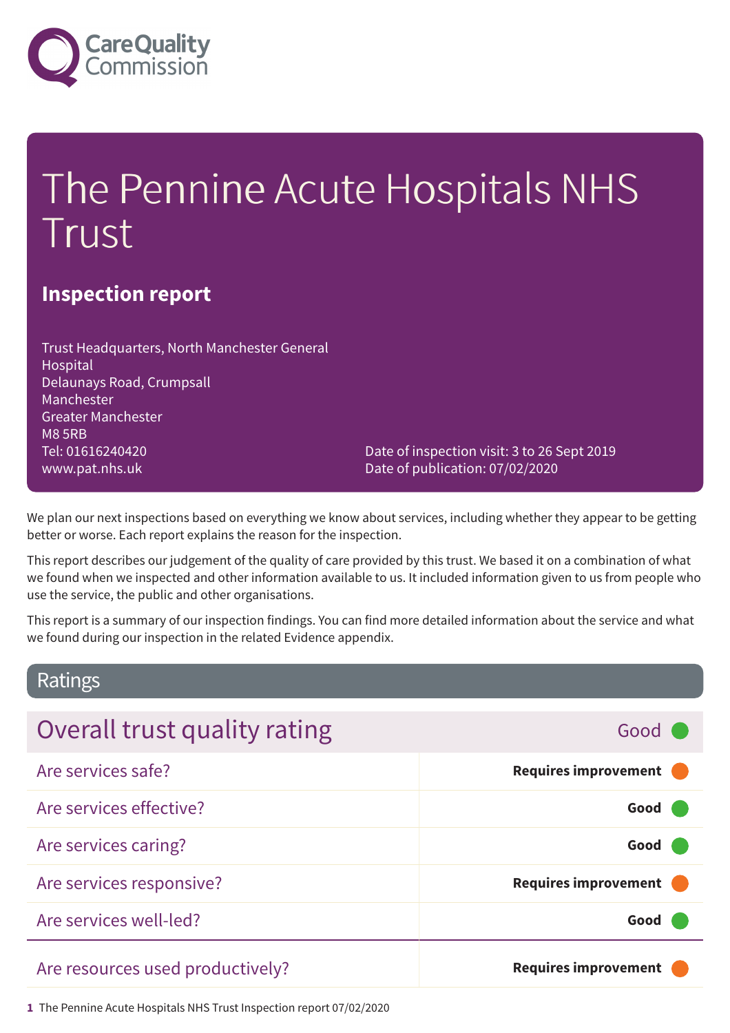Care Quality Commission

# The Pennine Acute Hospitals NHS Trust

## Inspection report

Trust Headquarters, North Manchester General Hospital
Delaunays Road, Crumpsall
Manchester
Greater Manchester
M8 5RB
Tel: 01616240420
www.pat.nhs.uk

Date of inspection visit: 3 to 26 Sept 2019
Date of publication: 07/02/2020

We plan our next inspections based on everything we know about services, including whether they appear to be getting better or worse. Each report explains the reason for the inspection.

This report describes our judgement of the quality of care provided by this trust. We based it on a combination of what we found when we inspected and other information available to us. It included information given to us from people who use the service, the public and other organisations.

This report is a summary of our inspection findings. You can find more detailed information about the service and what we found during our inspection in the related Evidence appendix.

## Ratings

| Overall trust quality rating | Good |
| --- | --- |
| Are services safe? | **Requires improvement** |
| Are services effective? | **Good** |
| Are services caring? | **Good** |
| Are services responsive? | **Requires improvement** |
| Are services well-led? | **Good** |
| Are resources used productively? | **Requires improvement** |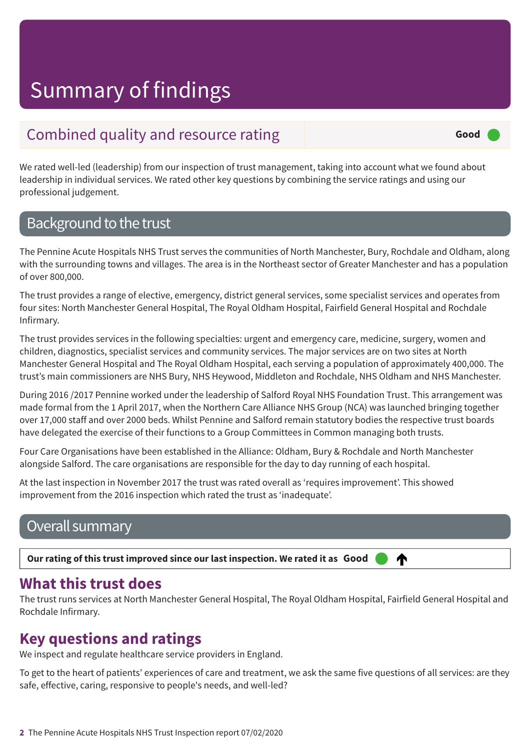# Summary of findings

## Combined quality and resource rating

**Good**

We rated well-led (leadership) from our inspection of trust management, taking into account what we found about leadership in individual services. We rated other key questions by combining the service ratings and using our professional judgement.

## Background to the trust

The Pennine Acute Hospitals NHS Trust serves the communities of North Manchester, Bury, Rochdale and Oldham, along with the surrounding towns and villages. The area is in the Northeast sector of Greater Manchester and has a population of over 800,000.

The trust provides a range of elective, emergency, district general services, some specialist services and operates from four sites: North Manchester General Hospital, The Royal Oldham Hospital, Fairfield General Hospital and Rochdale Infirmary.

The trust provides services in the following specialties: urgent and emergency care, medicine, surgery, women and children, diagnostics, specialist services and community services. The major services are on two sites at North Manchester General Hospital and The Royal Oldham Hospital, each serving a population of approximately 400,000. The trust's main commissioners are NHS Bury, NHS Heywood, Middleton and Rochdale, NHS Oldham and NHS Manchester.

During 2016 /2017 Pennine worked under the leadership of Salford Royal NHS Foundation Trust. This arrangement was made formal from the 1 April 2017, when the Northern Care Alliance NHS Group (NCA) was launched bringing together over 17,000 staff and over 2000 beds. Whilst Pennine and Salford remain statutory bodies the respective trust boards have delegated the exercise of their functions to a Group Committees in Common managing both trusts.

Four Care Organisations have been established in the Alliance: Oldham, Bury & Rochdale and North Manchester alongside Salford. The care organisations are responsible for the day to day running of each hospital.

At the last inspection in November 2017 the trust was rated overall as 'requires improvement'. This showed improvement from the 2016 inspection which rated the trust as 'inadequate'.

## Overall summary

**Our rating of this trust improved since our last inspection. We rated it as Good** ↑

### What this trust does

The trust runs services at North Manchester General Hospital, The Royal Oldham Hospital, Fairfield General Hospital and Rochdale Infirmary.

### Key questions and ratings

We inspect and regulate healthcare service providers in England.

To get to the heart of patients' experiences of care and treatment, we ask the same five questions of all services: are they safe, effective, caring, responsive to people's needs, and well-led?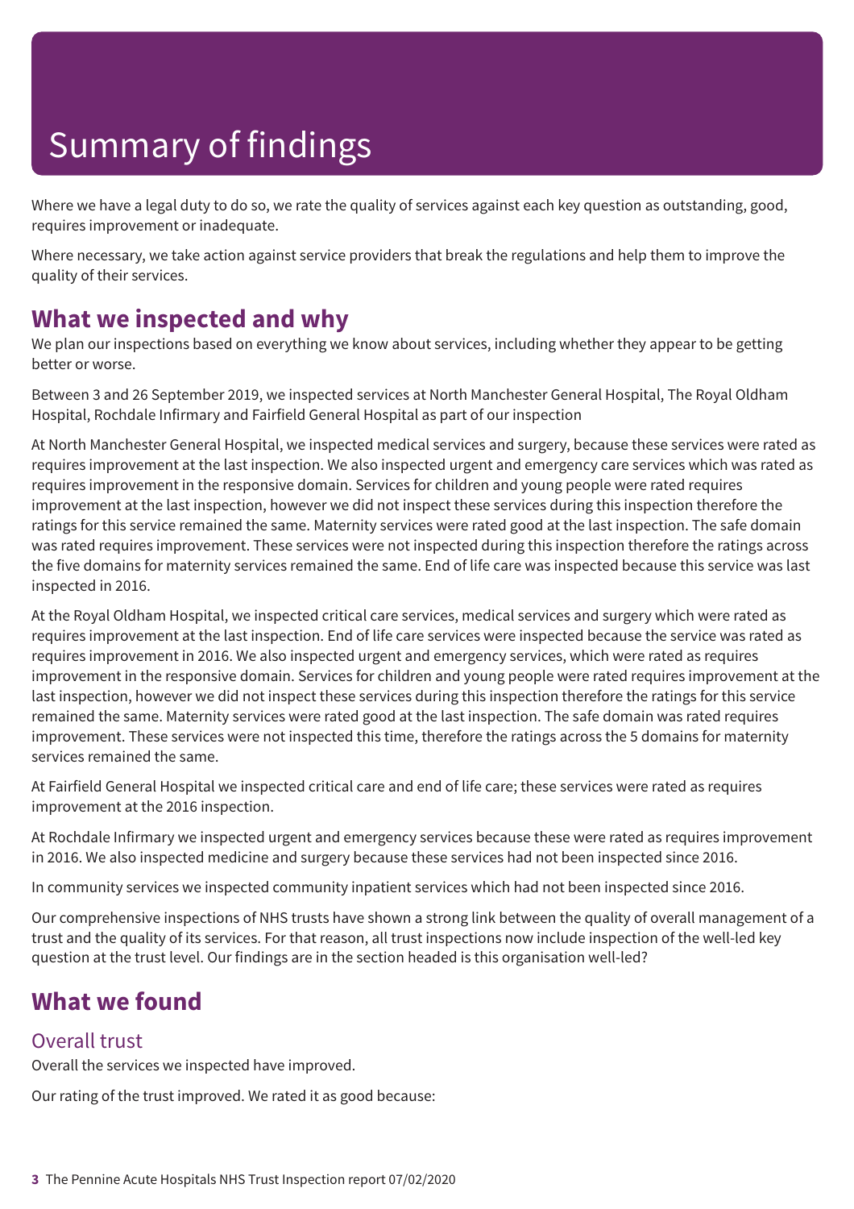# Summary of findings

Where we have a legal duty to do so, we rate the quality of services against each key question as outstanding, good, requires improvement or inadequate.

Where necessary, we take action against service providers that break the regulations and help them to improve the quality of their services.

## What we inspected and why

We plan our inspections based on everything we know about services, including whether they appear to be getting better or worse.

Between 3 and 26 September 2019, we inspected services at North Manchester General Hospital, The Royal Oldham Hospital, Rochdale Infirmary and Fairfield General Hospital as part of our inspection

At North Manchester General Hospital, we inspected medical services and surgery, because these services were rated as requires improvement at the last inspection. We also inspected urgent and emergency care services which was rated as requires improvement in the responsive domain. Services for children and young people were rated requires improvement at the last inspection, however we did not inspect these services during this inspection therefore the ratings for this service remained the same. Maternity services were rated good at the last inspection. The safe domain was rated requires improvement. These services were not inspected during this inspection therefore the ratings across the five domains for maternity services remained the same. End of life care was inspected because this service was last inspected in 2016.

At the Royal Oldham Hospital, we inspected critical care services, medical services and surgery which were rated as requires improvement at the last inspection. End of life care services were inspected because the service was rated as requires improvement in 2016. We also inspected urgent and emergency services, which were rated as requires improvement in the responsive domain. Services for children and young people were rated requires improvement at the last inspection, however we did not inspect these services during this inspection therefore the ratings for this service remained the same. Maternity services were rated good at the last inspection. The safe domain was rated requires improvement. These services were not inspected this time, therefore the ratings across the 5 domains for maternity services remained the same.

At Fairfield General Hospital we inspected critical care and end of life care; these services were rated as requires improvement at the 2016 inspection.

At Rochdale Infirmary we inspected urgent and emergency services because these were rated as requires improvement in 2016. We also inspected medicine and surgery because these services had not been inspected since 2016.

In community services we inspected community inpatient services which had not been inspected since 2016.

Our comprehensive inspections of NHS trusts have shown a strong link between the quality of overall management of a trust and the quality of its services. For that reason, all trust inspections now include inspection of the well-led key question at the trust level. Our findings are in the section headed is this organisation well-led?

## What we found

### Overall trust

Overall the services we inspected have improved.

Our rating of the trust improved. We rated it as good because: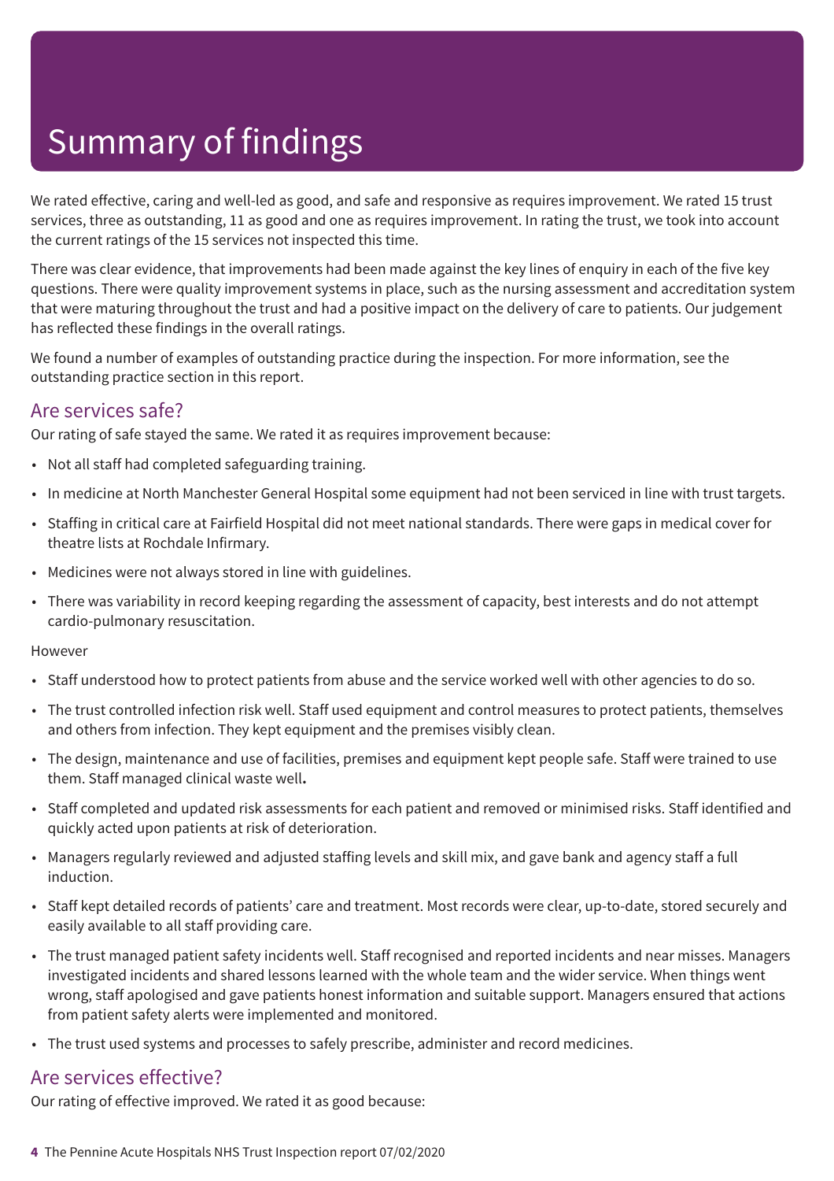# Summary of findings

We rated effective, caring and well-led as good, and safe and responsive as requires improvement. We rated 15 trust services, three as outstanding, 11 as good and one as requires improvement. In rating the trust, we took into account the current ratings of the 15 services not inspected this time.

There was clear evidence, that improvements had been made against the key lines of enquiry in each of the five key questions. There were quality improvement systems in place, such as the nursing assessment and accreditation system that were maturing throughout the trust and had a positive impact on the delivery of care to patients. Our judgement has reflected these findings in the overall ratings.

We found a number of examples of outstanding practice during the inspection. For more information, see the outstanding practice section in this report.

## Are services safe?

Our rating of safe stayed the same. We rated it as requires improvement because:

- Not all staff had completed safeguarding training.
- In medicine at North Manchester General Hospital some equipment had not been serviced in line with trust targets.
- Staffing in critical care at Fairfield Hospital did not meet national standards. There were gaps in medical cover for theatre lists at Rochdale Infirmary.
- Medicines were not always stored in line with guidelines.
- There was variability in record keeping regarding the assessment of capacity, best interests and do not attempt cardio-pulmonary resuscitation.

However

- Staff understood how to protect patients from abuse and the service worked well with other agencies to do so.
- The trust controlled infection risk well. Staff used equipment and control measures to protect patients, themselves and others from infection. They kept equipment and the premises visibly clean.
- The design, maintenance and use of facilities, premises and equipment kept people safe. Staff were trained to use them. Staff managed clinical waste well**.**
- Staff completed and updated risk assessments for each patient and removed or minimised risks. Staff identified and quickly acted upon patients at risk of deterioration.
- Managers regularly reviewed and adjusted staffing levels and skill mix, and gave bank and agency staff a full induction.
- Staff kept detailed records of patients' care and treatment. Most records were clear, up-to-date, stored securely and easily available to all staff providing care.
- The trust managed patient safety incidents well. Staff recognised and reported incidents and near misses. Managers investigated incidents and shared lessons learned with the whole team and the wider service. When things went wrong, staff apologised and gave patients honest information and suitable support. Managers ensured that actions from patient safety alerts were implemented and monitored.
- The trust used systems and processes to safely prescribe, administer and record medicines.

## Are services effective?

Our rating of effective improved. We rated it as good because: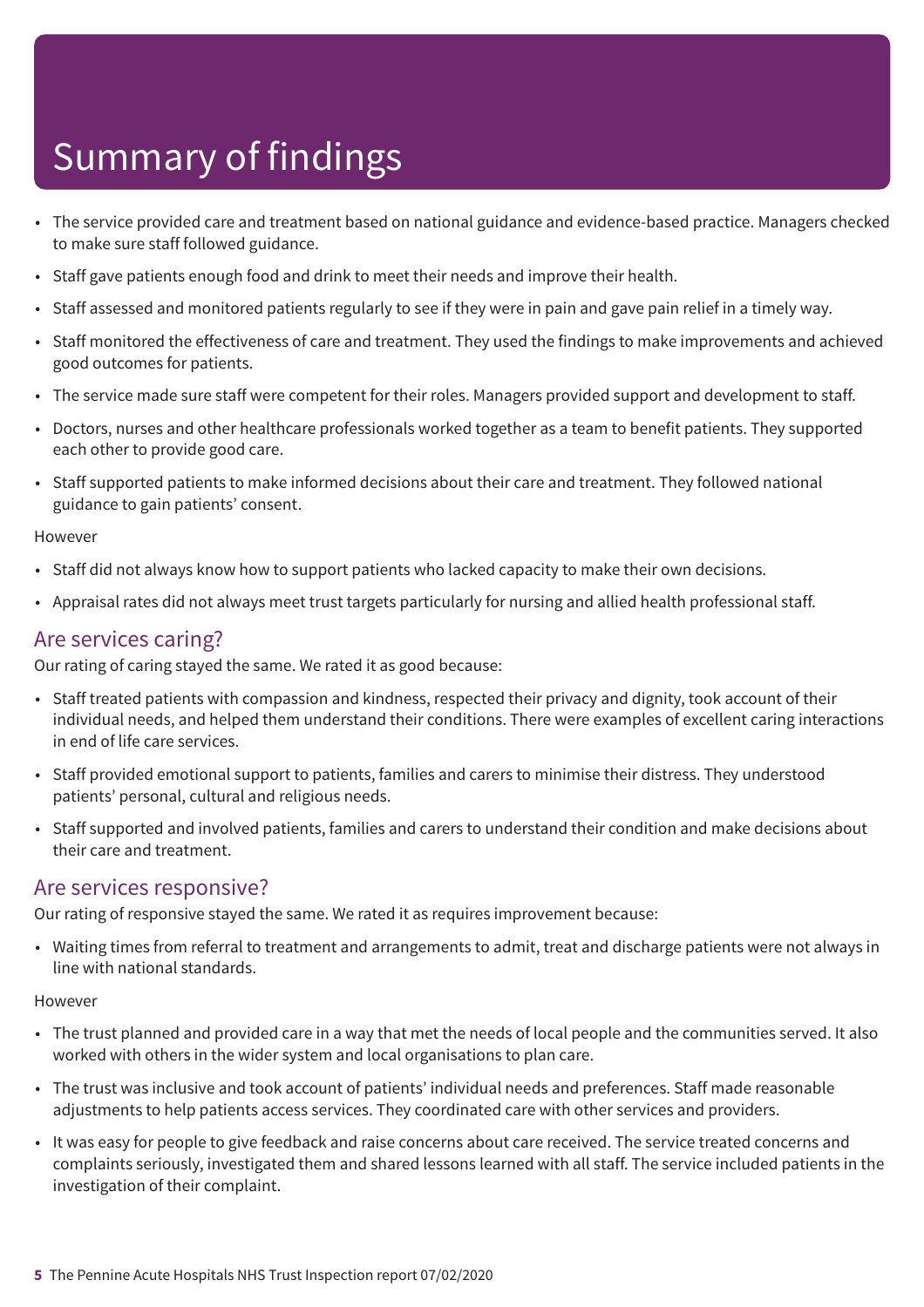# Summary of findings

- The service provided care and treatment based on national guidance and evidence-based practice. Managers checked to make sure staff followed guidance.
- Staff gave patients enough food and drink to meet their needs and improve their health.
- Staff assessed and monitored patients regularly to see if they were in pain and gave pain relief in a timely way.
- Staff monitored the effectiveness of care and treatment. They used the findings to make improvements and achieved good outcomes for patients.
- The service made sure staff were competent for their roles. Managers provided support and development to staff.
- Doctors, nurses and other healthcare professionals worked together as a team to benefit patients. They supported each other to provide good care.
- Staff supported patients to make informed decisions about their care and treatment. They followed national guidance to gain patients' consent.

However

- Staff did not always know how to support patients who lacked capacity to make their own decisions.
- Appraisal rates did not always meet trust targets particularly for nursing and allied health professional staff.

## Are services caring?

Our rating of caring stayed the same. We rated it as good because:

- Staff treated patients with compassion and kindness, respected their privacy and dignity, took account of their individual needs, and helped them understand their conditions. There were examples of excellent caring interactions in end of life care services.
- Staff provided emotional support to patients, families and carers to minimise their distress. They understood patients' personal, cultural and religious needs.
- Staff supported and involved patients, families and carers to understand their condition and make decisions about their care and treatment.

## Are services responsive?

Our rating of responsive stayed the same. We rated it as requires improvement because:

- Waiting times from referral to treatment and arrangements to admit, treat and discharge patients were not always in line with national standards.

However

- The trust planned and provided care in a way that met the needs of local people and the communities served. It also worked with others in the wider system and local organisations to plan care.
- The trust was inclusive and took account of patients' individual needs and preferences. Staff made reasonable adjustments to help patients access services. They coordinated care with other services and providers.
- It was easy for people to give feedback and raise concerns about care received. The service treated concerns and complaints seriously, investigated them and shared lessons learned with all staff. The service included patients in the investigation of their complaint.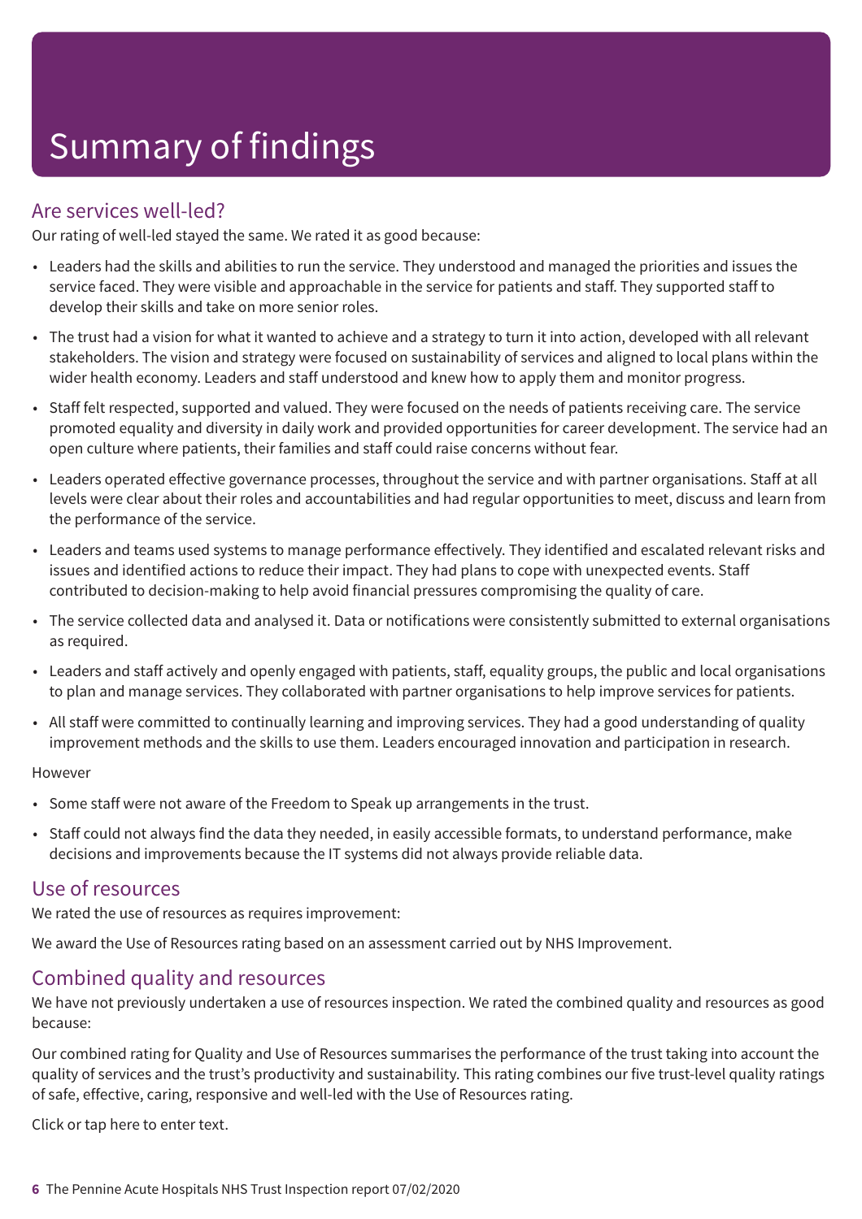# Summary of findings

## Are services well-led?

Our rating of well-led stayed the same. We rated it as good because:

- Leaders had the skills and abilities to run the service. They understood and managed the priorities and issues the service faced. They were visible and approachable in the service for patients and staff. They supported staff to develop their skills and take on more senior roles.
- The trust had a vision for what it wanted to achieve and a strategy to turn it into action, developed with all relevant stakeholders. The vision and strategy were focused on sustainability of services and aligned to local plans within the wider health economy. Leaders and staff understood and knew how to apply them and monitor progress.
- Staff felt respected, supported and valued. They were focused on the needs of patients receiving care. The service promoted equality and diversity in daily work and provided opportunities for career development. The service had an open culture where patients, their families and staff could raise concerns without fear.
- Leaders operated effective governance processes, throughout the service and with partner organisations. Staff at all levels were clear about their roles and accountabilities and had regular opportunities to meet, discuss and learn from the performance of the service.
- Leaders and teams used systems to manage performance effectively. They identified and escalated relevant risks and issues and identified actions to reduce their impact. They had plans to cope with unexpected events. Staff contributed to decision-making to help avoid financial pressures compromising the quality of care.
- The service collected data and analysed it. Data or notifications were consistently submitted to external organisations as required.
- Leaders and staff actively and openly engaged with patients, staff, equality groups, the public and local organisations to plan and manage services. They collaborated with partner organisations to help improve services for patients.
- All staff were committed to continually learning and improving services. They had a good understanding of quality improvement methods and the skills to use them. Leaders encouraged innovation and participation in research.

However

- Some staff were not aware of the Freedom to Speak up arrangements in the trust.
- Staff could not always find the data they needed, in easily accessible formats, to understand performance, make decisions and improvements because the IT systems did not always provide reliable data.

## Use of resources

We rated the use of resources as requires improvement:

We award the Use of Resources rating based on an assessment carried out by NHS Improvement.

## Combined quality and resources

We have not previously undertaken a use of resources inspection. We rated the combined quality and resources as good because:

Our combined rating for Quality and Use of Resources summarises the performance of the trust taking into account the quality of services and the trust's productivity and sustainability. This rating combines our five trust-level quality ratings of safe, effective, caring, responsive and well-led with the Use of Resources rating.

Click or tap here to enter text.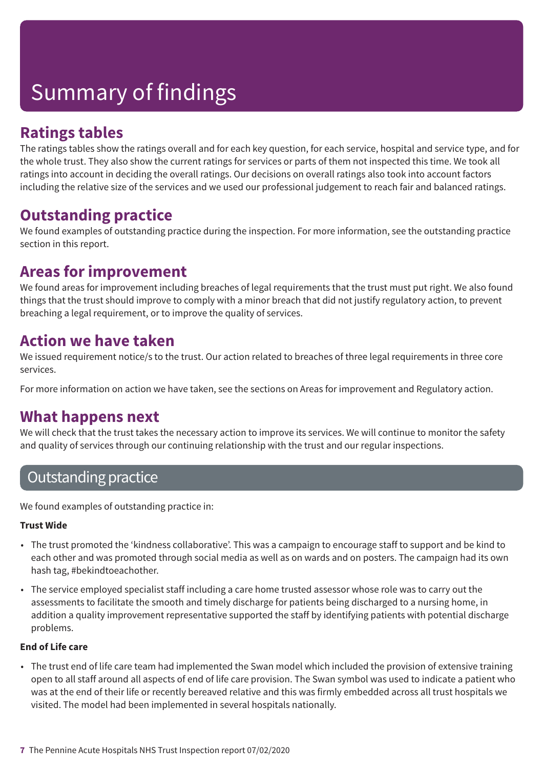# Summary of findings

## Ratings tables

The ratings tables show the ratings overall and for each key question, for each service, hospital and service type, and for the whole trust. They also show the current ratings for services or parts of them not inspected this time. We took all ratings into account in deciding the overall ratings. Our decisions on overall ratings also took into account factors including the relative size of the services and we used our professional judgement to reach fair and balanced ratings.

## Outstanding practice

We found examples of outstanding practice during the inspection. For more information, see the outstanding practice section in this report.

## Areas for improvement

We found areas for improvement including breaches of legal requirements that the trust must put right. We also found things that the trust should improve to comply with a minor breach that did not justify regulatory action, to prevent breaching a legal requirement, or to improve the quality of services.

## Action we have taken

We issued requirement notice/s to the trust. Our action related to breaches of three legal requirements in three core services.

For more information on action we have taken, see the sections on Areas for improvement and Regulatory action.

## What happens next

We will check that the trust takes the necessary action to improve its services. We will continue to monitor the safety and quality of services through our continuing relationship with the trust and our regular inspections.

# Outstanding practice

We found examples of outstanding practice in:

**Trust Wide**

- The trust promoted the 'kindness collaborative'. This was a campaign to encourage staff to support and be kind to each other and was promoted through social media as well as on wards and on posters. The campaign had its own hash tag, #bekindtoeachother.
- The service employed specialist staff including a care home trusted assessor whose role was to carry out the assessments to facilitate the smooth and timely discharge for patients being discharged to a nursing home, in addition a quality improvement representative supported the staff by identifying patients with potential discharge problems.

**End of Life care**

- The trust end of life care team had implemented the Swan model which included the provision of extensive training open to all staff around all aspects of end of life care provision. The Swan symbol was used to indicate a patient who was at the end of their life or recently bereaved relative and this was firmly embedded across all trust hospitals we visited. The model had been implemented in several hospitals nationally.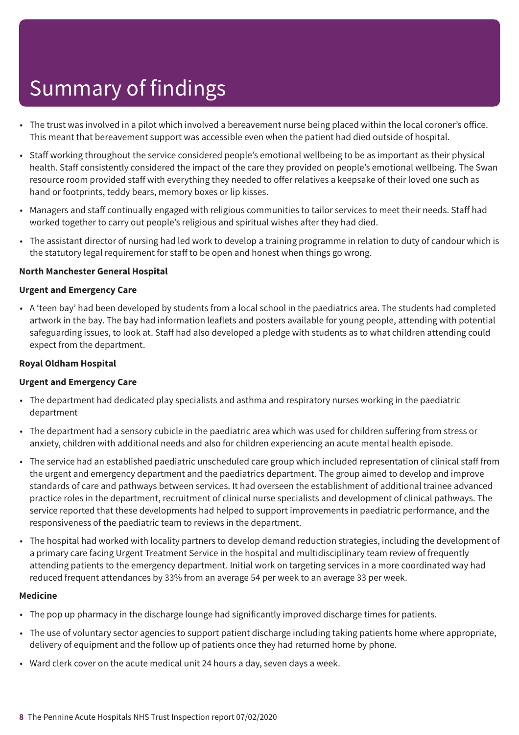# Summary of findings

- The trust was involved in a pilot which involved a bereavement nurse being placed within the local coroner's office. This meant that bereavement support was accessible even when the patient had died outside of hospital.
- Staff working throughout the service considered people's emotional wellbeing to be as important as their physical health. Staff consistently considered the impact of the care they provided on people's emotional wellbeing. The Swan resource room provided staff with everything they needed to offer relatives a keepsake of their loved one such as hand or footprints, teddy bears, memory boxes or lip kisses.
- Managers and staff continually engaged with religious communities to tailor services to meet their needs. Staff had worked together to carry out people's religious and spiritual wishes after they had died.
- The assistant director of nursing had led work to develop a training programme in relation to duty of candour which is the statutory legal requirement for staff to be open and honest when things go wrong.

**North Manchester General Hospital**

**Urgent and Emergency Care**

- A 'teen bay' had been developed by students from a local school in the paediatrics area. The students had completed artwork in the bay. The bay had information leaflets and posters available for young people, attending with potential safeguarding issues, to look at. Staff had also developed a pledge with students as to what children attending could expect from the department.

**Royal Oldham Hospital**

**Urgent and Emergency Care**

- The department had dedicated play specialists and asthma and respiratory nurses working in the paediatric department
- The department had a sensory cubicle in the paediatric area which was used for children suffering from stress or anxiety, children with additional needs and also for children experiencing an acute mental health episode.
- The service had an established paediatric unscheduled care group which included representation of clinical staff from the urgent and emergency department and the paediatrics department. The group aimed to develop and improve standards of care and pathways between services. It had overseen the establishment of additional trainee advanced practice roles in the department, recruitment of clinical nurse specialists and development of clinical pathways. The service reported that these developments had helped to support improvements in paediatric performance, and the responsiveness of the paediatric team to reviews in the department.
- The hospital had worked with locality partners to develop demand reduction strategies, including the development of a primary care facing Urgent Treatment Service in the hospital and multidisciplinary team review of frequently attending patients to the emergency department. Initial work on targeting services in a more coordinated way had reduced frequent attendances by 33% from an average 54 per week to an average 33 per week.

**Medicine**

- The pop up pharmacy in the discharge lounge had significantly improved discharge times for patients.
- The use of voluntary sector agencies to support patient discharge including taking patients home where appropriate, delivery of equipment and the follow up of patients once they had returned home by phone.
- Ward clerk cover on the acute medical unit 24 hours a day, seven days a week.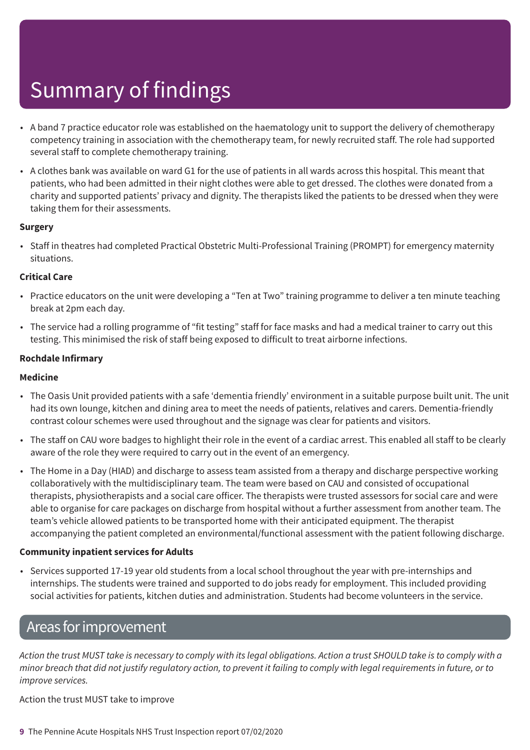# Summary of findings

- A band 7 practice educator role was established on the haematology unit to support the delivery of chemotherapy competency training in association with the chemotherapy team, for newly recruited staff. The role had supported several staff to complete chemotherapy training.
- A clothes bank was available on ward G1 for the use of patients in all wards across this hospital. This meant that patients, who had been admitted in their night clothes were able to get dressed. The clothes were donated from a charity and supported patients' privacy and dignity. The therapists liked the patients to be dressed when they were taking them for their assessments.

**Surgery**

- Staff in theatres had completed Practical Obstetric Multi-Professional Training (PROMPT) for emergency maternity situations.

**Critical Care**

- Practice educators on the unit were developing a "Ten at Two" training programme to deliver a ten minute teaching break at 2pm each day.
- The service had a rolling programme of "fit testing" staff for face masks and had a medical trainer to carry out this testing. This minimised the risk of staff being exposed to difficult to treat airborne infections.

**Rochdale Infirmary**

**Medicine**

- The Oasis Unit provided patients with a safe 'dementia friendly' environment in a suitable purpose built unit. The unit had its own lounge, kitchen and dining area to meet the needs of patients, relatives and carers. Dementia-friendly contrast colour schemes were used throughout and the signage was clear for patients and visitors.
- The staff on CAU wore badges to highlight their role in the event of a cardiac arrest. This enabled all staff to be clearly aware of the role they were required to carry out in the event of an emergency.
- The Home in a Day (HIAD) and discharge to assess team assisted from a therapy and discharge perspective working collaboratively with the multidisciplinary team. The team were based on CAU and consisted of occupational therapists, physiotherapists and a social care officer. The therapists were trusted assessors for social care and were able to organise for care packages on discharge from hospital without a further assessment from another team. The team's vehicle allowed patients to be transported home with their anticipated equipment. The therapist accompanying the patient completed an environmental/functional assessment with the patient following discharge.

**Community inpatient services for Adults**

- Services supported 17-19 year old students from a local school throughout the year with pre-internships and internships. The students were trained and supported to do jobs ready for employment. This included providing social activities for patients, kitchen duties and administration. Students had become volunteers in the service.

## Areas for improvement

*Action the trust MUST take is necessary to comply with its legal obligations. Action a trust SHOULD take is to comply with a minor breach that did not justify regulatory action, to prevent it failing to comply with legal requirements in future, or to improve services.*

Action the trust MUST take to improve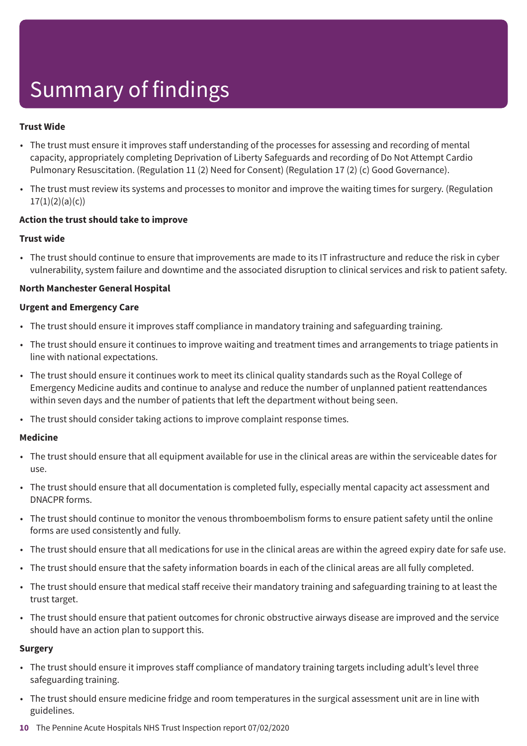# Summary of findings

**Trust Wide**

- The trust must ensure it improves staff understanding of the processes for assessing and recording of mental capacity, appropriately completing Deprivation of Liberty Safeguards and recording of Do Not Attempt Cardio Pulmonary Resuscitation. (Regulation 11 (2) Need for Consent) (Regulation 17 (2) (c) Good Governance).
- The trust must review its systems and processes to monitor and improve the waiting times for surgery. (Regulation 17(1)(2)(a)(c))

**Action the trust should take to improve**

**Trust wide**

- The trust should continue to ensure that improvements are made to its IT infrastructure and reduce the risk in cyber vulnerability, system failure and downtime and the associated disruption to clinical services and risk to patient safety.

**North Manchester General Hospital**

**Urgent and Emergency Care**

- The trust should ensure it improves staff compliance in mandatory training and safeguarding training.
- The trust should ensure it continues to improve waiting and treatment times and arrangements to triage patients in line with national expectations.
- The trust should ensure it continues work to meet its clinical quality standards such as the Royal College of Emergency Medicine audits and continue to analyse and reduce the number of unplanned patient reattendances within seven days and the number of patients that left the department without being seen.
- The trust should consider taking actions to improve complaint response times.

**Medicine**

- The trust should ensure that all equipment available for use in the clinical areas are within the serviceable dates for use.
- The trust should ensure that all documentation is completed fully, especially mental capacity act assessment and DNACPR forms.
- The trust should continue to monitor the venous thromboembolism forms to ensure patient safety until the online forms are used consistently and fully.
- The trust should ensure that all medications for use in the clinical areas are within the agreed expiry date for safe use.
- The trust should ensure that the safety information boards in each of the clinical areas are all fully completed.
- The trust should ensure that medical staff receive their mandatory training and safeguarding training to at least the trust target.
- The trust should ensure that patient outcomes for chronic obstructive airways disease are improved and the service should have an action plan to support this.

**Surgery**

- The trust should ensure it improves staff compliance of mandatory training targets including adult's level three safeguarding training.
- The trust should ensure medicine fridge and room temperatures in the surgical assessment unit are in line with guidelines.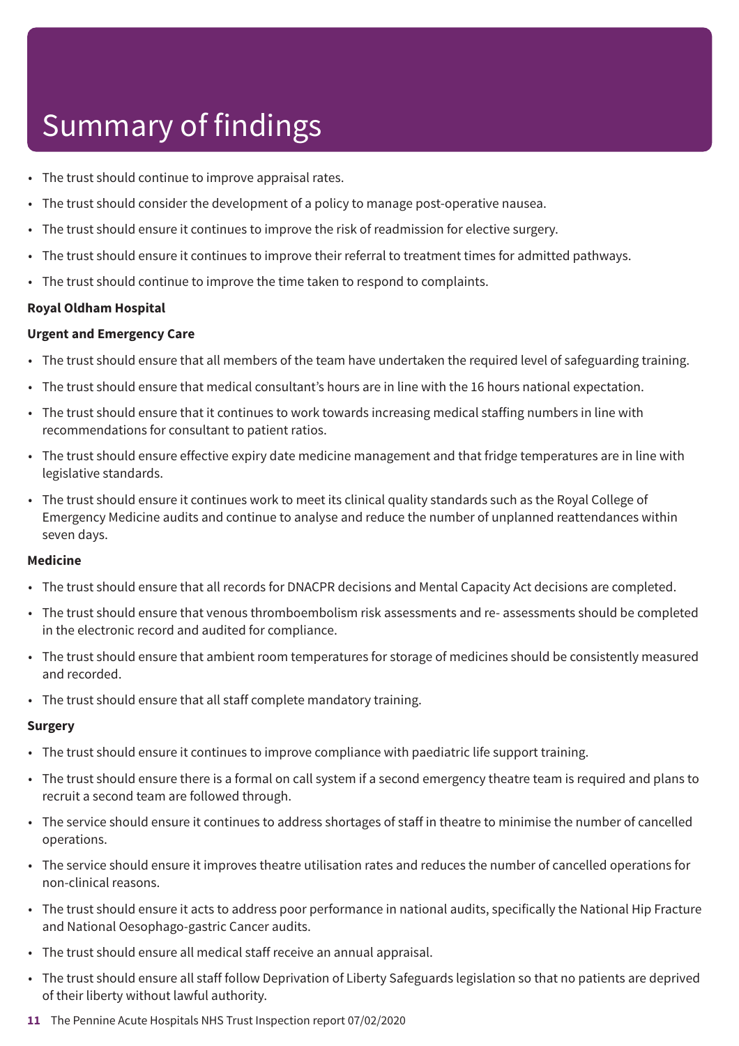# Summary of findings

- The trust should continue to improve appraisal rates.
- The trust should consider the development of a policy to manage post-operative nausea.
- The trust should ensure it continues to improve the risk of readmission for elective surgery.
- The trust should ensure it continues to improve their referral to treatment times for admitted pathways.
- The trust should continue to improve the time taken to respond to complaints.

**Royal Oldham Hospital**

**Urgent and Emergency Care**

- The trust should ensure that all members of the team have undertaken the required level of safeguarding training.
- The trust should ensure that medical consultant's hours are in line with the 16 hours national expectation.
- The trust should ensure that it continues to work towards increasing medical staffing numbers in line with recommendations for consultant to patient ratios.
- The trust should ensure effective expiry date medicine management and that fridge temperatures are in line with legislative standards.
- The trust should ensure it continues work to meet its clinical quality standards such as the Royal College of Emergency Medicine audits and continue to analyse and reduce the number of unplanned reattendances within seven days.

**Medicine**

- The trust should ensure that all records for DNACPR decisions and Mental Capacity Act decisions are completed.
- The trust should ensure that venous thromboembolism risk assessments and re- assessments should be completed in the electronic record and audited for compliance.
- The trust should ensure that ambient room temperatures for storage of medicines should be consistently measured and recorded.
- The trust should ensure that all staff complete mandatory training.

**Surgery**

- The trust should ensure it continues to improve compliance with paediatric life support training.
- The trust should ensure there is a formal on call system if a second emergency theatre team is required and plans to recruit a second team are followed through.
- The service should ensure it continues to address shortages of staff in theatre to minimise the number of cancelled operations.
- The service should ensure it improves theatre utilisation rates and reduces the number of cancelled operations for non-clinical reasons.
- The trust should ensure it acts to address poor performance in national audits, specifically the National Hip Fracture and National Oesophago-gastric Cancer audits.
- The trust should ensure all medical staff receive an annual appraisal.
- The trust should ensure all staff follow Deprivation of Liberty Safeguards legislation so that no patients are deprived of their liberty without lawful authority.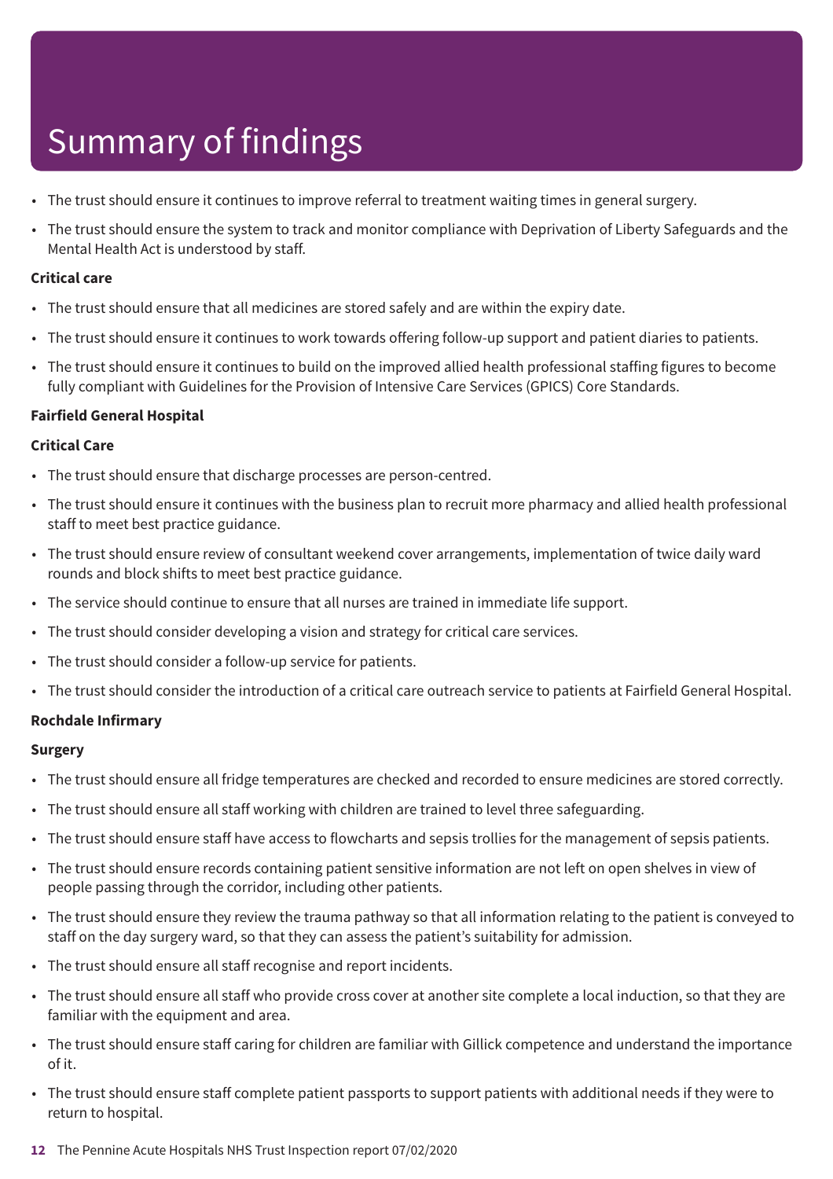# Summary of findings

- The trust should ensure it continues to improve referral to treatment waiting times in general surgery.
- The trust should ensure the system to track and monitor compliance with Deprivation of Liberty Safeguards and the Mental Health Act is understood by staff.

**Critical care**

- The trust should ensure that all medicines are stored safely and are within the expiry date.
- The trust should ensure it continues to work towards offering follow-up support and patient diaries to patients.
- The trust should ensure it continues to build on the improved allied health professional staffing figures to become fully compliant with Guidelines for the Provision of Intensive Care Services (GPICS) Core Standards.

**Fairfield General Hospital**

**Critical Care**

- The trust should ensure that discharge processes are person-centred.
- The trust should ensure it continues with the business plan to recruit more pharmacy and allied health professional staff to meet best practice guidance.
- The trust should ensure review of consultant weekend cover arrangements, implementation of twice daily ward rounds and block shifts to meet best practice guidance.
- The service should continue to ensure that all nurses are trained in immediate life support.
- The trust should consider developing a vision and strategy for critical care services.
- The trust should consider a follow-up service for patients.
- The trust should consider the introduction of a critical care outreach service to patients at Fairfield General Hospital.

**Rochdale Infirmary**

**Surgery**

- The trust should ensure all fridge temperatures are checked and recorded to ensure medicines are stored correctly.
- The trust should ensure all staff working with children are trained to level three safeguarding.
- The trust should ensure staff have access to flowcharts and sepsis trollies for the management of sepsis patients.
- The trust should ensure records containing patient sensitive information are not left on open shelves in view of people passing through the corridor, including other patients.
- The trust should ensure they review the trauma pathway so that all information relating to the patient is conveyed to staff on the day surgery ward, so that they can assess the patient's suitability for admission.
- The trust should ensure all staff recognise and report incidents.
- The trust should ensure all staff who provide cross cover at another site complete a local induction, so that they are familiar with the equipment and area.
- The trust should ensure staff caring for children are familiar with Gillick competence and understand the importance of it.
- The trust should ensure staff complete patient passports to support patients with additional needs if they were to return to hospital.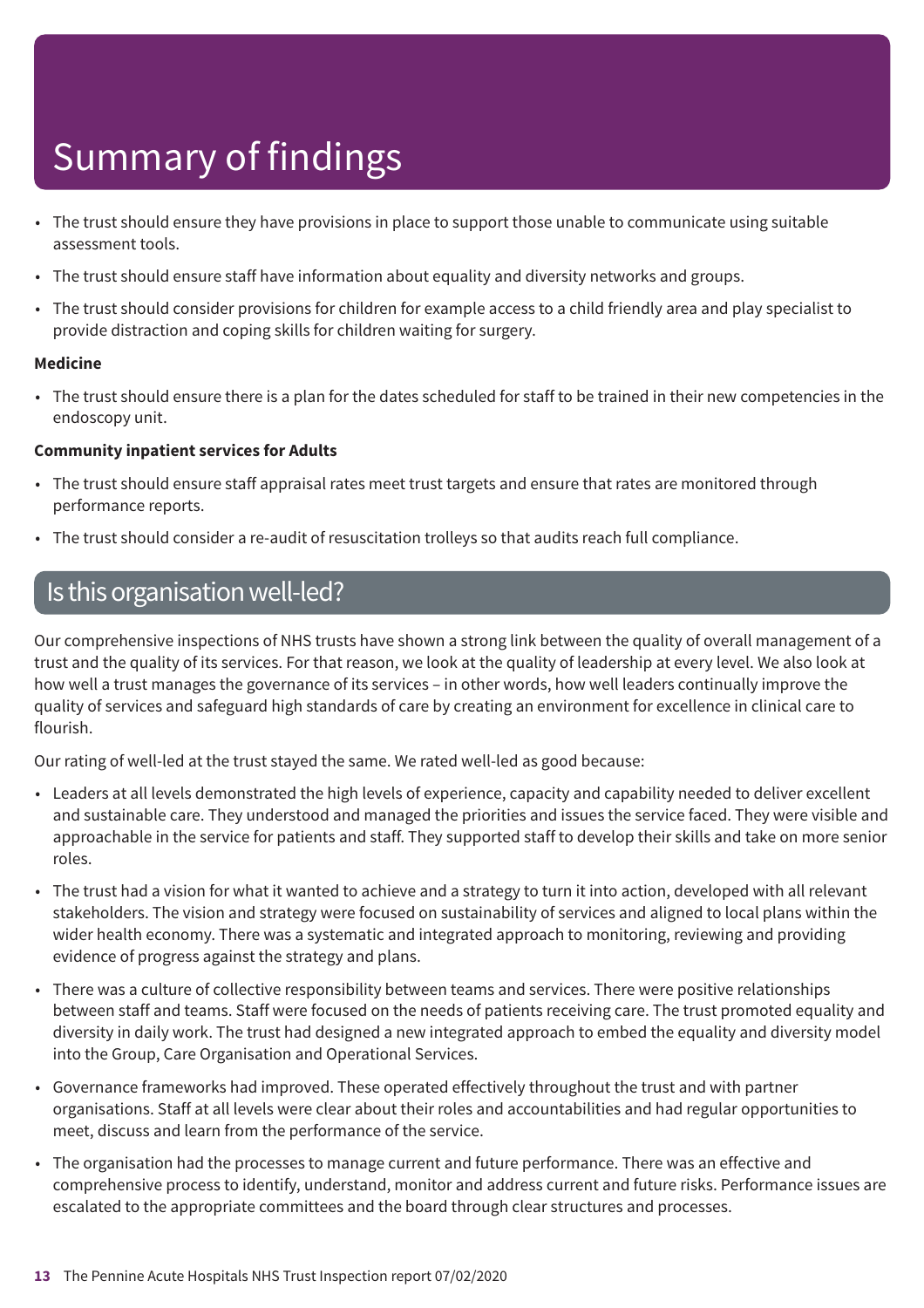# Summary of findings

- The trust should ensure they have provisions in place to support those unable to communicate using suitable assessment tools.
- The trust should ensure staff have information about equality and diversity networks and groups.
- The trust should consider provisions for children for example access to a child friendly area and play specialist to provide distraction and coping skills for children waiting for surgery.

**Medicine**

- The trust should ensure there is a plan for the dates scheduled for staff to be trained in their new competencies in the endoscopy unit.

**Community inpatient services for Adults**

- The trust should ensure staff appraisal rates meet trust targets and ensure that rates are monitored through performance reports.
- The trust should consider a re-audit of resuscitation trolleys so that audits reach full compliance.

## Is this organisation well-led?

Our comprehensive inspections of NHS trusts have shown a strong link between the quality of overall management of a trust and the quality of its services. For that reason, we look at the quality of leadership at every level. We also look at how well a trust manages the governance of its services – in other words, how well leaders continually improve the quality of services and safeguard high standards of care by creating an environment for excellence in clinical care to flourish.

Our rating of well-led at the trust stayed the same. We rated well-led as good because:

- Leaders at all levels demonstrated the high levels of experience, capacity and capability needed to deliver excellent and sustainable care. They understood and managed the priorities and issues the service faced. They were visible and approachable in the service for patients and staff. They supported staff to develop their skills and take on more senior roles.
- The trust had a vision for what it wanted to achieve and a strategy to turn it into action, developed with all relevant stakeholders. The vision and strategy were focused on sustainability of services and aligned to local plans within the wider health economy. There was a systematic and integrated approach to monitoring, reviewing and providing evidence of progress against the strategy and plans.
- There was a culture of collective responsibility between teams and services. There were positive relationships between staff and teams. Staff were focused on the needs of patients receiving care. The trust promoted equality and diversity in daily work. The trust had designed a new integrated approach to embed the equality and diversity model into the Group, Care Organisation and Operational Services.
- Governance frameworks had improved. These operated effectively throughout the trust and with partner organisations. Staff at all levels were clear about their roles and accountabilities and had regular opportunities to meet, discuss and learn from the performance of the service.
- The organisation had the processes to manage current and future performance. There was an effective and comprehensive process to identify, understand, monitor and address current and future risks. Performance issues are escalated to the appropriate committees and the board through clear structures and processes.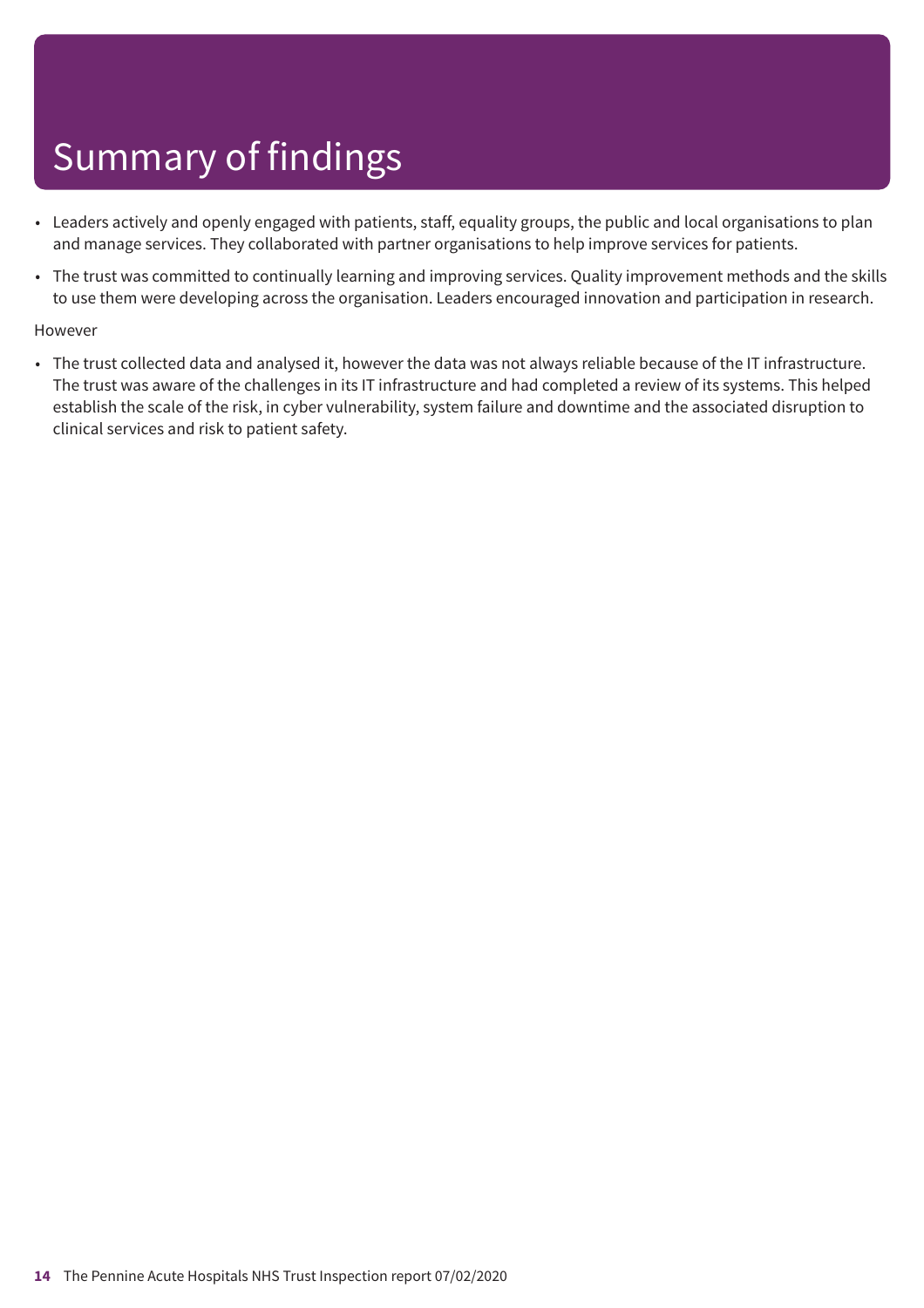# Summary of findings

- Leaders actively and openly engaged with patients, staff, equality groups, the public and local organisations to plan and manage services. They collaborated with partner organisations to help improve services for patients.
- The trust was committed to continually learning and improving services. Quality improvement methods and the skills to use them were developing across the organisation. Leaders encouraged innovation and participation in research.

However

- The trust collected data and analysed it, however the data was not always reliable because of the IT infrastructure. The trust was aware of the challenges in its IT infrastructure and had completed a review of its systems. This helped establish the scale of the risk, in cyber vulnerability, system failure and downtime and the associated disruption to clinical services and risk to patient safety.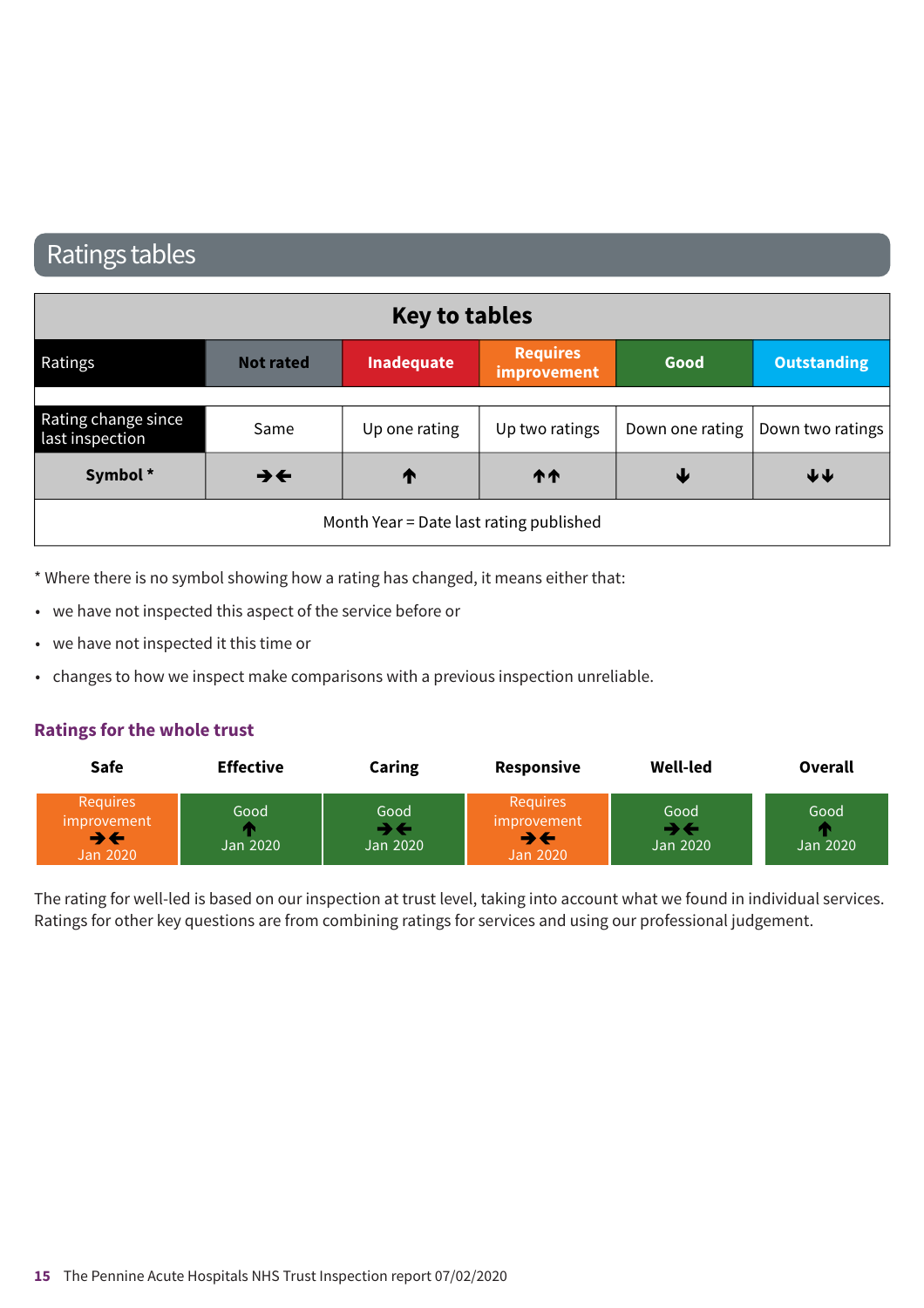# Ratings tables

| Key to tables | | | | | |
|---|---|---|---|---|---|
| Ratings | Not rated | Inadequate | Requires improvement | Good | Outstanding |
| Rating change since last inspection | Same | Up one rating | Up two ratings | Down one rating | Down two ratings |
| **Symbol *** | →← | ↑ | ↑↑ | ↓ | ↓↓ |
| Month Year = Date last rating published | | | | | |

* Where there is no symbol showing how a rating has changed, it means either that:

- we have not inspected this aspect of the service before or
- we have not inspected it this time or
- changes to how we inspect make comparisons with a previous inspection unreliable.

## Ratings for the whole trust

| Safe | Effective | Caring | Responsive | Well-led | Overall |
|---|---|---|---|---|---|
| Requires improvement →← Jan 2020 | Good ↑ Jan 2020 | Good →← Jan 2020 | Requires improvement →← Jan 2020 | Good →← Jan 2020 | Good ↑ Jan 2020 |

The rating for well-led is based on our inspection at trust level, taking into account what we found in individual services. Ratings for other key questions are from combining ratings for services and using our professional judgement.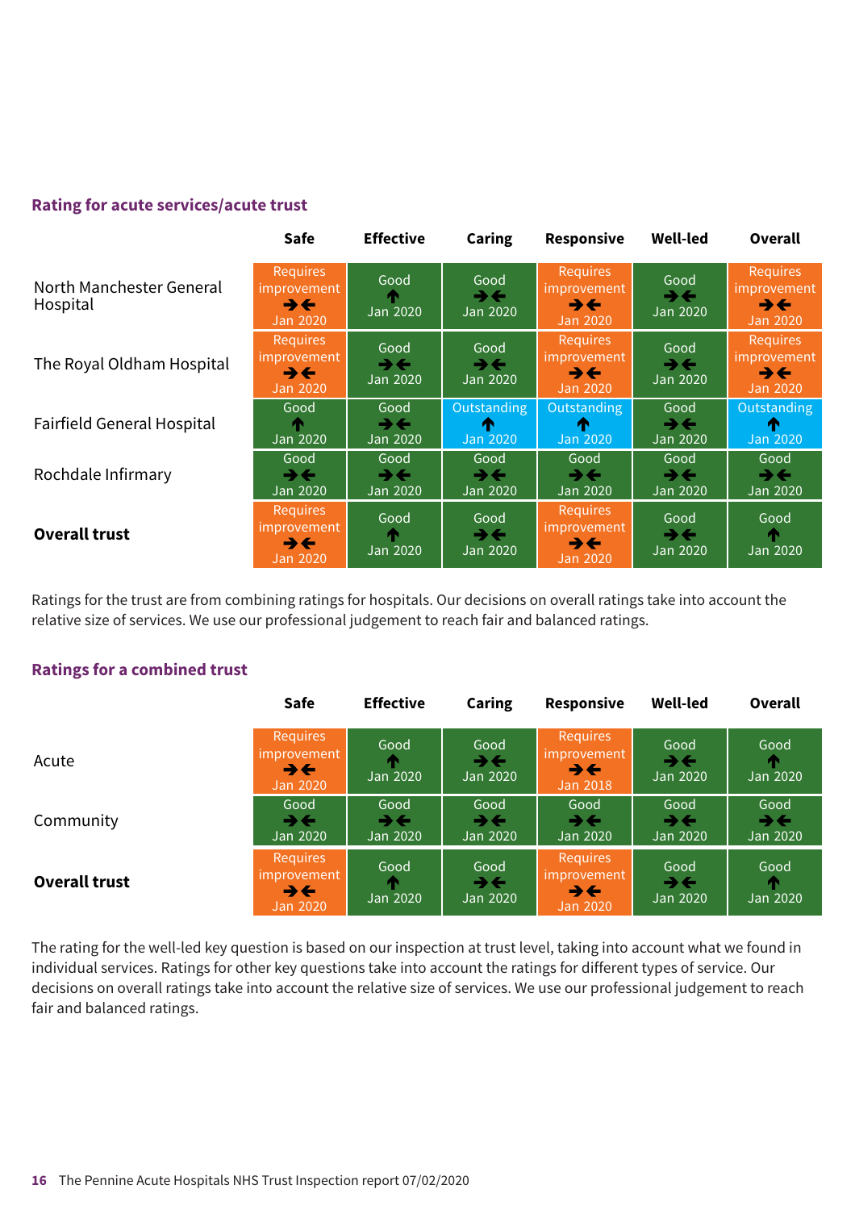## Rating for acute services/acute trust

| | Safe | Effective | Caring | Responsive | Well-led | Overall |
|---|---|---|---|---|---|---|
| North Manchester General Hospital | Requires improvement →← Jan 2020 | Good ↑ Jan 2020 | Good →← Jan 2020 | Requires improvement →← Jan 2020 | Good →← Jan 2020 | Requires improvement →← Jan 2020 |
| The Royal Oldham Hospital | Requires improvement →← Jan 2020 | Good →← Jan 2020 | Good →← Jan 2020 | Requires improvement →← Jan 2020 | Good →← Jan 2020 | Requires improvement →← Jan 2020 |
| Fairfield General Hospital | Good ↑ Jan 2020 | Good →← Jan 2020 | Outstanding ↑ Jan 2020 | Outstanding ↑ Jan 2020 | Good →← Jan 2020 | Outstanding ↑ Jan 2020 |
| Rochdale Infirmary | Good →← Jan 2020 | Good →← Jan 2020 | Good →← Jan 2020 | Good →← Jan 2020 | Good →← Jan 2020 | Good →← Jan 2020 |
| **Overall trust** | Requires improvement →← Jan 2020 | Good ↑ Jan 2020 | Good →← Jan 2020 | Requires improvement →← Jan 2020 | Good →← Jan 2020 | Good ↑ Jan 2020 |

Ratings for the trust are from combining ratings for hospitals. Our decisions on overall ratings take into account the relative size of services. We use our professional judgement to reach fair and balanced ratings.

## Ratings for a combined trust

| | Safe | Effective | Caring | Responsive | Well-led | Overall |
|---|---|---|---|---|---|---|
| Acute | Requires improvement →← Jan 2020 | Good ↑ Jan 2020 | Good →← Jan 2020 | Requires improvement →← Jan 2018 | Good →← Jan 2020 | Good ↑ Jan 2020 |
| Community | Good →← Jan 2020 | Good →← Jan 2020 | Good →← Jan 2020 | Good →← Jan 2020 | Good →← Jan 2020 | Good →← Jan 2020 |
| **Overall trust** | Requires improvement →← Jan 2020 | Good ↑ Jan 2020 | Good →← Jan 2020 | Requires improvement →← Jan 2020 | Good →← Jan 2020 | Good ↑ Jan 2020 |

The rating for the well-led key question is based on our inspection at trust level, taking into account what we found in individual services. Ratings for other key questions take into account the ratings for different types of service. Our decisions on overall ratings take into account the relative size of services. We use our professional judgement to reach fair and balanced ratings.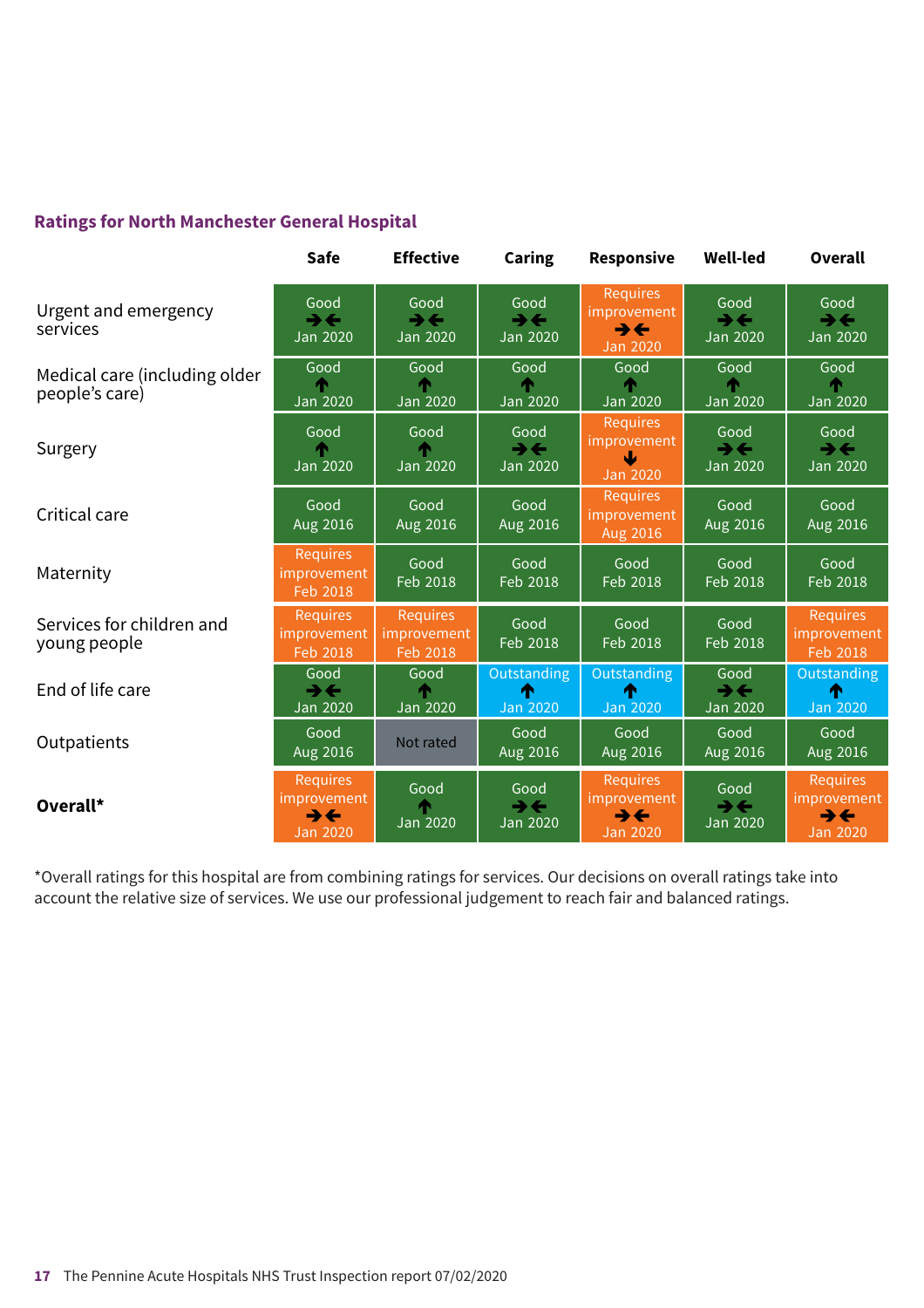### Ratings for North Manchester General Hospital

| | Safe | Effective | Caring | Responsive | Well-led | Overall |
|---|---|---|---|---|---|---|
| Urgent and emergency services | Good ➔🡐 Jan 2020 | Good ➔🡐 Jan 2020 | Good ➔🡐 Jan 2020 | Requires improvement ➔🡐 Jan 2020 | Good ➔🡐 Jan 2020 | Good ➔🡐 Jan 2020 |
| Medical care (including older people's care) | Good 🡑 Jan 2020 | Good 🡑 Jan 2020 | Good 🡑 Jan 2020 | Good 🡑 Jan 2020 | Good 🡑 Jan 2020 | Good 🡑 Jan 2020 |
| Surgery | Good 🡑 Jan 2020 | Good 🡑 Jan 2020 | Good ➔🡐 Jan 2020 | Requires improvement 🡓 Jan 2020 | Good ➔🡐 Jan 2020 | Good ➔🡐 Jan 2020 |
| Critical care | Good Aug 2016 | Good Aug 2016 | Good Aug 2016 | Requires improvement Aug 2016 | Good Aug 2016 | Good Aug 2016 |
| Maternity | Requires improvement Feb 2018 | Good Feb 2018 | Good Feb 2018 | Good Feb 2018 | Good Feb 2018 | Good Feb 2018 |
| Services for children and young people | Requires improvement Feb 2018 | Requires improvement Feb 2018 | Good Feb 2018 | Good Feb 2018 | Good Feb 2018 | Requires improvement Feb 2018 |
| End of life care | Good ➔🡐 Jan 2020 | Good 🡑 Jan 2020 | Outstanding 🡑 Jan 2020 | Outstanding 🡑 Jan 2020 | Good ➔🡐 Jan 2020 | Outstanding 🡑 Jan 2020 |
| Outpatients | Good Aug 2016 | Not rated | Good Aug 2016 | Good Aug 2016 | Good Aug 2016 | Good Aug 2016 |
| **Overall*** | Requires improvement ➔🡐 Jan 2020 | Good 🡑 Jan 2020 | Good ➔🡐 Jan 2020 | Requires improvement ➔🡐 Jan 2020 | Good ➔🡐 Jan 2020 | Requires improvement ➔🡐 Jan 2020 |

*Overall ratings for this hospital are from combining ratings for services. Our decisions on overall ratings take into account the relative size of services. We use our professional judgement to reach fair and balanced ratings.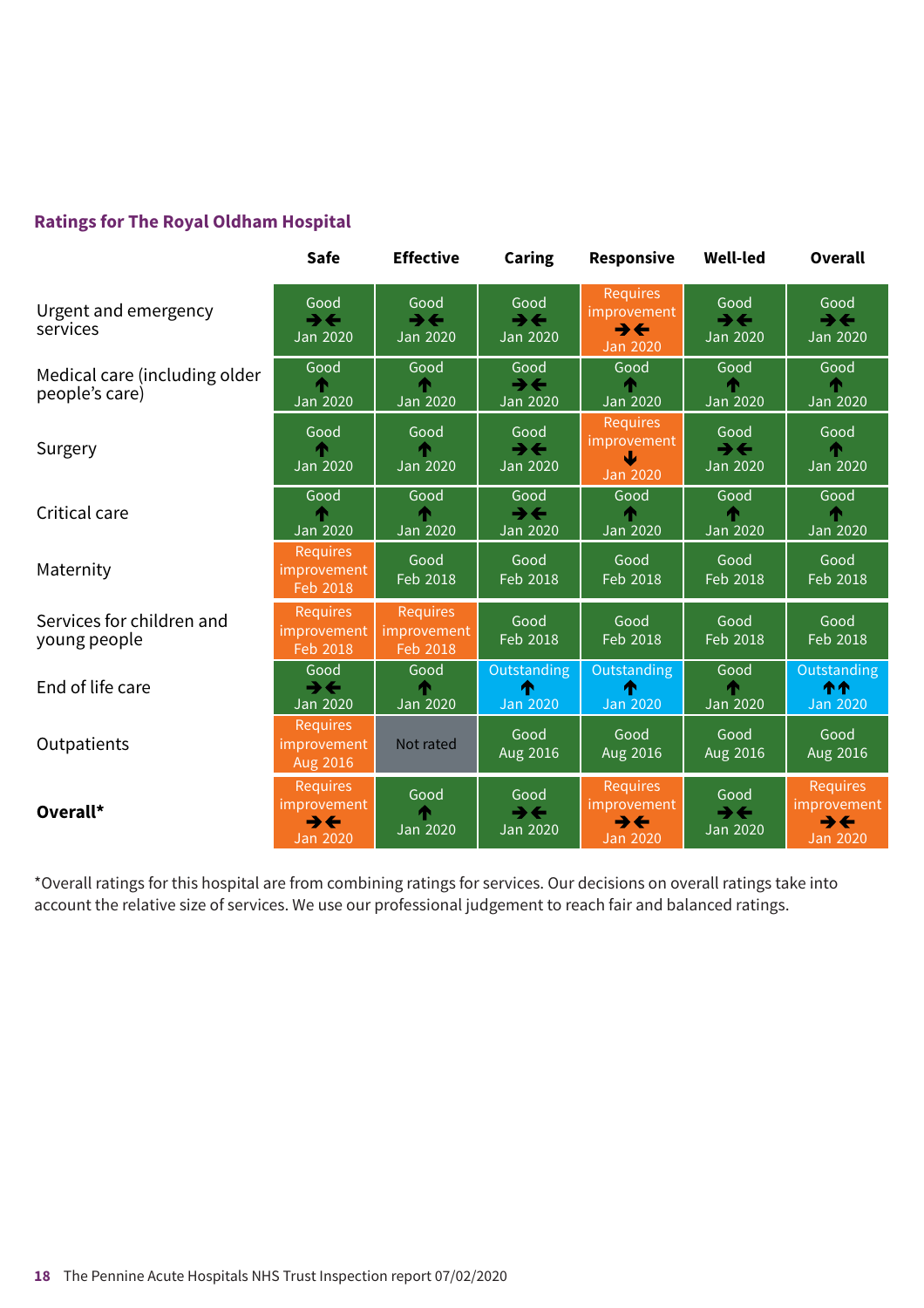## Ratings for The Royal Oldham Hospital

| | Safe | Effective | Caring | Responsive | Well-led | Overall |
|---|---|---|---|---|---|---|
| Urgent and emergency services | Good →← Jan 2020 | Good →← Jan 2020 | Good →← Jan 2020 | Requires improvement →← Jan 2020 | Good →← Jan 2020 | Good →← Jan 2020 |
| Medical care (including older people's care) | Good ↑ Jan 2020 | Good ↑ Jan 2020 | Good →← Jan 2020 | Good ↑ Jan 2020 | Good ↑ Jan 2020 | Good ↑ Jan 2020 |
| Surgery | Good ↑ Jan 2020 | Good ↑ Jan 2020 | Good →← Jan 2020 | Requires improvement ↓ Jan 2020 | Good →← Jan 2020 | Good ↑ Jan 2020 |
| Critical care | Good ↑ Jan 2020 | Good ↑ Jan 2020 | Good →← Jan 2020 | Good ↑ Jan 2020 | Good ↑ Jan 2020 | Good ↑ Jan 2020 |
| Maternity | Requires improvement Feb 2018 | Good Feb 2018 | Good Feb 2018 | Good Feb 2018 | Good Feb 2018 | Good Feb 2018 |
| Services for children and young people | Requires improvement Feb 2018 | Requires improvement Feb 2018 | Good Feb 2018 | Good Feb 2018 | Good Feb 2018 | Good Feb 2018 |
| End of life care | Good →← Jan 2020 | Good ↑ Jan 2020 | Outstanding ↑ Jan 2020 | Outstanding ↑ Jan 2020 | Good ↑ Jan 2020 | Outstanding ↑↑ Jan 2020 |
| Outpatients | Requires improvement Aug 2016 | Not rated | Good Aug 2016 | Good Aug 2016 | Good Aug 2016 | Good Aug 2016 |
| **Overall*** | Requires improvement →← Jan 2020 | Good ↑ Jan 2020 | Good →← Jan 2020 | Requires improvement →← Jan 2020 | Good →← Jan 2020 | Requires improvement →← Jan 2020 |

*Overall ratings for this hospital are from combining ratings for services. Our decisions on overall ratings take into account the relative size of services. We use our professional judgement to reach fair and balanced ratings.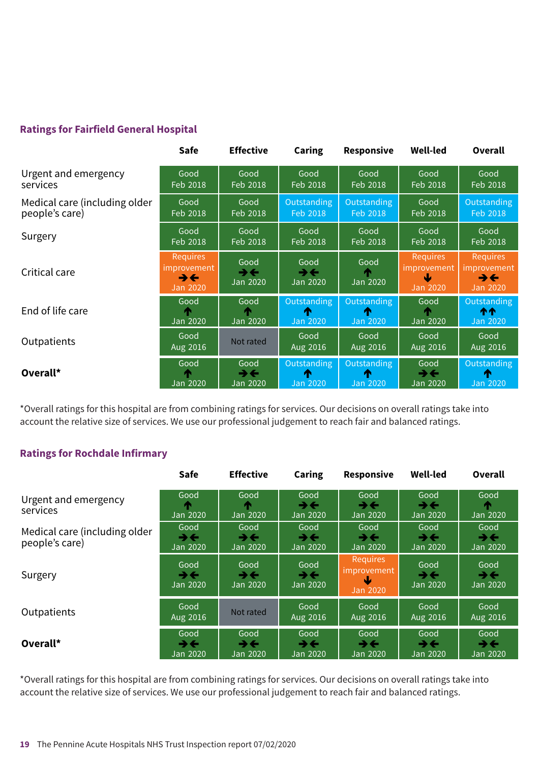## Ratings for Fairfield General Hospital

| | Safe | Effective | Caring | Responsive | Well-led | Overall |
|---|---|---|---|---|---|---|
| Urgent and emergency services | Good Feb 2018 | Good Feb 2018 | Good Feb 2018 | Good Feb 2018 | Good Feb 2018 | Good Feb 2018 |
| Medical care (including older people's care) | Good Feb 2018 | Good Feb 2018 | Outstanding Feb 2018 | Outstanding Feb 2018 | Good Feb 2018 | Outstanding Feb 2018 |
| Surgery | Good Feb 2018 | Good Feb 2018 | Good Feb 2018 | Good Feb 2018 | Good Feb 2018 | Good Feb 2018 |
| Critical care | Requires improvement →← Jan 2020 | Good →← Jan 2020 | Good →← Jan 2020 | Good ↑ Jan 2020 | Requires improvement ↓ Jan 2020 | Requires improvement →← Jan 2020 |
| End of life care | Good ↑ Jan 2020 | Good ↑ Jan 2020 | Outstanding ↑ Jan 2020 | Outstanding ↑ Jan 2020 | Good ↑ Jan 2020 | Outstanding ↑↑ Jan 2020 |
| Outpatients | Good Aug 2016 | Not rated | Good Aug 2016 | Good Aug 2016 | Good Aug 2016 | Good Aug 2016 |
| **Overall*** | Good ↑ Jan 2020 | Good →← Jan 2020 | Outstanding ↑ Jan 2020 | Outstanding ↑ Jan 2020 | Good →← Jan 2020 | Outstanding ↑ Jan 2020 |

*Overall ratings for this hospital are from combining ratings for services. Our decisions on overall ratings take into account the relative size of services. We use our professional judgement to reach fair and balanced ratings.

## Ratings for Rochdale Infirmary

| | Safe | Effective | Caring | Responsive | Well-led | Overall |
|---|---|---|---|---|---|---|
| Urgent and emergency services | Good ↑ Jan 2020 | Good ↑ Jan 2020 | Good →← Jan 2020 | Good →← Jan 2020 | Good →← Jan 2020 | Good ↑ Jan 2020 |
| Medical care (including older people's care) | Good →← Jan 2020 | Good →← Jan 2020 | Good →← Jan 2020 | Good →← Jan 2020 | Good →← Jan 2020 | Good →← Jan 2020 |
| Surgery | Good →← Jan 2020 | Good →← Jan 2020 | Good →← Jan 2020 | Requires improvement ↓ Jan 2020 | Good →← Jan 2020 | Good →← Jan 2020 |
| Outpatients | Good Aug 2016 | Not rated | Good Aug 2016 | Good Aug 2016 | Good Aug 2016 | Good Aug 2016 |
| **Overall*** | Good →← Jan 2020 | Good →← Jan 2020 | Good →← Jan 2020 | Good →← Jan 2020 | Good →← Jan 2020 | Good →← Jan 2020 |

*Overall ratings for this hospital are from combining ratings for services. Our decisions on overall ratings take into account the relative size of services. We use our professional judgement to reach fair and balanced ratings.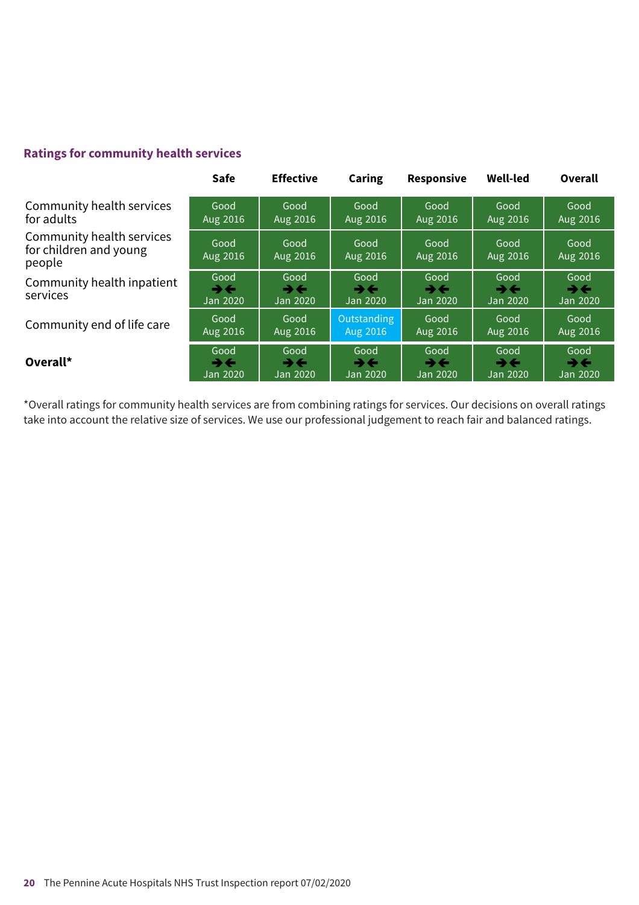### Ratings for community health services

| | Safe | Effective | Caring | Responsive | Well-led | Overall |
|---|---|---|---|---|---|---|
| Community health services for adults | Good Aug 2016 | Good Aug 2016 | Good Aug 2016 | Good Aug 2016 | Good Aug 2016 | Good Aug 2016 |
| Community health services for children and young people | Good Aug 2016 | Good Aug 2016 | Good Aug 2016 | Good Aug 2016 | Good Aug 2016 | Good Aug 2016 |
| Community health inpatient services | Good ➔🡐 Jan 2020 | Good ➔🡐 Jan 2020 | Good ➔🡐 Jan 2020 | Good ➔🡐 Jan 2020 | Good ➔🡐 Jan 2020 | Good ➔🡐 Jan 2020 |
| Community end of life care | Good Aug 2016 | Good Aug 2016 | Outstanding Aug 2016 | Good Aug 2016 | Good Aug 2016 | Good Aug 2016 |
| **Overall*** | Good ➔🡐 Jan 2020 | Good ➔🡐 Jan 2020 | Good ➔🡐 Jan 2020 | Good ➔🡐 Jan 2020 | Good ➔🡐 Jan 2020 | Good ➔🡐 Jan 2020 |

*Overall ratings for community health services are from combining ratings for services. Our decisions on overall ratings take into account the relative size of services. We use our professional judgement to reach fair and balanced ratings.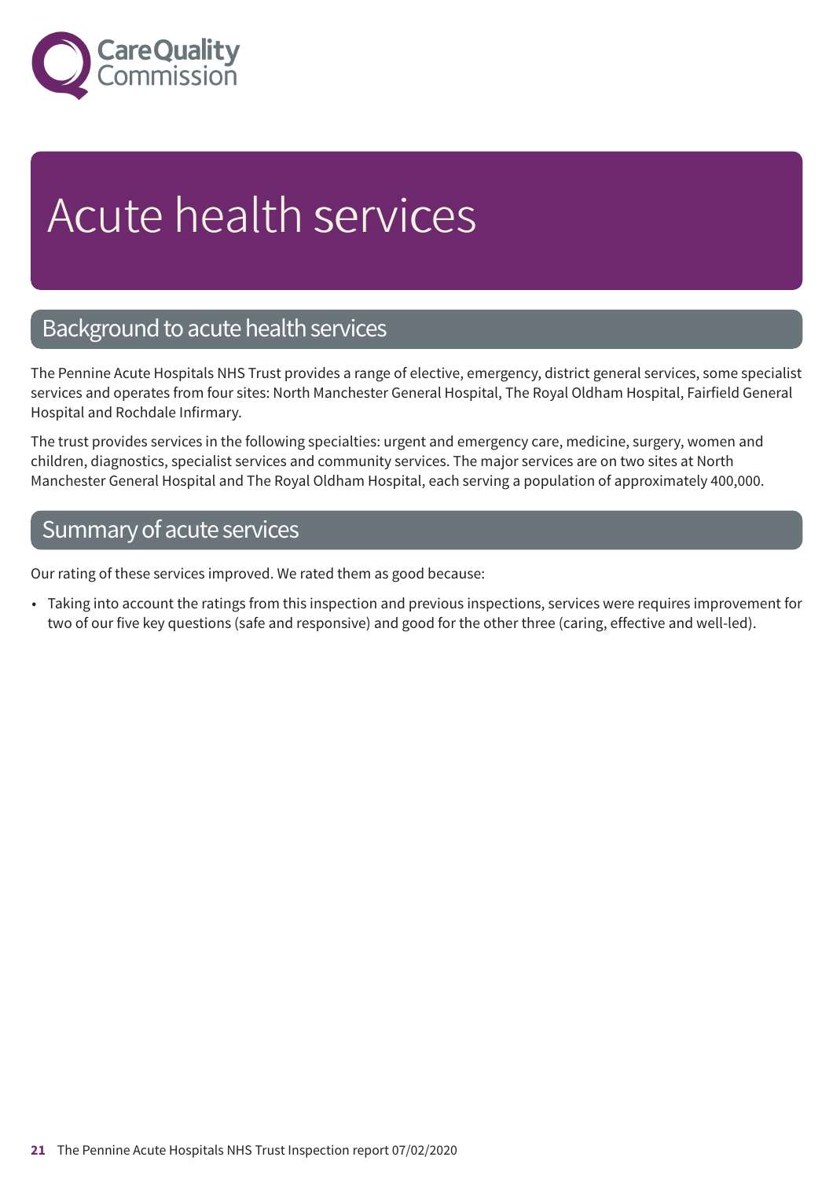# Acute health services

## Background to acute health services

The Pennine Acute Hospitals NHS Trust provides a range of elective, emergency, district general services, some specialist services and operates from four sites: North Manchester General Hospital, The Royal Oldham Hospital, Fairfield General Hospital and Rochdale Infirmary.

The trust provides services in the following specialties: urgent and emergency care, medicine, surgery, women and children, diagnostics, specialist services and community services. The major services are on two sites at North Manchester General Hospital and The Royal Oldham Hospital, each serving a population of approximately 400,000.

## Summary of acute services

Our rating of these services improved. We rated them as good because:

- Taking into account the ratings from this inspection and previous inspections, services were requires improvement for two of our five key questions (safe and responsive) and good for the other three (caring, effective and well-led).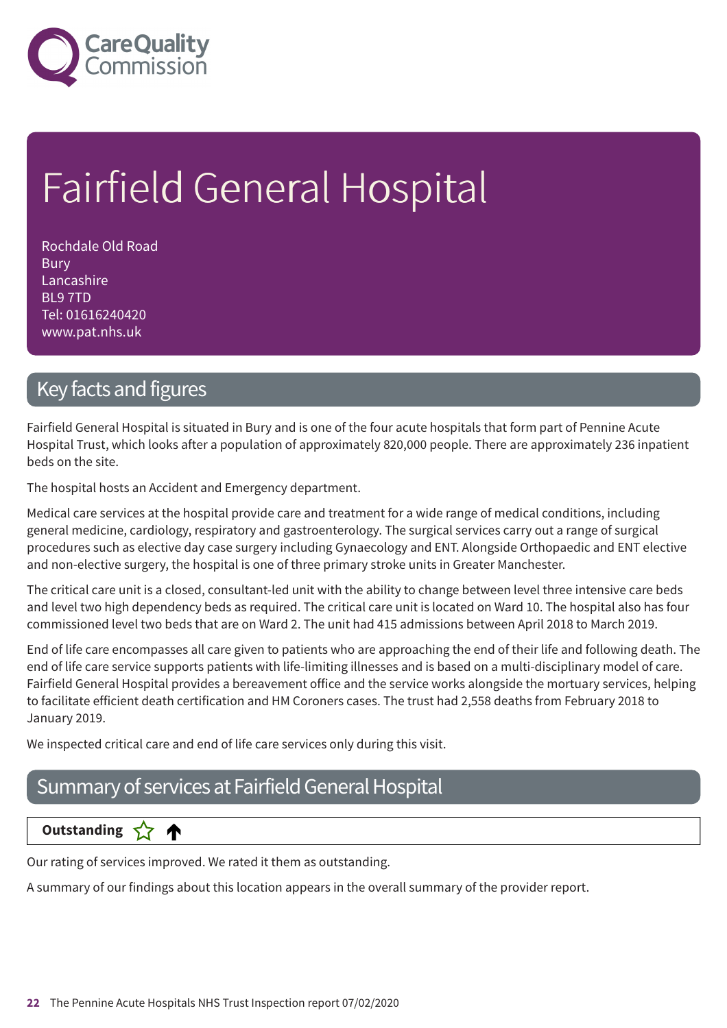# Fairfield General Hospital

Rochdale Old Road
Bury
Lancashire
BL9 7TD
Tel: 01616240420
www.pat.nhs.uk

## Key facts and figures

Fairfield General Hospital is situated in Bury and is one of the four acute hospitals that form part of Pennine Acute Hospital Trust, which looks after a population of approximately 820,000 people. There are approximately 236 inpatient beds on the site.

The hospital hosts an Accident and Emergency department.

Medical care services at the hospital provide care and treatment for a wide range of medical conditions, including general medicine, cardiology, respiratory and gastroenterology. The surgical services carry out a range of surgical procedures such as elective day case surgery including Gynaecology and ENT. Alongside Orthopaedic and ENT elective and non-elective surgery, the hospital is one of three primary stroke units in Greater Manchester.

The critical care unit is a closed, consultant-led unit with the ability to change between level three intensive care beds and level two high dependency beds as required. The critical care unit is located on Ward 10. The hospital also has four commissioned level two beds that are on Ward 2. The unit had 415 admissions between April 2018 to March 2019.

End of life care encompasses all care given to patients who are approaching the end of their life and following death. The end of life care service supports patients with life-limiting illnesses and is based on a multi-disciplinary model of care. Fairfield General Hospital provides a bereavement office and the service works alongside the mortuary services, helping to facilitate efficient death certification and HM Coroners cases. The trust had 2,558 deaths from February 2018 to January 2019.

We inspected critical care and end of life care services only during this visit.

## Summary of services at Fairfield General Hospital

**Outstanding** ☆ ↑

Our rating of services improved. We rated it them as outstanding.

A summary of our findings about this location appears in the overall summary of the provider report.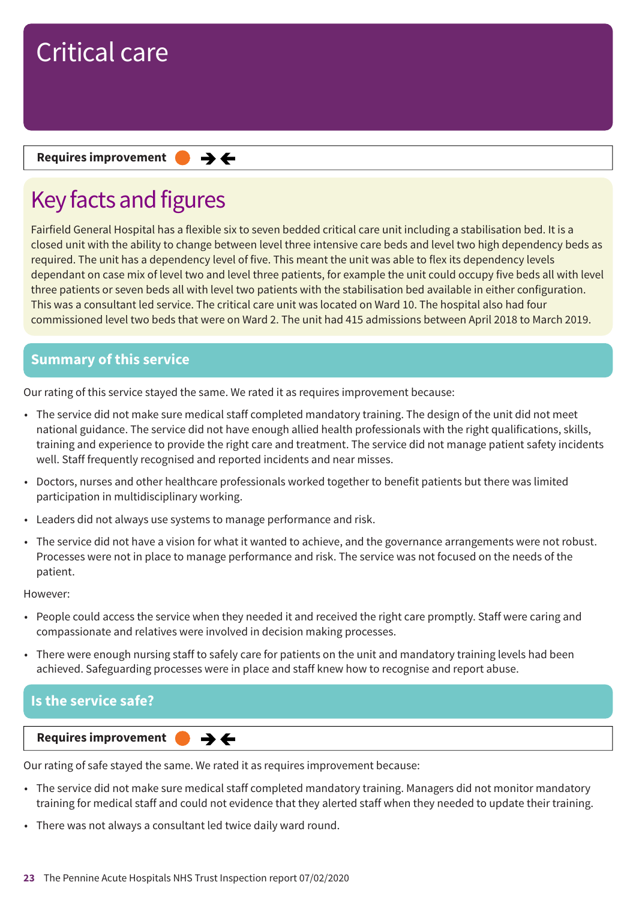# Critical care

**Requires improvement** ● ➔🡐

## Key facts and figures

Fairfield General Hospital has a flexible six to seven bedded critical care unit including a stabilisation bed. It is a closed unit with the ability to change between level three intensive care beds and level two high dependency beds as required. The unit has a dependency level of five. This meant the unit was able to flex its dependency levels dependant on case mix of level two and level three patients, for example the unit could occupy five beds all with level three patients or seven beds all with level two patients with the stabilisation bed available in either configuration. This was a consultant led service. The critical care unit was located on Ward 10. The hospital also had four commissioned level two beds that were on Ward 2. The unit had 415 admissions between April 2018 to March 2019.

## Summary of this service

Our rating of this service stayed the same. We rated it as requires improvement because:

- The service did not make sure medical staff completed mandatory training. The design of the unit did not meet national guidance. The service did not have enough allied health professionals with the right qualifications, skills, training and experience to provide the right care and treatment. The service did not manage patient safety incidents well. Staff frequently recognised and reported incidents and near misses.
- Doctors, nurses and other healthcare professionals worked together to benefit patients but there was limited participation in multidisciplinary working.
- Leaders did not always use systems to manage performance and risk.
- The service did not have a vision for what it wanted to achieve, and the governance arrangements were not robust. Processes were not in place to manage performance and risk. The service was not focused on the needs of the patient.

However:

- People could access the service when they needed it and received the right care promptly. Staff were caring and compassionate and relatives were involved in decision making processes.
- There were enough nursing staff to safely care for patients on the unit and mandatory training levels had been achieved. Safeguarding processes were in place and staff knew how to recognise and report abuse.

## Is the service safe?

**Requires improvement** ● ➔🡐

Our rating of safe stayed the same. We rated it as requires improvement because:

- The service did not make sure medical staff completed mandatory training. Managers did not monitor mandatory training for medical staff and could not evidence that they alerted staff when they needed to update their training.
- There was not always a consultant led twice daily ward round.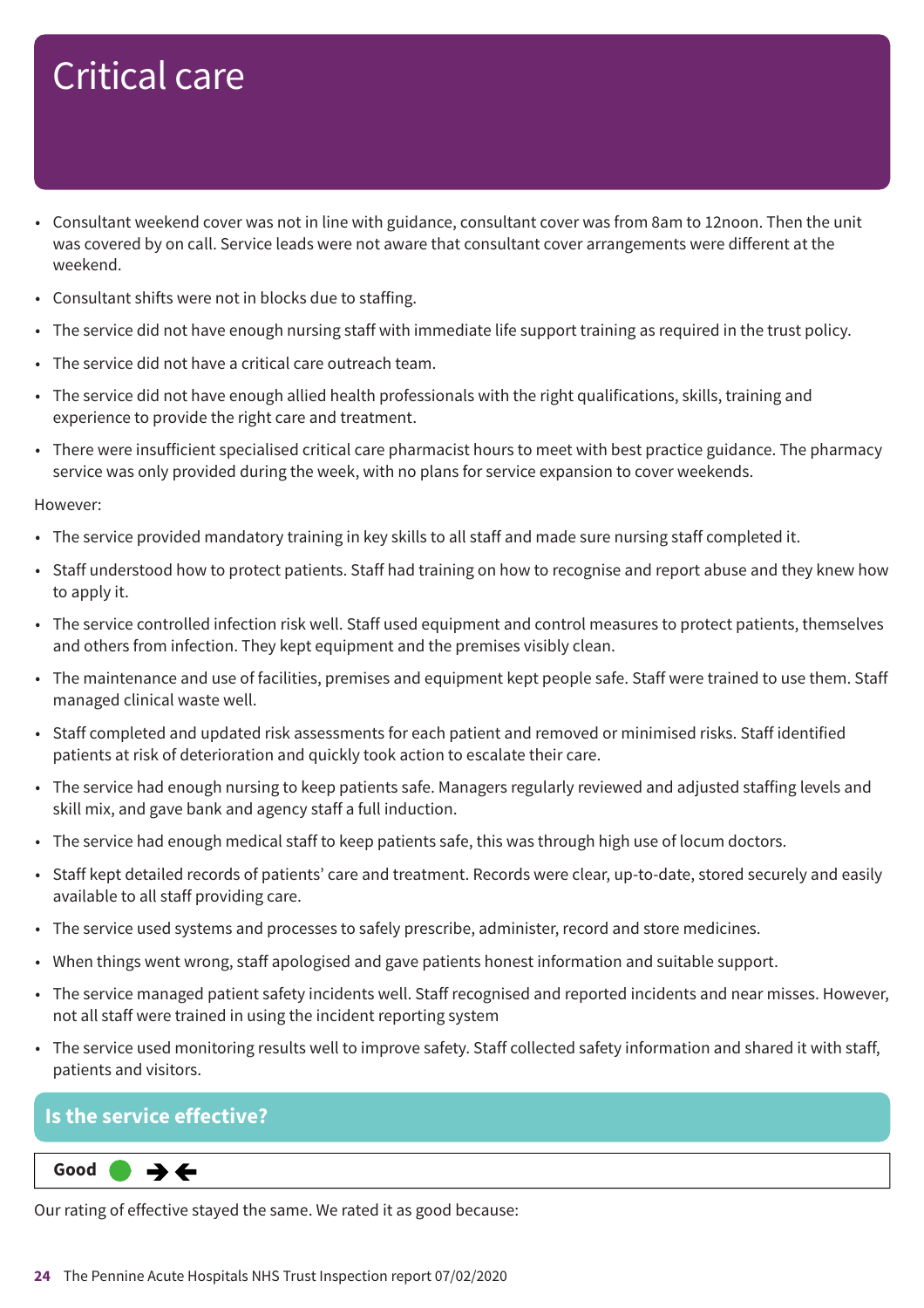# Critical care

- Consultant weekend cover was not in line with guidance, consultant cover was from 8am to 12noon. Then the unit was covered by on call. Service leads were not aware that consultant cover arrangements were different at the weekend.
- Consultant shifts were not in blocks due to staffing.
- The service did not have enough nursing staff with immediate life support training as required in the trust policy.
- The service did not have a critical care outreach team.
- The service did not have enough allied health professionals with the right qualifications, skills, training and experience to provide the right care and treatment.
- There were insufficient specialised critical care pharmacist hours to meet with best practice guidance. The pharmacy service was only provided during the week, with no plans for service expansion to cover weekends.

However:

- The service provided mandatory training in key skills to all staff and made sure nursing staff completed it.
- Staff understood how to protect patients. Staff had training on how to recognise and report abuse and they knew how to apply it.
- The service controlled infection risk well. Staff used equipment and control measures to protect patients, themselves and others from infection. They kept equipment and the premises visibly clean.
- The maintenance and use of facilities, premises and equipment kept people safe. Staff were trained to use them. Staff managed clinical waste well.
- Staff completed and updated risk assessments for each patient and removed or minimised risks. Staff identified patients at risk of deterioration and quickly took action to escalate their care.
- The service had enough nursing to keep patients safe. Managers regularly reviewed and adjusted staffing levels and skill mix, and gave bank and agency staff a full induction.
- The service had enough medical staff to keep patients safe, this was through high use of locum doctors.
- Staff kept detailed records of patients' care and treatment. Records were clear, up-to-date, stored securely and easily available to all staff providing care.
- The service used systems and processes to safely prescribe, administer, record and store medicines.
- When things went wrong, staff apologised and gave patients honest information and suitable support.
- The service managed patient safety incidents well. Staff recognised and reported incidents and near misses. However, not all staff were trained in using the incident reporting system
- The service used monitoring results well to improve safety. Staff collected safety information and shared it with staff, patients and visitors.

## Is the service effective?

**Good** ➔🡐

Our rating of effective stayed the same. We rated it as good because: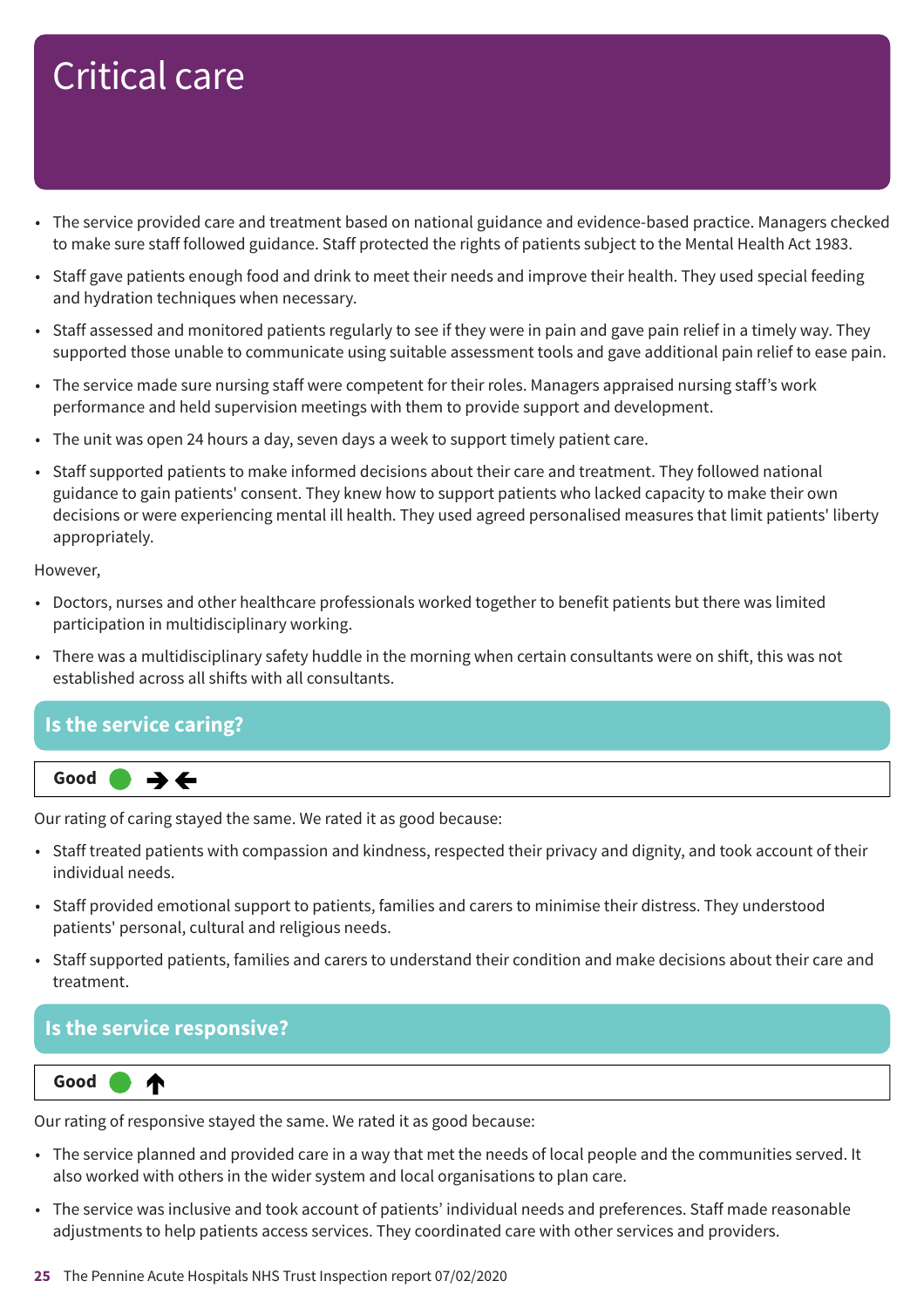# Critical care

- The service provided care and treatment based on national guidance and evidence-based practice. Managers checked to make sure staff followed guidance. Staff protected the rights of patients subject to the Mental Health Act 1983.
- Staff gave patients enough food and drink to meet their needs and improve their health. They used special feeding and hydration techniques when necessary.
- Staff assessed and monitored patients regularly to see if they were in pain and gave pain relief in a timely way. They supported those unable to communicate using suitable assessment tools and gave additional pain relief to ease pain.
- The service made sure nursing staff were competent for their roles. Managers appraised nursing staff's work performance and held supervision meetings with them to provide support and development.
- The unit was open 24 hours a day, seven days a week to support timely patient care.
- Staff supported patients to make informed decisions about their care and treatment. They followed national guidance to gain patients' consent. They knew how to support patients who lacked capacity to make their own decisions or were experiencing mental ill health. They used agreed personalised measures that limit patients' liberty appropriately.

However,

- Doctors, nurses and other healthcare professionals worked together to benefit patients but there was limited participation in multidisciplinary working.
- There was a multidisciplinary safety huddle in the morning when certain consultants were on shift, this was not established across all shifts with all consultants.

## Is the service caring?

**Good** ➔🡐

Our rating of caring stayed the same. We rated it as good because:

- Staff treated patients with compassion and kindness, respected their privacy and dignity, and took account of their individual needs.
- Staff provided emotional support to patients, families and carers to minimise their distress. They understood patients' personal, cultural and religious needs.
- Staff supported patients, families and carers to understand their condition and make decisions about their care and treatment.

## Is the service responsive?

**Good** 🡑

Our rating of responsive stayed the same. We rated it as good because:

- The service planned and provided care in a way that met the needs of local people and the communities served. It also worked with others in the wider system and local organisations to plan care.
- The service was inclusive and took account of patients' individual needs and preferences. Staff made reasonable adjustments to help patients access services. They coordinated care with other services and providers.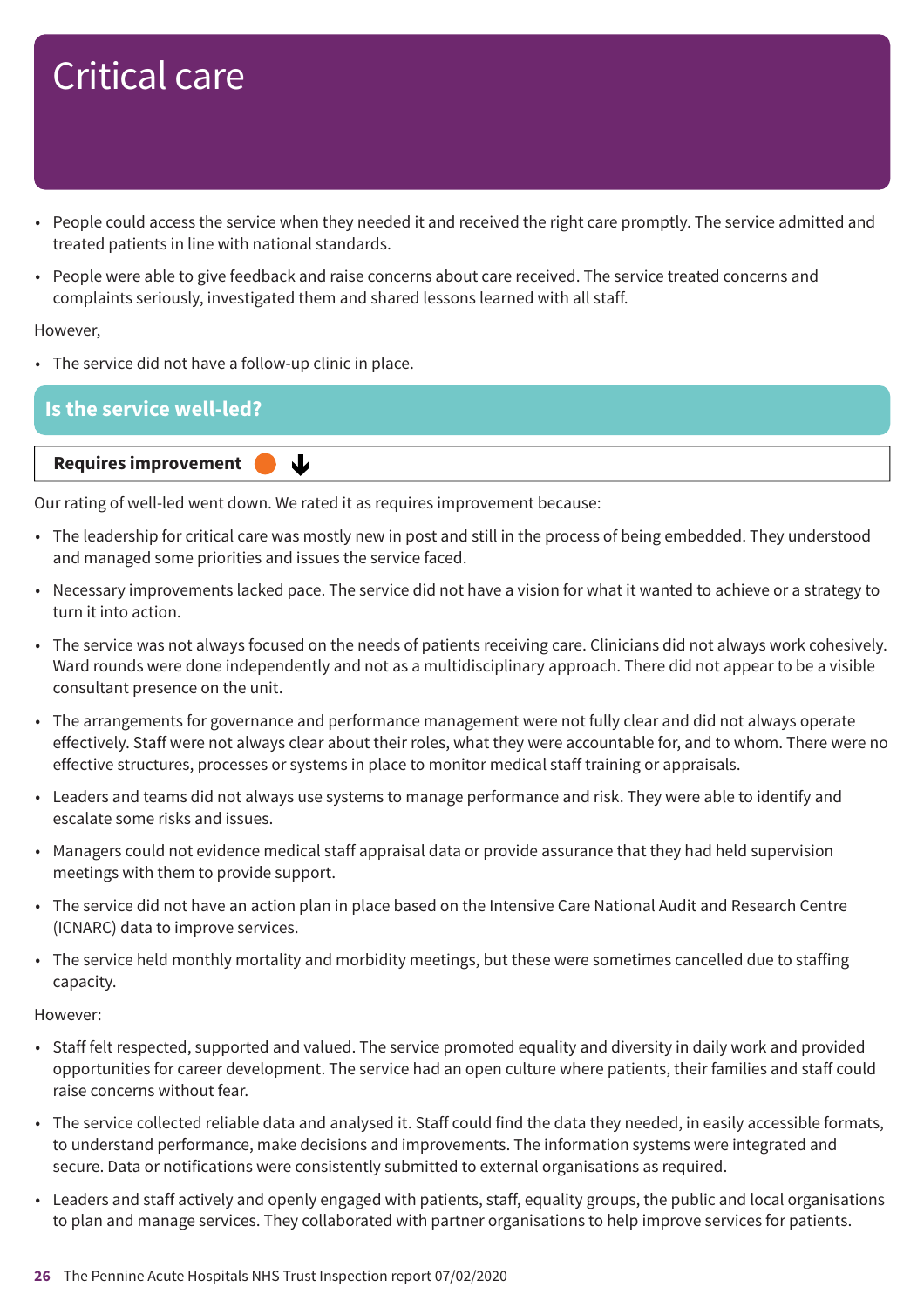# Critical care

- People could access the service when they needed it and received the right care promptly. The service admitted and treated patients in line with national standards.
- People were able to give feedback and raise concerns about care received. The service treated concerns and complaints seriously, investigated them and shared lessons learned with all staff.

However,

- The service did not have a follow-up clinic in place.

## Is the service well-led?

**Requires improvement** ⬇

Our rating of well-led went down. We rated it as requires improvement because:

- The leadership for critical care was mostly new in post and still in the process of being embedded. They understood and managed some priorities and issues the service faced.
- Necessary improvements lacked pace. The service did not have a vision for what it wanted to achieve or a strategy to turn it into action.
- The service was not always focused on the needs of patients receiving care. Clinicians did not always work cohesively. Ward rounds were done independently and not as a multidisciplinary approach. There did not appear to be a visible consultant presence on the unit.
- The arrangements for governance and performance management were not fully clear and did not always operate effectively. Staff were not always clear about their roles, what they were accountable for, and to whom. There were no effective structures, processes or systems in place to monitor medical staff training or appraisals.
- Leaders and teams did not always use systems to manage performance and risk. They were able to identify and escalate some risks and issues.
- Managers could not evidence medical staff appraisal data or provide assurance that they had held supervision meetings with them to provide support.
- The service did not have an action plan in place based on the Intensive Care National Audit and Research Centre (ICNARC) data to improve services.
- The service held monthly mortality and morbidity meetings, but these were sometimes cancelled due to staffing capacity.

However:

- Staff felt respected, supported and valued. The service promoted equality and diversity in daily work and provided opportunities for career development. The service had an open culture where patients, their families and staff could raise concerns without fear.
- The service collected reliable data and analysed it. Staff could find the data they needed, in easily accessible formats, to understand performance, make decisions and improvements. The information systems were integrated and secure. Data or notifications were consistently submitted to external organisations as required.
- Leaders and staff actively and openly engaged with patients, staff, equality groups, the public and local organisations to plan and manage services. They collaborated with partner organisations to help improve services for patients.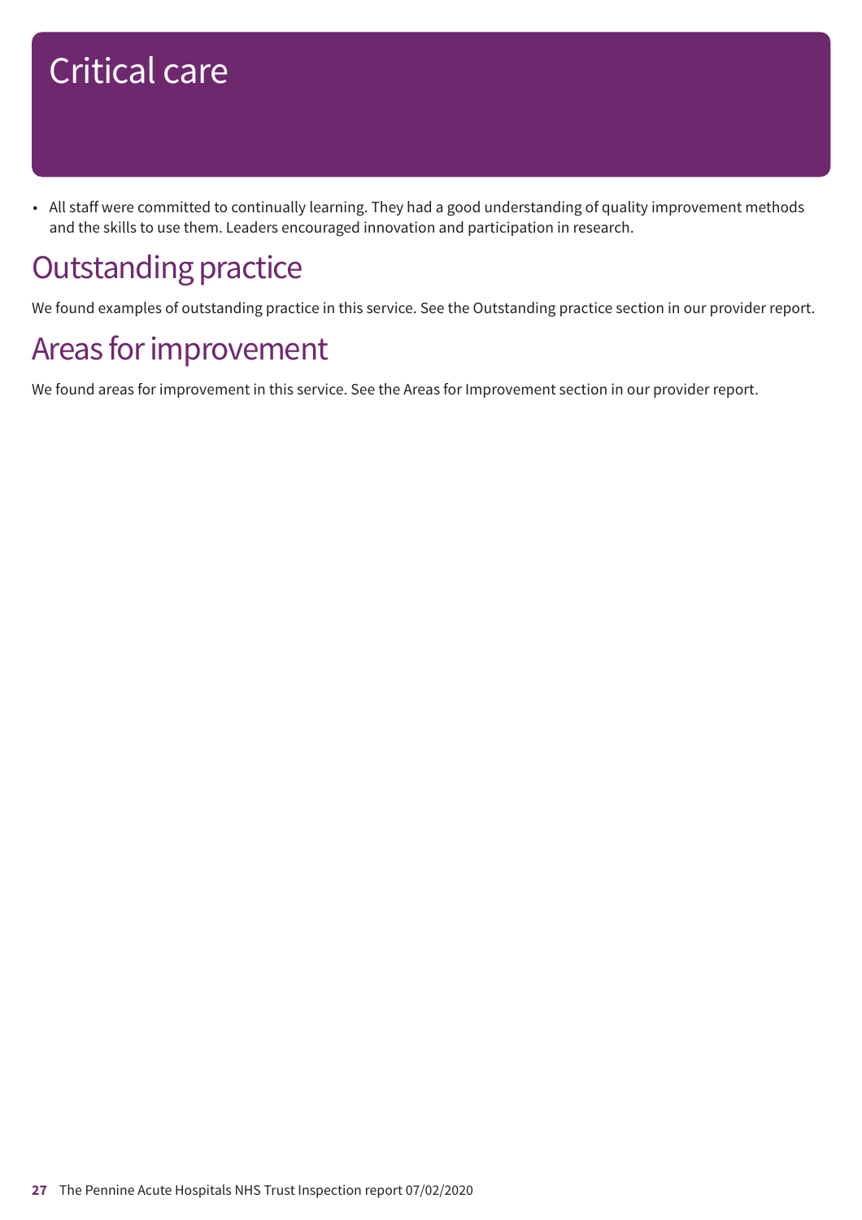# Critical care

- All staff were committed to continually learning. They had a good understanding of quality improvement methods and the skills to use them. Leaders encouraged innovation and participation in research.

## Outstanding practice

We found examples of outstanding practice in this service. See the Outstanding practice section in our provider report.

## Areas for improvement

We found areas for improvement in this service. See the Areas for Improvement section in our provider report.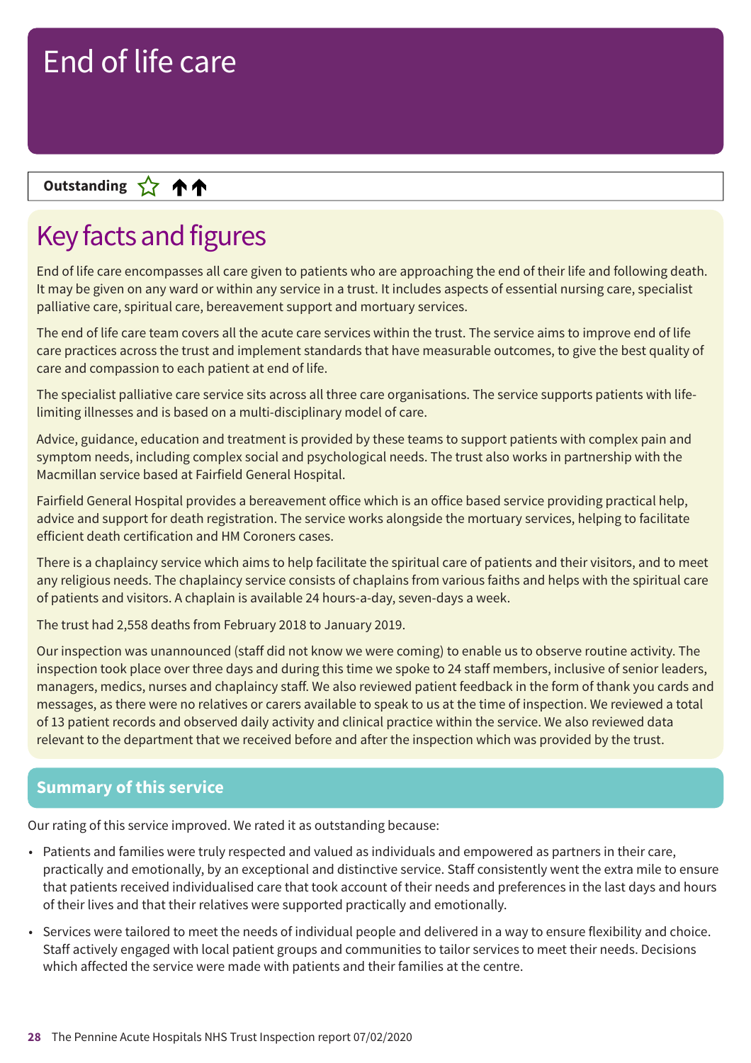# End of life care

**Outstanding** ☆ ↑↑

## Key facts and figures

End of life care encompasses all care given to patients who are approaching the end of their life and following death. It may be given on any ward or within any service in a trust. It includes aspects of essential nursing care, specialist palliative care, spiritual care, bereavement support and mortuary services.

The end of life care team covers all the acute care services within the trust. The service aims to improve end of life care practices across the trust and implement standards that have measurable outcomes, to give the best quality of care and compassion to each patient at end of life.

The specialist palliative care service sits across all three care organisations. The service supports patients with life-limiting illnesses and is based on a multi-disciplinary model of care.

Advice, guidance, education and treatment is provided by these teams to support patients with complex pain and symptom needs, including complex social and psychological needs. The trust also works in partnership with the Macmillan service based at Fairfield General Hospital.

Fairfield General Hospital provides a bereavement office which is an office based service providing practical help, advice and support for death registration. The service works alongside the mortuary services, helping to facilitate efficient death certification and HM Coroners cases.

There is a chaplaincy service which aims to help facilitate the spiritual care of patients and their visitors, and to meet any religious needs. The chaplaincy service consists of chaplains from various faiths and helps with the spiritual care of patients and visitors. A chaplain is available 24 hours-a-day, seven-days a week.

The trust had 2,558 deaths from February 2018 to January 2019.

Our inspection was unannounced (staff did not know we were coming) to enable us to observe routine activity. The inspection took place over three days and during this time we spoke to 24 staff members, inclusive of senior leaders, managers, medics, nurses and chaplaincy staff. We also reviewed patient feedback in the form of thank you cards and messages, as there were no relatives or carers available to speak to us at the time of inspection. We reviewed a total of 13 patient records and observed daily activity and clinical practice within the service. We also reviewed data relevant to the department that we received before and after the inspection which was provided by the trust.

## Summary of this service

Our rating of this service improved. We rated it as outstanding because:

- Patients and families were truly respected and valued as individuals and empowered as partners in their care, practically and emotionally, by an exceptional and distinctive service. Staff consistently went the extra mile to ensure that patients received individualised care that took account of their needs and preferences in the last days and hours of their lives and that their relatives were supported practically and emotionally.
- Services were tailored to meet the needs of individual people and delivered in a way to ensure flexibility and choice. Staff actively engaged with local patient groups and communities to tailor services to meet their needs. Decisions which affected the service were made with patients and their families at the centre.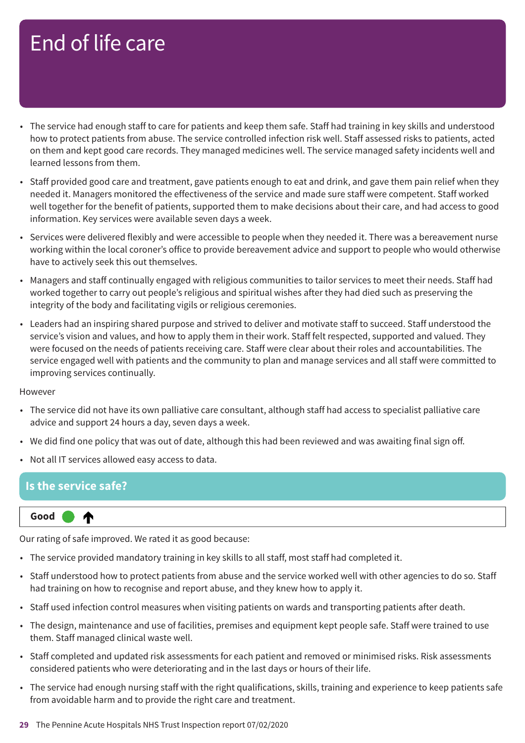# End of life care

- The service had enough staff to care for patients and keep them safe. Staff had training in key skills and understood how to protect patients from abuse. The service controlled infection risk well. Staff assessed risks to patients, acted on them and kept good care records. They managed medicines well. The service managed safety incidents well and learned lessons from them.
- Staff provided good care and treatment, gave patients enough to eat and drink, and gave them pain relief when they needed it. Managers monitored the effectiveness of the service and made sure staff were competent. Staff worked well together for the benefit of patients, supported them to make decisions about their care, and had access to good information. Key services were available seven days a week.
- Services were delivered flexibly and were accessible to people when they needed it. There was a bereavement nurse working within the local coroner's office to provide bereavement advice and support to people who would otherwise have to actively seek this out themselves.
- Managers and staff continually engaged with religious communities to tailor services to meet their needs. Staff had worked together to carry out people's religious and spiritual wishes after they had died such as preserving the integrity of the body and facilitating vigils or religious ceremonies.
- Leaders had an inspiring shared purpose and strived to deliver and motivate staff to succeed. Staff understood the service's vision and values, and how to apply them in their work. Staff felt respected, supported and valued. They were focused on the needs of patients receiving care. Staff were clear about their roles and accountabilities. The service engaged well with patients and the community to plan and manage services and all staff were committed to improving services continually.

However

- The service did not have its own palliative care consultant, although staff had access to specialist palliative care advice and support 24 hours a day, seven days a week.
- We did find one policy that was out of date, although this had been reviewed and was awaiting final sign off.
- Not all IT services allowed easy access to data.

## Is the service safe?

**Good** ↑

Our rating of safe improved. We rated it as good because:

- The service provided mandatory training in key skills to all staff, most staff had completed it.
- Staff understood how to protect patients from abuse and the service worked well with other agencies to do so. Staff had training on how to recognise and report abuse, and they knew how to apply it.
- Staff used infection control measures when visiting patients on wards and transporting patients after death.
- The design, maintenance and use of facilities, premises and equipment kept people safe. Staff were trained to use them. Staff managed clinical waste well.
- Staff completed and updated risk assessments for each patient and removed or minimised risks. Risk assessments considered patients who were deteriorating and in the last days or hours of their life.
- The service had enough nursing staff with the right qualifications, skills, training and experience to keep patients safe from avoidable harm and to provide the right care and treatment.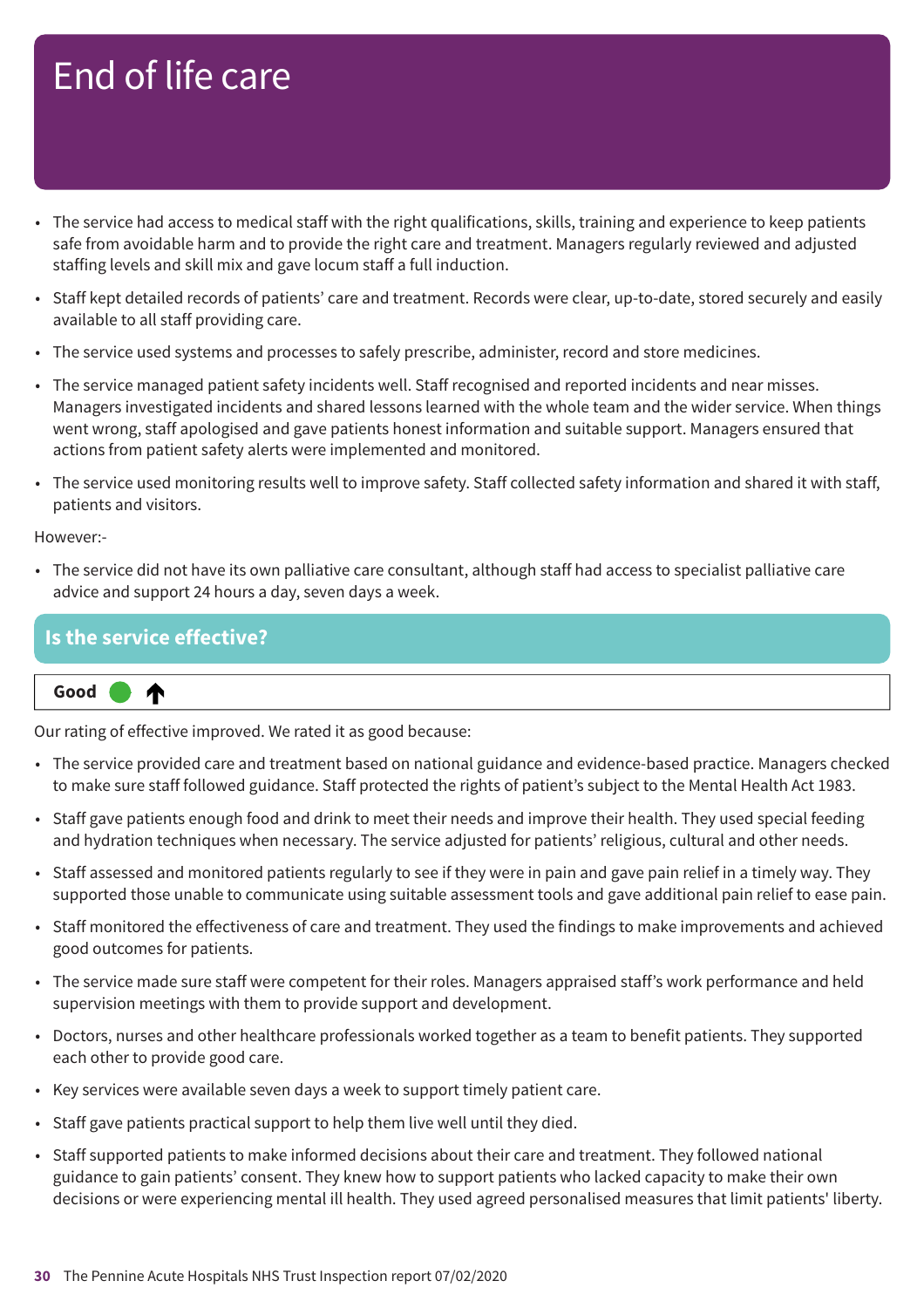# End of life care

- The service had access to medical staff with the right qualifications, skills, training and experience to keep patients safe from avoidable harm and to provide the right care and treatment. Managers regularly reviewed and adjusted staffing levels and skill mix and gave locum staff a full induction.
- Staff kept detailed records of patients' care and treatment. Records were clear, up-to-date, stored securely and easily available to all staff providing care.
- The service used systems and processes to safely prescribe, administer, record and store medicines.
- The service managed patient safety incidents well. Staff recognised and reported incidents and near misses. Managers investigated incidents and shared lessons learned with the whole team and the wider service. When things went wrong, staff apologised and gave patients honest information and suitable support. Managers ensured that actions from patient safety alerts were implemented and monitored.
- The service used monitoring results well to improve safety. Staff collected safety information and shared it with staff, patients and visitors.

However:-

- The service did not have its own palliative care consultant, although staff had access to specialist palliative care advice and support 24 hours a day, seven days a week.

## Is the service effective?

**Good** ↑

Our rating of effective improved. We rated it as good because:

- The service provided care and treatment based on national guidance and evidence-based practice. Managers checked to make sure staff followed guidance. Staff protected the rights of patient's subject to the Mental Health Act 1983.
- Staff gave patients enough food and drink to meet their needs and improve their health. They used special feeding and hydration techniques when necessary. The service adjusted for patients' religious, cultural and other needs.
- Staff assessed and monitored patients regularly to see if they were in pain and gave pain relief in a timely way. They supported those unable to communicate using suitable assessment tools and gave additional pain relief to ease pain.
- Staff monitored the effectiveness of care and treatment. They used the findings to make improvements and achieved good outcomes for patients.
- The service made sure staff were competent for their roles. Managers appraised staff's work performance and held supervision meetings with them to provide support and development.
- Doctors, nurses and other healthcare professionals worked together as a team to benefit patients. They supported each other to provide good care.
- Key services were available seven days a week to support timely patient care.
- Staff gave patients practical support to help them live well until they died.
- Staff supported patients to make informed decisions about their care and treatment. They followed national guidance to gain patients' consent. They knew how to support patients who lacked capacity to make their own decisions or were experiencing mental ill health. They used agreed personalised measures that limit patients' liberty.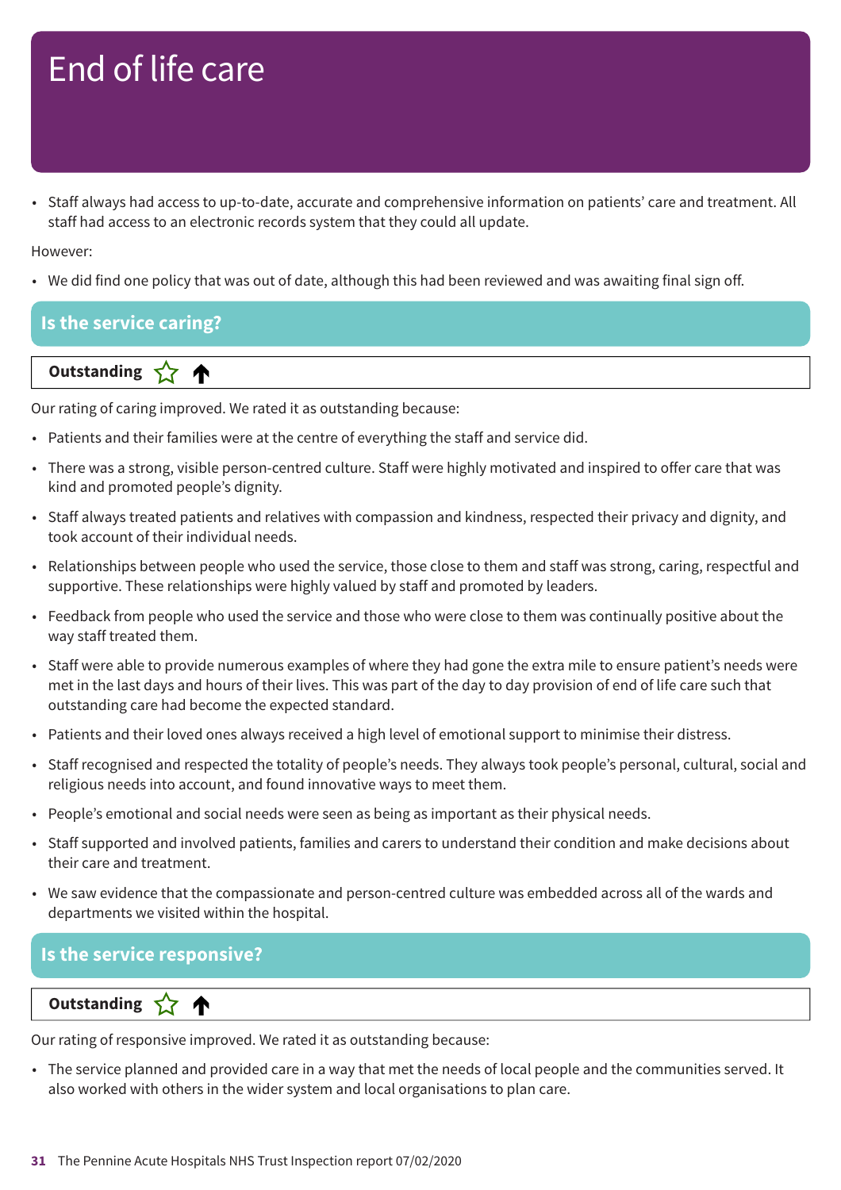# End of life care

- Staff always had access to up-to-date, accurate and comprehensive information on patients' care and treatment. All staff had access to an electronic records system that they could all update.

However:

- We did find one policy that was out of date, although this had been reviewed and was awaiting final sign off.

## Is the service caring?

**Outstanding** ☆ ↑

Our rating of caring improved. We rated it as outstanding because:

- Patients and their families were at the centre of everything the staff and service did.
- There was a strong, visible person-centred culture. Staff were highly motivated and inspired to offer care that was kind and promoted people's dignity.
- Staff always treated patients and relatives with compassion and kindness, respected their privacy and dignity, and took account of their individual needs.
- Relationships between people who used the service, those close to them and staff was strong, caring, respectful and supportive. These relationships were highly valued by staff and promoted by leaders.
- Feedback from people who used the service and those who were close to them was continually positive about the way staff treated them.
- Staff were able to provide numerous examples of where they had gone the extra mile to ensure patient's needs were met in the last days and hours of their lives. This was part of the day to day provision of end of life care such that outstanding care had become the expected standard.
- Patients and their loved ones always received a high level of emotional support to minimise their distress.
- Staff recognised and respected the totality of people's needs. They always took people's personal, cultural, social and religious needs into account, and found innovative ways to meet them.
- People's emotional and social needs were seen as being as important as their physical needs.
- Staff supported and involved patients, families and carers to understand their condition and make decisions about their care and treatment.
- We saw evidence that the compassionate and person-centred culture was embedded across all of the wards and departments we visited within the hospital.

## Is the service responsive?

**Outstanding** ☆ ↑

Our rating of responsive improved. We rated it as outstanding because:

- The service planned and provided care in a way that met the needs of local people and the communities served. It also worked with others in the wider system and local organisations to plan care.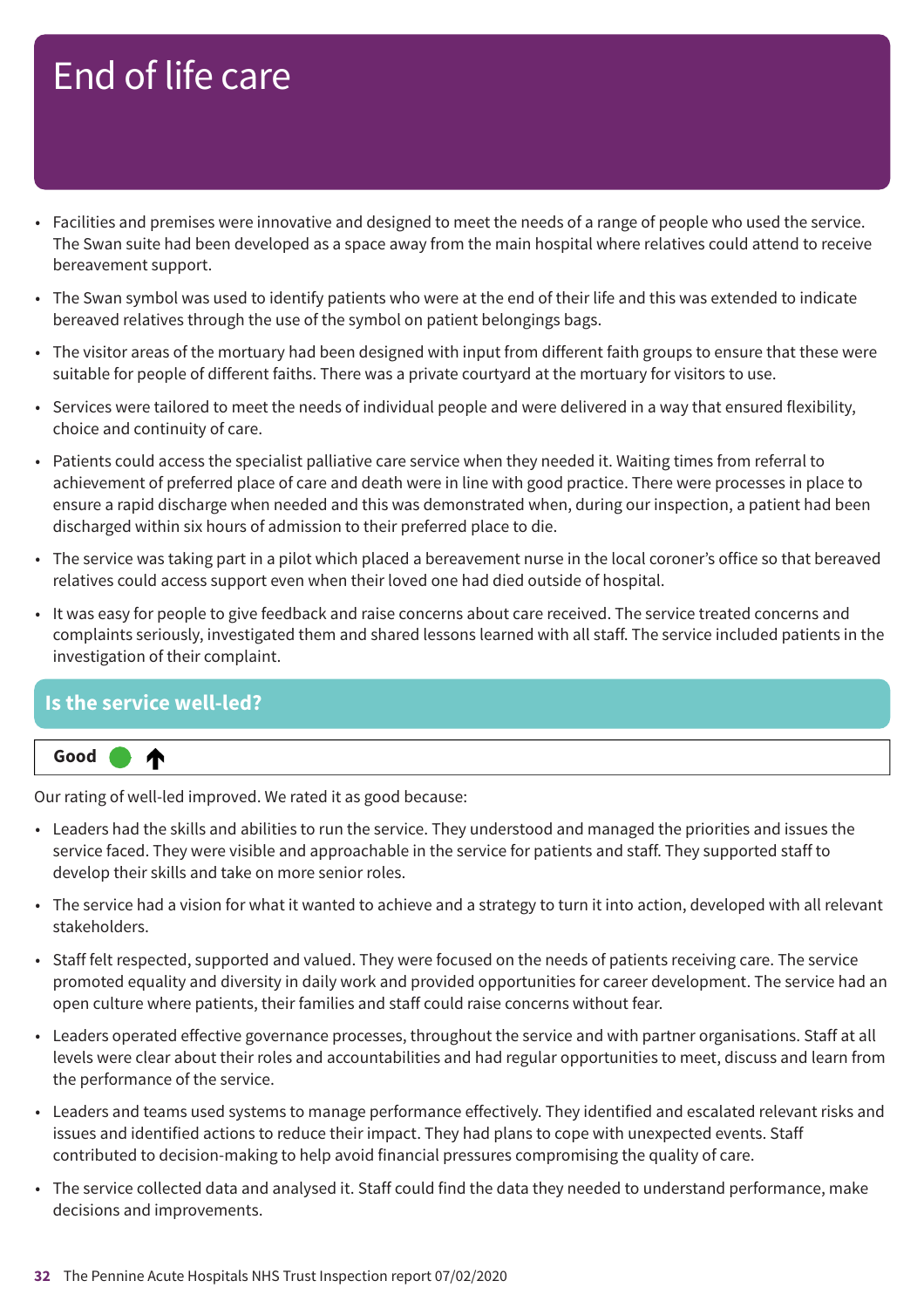# End of life care

- Facilities and premises were innovative and designed to meet the needs of a range of people who used the service. The Swan suite had been developed as a space away from the main hospital where relatives could attend to receive bereavement support.
- The Swan symbol was used to identify patients who were at the end of their life and this was extended to indicate bereaved relatives through the use of the symbol on patient belongings bags.
- The visitor areas of the mortuary had been designed with input from different faith groups to ensure that these were suitable for people of different faiths. There was a private courtyard at the mortuary for visitors to use.
- Services were tailored to meet the needs of individual people and were delivered in a way that ensured flexibility, choice and continuity of care.
- Patients could access the specialist palliative care service when they needed it. Waiting times from referral to achievement of preferred place of care and death were in line with good practice. There were processes in place to ensure a rapid discharge when needed and this was demonstrated when, during our inspection, a patient had been discharged within six hours of admission to their preferred place to die.
- The service was taking part in a pilot which placed a bereavement nurse in the local coroner's office so that bereaved relatives could access support even when their loved one had died outside of hospital.
- It was easy for people to give feedback and raise concerns about care received. The service treated concerns and complaints seriously, investigated them and shared lessons learned with all staff. The service included patients in the investigation of their complaint.

## Is the service well-led?

**Good** ↑

Our rating of well-led improved. We rated it as good because:

- Leaders had the skills and abilities to run the service. They understood and managed the priorities and issues the service faced. They were visible and approachable in the service for patients and staff. They supported staff to develop their skills and take on more senior roles.
- The service had a vision for what it wanted to achieve and a strategy to turn it into action, developed with all relevant stakeholders.
- Staff felt respected, supported and valued. They were focused on the needs of patients receiving care. The service promoted equality and diversity in daily work and provided opportunities for career development. The service had an open culture where patients, their families and staff could raise concerns without fear.
- Leaders operated effective governance processes, throughout the service and with partner organisations. Staff at all levels were clear about their roles and accountabilities and had regular opportunities to meet, discuss and learn from the performance of the service.
- Leaders and teams used systems to manage performance effectively. They identified and escalated relevant risks and issues and identified actions to reduce their impact. They had plans to cope with unexpected events. Staff contributed to decision-making to help avoid financial pressures compromising the quality of care.
- The service collected data and analysed it. Staff could find the data they needed to understand performance, make decisions and improvements.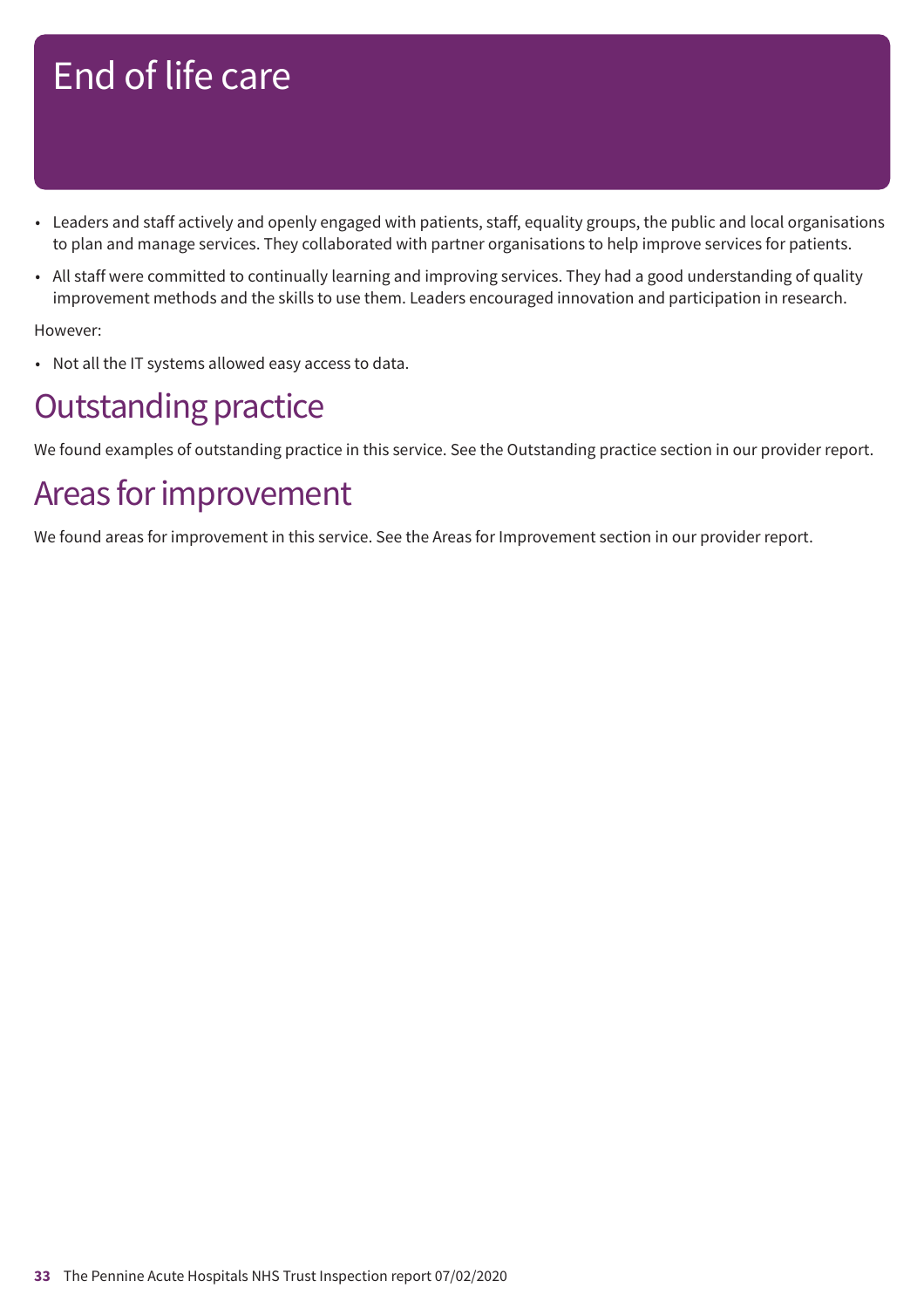# End of life care

- Leaders and staff actively and openly engaged with patients, staff, equality groups, the public and local organisations to plan and manage services. They collaborated with partner organisations to help improve services for patients.
- All staff were committed to continually learning and improving services. They had a good understanding of quality improvement methods and the skills to use them. Leaders encouraged innovation and participation in research.

However:

- Not all the IT systems allowed easy access to data.

## Outstanding practice

We found examples of outstanding practice in this service. See the Outstanding practice section in our provider report.

## Areas for improvement

We found areas for improvement in this service. See the Areas for Improvement section in our provider report.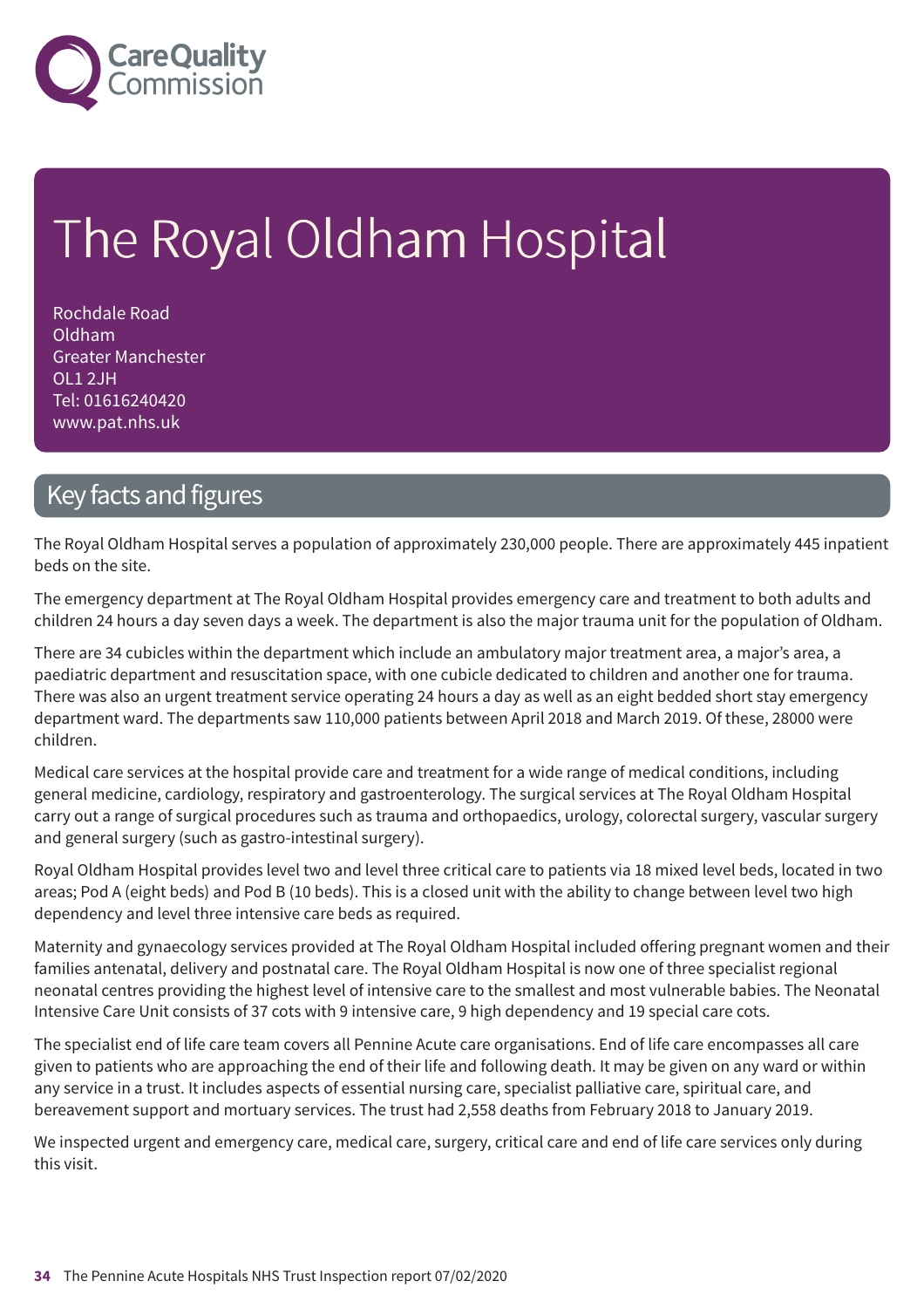# The Royal Oldham Hospital

Rochdale Road
Oldham
Greater Manchester
OL1 2JH
Tel: 01616240420
www.pat.nhs.uk

## Key facts and figures

The Royal Oldham Hospital serves a population of approximately 230,000 people. There are approximately 445 inpatient beds on the site.

The emergency department at The Royal Oldham Hospital provides emergency care and treatment to both adults and children 24 hours a day seven days a week. The department is also the major trauma unit for the population of Oldham.

There are 34 cubicles within the department which include an ambulatory major treatment area, a major's area, a paediatric department and resuscitation space, with one cubicle dedicated to children and another one for trauma. There was also an urgent treatment service operating 24 hours a day as well as an eight bedded short stay emergency department ward. The departments saw 110,000 patients between April 2018 and March 2019. Of these, 28000 were children.

Medical care services at the hospital provide care and treatment for a wide range of medical conditions, including general medicine, cardiology, respiratory and gastroenterology. The surgical services at The Royal Oldham Hospital carry out a range of surgical procedures such as trauma and orthopaedics, urology, colorectal surgery, vascular surgery and general surgery (such as gastro-intestinal surgery).

Royal Oldham Hospital provides level two and level three critical care to patients via 18 mixed level beds, located in two areas; Pod A (eight beds) and Pod B (10 beds). This is a closed unit with the ability to change between level two high dependency and level three intensive care beds as required.

Maternity and gynaecology services provided at The Royal Oldham Hospital included offering pregnant women and their families antenatal, delivery and postnatal care. The Royal Oldham Hospital is now one of three specialist regional neonatal centres providing the highest level of intensive care to the smallest and most vulnerable babies. The Neonatal Intensive Care Unit consists of 37 cots with 9 intensive care, 9 high dependency and 19 special care cots.

The specialist end of life care team covers all Pennine Acute care organisations. End of life care encompasses all care given to patients who are approaching the end of their life and following death. It may be given on any ward or within any service in a trust. It includes aspects of essential nursing care, specialist palliative care, spiritual care, and bereavement support and mortuary services. The trust had 2,558 deaths from February 2018 to January 2019.

We inspected urgent and emergency care, medical care, surgery, critical care and end of life care services only during this visit.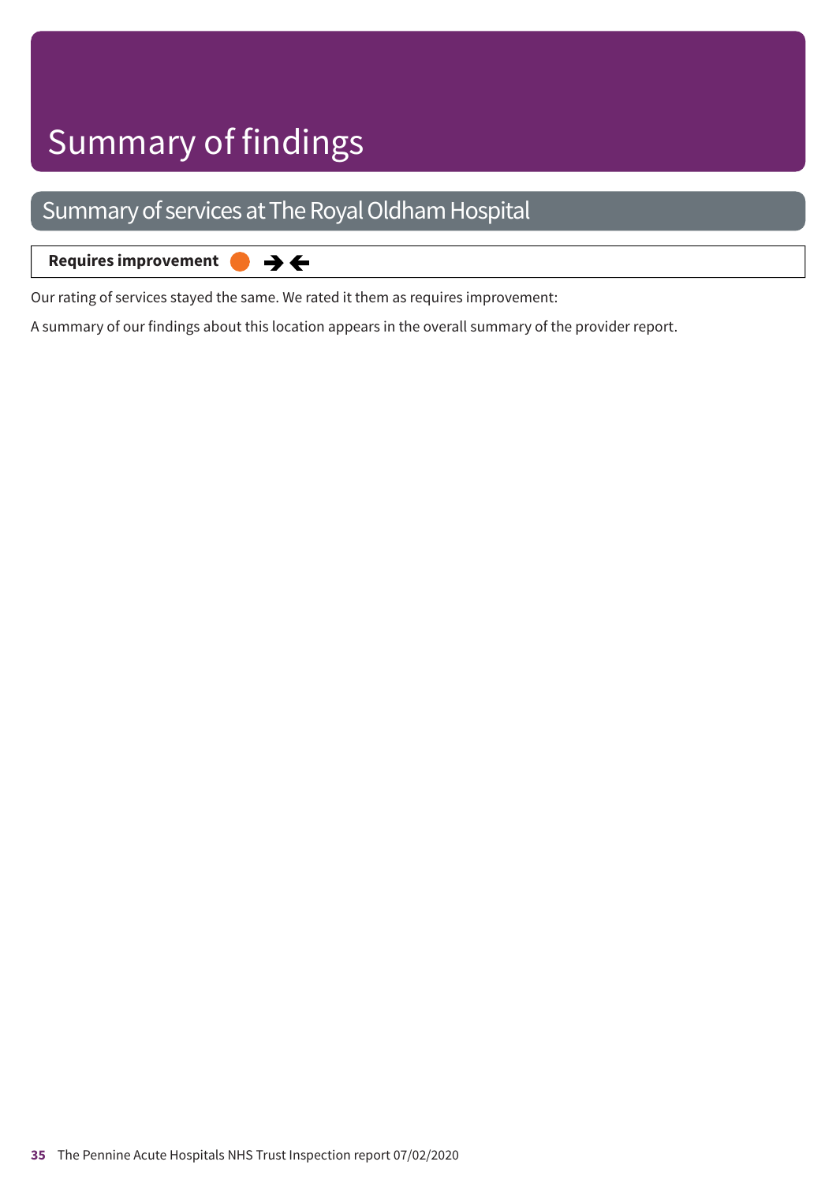# Summary of findings

## Summary of services at The Royal Oldham Hospital

**Requires improvement** ➔🡐

Our rating of services stayed the same. We rated it them as requires improvement:

A summary of our findings about this location appears in the overall summary of the provider report.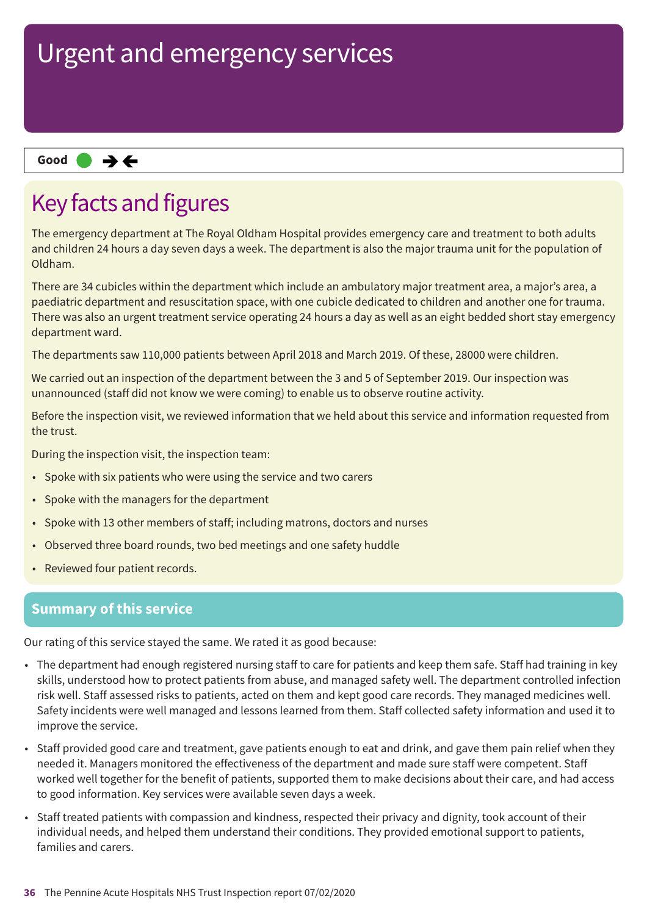# Urgent and emergency services

**Good** ● ➔🡐

## Key facts and figures

The emergency department at The Royal Oldham Hospital provides emergency care and treatment to both adults and children 24 hours a day seven days a week. The department is also the major trauma unit for the population of Oldham.

There are 34 cubicles within the department which include an ambulatory major treatment area, a major's area, a paediatric department and resuscitation space, with one cubicle dedicated to children and another one for trauma. There was also an urgent treatment service operating 24 hours a day as well as an eight bedded short stay emergency department ward.

The departments saw 110,000 patients between April 2018 and March 2019. Of these, 28000 were children.

We carried out an inspection of the department between the 3 and 5 of September 2019. Our inspection was unannounced (staff did not know we were coming) to enable us to observe routine activity.

Before the inspection visit, we reviewed information that we held about this service and information requested from the trust.

During the inspection visit, the inspection team:

- Spoke with six patients who were using the service and two carers
- Spoke with the managers for the department
- Spoke with 13 other members of staff; including matrons, doctors and nurses
- Observed three board rounds, two bed meetings and one safety huddle
- Reviewed four patient records.

## Summary of this service

Our rating of this service stayed the same. We rated it as good because:

- The department had enough registered nursing staff to care for patients and keep them safe. Staff had training in key skills, understood how to protect patients from abuse, and managed safety well. The department controlled infection risk well. Staff assessed risks to patients, acted on them and kept good care records. They managed medicines well. Safety incidents were well managed and lessons learned from them. Staff collected safety information and used it to improve the service.
- Staff provided good care and treatment, gave patients enough to eat and drink, and gave them pain relief when they needed it. Managers monitored the effectiveness of the department and made sure staff were competent. Staff worked well together for the benefit of patients, supported them to make decisions about their care, and had access to good information. Key services were available seven days a week.
- Staff treated patients with compassion and kindness, respected their privacy and dignity, took account of their individual needs, and helped them understand their conditions. They provided emotional support to patients, families and carers.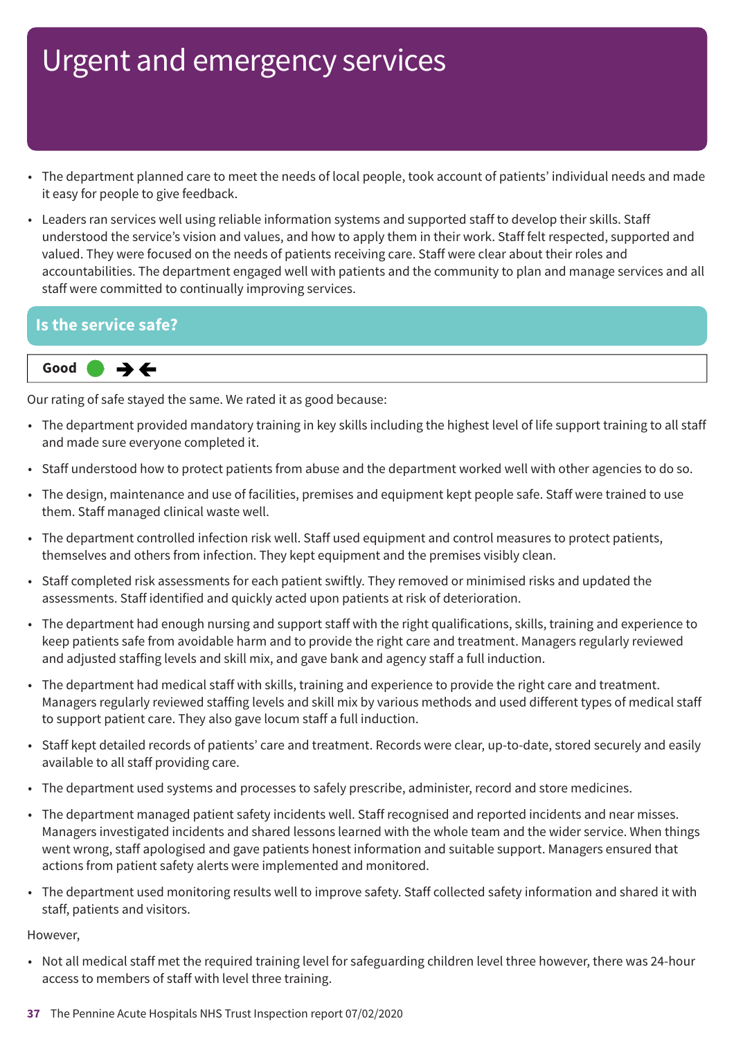# Urgent and emergency services

- The department planned care to meet the needs of local people, took account of patients' individual needs and made it easy for people to give feedback.
- Leaders ran services well using reliable information systems and supported staff to develop their skills. Staff understood the service's vision and values, and how to apply them in their work. Staff felt respected, supported and valued. They were focused on the needs of patients receiving care. Staff were clear about their roles and accountabilities. The department engaged well with patients and the community to plan and manage services and all staff were committed to continually improving services.

## Is the service safe?

**Good** ➔🡐

Our rating of safe stayed the same. We rated it as good because:

- The department provided mandatory training in key skills including the highest level of life support training to all staff and made sure everyone completed it.
- Staff understood how to protect patients from abuse and the department worked well with other agencies to do so.
- The design, maintenance and use of facilities, premises and equipment kept people safe. Staff were trained to use them. Staff managed clinical waste well.
- The department controlled infection risk well. Staff used equipment and control measures to protect patients, themselves and others from infection. They kept equipment and the premises visibly clean.
- Staff completed risk assessments for each patient swiftly. They removed or minimised risks and updated the assessments. Staff identified and quickly acted upon patients at risk of deterioration.
- The department had enough nursing and support staff with the right qualifications, skills, training and experience to keep patients safe from avoidable harm and to provide the right care and treatment. Managers regularly reviewed and adjusted staffing levels and skill mix, and gave bank and agency staff a full induction.
- The department had medical staff with skills, training and experience to provide the right care and treatment. Managers regularly reviewed staffing levels and skill mix by various methods and used different types of medical staff to support patient care. They also gave locum staff a full induction.
- Staff kept detailed records of patients' care and treatment. Records were clear, up-to-date, stored securely and easily available to all staff providing care.
- The department used systems and processes to safely prescribe, administer, record and store medicines.
- The department managed patient safety incidents well. Staff recognised and reported incidents and near misses. Managers investigated incidents and shared lessons learned with the whole team and the wider service. When things went wrong, staff apologised and gave patients honest information and suitable support. Managers ensured that actions from patient safety alerts were implemented and monitored.
- The department used monitoring results well to improve safety. Staff collected safety information and shared it with staff, patients and visitors.

However,

- Not all medical staff met the required training level for safeguarding children level three however, there was 24-hour access to members of staff with level three training.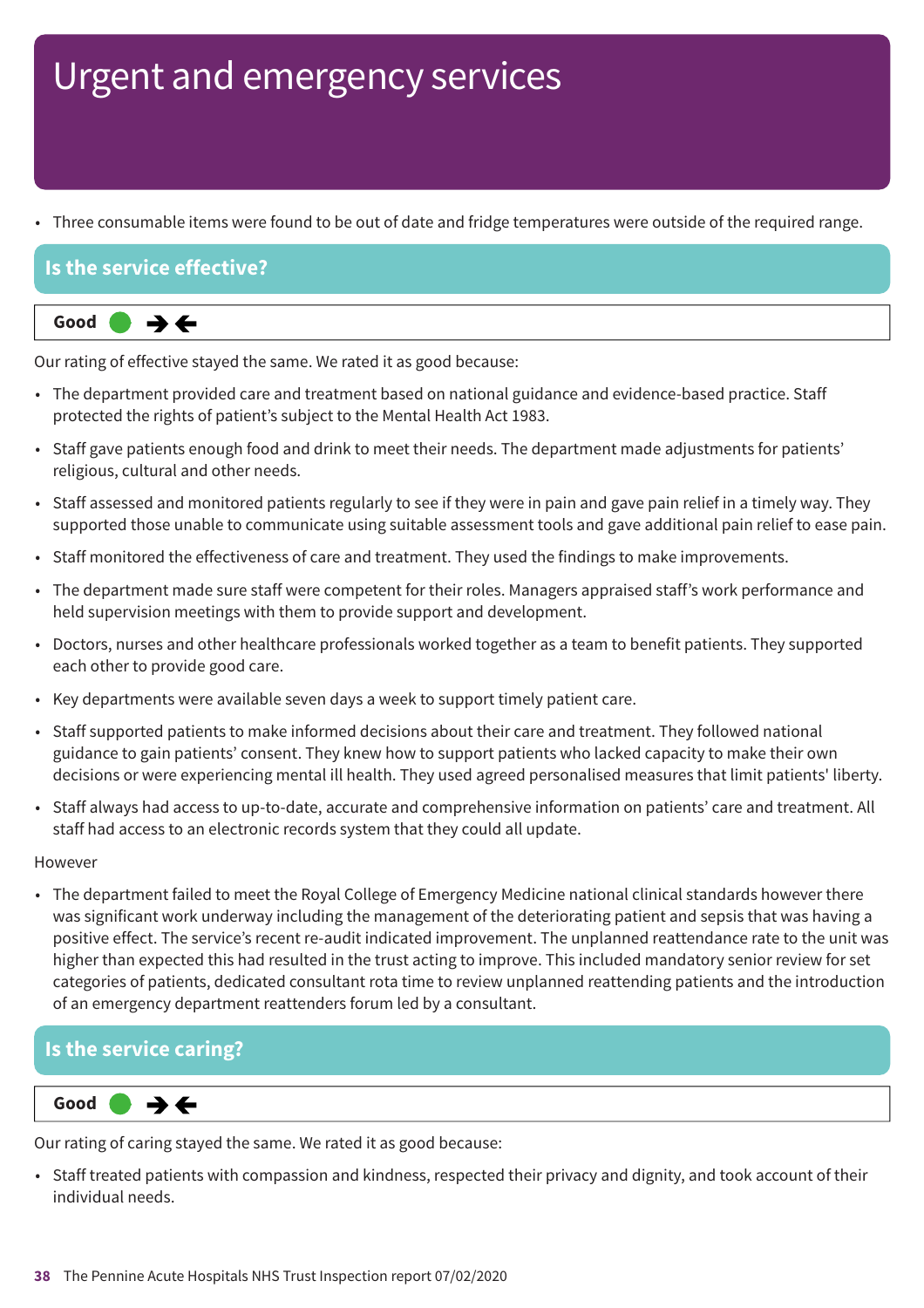# Urgent and emergency services

- Three consumable items were found to be out of date and fridge temperatures were outside of the required range.

## Is the service effective?

**Good** ● → ←

Our rating of effective stayed the same. We rated it as good because:

- The department provided care and treatment based on national guidance and evidence-based practice. Staff protected the rights of patient's subject to the Mental Health Act 1983.
- Staff gave patients enough food and drink to meet their needs. The department made adjustments for patients' religious, cultural and other needs.
- Staff assessed and monitored patients regularly to see if they were in pain and gave pain relief in a timely way. They supported those unable to communicate using suitable assessment tools and gave additional pain relief to ease pain.
- Staff monitored the effectiveness of care and treatment. They used the findings to make improvements.
- The department made sure staff were competent for their roles. Managers appraised staff's work performance and held supervision meetings with them to provide support and development.
- Doctors, nurses and other healthcare professionals worked together as a team to benefit patients. They supported each other to provide good care.
- Key departments were available seven days a week to support timely patient care.
- Staff supported patients to make informed decisions about their care and treatment. They followed national guidance to gain patients' consent. They knew how to support patients who lacked capacity to make their own decisions or were experiencing mental ill health. They used agreed personalised measures that limit patients' liberty.
- Staff always had access to up-to-date, accurate and comprehensive information on patients' care and treatment. All staff had access to an electronic records system that they could all update.

However

- The department failed to meet the Royal College of Emergency Medicine national clinical standards however there was significant work underway including the management of the deteriorating patient and sepsis that was having a positive effect. The service's recent re-audit indicated improvement. The unplanned reattendance rate to the unit was higher than expected this had resulted in the trust acting to improve. This included mandatory senior review for set categories of patients, dedicated consultant rota time to review unplanned reattending patients and the introduction of an emergency department reattenders forum led by a consultant.

## Is the service caring?

**Good** ● → ←

Our rating of caring stayed the same. We rated it as good because:

- Staff treated patients with compassion and kindness, respected their privacy and dignity, and took account of their individual needs.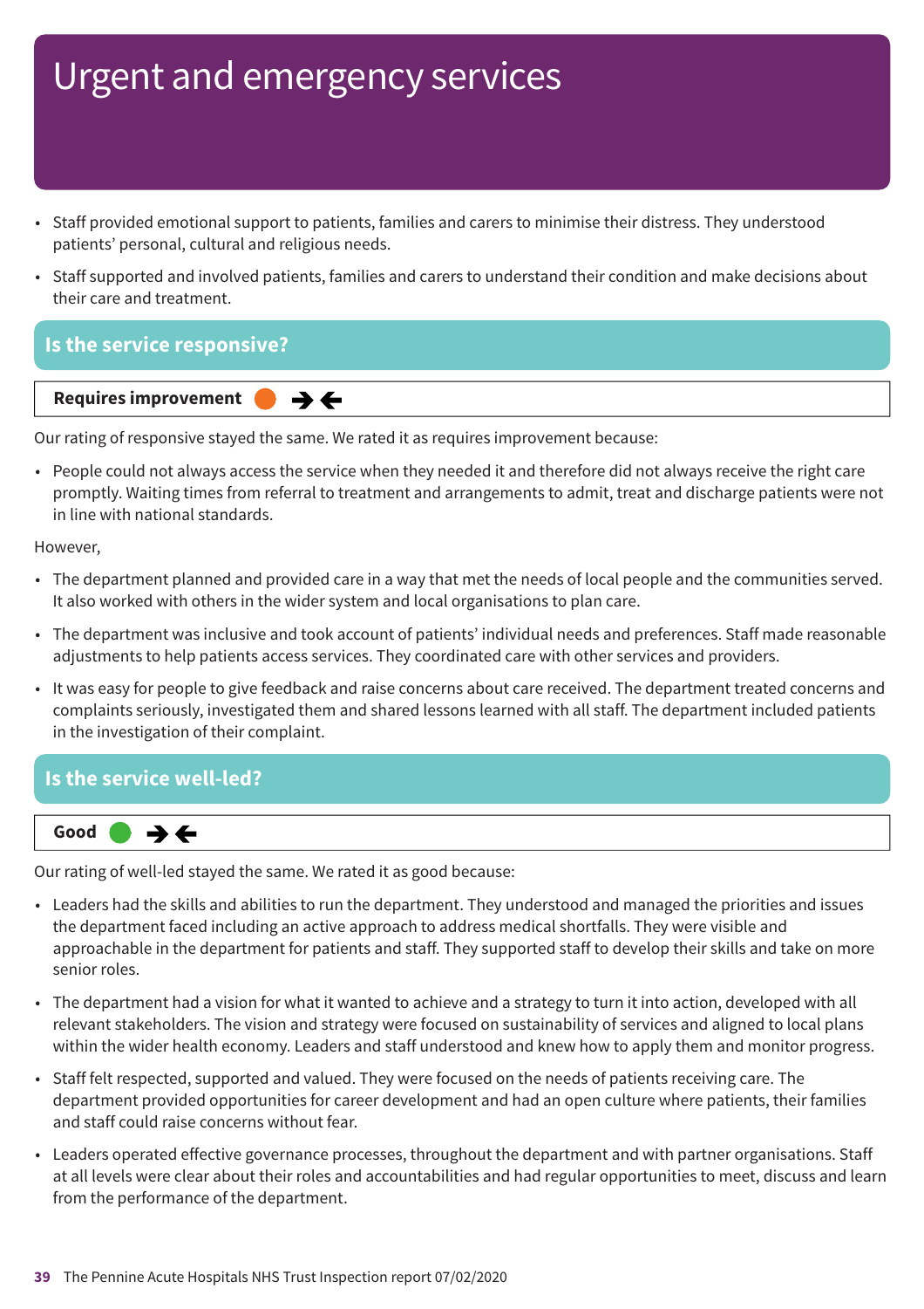# Urgent and emergency services

- Staff provided emotional support to patients, families and carers to minimise their distress. They understood patients' personal, cultural and religious needs.
- Staff supported and involved patients, families and carers to understand their condition and make decisions about their care and treatment.

## Is the service responsive?

**Requires improvement** ➔🡐

Our rating of responsive stayed the same. We rated it as requires improvement because:

- People could not always access the service when they needed it and therefore did not always receive the right care promptly. Waiting times from referral to treatment and arrangements to admit, treat and discharge patients were not in line with national standards.

However,

- The department planned and provided care in a way that met the needs of local people and the communities served. It also worked with others in the wider system and local organisations to plan care.
- The department was inclusive and took account of patients' individual needs and preferences. Staff made reasonable adjustments to help patients access services. They coordinated care with other services and providers.
- It was easy for people to give feedback and raise concerns about care received. The department treated concerns and complaints seriously, investigated them and shared lessons learned with all staff. The department included patients in the investigation of their complaint.

## Is the service well-led?

**Good** ➔🡐

Our rating of well-led stayed the same. We rated it as good because:

- Leaders had the skills and abilities to run the department. They understood and managed the priorities and issues the department faced including an active approach to address medical shortfalls. They were visible and approachable in the department for patients and staff. They supported staff to develop their skills and take on more senior roles.
- The department had a vision for what it wanted to achieve and a strategy to turn it into action, developed with all relevant stakeholders. The vision and strategy were focused on sustainability of services and aligned to local plans within the wider health economy. Leaders and staff understood and knew how to apply them and monitor progress.
- Staff felt respected, supported and valued. They were focused on the needs of patients receiving care. The department provided opportunities for career development and had an open culture where patients, their families and staff could raise concerns without fear.
- Leaders operated effective governance processes, throughout the department and with partner organisations. Staff at all levels were clear about their roles and accountabilities and had regular opportunities to meet, discuss and learn from the performance of the department.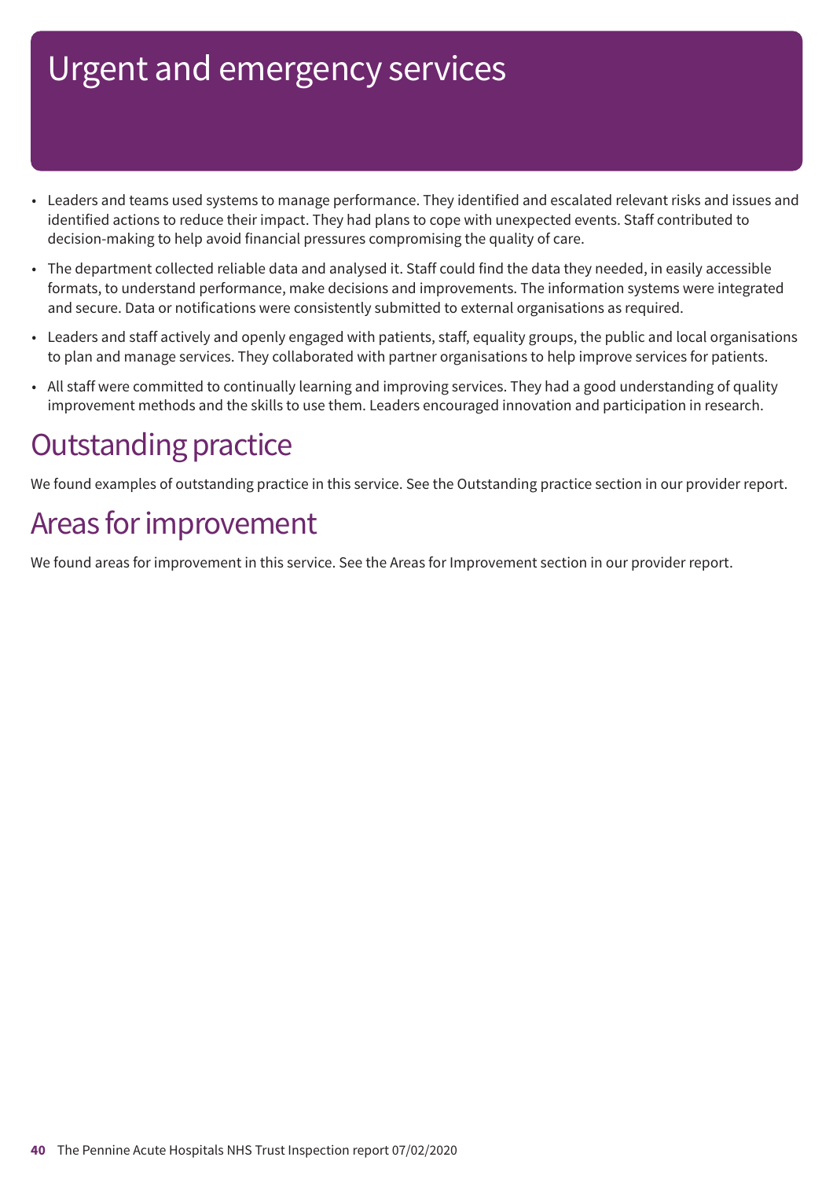# Urgent and emergency services

- Leaders and teams used systems to manage performance. They identified and escalated relevant risks and issues and identified actions to reduce their impact. They had plans to cope with unexpected events. Staff contributed to decision-making to help avoid financial pressures compromising the quality of care.
- The department collected reliable data and analysed it. Staff could find the data they needed, in easily accessible formats, to understand performance, make decisions and improvements. The information systems were integrated and secure. Data or notifications were consistently submitted to external organisations as required.
- Leaders and staff actively and openly engaged with patients, staff, equality groups, the public and local organisations to plan and manage services. They collaborated with partner organisations to help improve services for patients.
- All staff were committed to continually learning and improving services. They had a good understanding of quality improvement methods and the skills to use them. Leaders encouraged innovation and participation in research.

## Outstanding practice

We found examples of outstanding practice in this service. See the Outstanding practice section in our provider report.

## Areas for improvement

We found areas for improvement in this service. See the Areas for Improvement section in our provider report.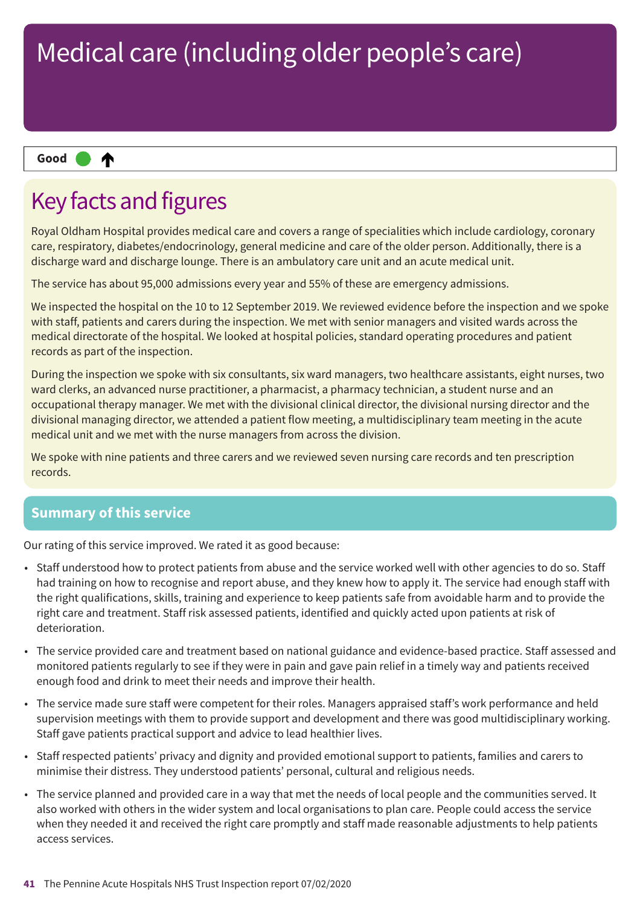# Medical care (including older people's care)

**Good** ● ↑

## Key facts and figures

Royal Oldham Hospital provides medical care and covers a range of specialities which include cardiology, coronary care, respiratory, diabetes/endocrinology, general medicine and care of the older person. Additionally, there is a discharge ward and discharge lounge. There is an ambulatory care unit and an acute medical unit.

The service has about 95,000 admissions every year and 55% of these are emergency admissions.

We inspected the hospital on the 10 to 12 September 2019. We reviewed evidence before the inspection and we spoke with staff, patients and carers during the inspection. We met with senior managers and visited wards across the medical directorate of the hospital. We looked at hospital policies, standard operating procedures and patient records as part of the inspection.

During the inspection we spoke with six consultants, six ward managers, two healthcare assistants, eight nurses, two ward clerks, an advanced nurse practitioner, a pharmacist, a pharmacy technician, a student nurse and an occupational therapy manager. We met with the divisional clinical director, the divisional nursing director and the divisional managing director, we attended a patient flow meeting, a multidisciplinary team meeting in the acute medical unit and we met with the nurse managers from across the division.

We spoke with nine patients and three carers and we reviewed seven nursing care records and ten prescription records.

### Summary of this service

Our rating of this service improved. We rated it as good because:

- Staff understood how to protect patients from abuse and the service worked well with other agencies to do so. Staff had training on how to recognise and report abuse, and they knew how to apply it. The service had enough staff with the right qualifications, skills, training and experience to keep patients safe from avoidable harm and to provide the right care and treatment. Staff risk assessed patients, identified and quickly acted upon patients at risk of deterioration.
- The service provided care and treatment based on national guidance and evidence-based practice. Staff assessed and monitored patients regularly to see if they were in pain and gave pain relief in a timely way and patients received enough food and drink to meet their needs and improve their health.
- The service made sure staff were competent for their roles. Managers appraised staff's work performance and held supervision meetings with them to provide support and development and there was good multidisciplinary working. Staff gave patients practical support and advice to lead healthier lives.
- Staff respected patients' privacy and dignity and provided emotional support to patients, families and carers to minimise their distress. They understood patients' personal, cultural and religious needs.
- The service planned and provided care in a way that met the needs of local people and the communities served. It also worked with others in the wider system and local organisations to plan care. People could access the service when they needed it and received the right care promptly and staff made reasonable adjustments to help patients access services.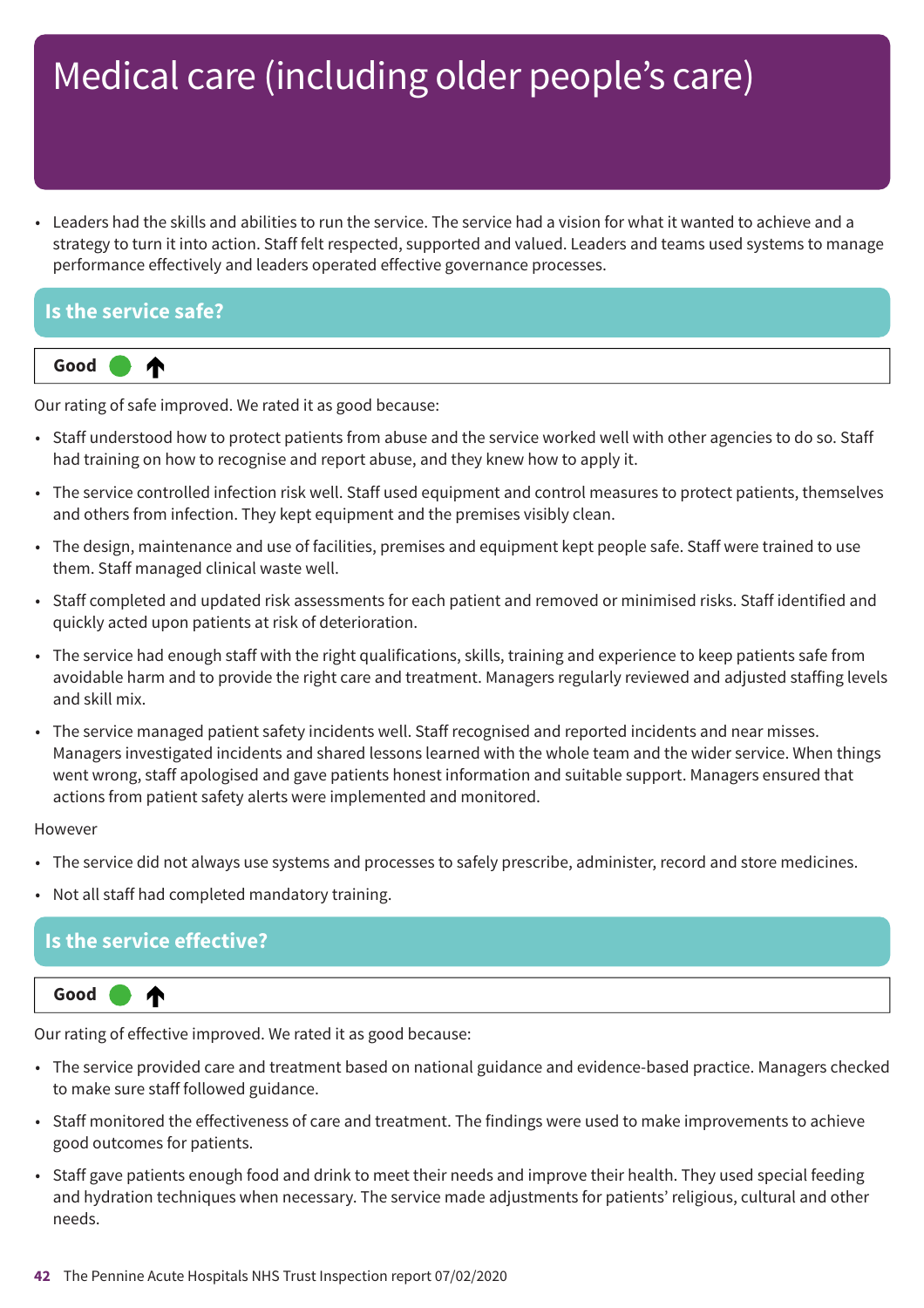# Medical care (including older people's care)

- Leaders had the skills and abilities to run the service. The service had a vision for what it wanted to achieve and a strategy to turn it into action. Staff felt respected, supported and valued. Leaders and teams used systems to manage performance effectively and leaders operated effective governance processes.

## Is the service safe?

**Good** ↑

Our rating of safe improved. We rated it as good because:

- Staff understood how to protect patients from abuse and the service worked well with other agencies to do so. Staff had training on how to recognise and report abuse, and they knew how to apply it.
- The service controlled infection risk well. Staff used equipment and control measures to protect patients, themselves and others from infection. They kept equipment and the premises visibly clean.
- The design, maintenance and use of facilities, premises and equipment kept people safe. Staff were trained to use them. Staff managed clinical waste well.
- Staff completed and updated risk assessments for each patient and removed or minimised risks. Staff identified and quickly acted upon patients at risk of deterioration.
- The service had enough staff with the right qualifications, skills, training and experience to keep patients safe from avoidable harm and to provide the right care and treatment. Managers regularly reviewed and adjusted staffing levels and skill mix.
- The service managed patient safety incidents well. Staff recognised and reported incidents and near misses. Managers investigated incidents and shared lessons learned with the whole team and the wider service. When things went wrong, staff apologised and gave patients honest information and suitable support. Managers ensured that actions from patient safety alerts were implemented and monitored.

However

- The service did not always use systems and processes to safely prescribe, administer, record and store medicines.
- Not all staff had completed mandatory training.

## Is the service effective?

**Good** ↑

Our rating of effective improved. We rated it as good because:

- The service provided care and treatment based on national guidance and evidence-based practice. Managers checked to make sure staff followed guidance.
- Staff monitored the effectiveness of care and treatment. The findings were used to make improvements to achieve good outcomes for patients.
- Staff gave patients enough food and drink to meet their needs and improve their health. They used special feeding and hydration techniques when necessary. The service made adjustments for patients' religious, cultural and other needs.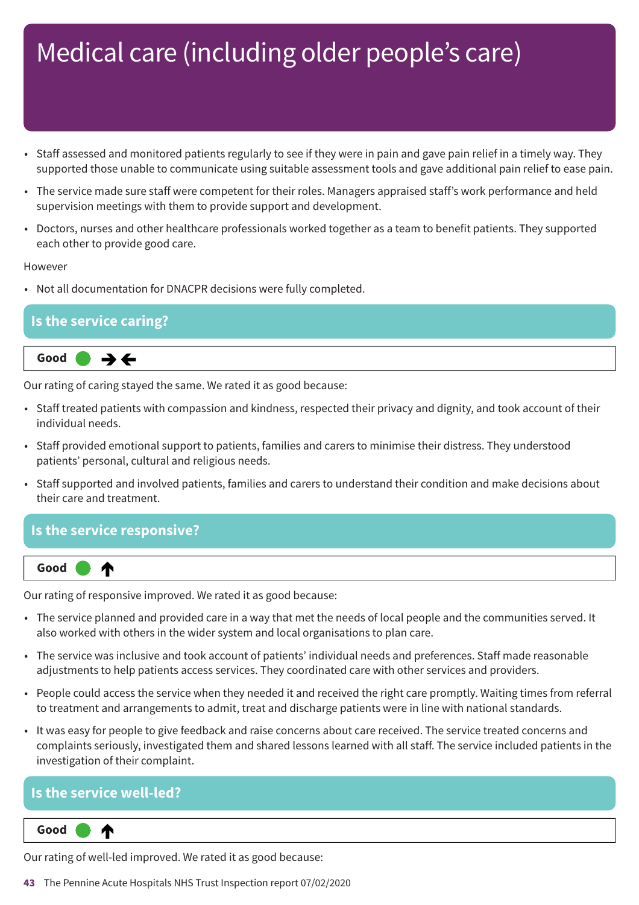# Medical care (including older people's care)

- Staff assessed and monitored patients regularly to see if they were in pain and gave pain relief in a timely way. They supported those unable to communicate using suitable assessment tools and gave additional pain relief to ease pain.
- The service made sure staff were competent for their roles. Managers appraised staff's work performance and held supervision meetings with them to provide support and development.
- Doctors, nurses and other healthcare professionals worked together as a team to benefit patients. They supported each other to provide good care.

However

- Not all documentation for DNACPR decisions were fully completed.

## Is the service caring?

**Good** ● →←

Our rating of caring stayed the same. We rated it as good because:

- Staff treated patients with compassion and kindness, respected their privacy and dignity, and took account of their individual needs.
- Staff provided emotional support to patients, families and carers to minimise their distress. They understood patients' personal, cultural and religious needs.
- Staff supported and involved patients, families and carers to understand their condition and make decisions about their care and treatment.

## Is the service responsive?

**Good** ● ↑

Our rating of responsive improved. We rated it as good because:

- The service planned and provided care in a way that met the needs of local people and the communities served. It also worked with others in the wider system and local organisations to plan care.
- The service was inclusive and took account of patients' individual needs and preferences. Staff made reasonable adjustments to help patients access services. They coordinated care with other services and providers.
- People could access the service when they needed it and received the right care promptly. Waiting times from referral to treatment and arrangements to admit, treat and discharge patients were in line with national standards.
- It was easy for people to give feedback and raise concerns about care received. The service treated concerns and complaints seriously, investigated them and shared lessons learned with all staff. The service included patients in the investigation of their complaint.

## Is the service well-led?

**Good** ● ↑

Our rating of well-led improved. We rated it as good because: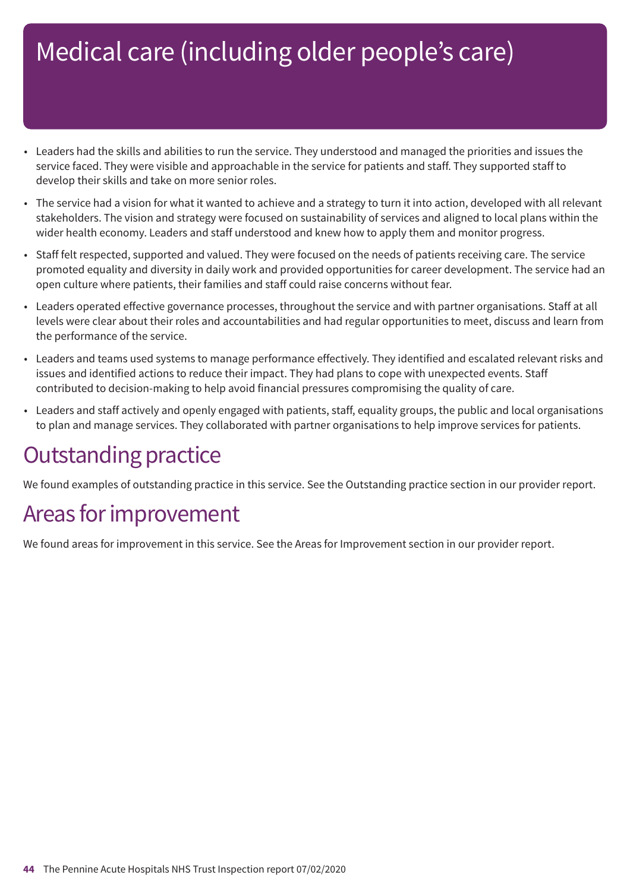# Medical care (including older people's care)

- Leaders had the skills and abilities to run the service. They understood and managed the priorities and issues the service faced. They were visible and approachable in the service for patients and staff. They supported staff to develop their skills and take on more senior roles.
- The service had a vision for what it wanted to achieve and a strategy to turn it into action, developed with all relevant stakeholders. The vision and strategy were focused on sustainability of services and aligned to local plans within the wider health economy. Leaders and staff understood and knew how to apply them and monitor progress.
- Staff felt respected, supported and valued. They were focused on the needs of patients receiving care. The service promoted equality and diversity in daily work and provided opportunities for career development. The service had an open culture where patients, their families and staff could raise concerns without fear.
- Leaders operated effective governance processes, throughout the service and with partner organisations. Staff at all levels were clear about their roles and accountabilities and had regular opportunities to meet, discuss and learn from the performance of the service.
- Leaders and teams used systems to manage performance effectively. They identified and escalated relevant risks and issues and identified actions to reduce their impact. They had plans to cope with unexpected events. Staff contributed to decision-making to help avoid financial pressures compromising the quality of care.
- Leaders and staff actively and openly engaged with patients, staff, equality groups, the public and local organisations to plan and manage services. They collaborated with partner organisations to help improve services for patients.

## Outstanding practice

We found examples of outstanding practice in this service. See the Outstanding practice section in our provider report.

## Areas for improvement

We found areas for improvement in this service. See the Areas for Improvement section in our provider report.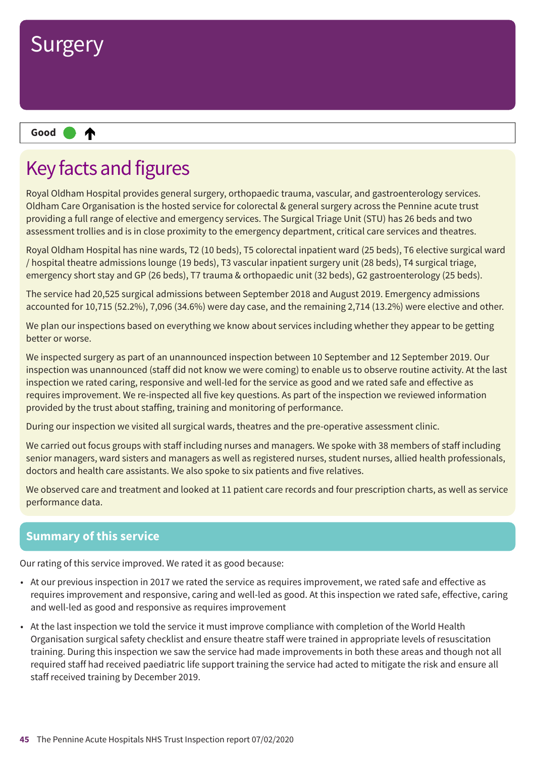# Surgery

**Good** ● ↑

## Key facts and figures

Royal Oldham Hospital provides general surgery, orthopaedic trauma, vascular, and gastroenterology services. Oldham Care Organisation is the hosted service for colorectal & general surgery across the Pennine acute trust providing a full range of elective and emergency services. The Surgical Triage Unit (STU) has 26 beds and two assessment trollies and is in close proximity to the emergency department, critical care services and theatres.

Royal Oldham Hospital has nine wards, T2 (10 beds), T5 colorectal inpatient ward (25 beds), T6 elective surgical ward / hospital theatre admissions lounge (19 beds), T3 vascular inpatient surgery unit (28 beds), T4 surgical triage, emergency short stay and GP (26 beds), T7 trauma & orthopaedic unit (32 beds), G2 gastroenterology (25 beds).

The service had 20,525 surgical admissions between September 2018 and August 2019. Emergency admissions accounted for 10,715 (52.2%), 7,096 (34.6%) were day case, and the remaining 2,714 (13.2%) were elective and other.

We plan our inspections based on everything we know about services including whether they appear to be getting better or worse.

We inspected surgery as part of an unannounced inspection between 10 September and 12 September 2019. Our inspection was unannounced (staff did not know we were coming) to enable us to observe routine activity. At the last inspection we rated caring, responsive and well-led for the service as good and we rated safe and effective as requires improvement. We re-inspected all five key questions. As part of the inspection we reviewed information provided by the trust about staffing, training and monitoring of performance.

During our inspection we visited all surgical wards, theatres and the pre-operative assessment clinic.

We carried out focus groups with staff including nurses and managers. We spoke with 38 members of staff including senior managers, ward sisters and managers as well as registered nurses, student nurses, allied health professionals, doctors and health care assistants. We also spoke to six patients and five relatives.

We observed care and treatment and looked at 11 patient care records and four prescription charts, as well as service performance data.

## Summary of this service

Our rating of this service improved. We rated it as good because:

- At our previous inspection in 2017 we rated the service as requires improvement, we rated safe and effective as requires improvement and responsive, caring and well-led as good. At this inspection we rated safe, effective, caring and well-led as good and responsive as requires improvement
- At the last inspection we told the service it must improve compliance with completion of the World Health Organisation surgical safety checklist and ensure theatre staff were trained in appropriate levels of resuscitation training. During this inspection we saw the service had made improvements in both these areas and though not all required staff had received paediatric life support training the service had acted to mitigate the risk and ensure all staff received training by December 2019.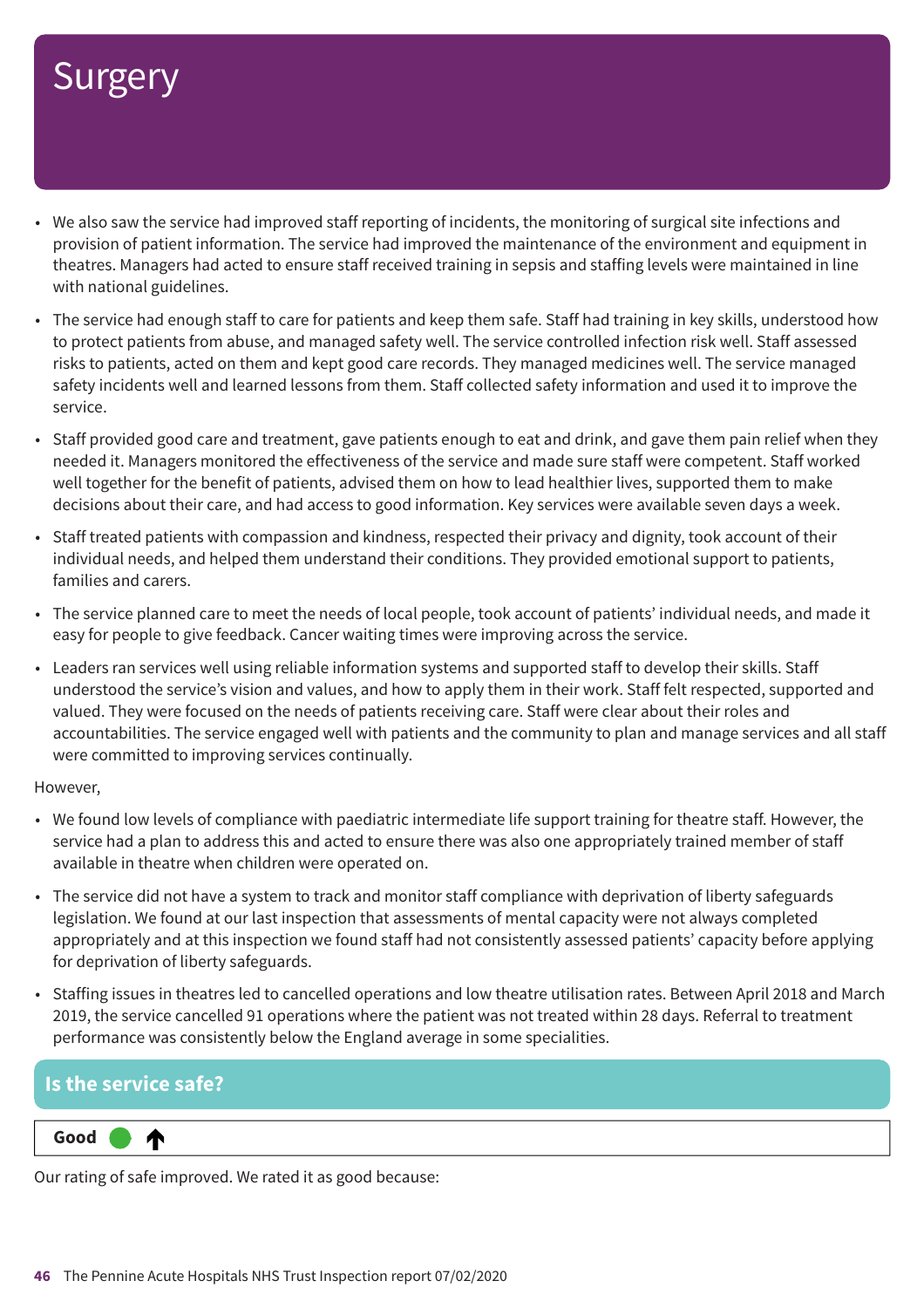# Surgery

- We also saw the service had improved staff reporting of incidents, the monitoring of surgical site infections and provision of patient information. The service had improved the maintenance of the environment and equipment in theatres. Managers had acted to ensure staff received training in sepsis and staffing levels were maintained in line with national guidelines.
- The service had enough staff to care for patients and keep them safe. Staff had training in key skills, understood how to protect patients from abuse, and managed safety well. The service controlled infection risk well. Staff assessed risks to patients, acted on them and kept good care records. They managed medicines well. The service managed safety incidents well and learned lessons from them. Staff collected safety information and used it to improve the service.
- Staff provided good care and treatment, gave patients enough to eat and drink, and gave them pain relief when they needed it. Managers monitored the effectiveness of the service and made sure staff were competent. Staff worked well together for the benefit of patients, advised them on how to lead healthier lives, supported them to make decisions about their care, and had access to good information. Key services were available seven days a week.
- Staff treated patients with compassion and kindness, respected their privacy and dignity, took account of their individual needs, and helped them understand their conditions. They provided emotional support to patients, families and carers.
- The service planned care to meet the needs of local people, took account of patients' individual needs, and made it easy for people to give feedback. Cancer waiting times were improving across the service.
- Leaders ran services well using reliable information systems and supported staff to develop their skills. Staff understood the service's vision and values, and how to apply them in their work. Staff felt respected, supported and valued. They were focused on the needs of patients receiving care. Staff were clear about their roles and accountabilities. The service engaged well with patients and the community to plan and manage services and all staff were committed to improving services continually.

However,

- We found low levels of compliance with paediatric intermediate life support training for theatre staff. However, the service had a plan to address this and acted to ensure there was also one appropriately trained member of staff available in theatre when children were operated on.
- The service did not have a system to track and monitor staff compliance with deprivation of liberty safeguards legislation. We found at our last inspection that assessments of mental capacity were not always completed appropriately and at this inspection we found staff had not consistently assessed patients' capacity before applying for deprivation of liberty safeguards.
- Staffing issues in theatres led to cancelled operations and low theatre utilisation rates. Between April 2018 and March 2019, the service cancelled 91 operations where the patient was not treated within 28 days. Referral to treatment performance was consistently below the England average in some specialities.

## Is the service safe?

**Good** ↑

Our rating of safe improved. We rated it as good because: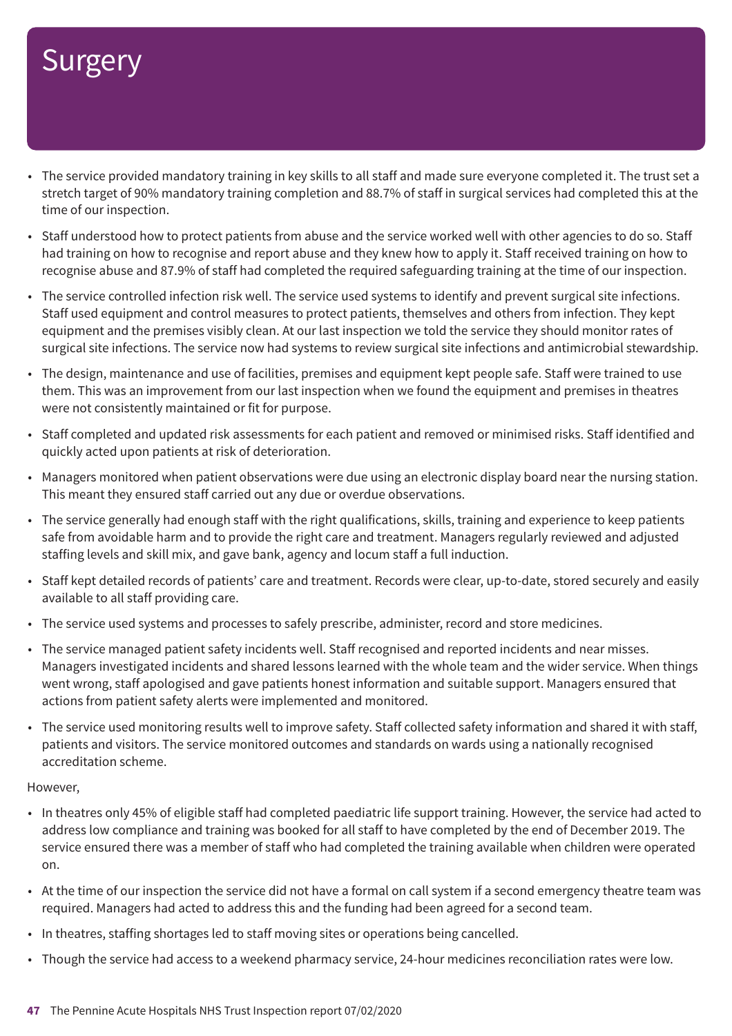# Surgery

- The service provided mandatory training in key skills to all staff and made sure everyone completed it. The trust set a stretch target of 90% mandatory training completion and 88.7% of staff in surgical services had completed this at the time of our inspection.
- Staff understood how to protect patients from abuse and the service worked well with other agencies to do so. Staff had training on how to recognise and report abuse and they knew how to apply it. Staff received training on how to recognise abuse and 87.9% of staff had completed the required safeguarding training at the time of our inspection.
- The service controlled infection risk well. The service used systems to identify and prevent surgical site infections. Staff used equipment and control measures to protect patients, themselves and others from infection. They kept equipment and the premises visibly clean. At our last inspection we told the service they should monitor rates of surgical site infections. The service now had systems to review surgical site infections and antimicrobial stewardship.
- The design, maintenance and use of facilities, premises and equipment kept people safe. Staff were trained to use them. This was an improvement from our last inspection when we found the equipment and premises in theatres were not consistently maintained or fit for purpose.
- Staff completed and updated risk assessments for each patient and removed or minimised risks. Staff identified and quickly acted upon patients at risk of deterioration.
- Managers monitored when patient observations were due using an electronic display board near the nursing station. This meant they ensured staff carried out any due or overdue observations.
- The service generally had enough staff with the right qualifications, skills, training and experience to keep patients safe from avoidable harm and to provide the right care and treatment. Managers regularly reviewed and adjusted staffing levels and skill mix, and gave bank, agency and locum staff a full induction.
- Staff kept detailed records of patients' care and treatment. Records were clear, up-to-date, stored securely and easily available to all staff providing care.
- The service used systems and processes to safely prescribe, administer, record and store medicines.
- The service managed patient safety incidents well. Staff recognised and reported incidents and near misses. Managers investigated incidents and shared lessons learned with the whole team and the wider service. When things went wrong, staff apologised and gave patients honest information and suitable support. Managers ensured that actions from patient safety alerts were implemented and monitored.
- The service used monitoring results well to improve safety. Staff collected safety information and shared it with staff, patients and visitors. The service monitored outcomes and standards on wards using a nationally recognised accreditation scheme.

However,

- In theatres only 45% of eligible staff had completed paediatric life support training. However, the service had acted to address low compliance and training was booked for all staff to have completed by the end of December 2019. The service ensured there was a member of staff who had completed the training available when children were operated on.
- At the time of our inspection the service did not have a formal on call system if a second emergency theatre team was required. Managers had acted to address this and the funding had been agreed for a second team.
- In theatres, staffing shortages led to staff moving sites or operations being cancelled.
- Though the service had access to a weekend pharmacy service, 24-hour medicines reconciliation rates were low.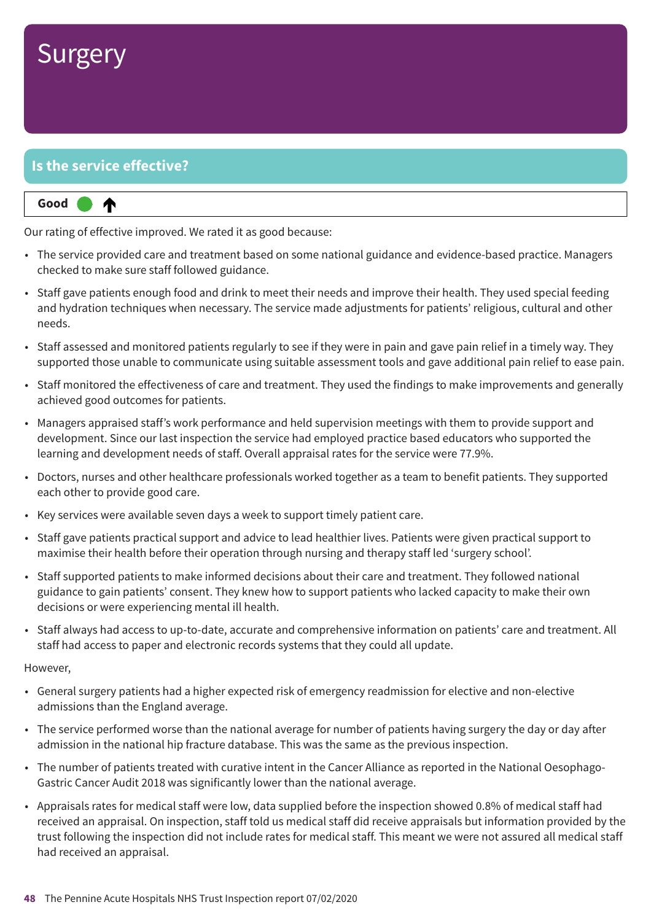# Surgery

## Is the service effective?

**Good** ↑

Our rating of effective improved. We rated it as good because:

- The service provided care and treatment based on some national guidance and evidence-based practice. Managers checked to make sure staff followed guidance.
- Staff gave patients enough food and drink to meet their needs and improve their health. They used special feeding and hydration techniques when necessary. The service made adjustments for patients' religious, cultural and other needs.
- Staff assessed and monitored patients regularly to see if they were in pain and gave pain relief in a timely way. They supported those unable to communicate using suitable assessment tools and gave additional pain relief to ease pain.
- Staff monitored the effectiveness of care and treatment. They used the findings to make improvements and generally achieved good outcomes for patients.
- Managers appraised staff's work performance and held supervision meetings with them to provide support and development. Since our last inspection the service had employed practice based educators who supported the learning and development needs of staff. Overall appraisal rates for the service were 77.9%.
- Doctors, nurses and other healthcare professionals worked together as a team to benefit patients. They supported each other to provide good care.
- Key services were available seven days a week to support timely patient care.
- Staff gave patients practical support and advice to lead healthier lives. Patients were given practical support to maximise their health before their operation through nursing and therapy staff led 'surgery school'.
- Staff supported patients to make informed decisions about their care and treatment. They followed national guidance to gain patients' consent. They knew how to support patients who lacked capacity to make their own decisions or were experiencing mental ill health.
- Staff always had access to up-to-date, accurate and comprehensive information on patients' care and treatment. All staff had access to paper and electronic records systems that they could all update.

However,

- General surgery patients had a higher expected risk of emergency readmission for elective and non-elective admissions than the England average.
- The service performed worse than the national average for number of patients having surgery the day or day after admission in the national hip fracture database. This was the same as the previous inspection.
- The number of patients treated with curative intent in the Cancer Alliance as reported in the National Oesophago-Gastric Cancer Audit 2018 was significantly lower than the national average.
- Appraisals rates for medical staff were low, data supplied before the inspection showed 0.8% of medical staff had received an appraisal. On inspection, staff told us medical staff did receive appraisals but information provided by the trust following the inspection did not include rates for medical staff. This meant we were not assured all medical staff had received an appraisal.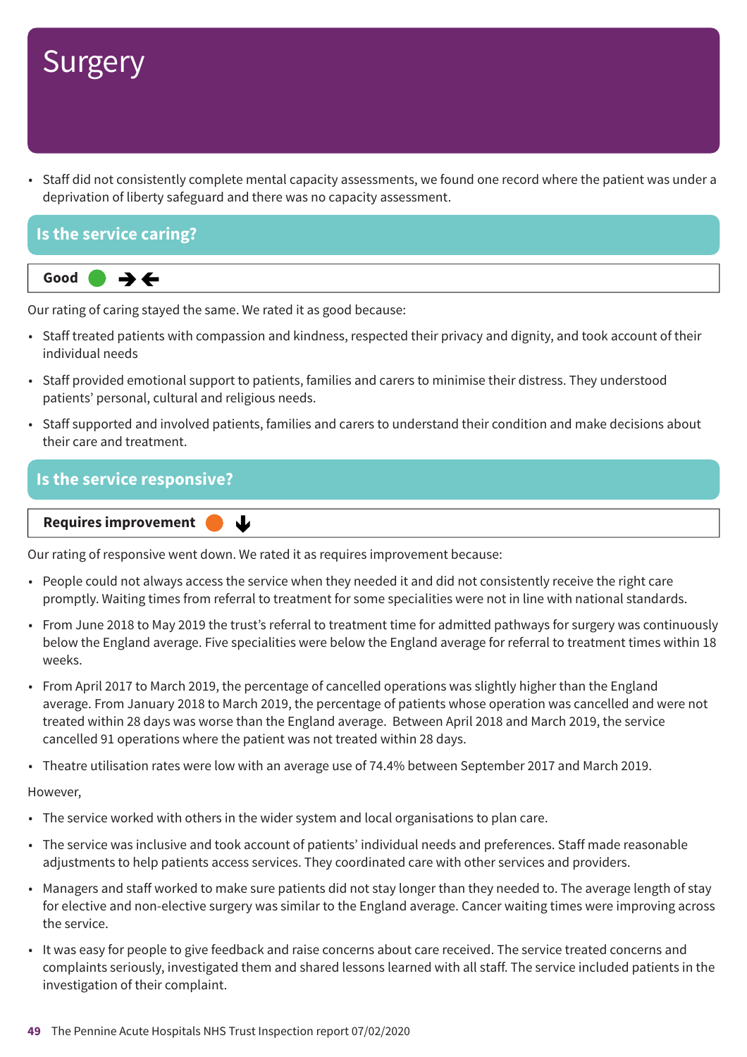# Surgery

- Staff did not consistently complete mental capacity assessments, we found one record where the patient was under a deprivation of liberty safeguard and there was no capacity assessment.

## Is the service caring?

**Good** ● →←

Our rating of caring stayed the same. We rated it as good because:

- Staff treated patients with compassion and kindness, respected their privacy and dignity, and took account of their individual needs
- Staff provided emotional support to patients, families and carers to minimise their distress. They understood patients' personal, cultural and religious needs.
- Staff supported and involved patients, families and carers to understand their condition and make decisions about their care and treatment.

## Is the service responsive?

**Requires improvement** ● ↓

Our rating of responsive went down. We rated it as requires improvement because:

- People could not always access the service when they needed it and did not consistently receive the right care promptly. Waiting times from referral to treatment for some specialities were not in line with national standards.
- From June 2018 to May 2019 the trust's referral to treatment time for admitted pathways for surgery was continuously below the England average. Five specialities were below the England average for referral to treatment times within 18 weeks.
- From April 2017 to March 2019, the percentage of cancelled operations was slightly higher than the England average. From January 2018 to March 2019, the percentage of patients whose operation was cancelled and were not treated within 28 days was worse than the England average. Between April 2018 and March 2019, the service cancelled 91 operations where the patient was not treated within 28 days.
- Theatre utilisation rates were low with an average use of 74.4% between September 2017 and March 2019.

However,

- The service worked with others in the wider system and local organisations to plan care.
- The service was inclusive and took account of patients' individual needs and preferences. Staff made reasonable adjustments to help patients access services. They coordinated care with other services and providers.
- Managers and staff worked to make sure patients did not stay longer than they needed to. The average length of stay for elective and non-elective surgery was similar to the England average. Cancer waiting times were improving across the service.
- It was easy for people to give feedback and raise concerns about care received. The service treated concerns and complaints seriously, investigated them and shared lessons learned with all staff. The service included patients in the investigation of their complaint.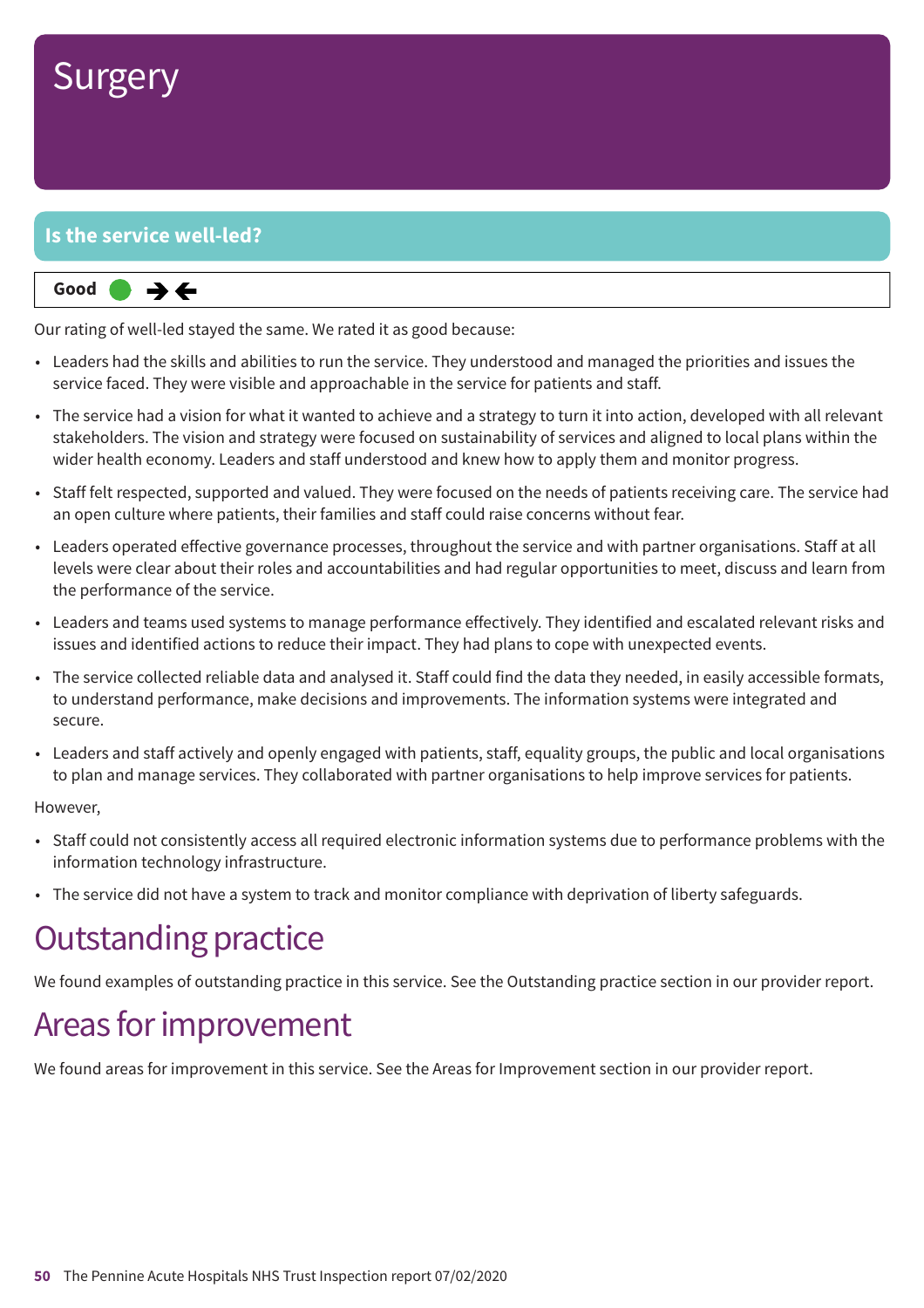# Surgery

## Is the service well-led?

**Good** ● →←

Our rating of well-led stayed the same. We rated it as good because:

- Leaders had the skills and abilities to run the service. They understood and managed the priorities and issues the service faced. They were visible and approachable in the service for patients and staff.
- The service had a vision for what it wanted to achieve and a strategy to turn it into action, developed with all relevant stakeholders. The vision and strategy were focused on sustainability of services and aligned to local plans within the wider health economy. Leaders and staff understood and knew how to apply them and monitor progress.
- Staff felt respected, supported and valued. They were focused on the needs of patients receiving care. The service had an open culture where patients, their families and staff could raise concerns without fear.
- Leaders operated effective governance processes, throughout the service and with partner organisations. Staff at all levels were clear about their roles and accountabilities and had regular opportunities to meet, discuss and learn from the performance of the service.
- Leaders and teams used systems to manage performance effectively. They identified and escalated relevant risks and issues and identified actions to reduce their impact. They had plans to cope with unexpected events.
- The service collected reliable data and analysed it. Staff could find the data they needed, in easily accessible formats, to understand performance, make decisions and improvements. The information systems were integrated and secure.
- Leaders and staff actively and openly engaged with patients, staff, equality groups, the public and local organisations to plan and manage services. They collaborated with partner organisations to help improve services for patients.

However,

- Staff could not consistently access all required electronic information systems due to performance problems with the information technology infrastructure.
- The service did not have a system to track and monitor compliance with deprivation of liberty safeguards.

# Outstanding practice

We found examples of outstanding practice in this service. See the Outstanding practice section in our provider report.

# Areas for improvement

We found areas for improvement in this service. See the Areas for Improvement section in our provider report.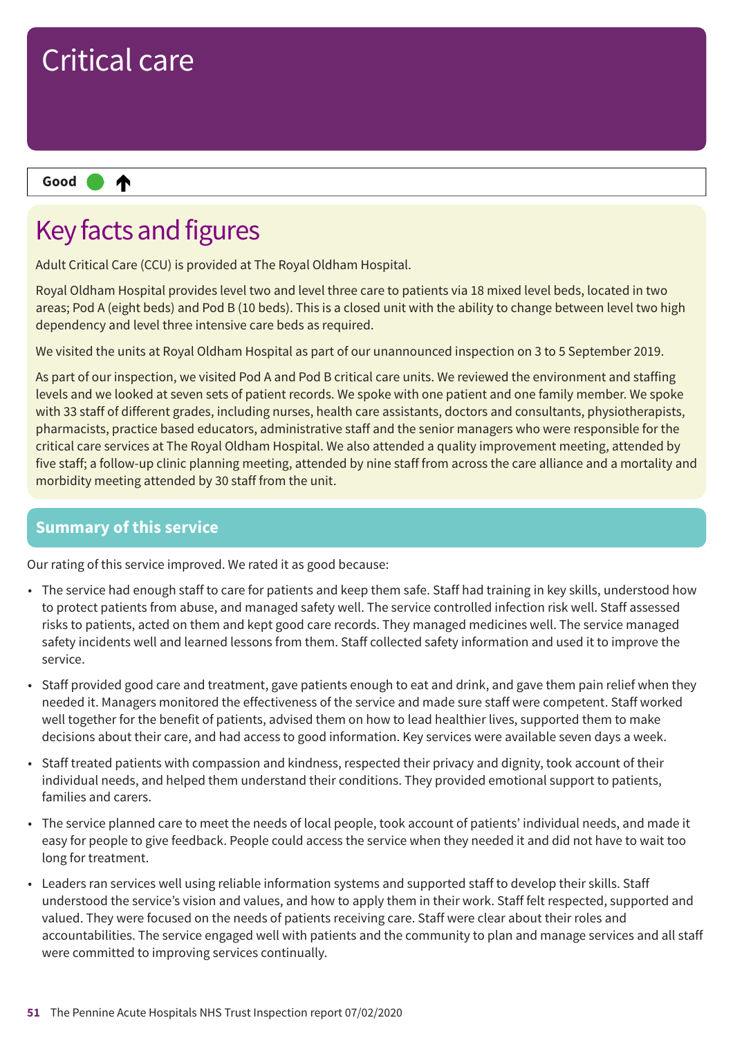# Critical care

**Good** ● ↑

## Key facts and figures

Adult Critical Care (CCU) is provided at The Royal Oldham Hospital.

Royal Oldham Hospital provides level two and level three care to patients via 18 mixed level beds, located in two areas; Pod A (eight beds) and Pod B (10 beds). This is a closed unit with the ability to change between level two high dependency and level three intensive care beds as required.

We visited the units at Royal Oldham Hospital as part of our unannounced inspection on 3 to 5 September 2019.

As part of our inspection, we visited Pod A and Pod B critical care units. We reviewed the environment and staffing levels and we looked at seven sets of patient records. We spoke with one patient and one family member. We spoke with 33 staff of different grades, including nurses, health care assistants, doctors and consultants, physiotherapists, pharmacists, practice based educators, administrative staff and the senior managers who were responsible for the critical care services at The Royal Oldham Hospital. We also attended a quality improvement meeting, attended by five staff; a follow-up clinic planning meeting, attended by nine staff from across the care alliance and a mortality and morbidity meeting attended by 30 staff from the unit.

### Summary of this service

Our rating of this service improved. We rated it as good because:

- The service had enough staff to care for patients and keep them safe. Staff had training in key skills, understood how to protect patients from abuse, and managed safety well. The service controlled infection risk well. Staff assessed risks to patients, acted on them and kept good care records. They managed medicines well. The service managed safety incidents well and learned lessons from them. Staff collected safety information and used it to improve the service.
- Staff provided good care and treatment, gave patients enough to eat and drink, and gave them pain relief when they needed it. Managers monitored the effectiveness of the service and made sure staff were competent. Staff worked well together for the benefit of patients, advised them on how to lead healthier lives, supported them to make decisions about their care, and had access to good information. Key services were available seven days a week.
- Staff treated patients with compassion and kindness, respected their privacy and dignity, took account of their individual needs, and helped them understand their conditions. They provided emotional support to patients, families and carers.
- The service planned care to meet the needs of local people, took account of patients' individual needs, and made it easy for people to give feedback. People could access the service when they needed it and did not have to wait too long for treatment.
- Leaders ran services well using reliable information systems and supported staff to develop their skills. Staff understood the service's vision and values, and how to apply them in their work. Staff felt respected, supported and valued. They were focused on the needs of patients receiving care. Staff were clear about their roles and accountabilities. The service engaged well with patients and the community to plan and manage services and all staff were committed to improving services continually.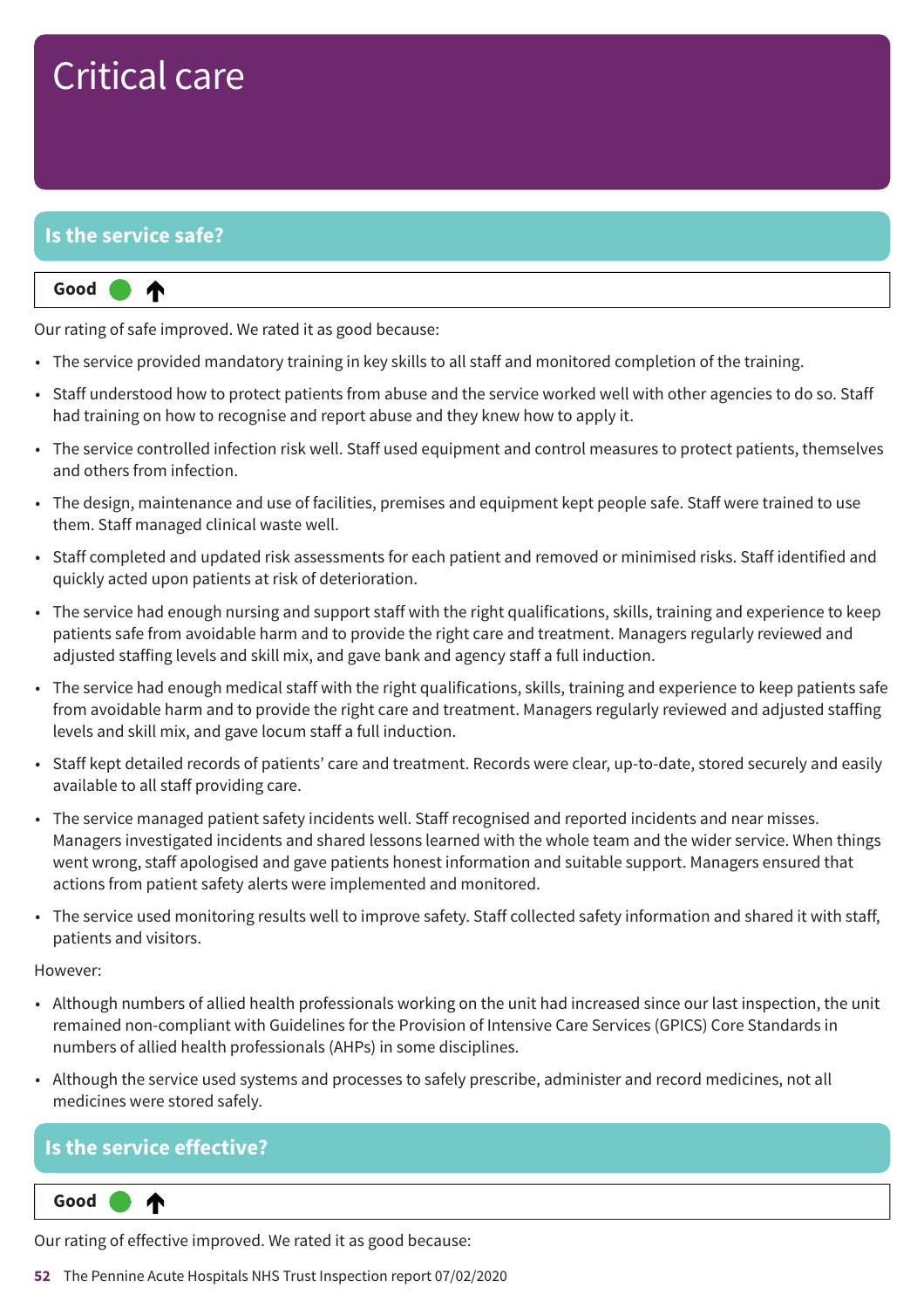# Critical care

## Is the service safe?

**Good** ● ↑

Our rating of safe improved. We rated it as good because:

- The service provided mandatory training in key skills to all staff and monitored completion of the training.
- Staff understood how to protect patients from abuse and the service worked well with other agencies to do so. Staff had training on how to recognise and report abuse and they knew how to apply it.
- The service controlled infection risk well. Staff used equipment and control measures to protect patients, themselves and others from infection.
- The design, maintenance and use of facilities, premises and equipment kept people safe. Staff were trained to use them. Staff managed clinical waste well.
- Staff completed and updated risk assessments for each patient and removed or minimised risks. Staff identified and quickly acted upon patients at risk of deterioration.
- The service had enough nursing and support staff with the right qualifications, skills, training and experience to keep patients safe from avoidable harm and to provide the right care and treatment. Managers regularly reviewed and adjusted staffing levels and skill mix, and gave bank and agency staff a full induction.
- The service had enough medical staff with the right qualifications, skills, training and experience to keep patients safe from avoidable harm and to provide the right care and treatment. Managers regularly reviewed and adjusted staffing levels and skill mix, and gave locum staff a full induction.
- Staff kept detailed records of patients' care and treatment. Records were clear, up-to-date, stored securely and easily available to all staff providing care.
- The service managed patient safety incidents well. Staff recognised and reported incidents and near misses. Managers investigated incidents and shared lessons learned with the whole team and the wider service. When things went wrong, staff apologised and gave patients honest information and suitable support. Managers ensured that actions from patient safety alerts were implemented and monitored.
- The service used monitoring results well to improve safety. Staff collected safety information and shared it with staff, patients and visitors.

However:

- Although numbers of allied health professionals working on the unit had increased since our last inspection, the unit remained non-compliant with Guidelines for the Provision of Intensive Care Services (GPICS) Core Standards in numbers of allied health professionals (AHPs) in some disciplines.
- Although the service used systems and processes to safely prescribe, administer and record medicines, not all medicines were stored safely.

## Is the service effective?

**Good** ● ↑

Our rating of effective improved. We rated it as good because: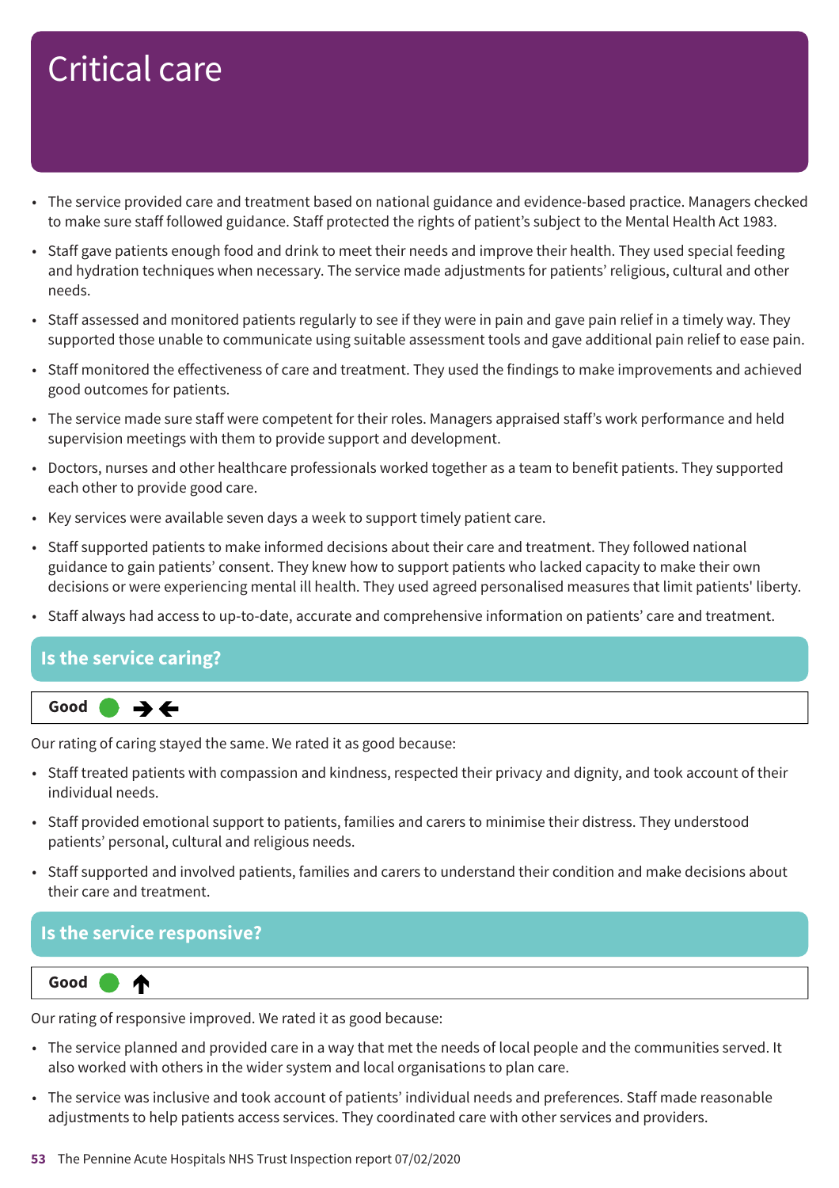# Critical care

- The service provided care and treatment based on national guidance and evidence-based practice. Managers checked to make sure staff followed guidance. Staff protected the rights of patient's subject to the Mental Health Act 1983.
- Staff gave patients enough food and drink to meet their needs and improve their health. They used special feeding and hydration techniques when necessary. The service made adjustments for patients' religious, cultural and other needs.
- Staff assessed and monitored patients regularly to see if they were in pain and gave pain relief in a timely way. They supported those unable to communicate using suitable assessment tools and gave additional pain relief to ease pain.
- Staff monitored the effectiveness of care and treatment. They used the findings to make improvements and achieved good outcomes for patients.
- The service made sure staff were competent for their roles. Managers appraised staff's work performance and held supervision meetings with them to provide support and development.
- Doctors, nurses and other healthcare professionals worked together as a team to benefit patients. They supported each other to provide good care.
- Key services were available seven days a week to support timely patient care.
- Staff supported patients to make informed decisions about their care and treatment. They followed national guidance to gain patients' consent. They knew how to support patients who lacked capacity to make their own decisions or were experiencing mental ill health. They used agreed personalised measures that limit patients' liberty.
- Staff always had access to up-to-date, accurate and comprehensive information on patients' care and treatment.

## Is the service caring?

**Good** ● →←

Our rating of caring stayed the same. We rated it as good because:

- Staff treated patients with compassion and kindness, respected their privacy and dignity, and took account of their individual needs.
- Staff provided emotional support to patients, families and carers to minimise their distress. They understood patients' personal, cultural and religious needs.
- Staff supported and involved patients, families and carers to understand their condition and make decisions about their care and treatment.

## Is the service responsive?

**Good** ● ↑

Our rating of responsive improved. We rated it as good because:

- The service planned and provided care in a way that met the needs of local people and the communities served. It also worked with others in the wider system and local organisations to plan care.
- The service was inclusive and took account of patients' individual needs and preferences. Staff made reasonable adjustments to help patients access services. They coordinated care with other services and providers.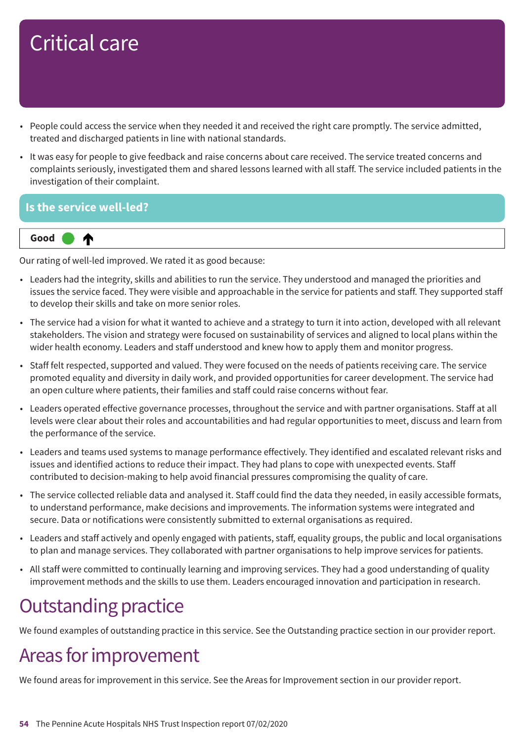# Critical care

- People could access the service when they needed it and received the right care promptly. The service admitted, treated and discharged patients in line with national standards.
- It was easy for people to give feedback and raise concerns about care received. The service treated concerns and complaints seriously, investigated them and shared lessons learned with all staff. The service included patients in the investigation of their complaint.

## Is the service well-led?

**Good** ↑

Our rating of well-led improved. We rated it as good because:

- Leaders had the integrity, skills and abilities to run the service. They understood and managed the priorities and issues the service faced. They were visible and approachable in the service for patients and staff. They supported staff to develop their skills and take on more senior roles.
- The service had a vision for what it wanted to achieve and a strategy to turn it into action, developed with all relevant stakeholders. The vision and strategy were focused on sustainability of services and aligned to local plans within the wider health economy. Leaders and staff understood and knew how to apply them and monitor progress.
- Staff felt respected, supported and valued. They were focused on the needs of patients receiving care. The service promoted equality and diversity in daily work, and provided opportunities for career development. The service had an open culture where patients, their families and staff could raise concerns without fear.
- Leaders operated effective governance processes, throughout the service and with partner organisations. Staff at all levels were clear about their roles and accountabilities and had regular opportunities to meet, discuss and learn from the performance of the service.
- Leaders and teams used systems to manage performance effectively. They identified and escalated relevant risks and issues and identified actions to reduce their impact. They had plans to cope with unexpected events. Staff contributed to decision-making to help avoid financial pressures compromising the quality of care.
- The service collected reliable data and analysed it. Staff could find the data they needed, in easily accessible formats, to understand performance, make decisions and improvements. The information systems were integrated and secure. Data or notifications were consistently submitted to external organisations as required.
- Leaders and staff actively and openly engaged with patients, staff, equality groups, the public and local organisations to plan and manage services. They collaborated with partner organisations to help improve services for patients.
- All staff were committed to continually learning and improving services. They had a good understanding of quality improvement methods and the skills to use them. Leaders encouraged innovation and participation in research.

# Outstanding practice

We found examples of outstanding practice in this service. See the Outstanding practice section in our provider report.

# Areas for improvement

We found areas for improvement in this service. See the Areas for Improvement section in our provider report.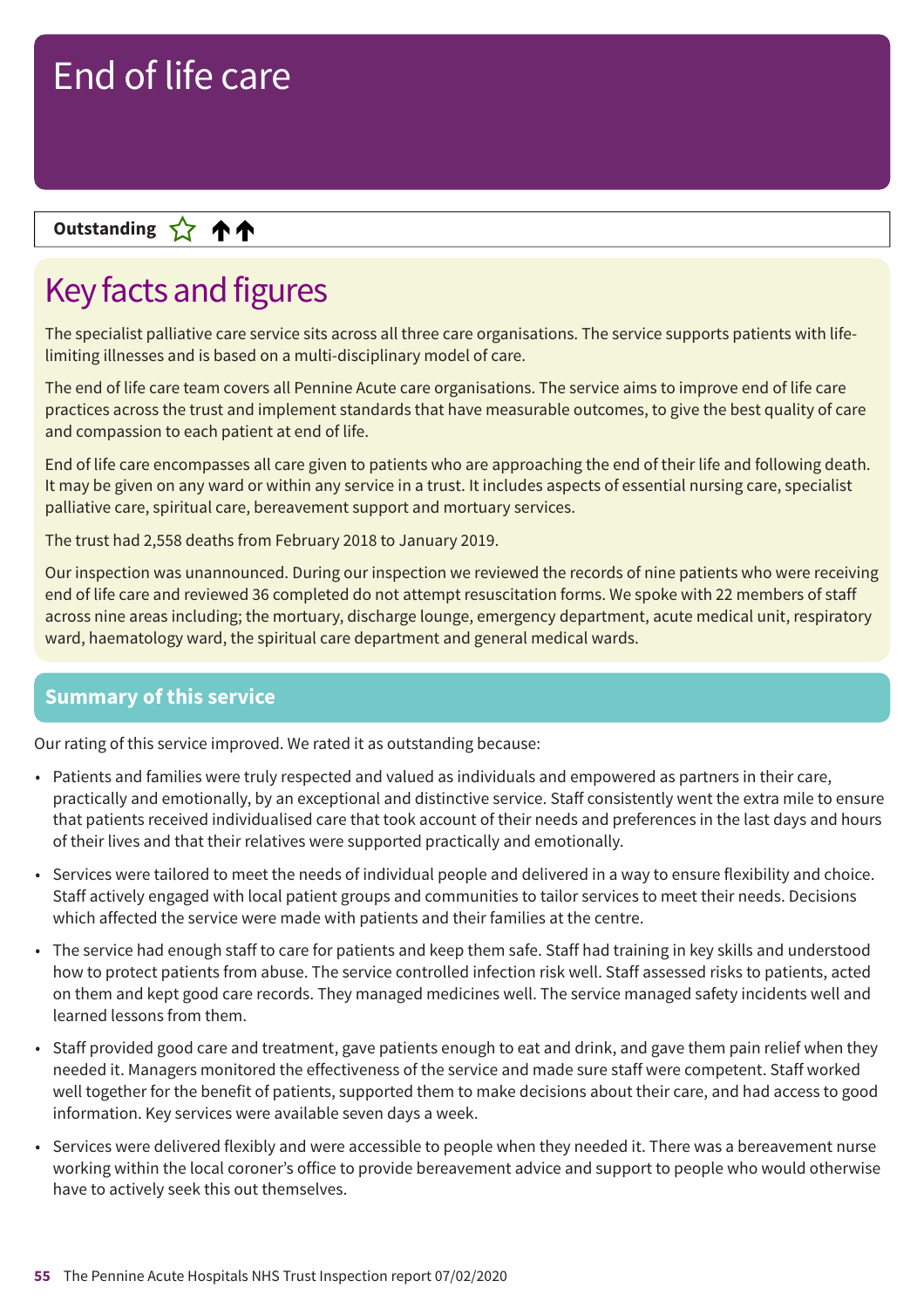# End of life care

**Outstanding** ☆ ↑↑

## Key facts and figures

The specialist palliative care service sits across all three care organisations. The service supports patients with life-limiting illnesses and is based on a multi-disciplinary model of care.

The end of life care team covers all Pennine Acute care organisations. The service aims to improve end of life care practices across the trust and implement standards that have measurable outcomes, to give the best quality of care and compassion to each patient at end of life.

End of life care encompasses all care given to patients who are approaching the end of their life and following death. It may be given on any ward or within any service in a trust. It includes aspects of essential nursing care, specialist palliative care, spiritual care, bereavement support and mortuary services.

The trust had 2,558 deaths from February 2018 to January 2019.

Our inspection was unannounced. During our inspection we reviewed the records of nine patients who were receiving end of life care and reviewed 36 completed do not attempt resuscitation forms. We spoke with 22 members of staff across nine areas including; the mortuary, discharge lounge, emergency department, acute medical unit, respiratory ward, haematology ward, the spiritual care department and general medical wards.

## Summary of this service

Our rating of this service improved. We rated it as outstanding because:

- Patients and families were truly respected and valued as individuals and empowered as partners in their care, practically and emotionally, by an exceptional and distinctive service. Staff consistently went the extra mile to ensure that patients received individualised care that took account of their needs and preferences in the last days and hours of their lives and that their relatives were supported practically and emotionally.
- Services were tailored to meet the needs of individual people and delivered in a way to ensure flexibility and choice. Staff actively engaged with local patient groups and communities to tailor services to meet their needs. Decisions which affected the service were made with patients and their families at the centre.
- The service had enough staff to care for patients and keep them safe. Staff had training in key skills and understood how to protect patients from abuse. The service controlled infection risk well. Staff assessed risks to patients, acted on them and kept good care records. They managed medicines well. The service managed safety incidents well and learned lessons from them.
- Staff provided good care and treatment, gave patients enough to eat and drink, and gave them pain relief when they needed it. Managers monitored the effectiveness of the service and made sure staff were competent. Staff worked well together for the benefit of patients, supported them to make decisions about their care, and had access to good information. Key services were available seven days a week.
- Services were delivered flexibly and were accessible to people when they needed it. There was a bereavement nurse working within the local coroner's office to provide bereavement advice and support to people who would otherwise have to actively seek this out themselves.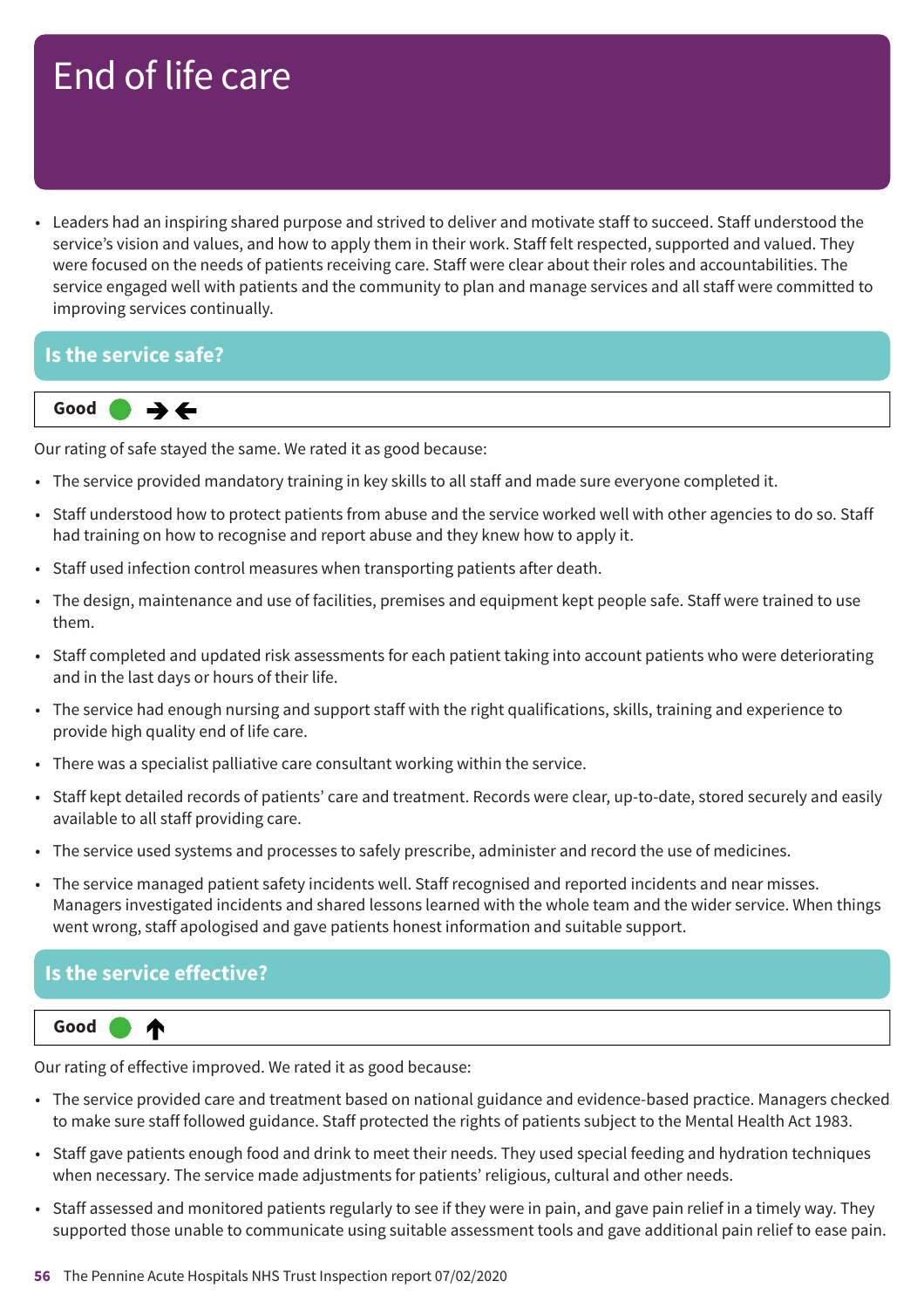# End of life care

- Leaders had an inspiring shared purpose and strived to deliver and motivate staff to succeed. Staff understood the service's vision and values, and how to apply them in their work. Staff felt respected, supported and valued. They were focused on the needs of patients receiving care. Staff were clear about their roles and accountabilities. The service engaged well with patients and the community to plan and manage services and all staff were committed to improving services continually.

## Is the service safe?

**Good** ● →←

Our rating of safe stayed the same. We rated it as good because:

- The service provided mandatory training in key skills to all staff and made sure everyone completed it.
- Staff understood how to protect patients from abuse and the service worked well with other agencies to do so. Staff had training on how to recognise and report abuse and they knew how to apply it.
- Staff used infection control measures when transporting patients after death.
- The design, maintenance and use of facilities, premises and equipment kept people safe. Staff were trained to use them.
- Staff completed and updated risk assessments for each patient taking into account patients who were deteriorating and in the last days or hours of their life.
- The service had enough nursing and support staff with the right qualifications, skills, training and experience to provide high quality end of life care.
- There was a specialist palliative care consultant working within the service.
- Staff kept detailed records of patients' care and treatment. Records were clear, up-to-date, stored securely and easily available to all staff providing care.
- The service used systems and processes to safely prescribe, administer and record the use of medicines.
- The service managed patient safety incidents well. Staff recognised and reported incidents and near misses. Managers investigated incidents and shared lessons learned with the whole team and the wider service. When things went wrong, staff apologised and gave patients honest information and suitable support.

## Is the service effective?

**Good** ● ↑

Our rating of effective improved. We rated it as good because:

- The service provided care and treatment based on national guidance and evidence-based practice. Managers checked to make sure staff followed guidance. Staff protected the rights of patients subject to the Mental Health Act 1983.
- Staff gave patients enough food and drink to meet their needs. They used special feeding and hydration techniques when necessary. The service made adjustments for patients' religious, cultural and other needs.
- Staff assessed and monitored patients regularly to see if they were in pain, and gave pain relief in a timely way. They supported those unable to communicate using suitable assessment tools and gave additional pain relief to ease pain.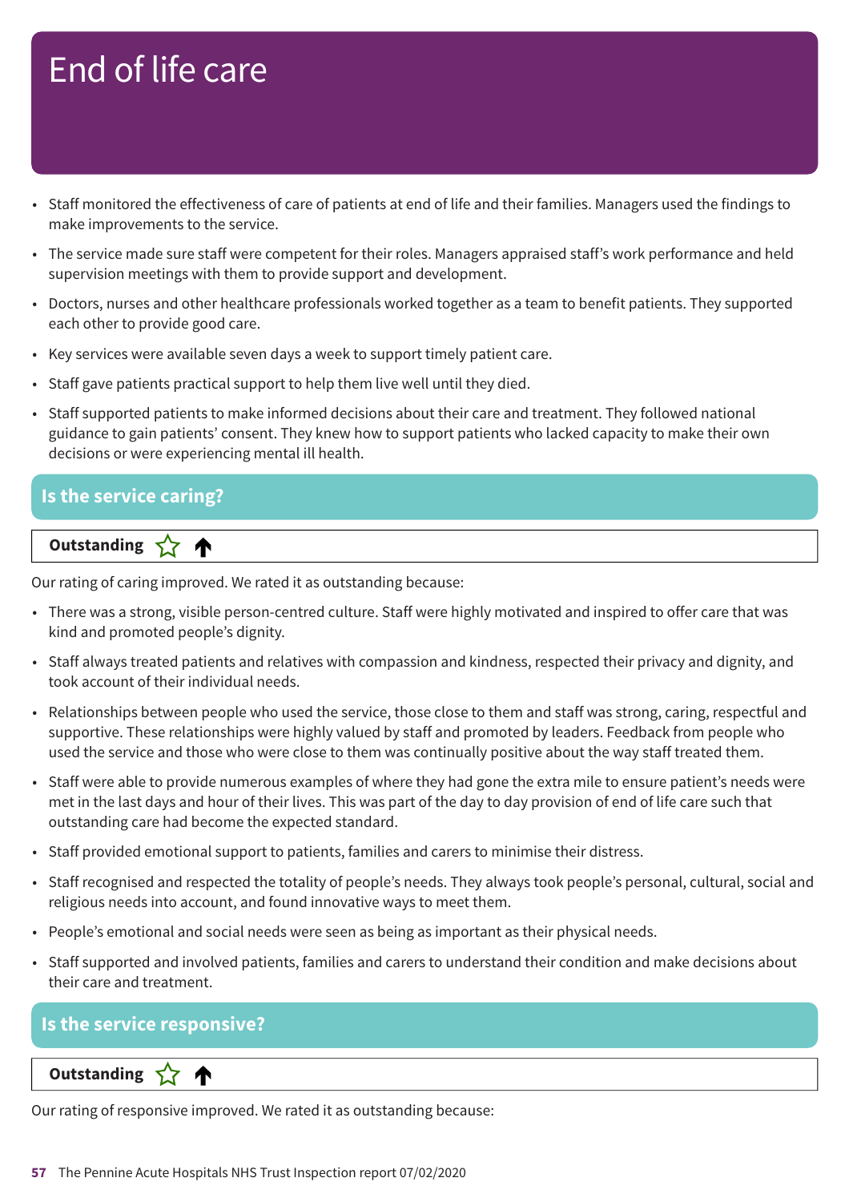# End of life care

- Staff monitored the effectiveness of care of patients at end of life and their families. Managers used the findings to make improvements to the service.
- The service made sure staff were competent for their roles. Managers appraised staff's work performance and held supervision meetings with them to provide support and development.
- Doctors, nurses and other healthcare professionals worked together as a team to benefit patients. They supported each other to provide good care.
- Key services were available seven days a week to support timely patient care.
- Staff gave patients practical support to help them live well until they died.
- Staff supported patients to make informed decisions about their care and treatment. They followed national guidance to gain patients' consent. They knew how to support patients who lacked capacity to make their own decisions or were experiencing mental ill health.

## Is the service caring?

**Outstanding** ☆ ↑

Our rating of caring improved. We rated it as outstanding because:

- There was a strong, visible person-centred culture. Staff were highly motivated and inspired to offer care that was kind and promoted people's dignity.
- Staff always treated patients and relatives with compassion and kindness, respected their privacy and dignity, and took account of their individual needs.
- Relationships between people who used the service, those close to them and staff was strong, caring, respectful and supportive. These relationships were highly valued by staff and promoted by leaders. Feedback from people who used the service and those who were close to them was continually positive about the way staff treated them.
- Staff were able to provide numerous examples of where they had gone the extra mile to ensure patient's needs were met in the last days and hour of their lives. This was part of the day to day provision of end of life care such that outstanding care had become the expected standard.
- Staff provided emotional support to patients, families and carers to minimise their distress.
- Staff recognised and respected the totality of people's needs. They always took people's personal, cultural, social and religious needs into account, and found innovative ways to meet them.
- People's emotional and social needs were seen as being as important as their physical needs.
- Staff supported and involved patients, families and carers to understand their condition and make decisions about their care and treatment.

## Is the service responsive?

**Outstanding** ☆ ↑

Our rating of responsive improved. We rated it as outstanding because: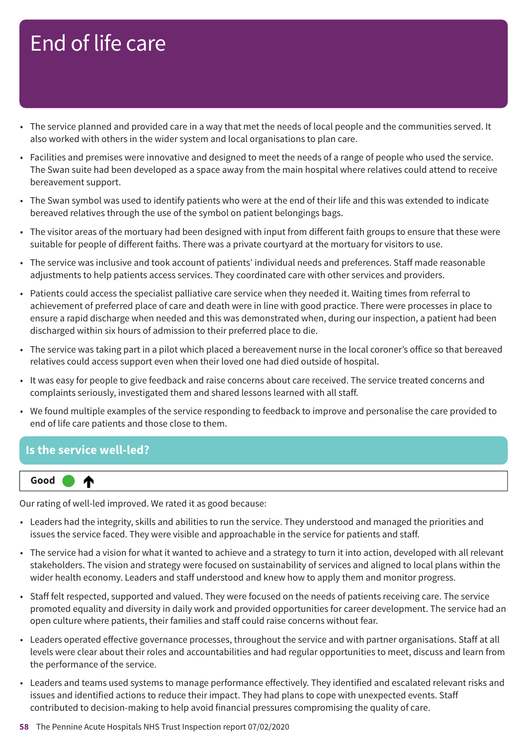# End of life care

- The service planned and provided care in a way that met the needs of local people and the communities served. It also worked with others in the wider system and local organisations to plan care.
- Facilities and premises were innovative and designed to meet the needs of a range of people who used the service. The Swan suite had been developed as a space away from the main hospital where relatives could attend to receive bereavement support.
- The Swan symbol was used to identify patients who were at the end of their life and this was extended to indicate bereaved relatives through the use of the symbol on patient belongings bags.
- The visitor areas of the mortuary had been designed with input from different faith groups to ensure that these were suitable for people of different faiths. There was a private courtyard at the mortuary for visitors to use.
- The service was inclusive and took account of patients' individual needs and preferences. Staff made reasonable adjustments to help patients access services. They coordinated care with other services and providers.
- Patients could access the specialist palliative care service when they needed it. Waiting times from referral to achievement of preferred place of care and death were in line with good practice. There were processes in place to ensure a rapid discharge when needed and this was demonstrated when, during our inspection, a patient had been discharged within six hours of admission to their preferred place to die.
- The service was taking part in a pilot which placed a bereavement nurse in the local coroner's office so that bereaved relatives could access support even when their loved one had died outside of hospital.
- It was easy for people to give feedback and raise concerns about care received. The service treated concerns and complaints seriously, investigated them and shared lessons learned with all staff.
- We found multiple examples of the service responding to feedback to improve and personalise the care provided to end of life care patients and those close to them.

## Is the service well-led?

**Good** ↑

Our rating of well-led improved. We rated it as good because:

- Leaders had the integrity, skills and abilities to run the service. They understood and managed the priorities and issues the service faced. They were visible and approachable in the service for patients and staff.
- The service had a vision for what it wanted to achieve and a strategy to turn it into action, developed with all relevant stakeholders. The vision and strategy were focused on sustainability of services and aligned to local plans within the wider health economy. Leaders and staff understood and knew how to apply them and monitor progress.
- Staff felt respected, supported and valued. They were focused on the needs of patients receiving care. The service promoted equality and diversity in daily work and provided opportunities for career development. The service had an open culture where patients, their families and staff could raise concerns without fear.
- Leaders operated effective governance processes, throughout the service and with partner organisations. Staff at all levels were clear about their roles and accountabilities and had regular opportunities to meet, discuss and learn from the performance of the service.
- Leaders and teams used systems to manage performance effectively. They identified and escalated relevant risks and issues and identified actions to reduce their impact. They had plans to cope with unexpected events. Staff contributed to decision-making to help avoid financial pressures compromising the quality of care.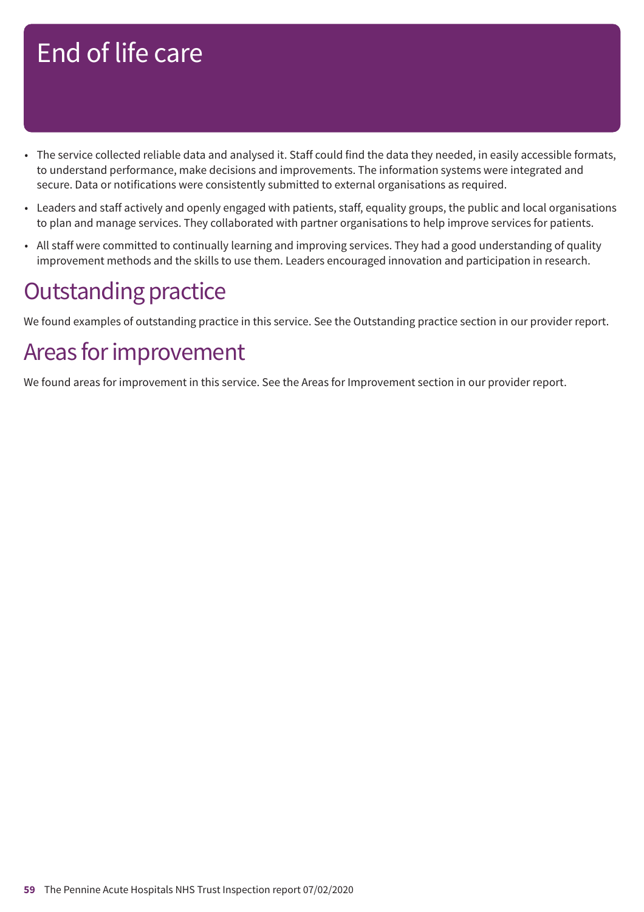# End of life care

- The service collected reliable data and analysed it. Staff could find the data they needed, in easily accessible formats, to understand performance, make decisions and improvements. The information systems were integrated and secure. Data or notifications were consistently submitted to external organisations as required.
- Leaders and staff actively and openly engaged with patients, staff, equality groups, the public and local organisations to plan and manage services. They collaborated with partner organisations to help improve services for patients.
- All staff were committed to continually learning and improving services. They had a good understanding of quality improvement methods and the skills to use them. Leaders encouraged innovation and participation in research.

## Outstanding practice

We found examples of outstanding practice in this service. See the Outstanding practice section in our provider report.

## Areas for improvement

We found areas for improvement in this service. See the Areas for Improvement section in our provider report.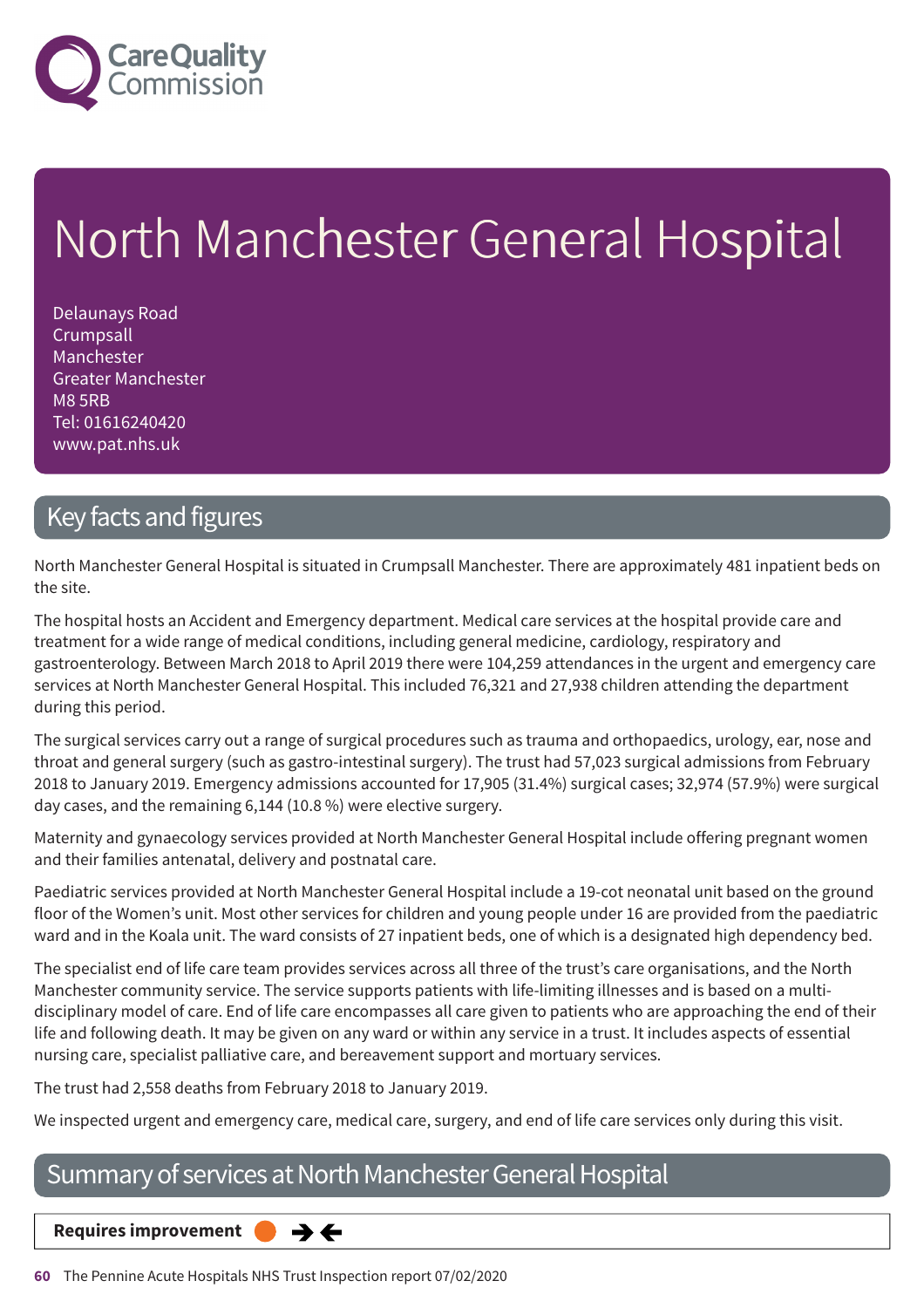# North Manchester General Hospital

Delaunays Road
Crumpsall
Manchester
Greater Manchester
M8 5RB
Tel: 01616240420
www.pat.nhs.uk

## Key facts and figures

North Manchester General Hospital is situated in Crumpsall Manchester. There are approximately 481 inpatient beds on the site.

The hospital hosts an Accident and Emergency department. Medical care services at the hospital provide care and treatment for a wide range of medical conditions, including general medicine, cardiology, respiratory and gastroenterology. Between March 2018 to April 2019 there were 104,259 attendances in the urgent and emergency care services at North Manchester General Hospital. This included 76,321 and 27,938 children attending the department during this period.

The surgical services carry out a range of surgical procedures such as trauma and orthopaedics, urology, ear, nose and throat and general surgery (such as gastro-intestinal surgery). The trust had 57,023 surgical admissions from February 2018 to January 2019. Emergency admissions accounted for 17,905 (31.4%) surgical cases; 32,974 (57.9%) were surgical day cases, and the remaining 6,144 (10.8 %) were elective surgery.

Maternity and gynaecology services provided at North Manchester General Hospital include offering pregnant women and their families antenatal, delivery and postnatal care.

Paediatric services provided at North Manchester General Hospital include a 19-cot neonatal unit based on the ground floor of the Women's unit. Most other services for children and young people under 16 are provided from the paediatric ward and in the Koala unit. The ward consists of 27 inpatient beds, one of which is a designated high dependency bed.

The specialist end of life care team provides services across all three of the trust's care organisations, and the North Manchester community service. The service supports patients with life-limiting illnesses and is based on a multi-disciplinary model of care. End of life care encompasses all care given to patients who are approaching the end of their life and following death. It may be given on any ward or within any service in a trust. It includes aspects of essential nursing care, specialist palliative care, and bereavement support and mortuary services.

The trust had 2,558 deaths from February 2018 to January 2019.

We inspected urgent and emergency care, medical care, surgery, and end of life care services only during this visit.

## Summary of services at North Manchester General Hospital

**Requires improvement** ● →←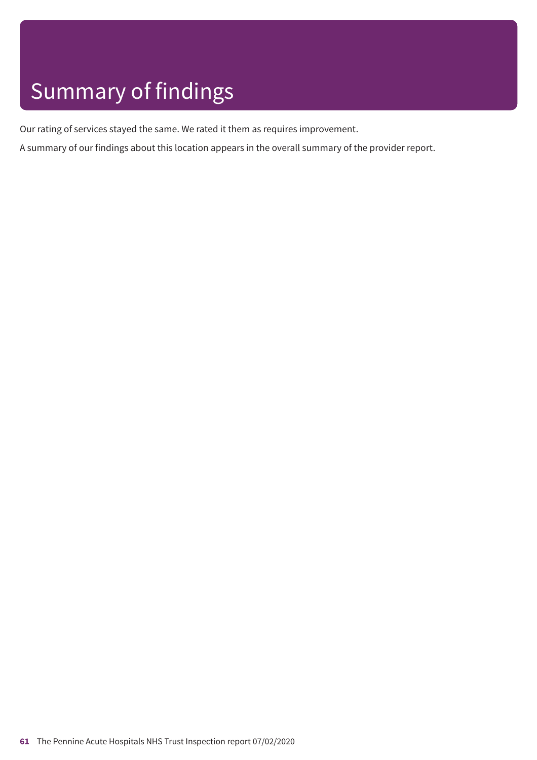# Summary of findings

Our rating of services stayed the same. We rated it them as requires improvement.

A summary of our findings about this location appears in the overall summary of the provider report.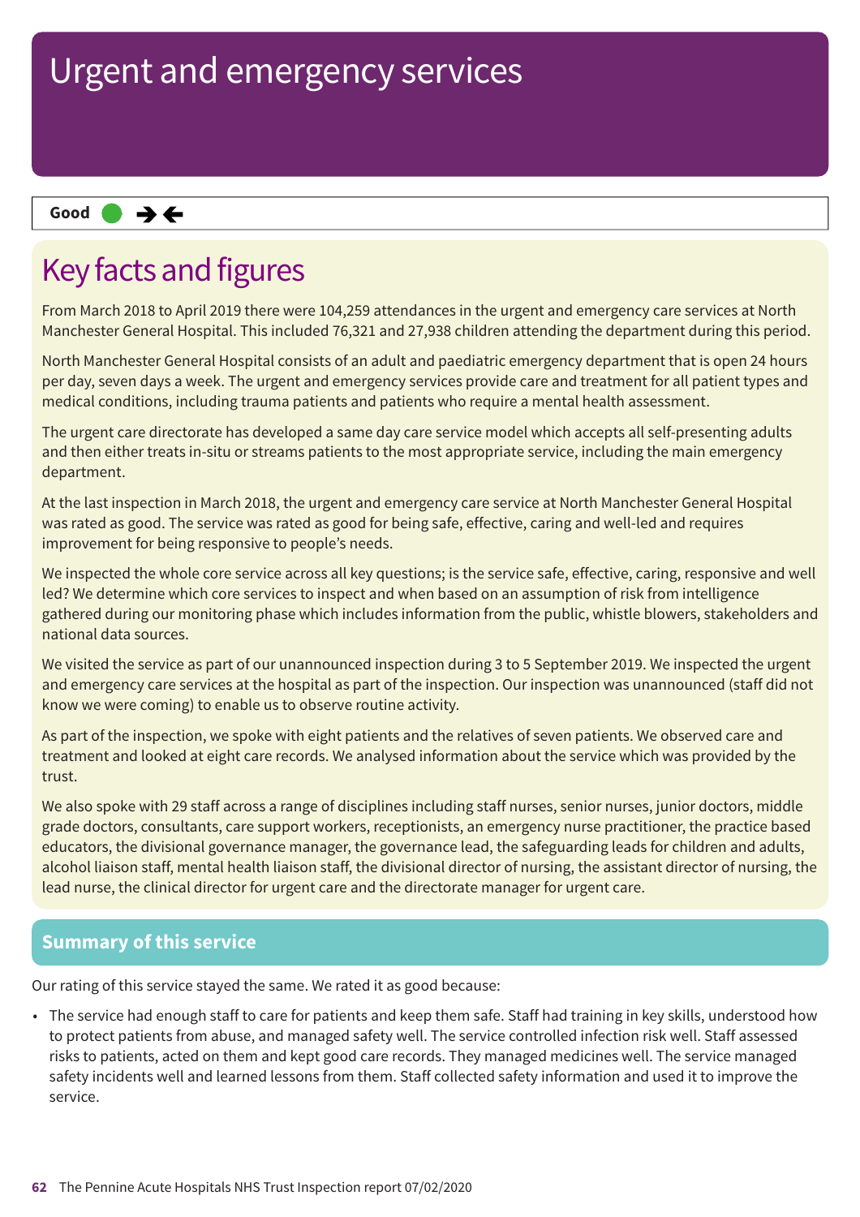# Urgent and emergency services

**Good** ● →←

## Key facts and figures

From March 2018 to April 2019 there were 104,259 attendances in the urgent and emergency care services at North Manchester General Hospital. This included 76,321 and 27,938 children attending the department during this period.

North Manchester General Hospital consists of an adult and paediatric emergency department that is open 24 hours per day, seven days a week. The urgent and emergency services provide care and treatment for all patient types and medical conditions, including trauma patients and patients who require a mental health assessment.

The urgent care directorate has developed a same day care service model which accepts all self-presenting adults and then either treats in-situ or streams patients to the most appropriate service, including the main emergency department.

At the last inspection in March 2018, the urgent and emergency care service at North Manchester General Hospital was rated as good. The service was rated as good for being safe, effective, caring and well-led and requires improvement for being responsive to people's needs.

We inspected the whole core service across all key questions; is the service safe, effective, caring, responsive and well led? We determine which core services to inspect and when based on an assumption of risk from intelligence gathered during our monitoring phase which includes information from the public, whistle blowers, stakeholders and national data sources.

We visited the service as part of our unannounced inspection during 3 to 5 September 2019. We inspected the urgent and emergency care services at the hospital as part of the inspection. Our inspection was unannounced (staff did not know we were coming) to enable us to observe routine activity.

As part of the inspection, we spoke with eight patients and the relatives of seven patients. We observed care and treatment and looked at eight care records. We analysed information about the service which was provided by the trust.

We also spoke with 29 staff across a range of disciplines including staff nurses, senior nurses, junior doctors, middle grade doctors, consultants, care support workers, receptionists, an emergency nurse practitioner, the practice based educators, the divisional governance manager, the governance lead, the safeguarding leads for children and adults, alcohol liaison staff, mental health liaison staff, the divisional director of nursing, the assistant director of nursing, the lead nurse, the clinical director for urgent care and the directorate manager for urgent care.

## Summary of this service

Our rating of this service stayed the same. We rated it as good because:

- The service had enough staff to care for patients and keep them safe. Staff had training in key skills, understood how to protect patients from abuse, and managed safety well. The service controlled infection risk well. Staff assessed risks to patients, acted on them and kept good care records. They managed medicines well. The service managed safety incidents well and learned lessons from them. Staff collected safety information and used it to improve the service.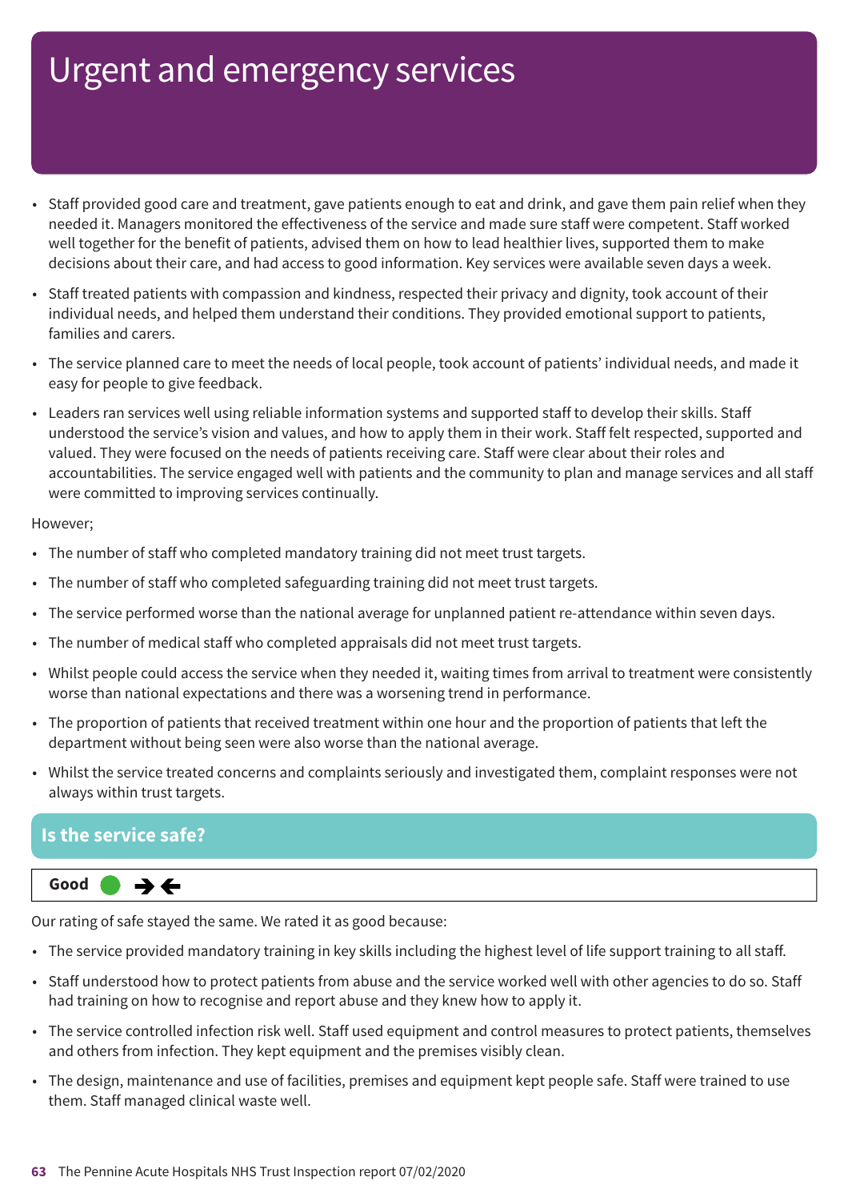# Urgent and emergency services

- Staff provided good care and treatment, gave patients enough to eat and drink, and gave them pain relief when they needed it. Managers monitored the effectiveness of the service and made sure staff were competent. Staff worked well together for the benefit of patients, advised them on how to lead healthier lives, supported them to make decisions about their care, and had access to good information. Key services were available seven days a week.
- Staff treated patients with compassion and kindness, respected their privacy and dignity, took account of their individual needs, and helped them understand their conditions. They provided emotional support to patients, families and carers.
- The service planned care to meet the needs of local people, took account of patients' individual needs, and made it easy for people to give feedback.
- Leaders ran services well using reliable information systems and supported staff to develop their skills. Staff understood the service's vision and values, and how to apply them in their work. Staff felt respected, supported and valued. They were focused on the needs of patients receiving care. Staff were clear about their roles and accountabilities. The service engaged well with patients and the community to plan and manage services and all staff were committed to improving services continually.

However;

- The number of staff who completed mandatory training did not meet trust targets.
- The number of staff who completed safeguarding training did not meet trust targets.
- The service performed worse than the national average for unplanned patient re-attendance within seven days.
- The number of medical staff who completed appraisals did not meet trust targets.
- Whilst people could access the service when they needed it, waiting times from arrival to treatment were consistently worse than national expectations and there was a worsening trend in performance.
- The proportion of patients that received treatment within one hour and the proportion of patients that left the department without being seen were also worse than the national average.
- Whilst the service treated concerns and complaints seriously and investigated them, complaint responses were not always within trust targets.

## Is the service safe?

**Good** ● ➔➔

Our rating of safe stayed the same. We rated it as good because:

- The service provided mandatory training in key skills including the highest level of life support training to all staff.
- Staff understood how to protect patients from abuse and the service worked well with other agencies to do so. Staff had training on how to recognise and report abuse and they knew how to apply it.
- The service controlled infection risk well. Staff used equipment and control measures to protect patients, themselves and others from infection. They kept equipment and the premises visibly clean.
- The design, maintenance and use of facilities, premises and equipment kept people safe. Staff were trained to use them. Staff managed clinical waste well.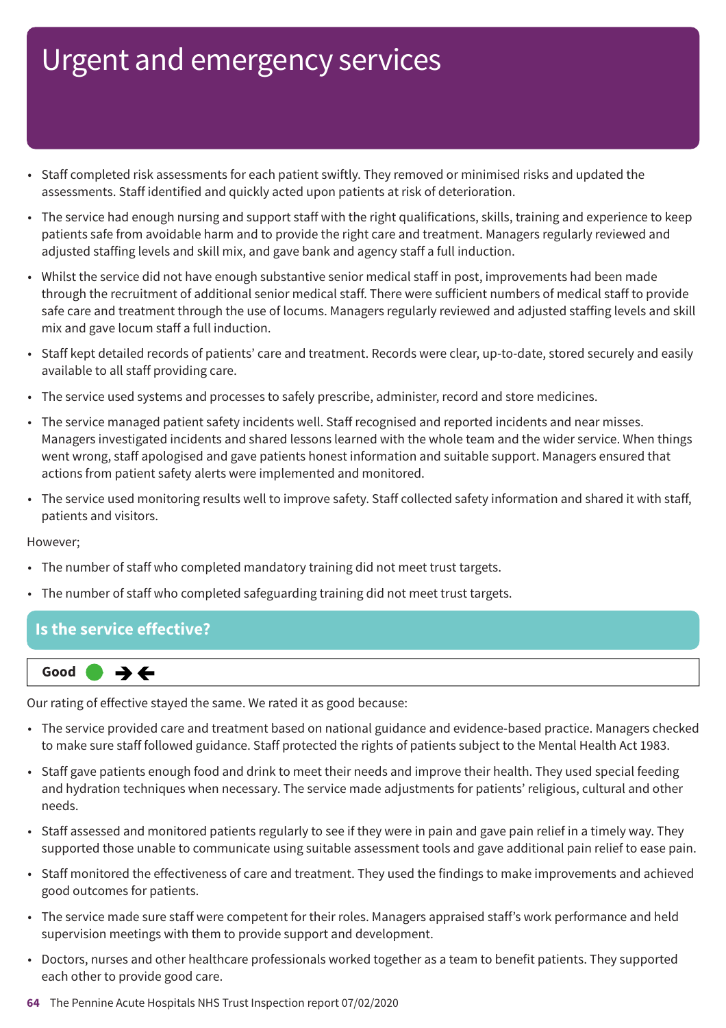# Urgent and emergency services

- Staff completed risk assessments for each patient swiftly. They removed or minimised risks and updated the assessments. Staff identified and quickly acted upon patients at risk of deterioration.
- The service had enough nursing and support staff with the right qualifications, skills, training and experience to keep patients safe from avoidable harm and to provide the right care and treatment. Managers regularly reviewed and adjusted staffing levels and skill mix, and gave bank and agency staff a full induction.
- Whilst the service did not have enough substantive senior medical staff in post, improvements had been made through the recruitment of additional senior medical staff. There were sufficient numbers of medical staff to provide safe care and treatment through the use of locums. Managers regularly reviewed and adjusted staffing levels and skill mix and gave locum staff a full induction.
- Staff kept detailed records of patients' care and treatment. Records were clear, up-to-date, stored securely and easily available to all staff providing care.
- The service used systems and processes to safely prescribe, administer, record and store medicines.
- The service managed patient safety incidents well. Staff recognised and reported incidents and near misses. Managers investigated incidents and shared lessons learned with the whole team and the wider service. When things went wrong, staff apologised and gave patients honest information and suitable support. Managers ensured that actions from patient safety alerts were implemented and monitored.
- The service used monitoring results well to improve safety. Staff collected safety information and shared it with staff, patients and visitors.

However;

- The number of staff who completed mandatory training did not meet trust targets.
- The number of staff who completed safeguarding training did not meet trust targets.

## Is the service effective?

**Good** ➔🡐

Our rating of effective stayed the same. We rated it as good because:

- The service provided care and treatment based on national guidance and evidence-based practice. Managers checked to make sure staff followed guidance. Staff protected the rights of patients subject to the Mental Health Act 1983.
- Staff gave patients enough food and drink to meet their needs and improve their health. They used special feeding and hydration techniques when necessary. The service made adjustments for patients' religious, cultural and other needs.
- Staff assessed and monitored patients regularly to see if they were in pain and gave pain relief in a timely way. They supported those unable to communicate using suitable assessment tools and gave additional pain relief to ease pain.
- Staff monitored the effectiveness of care and treatment. They used the findings to make improvements and achieved good outcomes for patients.
- The service made sure staff were competent for their roles. Managers appraised staff's work performance and held supervision meetings with them to provide support and development.
- Doctors, nurses and other healthcare professionals worked together as a team to benefit patients. They supported each other to provide good care.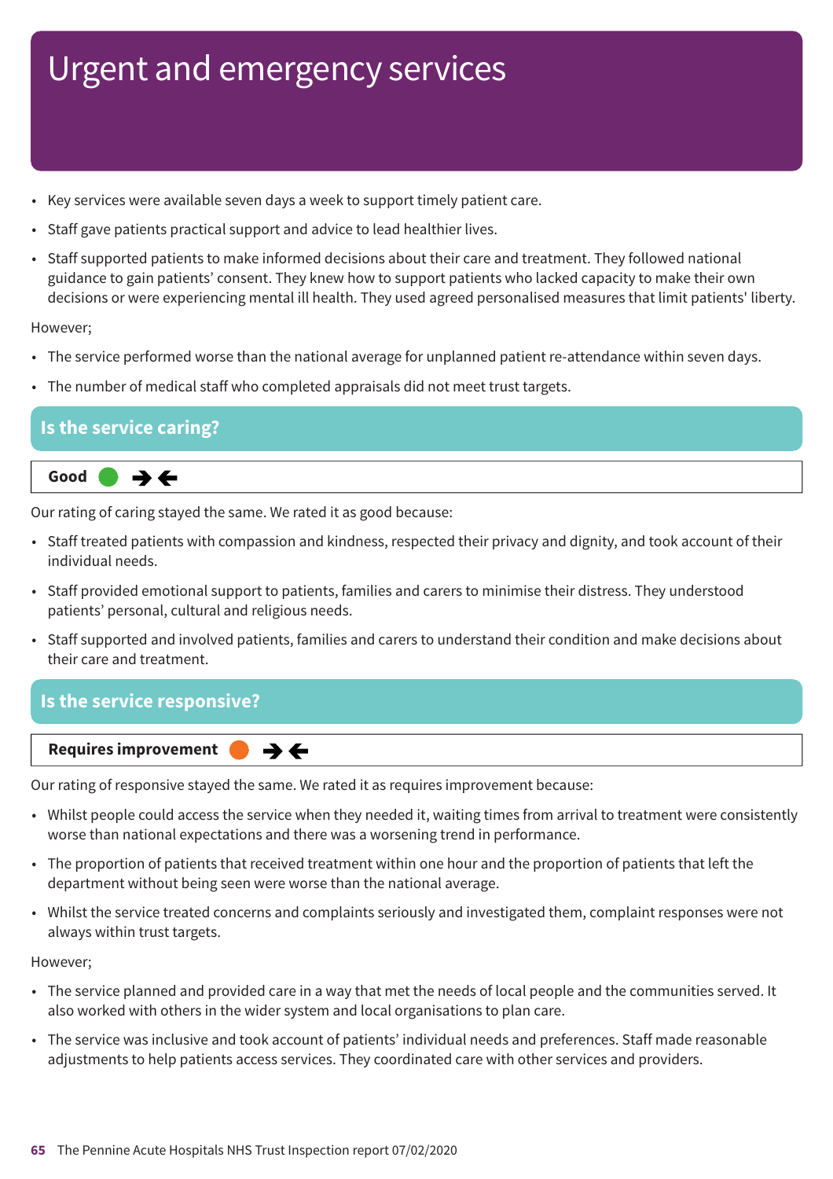# Urgent and emergency services

- Key services were available seven days a week to support timely patient care.
- Staff gave patients practical support and advice to lead healthier lives.
- Staff supported patients to make informed decisions about their care and treatment. They followed national guidance to gain patients' consent. They knew how to support patients who lacked capacity to make their own decisions or were experiencing mental ill health. They used agreed personalised measures that limit patients' liberty.

However;

- The service performed worse than the national average for unplanned patient re-attendance within seven days.
- The number of medical staff who completed appraisals did not meet trust targets.

## Is the service caring?

**Good** ➔🡐

Our rating of caring stayed the same. We rated it as good because:

- Staff treated patients with compassion and kindness, respected their privacy and dignity, and took account of their individual needs.
- Staff provided emotional support to patients, families and carers to minimise their distress. They understood patients' personal, cultural and religious needs.
- Staff supported and involved patients, families and carers to understand their condition and make decisions about their care and treatment.

## Is the service responsive?

**Requires improvement** ➔🡐

Our rating of responsive stayed the same. We rated it as requires improvement because:

- Whilst people could access the service when they needed it, waiting times from arrival to treatment were consistently worse than national expectations and there was a worsening trend in performance.
- The proportion of patients that received treatment within one hour and the proportion of patients that left the department without being seen were worse than the national average.
- Whilst the service treated concerns and complaints seriously and investigated them, complaint responses were not always within trust targets.

However;

- The service planned and provided care in a way that met the needs of local people and the communities served. It also worked with others in the wider system and local organisations to plan care.
- The service was inclusive and took account of patients' individual needs and preferences. Staff made reasonable adjustments to help patients access services. They coordinated care with other services and providers.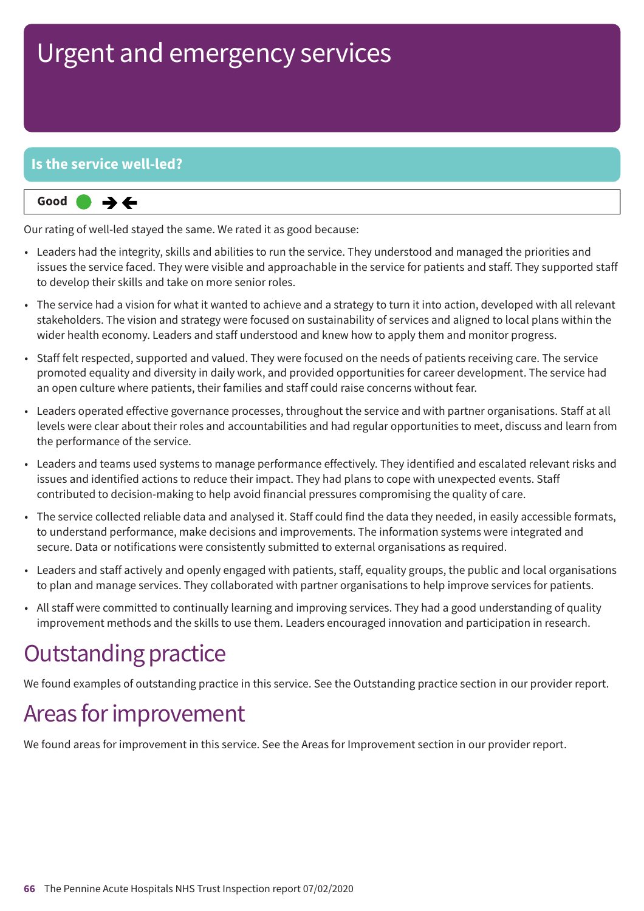# Urgent and emergency services

## Is the service well-led?

**Good** → ←

Our rating of well-led stayed the same. We rated it as good because:

- Leaders had the integrity, skills and abilities to run the service. They understood and managed the priorities and issues the service faced. They were visible and approachable in the service for patients and staff. They supported staff to develop their skills and take on more senior roles.
- The service had a vision for what it wanted to achieve and a strategy to turn it into action, developed with all relevant stakeholders. The vision and strategy were focused on sustainability of services and aligned to local plans within the wider health economy. Leaders and staff understood and knew how to apply them and monitor progress.
- Staff felt respected, supported and valued. They were focused on the needs of patients receiving care. The service promoted equality and diversity in daily work, and provided opportunities for career development. The service had an open culture where patients, their families and staff could raise concerns without fear.
- Leaders operated effective governance processes, throughout the service and with partner organisations. Staff at all levels were clear about their roles and accountabilities and had regular opportunities to meet, discuss and learn from the performance of the service.
- Leaders and teams used systems to manage performance effectively. They identified and escalated relevant risks and issues and identified actions to reduce their impact. They had plans to cope with unexpected events. Staff contributed to decision-making to help avoid financial pressures compromising the quality of care.
- The service collected reliable data and analysed it. Staff could find the data they needed, in easily accessible formats, to understand performance, make decisions and improvements. The information systems were integrated and secure. Data or notifications were consistently submitted to external organisations as required.
- Leaders and staff actively and openly engaged with patients, staff, equality groups, the public and local organisations to plan and manage services. They collaborated with partner organisations to help improve services for patients.
- All staff were committed to continually learning and improving services. They had a good understanding of quality improvement methods and the skills to use them. Leaders encouraged innovation and participation in research.

# Outstanding practice

We found examples of outstanding practice in this service. See the Outstanding practice section in our provider report.

# Areas for improvement

We found areas for improvement in this service. See the Areas for Improvement section in our provider report.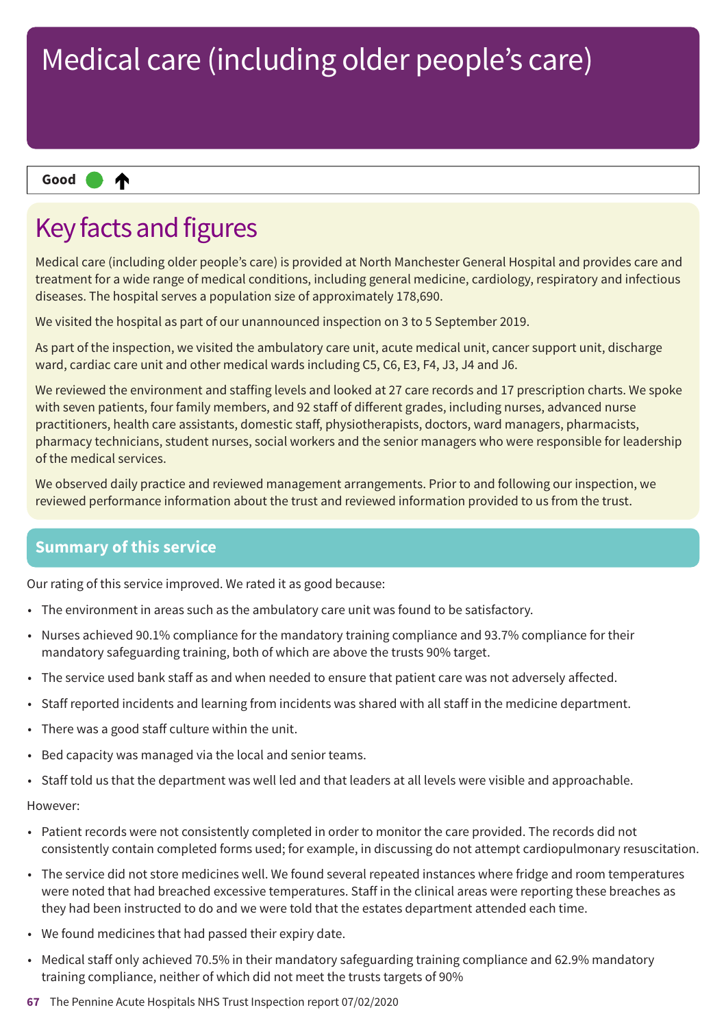# Medical care (including older people's care)

**Good** ↑

## Key facts and figures

Medical care (including older people's care) is provided at North Manchester General Hospital and provides care and treatment for a wide range of medical conditions, including general medicine, cardiology, respiratory and infectious diseases. The hospital serves a population size of approximately 178,690.

We visited the hospital as part of our unannounced inspection on 3 to 5 September 2019.

As part of the inspection, we visited the ambulatory care unit, acute medical unit, cancer support unit, discharge ward, cardiac care unit and other medical wards including C5, C6, E3, F4, J3, J4 and J6.

We reviewed the environment and staffing levels and looked at 27 care records and 17 prescription charts. We spoke with seven patients, four family members, and 92 staff of different grades, including nurses, advanced nurse practitioners, health care assistants, domestic staff, physiotherapists, doctors, ward managers, pharmacists, pharmacy technicians, student nurses, social workers and the senior managers who were responsible for leadership of the medical services.

We observed daily practice and reviewed management arrangements. Prior to and following our inspection, we reviewed performance information about the trust and reviewed information provided to us from the trust.

### Summary of this service

Our rating of this service improved. We rated it as good because:

- The environment in areas such as the ambulatory care unit was found to be satisfactory.
- Nurses achieved 90.1% compliance for the mandatory training compliance and 93.7% compliance for their mandatory safeguarding training, both of which are above the trusts 90% target.
- The service used bank staff as and when needed to ensure that patient care was not adversely affected.
- Staff reported incidents and learning from incidents was shared with all staff in the medicine department.
- There was a good staff culture within the unit.
- Bed capacity was managed via the local and senior teams.
- Staff told us that the department was well led and that leaders at all levels were visible and approachable.

However:

- Patient records were not consistently completed in order to monitor the care provided. The records did not consistently contain completed forms used; for example, in discussing do not attempt cardiopulmonary resuscitation.
- The service did not store medicines well. We found several repeated instances where fridge and room temperatures were noted that had breached excessive temperatures. Staff in the clinical areas were reporting these breaches as they had been instructed to do and we were told that the estates department attended each time.
- We found medicines that had passed their expiry date.
- Medical staff only achieved 70.5% in their mandatory safeguarding training compliance and 62.9% mandatory training compliance, neither of which did not meet the trusts targets of 90%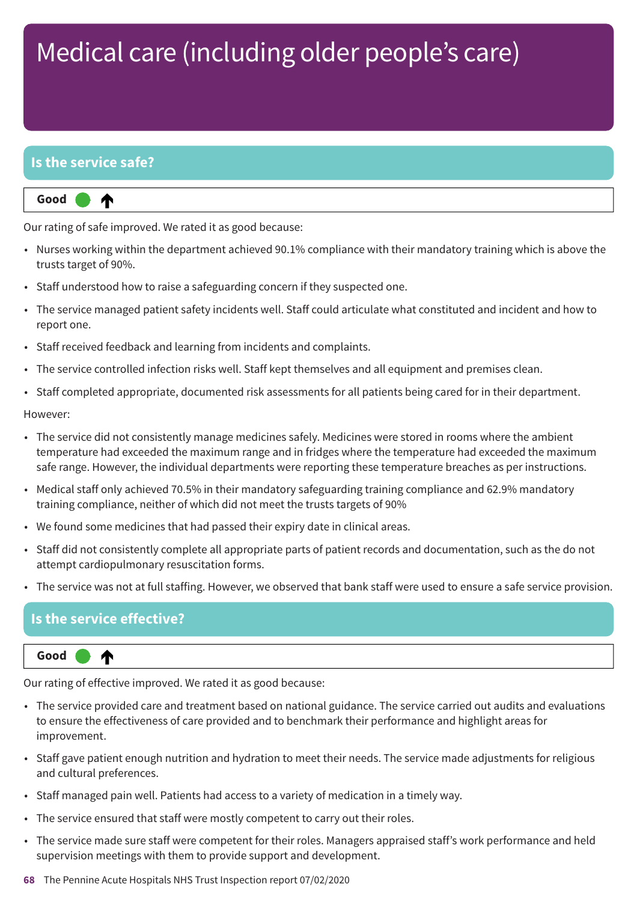# Medical care (including older people's care)

## Is the service safe?

**Good** ● ↑

Our rating of safe improved. We rated it as good because:

- Nurses working within the department achieved 90.1% compliance with their mandatory training which is above the trusts target of 90%.
- Staff understood how to raise a safeguarding concern if they suspected one.
- The service managed patient safety incidents well. Staff could articulate what constituted and incident and how to report one.
- Staff received feedback and learning from incidents and complaints.
- The service controlled infection risks well. Staff kept themselves and all equipment and premises clean.
- Staff completed appropriate, documented risk assessments for all patients being cared for in their department.

However:

- The service did not consistently manage medicines safely. Medicines were stored in rooms where the ambient temperature had exceeded the maximum range and in fridges where the temperature had exceeded the maximum safe range. However, the individual departments were reporting these temperature breaches as per instructions.
- Medical staff only achieved 70.5% in their mandatory safeguarding training compliance and 62.9% mandatory training compliance, neither of which did not meet the trusts targets of 90%
- We found some medicines that had passed their expiry date in clinical areas.
- Staff did not consistently complete all appropriate parts of patient records and documentation, such as the do not attempt cardiopulmonary resuscitation forms.
- The service was not at full staffing. However, we observed that bank staff were used to ensure a safe service provision.

## Is the service effective?

**Good** ● ↑

Our rating of effective improved. We rated it as good because:

- The service provided care and treatment based on national guidance. The service carried out audits and evaluations to ensure the effectiveness of care provided and to benchmark their performance and highlight areas for improvement.
- Staff gave patient enough nutrition and hydration to meet their needs. The service made adjustments for religious and cultural preferences.
- Staff managed pain well. Patients had access to a variety of medication in a timely way.
- The service ensured that staff were mostly competent to carry out their roles.
- The service made sure staff were competent for their roles. Managers appraised staff's work performance and held supervision meetings with them to provide support and development.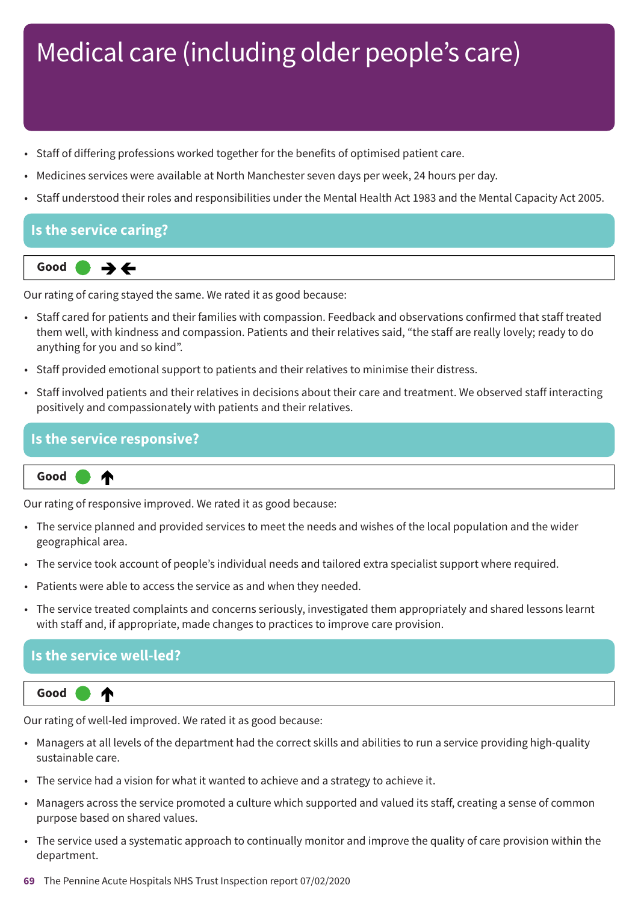# Medical care (including older people's care)

- Staff of differing professions worked together for the benefits of optimised patient care.
- Medicines services were available at North Manchester seven days per week, 24 hours per day.
- Staff understood their roles and responsibilities under the Mental Health Act 1983 and the Mental Capacity Act 2005.

## Is the service caring?

**Good** ● →←

Our rating of caring stayed the same. We rated it as good because:

- Staff cared for patients and their families with compassion. Feedback and observations confirmed that staff treated them well, with kindness and compassion. Patients and their relatives said, "the staff are really lovely; ready to do anything for you and so kind".
- Staff provided emotional support to patients and their relatives to minimise their distress.
- Staff involved patients and their relatives in decisions about their care and treatment. We observed staff interacting positively and compassionately with patients and their relatives.

## Is the service responsive?

**Good** ● ↑

Our rating of responsive improved. We rated it as good because:

- The service planned and provided services to meet the needs and wishes of the local population and the wider geographical area.
- The service took account of people's individual needs and tailored extra specialist support where required.
- Patients were able to access the service as and when they needed.
- The service treated complaints and concerns seriously, investigated them appropriately and shared lessons learnt with staff and, if appropriate, made changes to practices to improve care provision.

## Is the service well-led?

**Good** ● ↑

Our rating of well-led improved. We rated it as good because:

- Managers at all levels of the department had the correct skills and abilities to run a service providing high-quality sustainable care.
- The service had a vision for what it wanted to achieve and a strategy to achieve it.
- Managers across the service promoted a culture which supported and valued its staff, creating a sense of common purpose based on shared values.
- The service used a systematic approach to continually monitor and improve the quality of care provision within the department.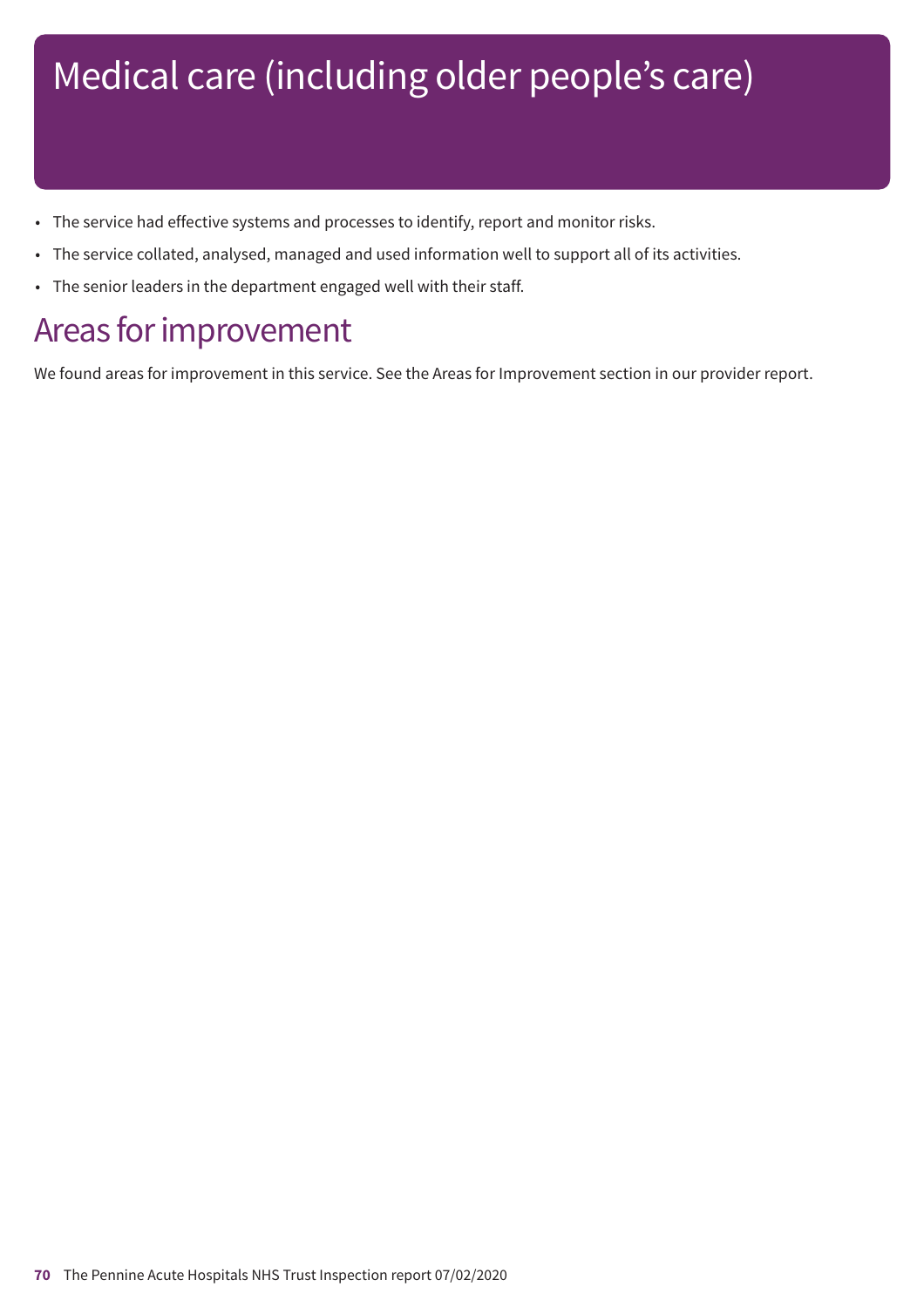# Medical care (including older people's care)

- The service had effective systems and processes to identify, report and monitor risks.
- The service collated, analysed, managed and used information well to support all of its activities.
- The senior leaders in the department engaged well with their staff.

## Areas for improvement

We found areas for improvement in this service. See the Areas for Improvement section in our provider report.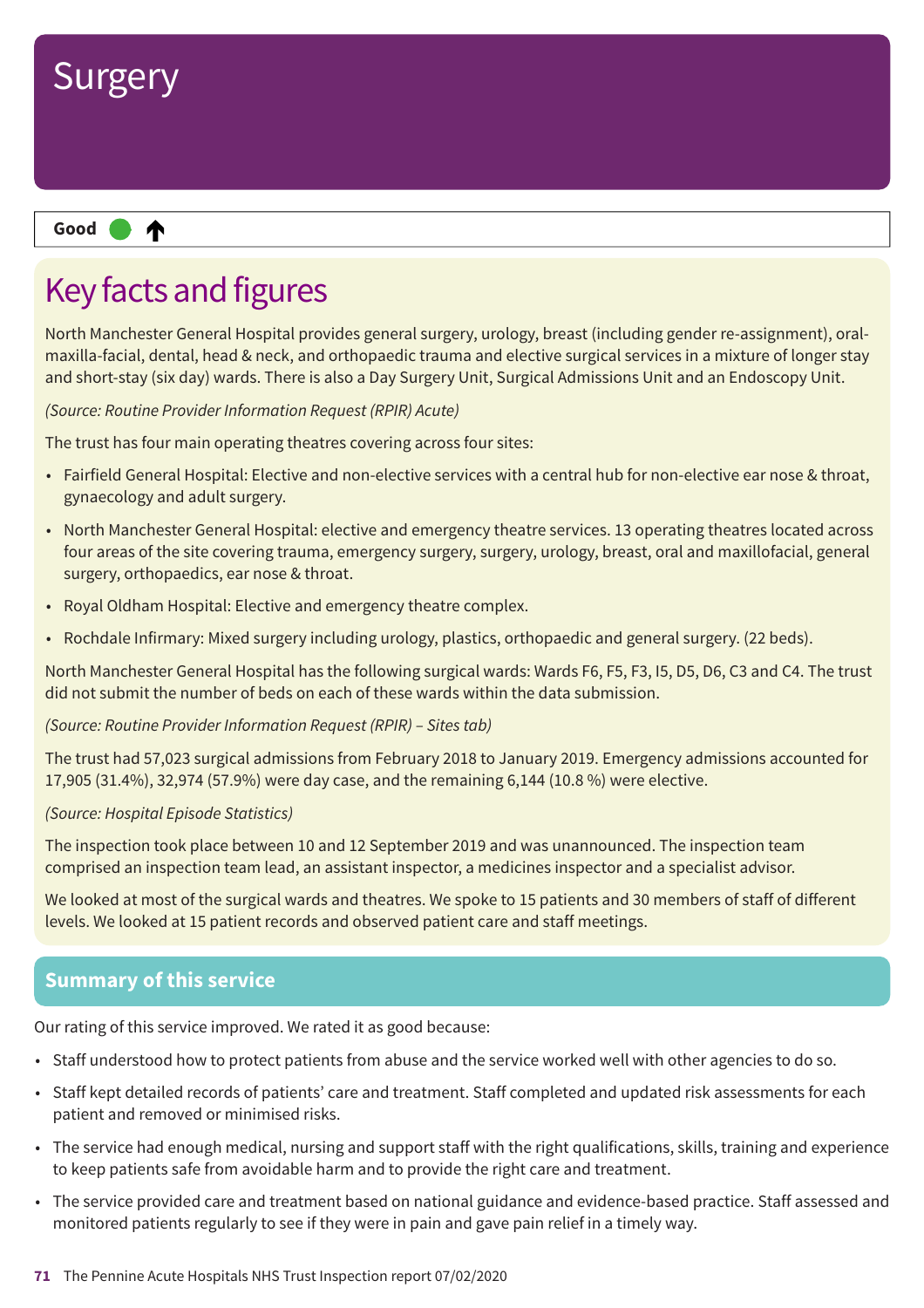# Surgery

**Good** ● ↑

## Key facts and figures

North Manchester General Hospital provides general surgery, urology, breast (including gender re-assignment), oral-maxilla-facial, dental, head & neck, and orthopaedic trauma and elective surgical services in a mixture of longer stay and short-stay (six day) wards. There is also a Day Surgery Unit, Surgical Admissions Unit and an Endoscopy Unit.

*(Source: Routine Provider Information Request (RPIR) Acute)*

The trust has four main operating theatres covering across four sites:

- Fairfield General Hospital: Elective and non-elective services with a central hub for non-elective ear nose & throat, gynaecology and adult surgery.
- North Manchester General Hospital: elective and emergency theatre services. 13 operating theatres located across four areas of the site covering trauma, emergency surgery, surgery, urology, breast, oral and maxillofacial, general surgery, orthopaedics, ear nose & throat.
- Royal Oldham Hospital: Elective and emergency theatre complex.
- Rochdale Infirmary: Mixed surgery including urology, plastics, orthopaedic and general surgery. (22 beds).

North Manchester General Hospital has the following surgical wards: Wards F6, F5, F3, I5, D5, D6, C3 and C4. The trust did not submit the number of beds on each of these wards within the data submission.

*(Source: Routine Provider Information Request (RPIR) – Sites tab)*

The trust had 57,023 surgical admissions from February 2018 to January 2019. Emergency admissions accounted for 17,905 (31.4%), 32,974 (57.9%) were day case, and the remaining 6,144 (10.8 %) were elective.

*(Source: Hospital Episode Statistics)*

The inspection took place between 10 and 12 September 2019 and was unannounced. The inspection team comprised an inspection team lead, an assistant inspector, a medicines inspector and a specialist advisor.

We looked at most of the surgical wards and theatres. We spoke to 15 patients and 30 members of staff of different levels. We looked at 15 patient records and observed patient care and staff meetings.

## Summary of this service

Our rating of this service improved. We rated it as good because:

- Staff understood how to protect patients from abuse and the service worked well with other agencies to do so.
- Staff kept detailed records of patients' care and treatment. Staff completed and updated risk assessments for each patient and removed or minimised risks.
- The service had enough medical, nursing and support staff with the right qualifications, skills, training and experience to keep patients safe from avoidable harm and to provide the right care and treatment.
- The service provided care and treatment based on national guidance and evidence-based practice. Staff assessed and monitored patients regularly to see if they were in pain and gave pain relief in a timely way.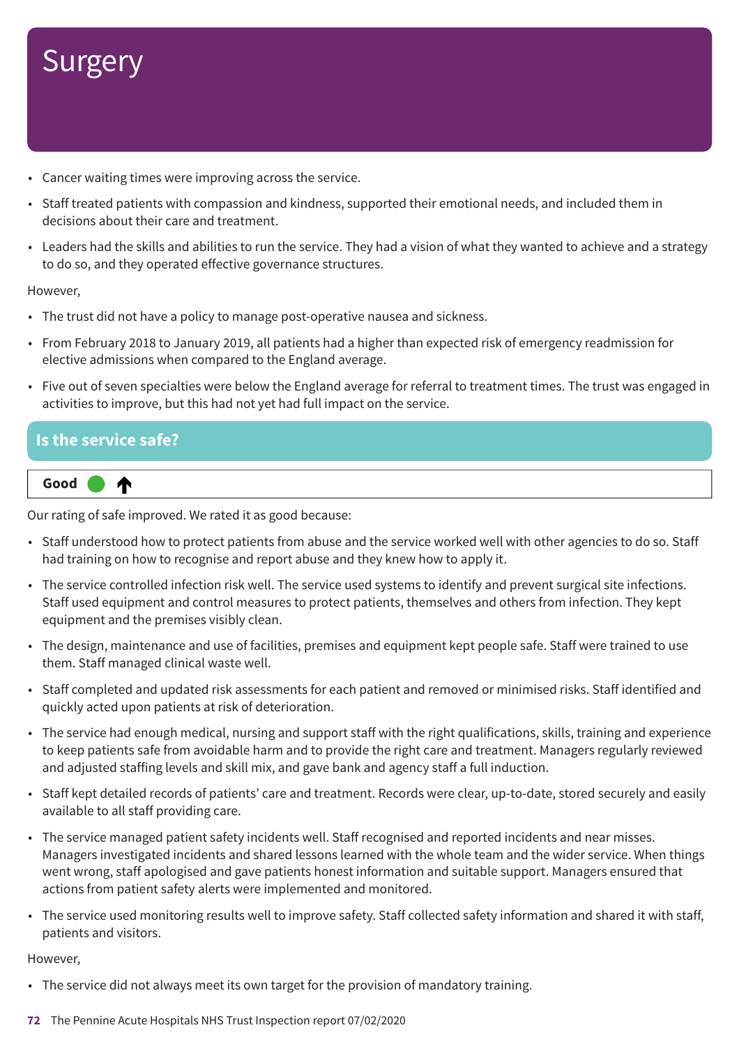# Surgery

- Cancer waiting times were improving across the service.
- Staff treated patients with compassion and kindness, supported their emotional needs, and included them in decisions about their care and treatment.
- Leaders had the skills and abilities to run the service. They had a vision of what they wanted to achieve and a strategy to do so, and they operated effective governance structures.

However,

- The trust did not have a policy to manage post-operative nausea and sickness.
- From February 2018 to January 2019, all patients had a higher than expected risk of emergency readmission for elective admissions when compared to the England average.
- Five out of seven specialties were below the England average for referral to treatment times. The trust was engaged in activities to improve, but this had not yet had full impact on the service.

## Is the service safe?

**Good** ↑

Our rating of safe improved. We rated it as good because:

- Staff understood how to protect patients from abuse and the service worked well with other agencies to do so. Staff had training on how to recognise and report abuse and they knew how to apply it.
- The service controlled infection risk well. The service used systems to identify and prevent surgical site infections. Staff used equipment and control measures to protect patients, themselves and others from infection. They kept equipment and the premises visibly clean.
- The design, maintenance and use of facilities, premises and equipment kept people safe. Staff were trained to use them. Staff managed clinical waste well.
- Staff completed and updated risk assessments for each patient and removed or minimised risks. Staff identified and quickly acted upon patients at risk of deterioration.
- The service had enough medical, nursing and support staff with the right qualifications, skills, training and experience to keep patients safe from avoidable harm and to provide the right care and treatment. Managers regularly reviewed and adjusted staffing levels and skill mix, and gave bank and agency staff a full induction.
- Staff kept detailed records of patients' care and treatment. Records were clear, up-to-date, stored securely and easily available to all staff providing care.
- The service managed patient safety incidents well. Staff recognised and reported incidents and near misses. Managers investigated incidents and shared lessons learned with the whole team and the wider service. When things went wrong, staff apologised and gave patients honest information and suitable support. Managers ensured that actions from patient safety alerts were implemented and monitored.
- The service used monitoring results well to improve safety. Staff collected safety information and shared it with staff, patients and visitors.

However,

- The service did not always meet its own target for the provision of mandatory training.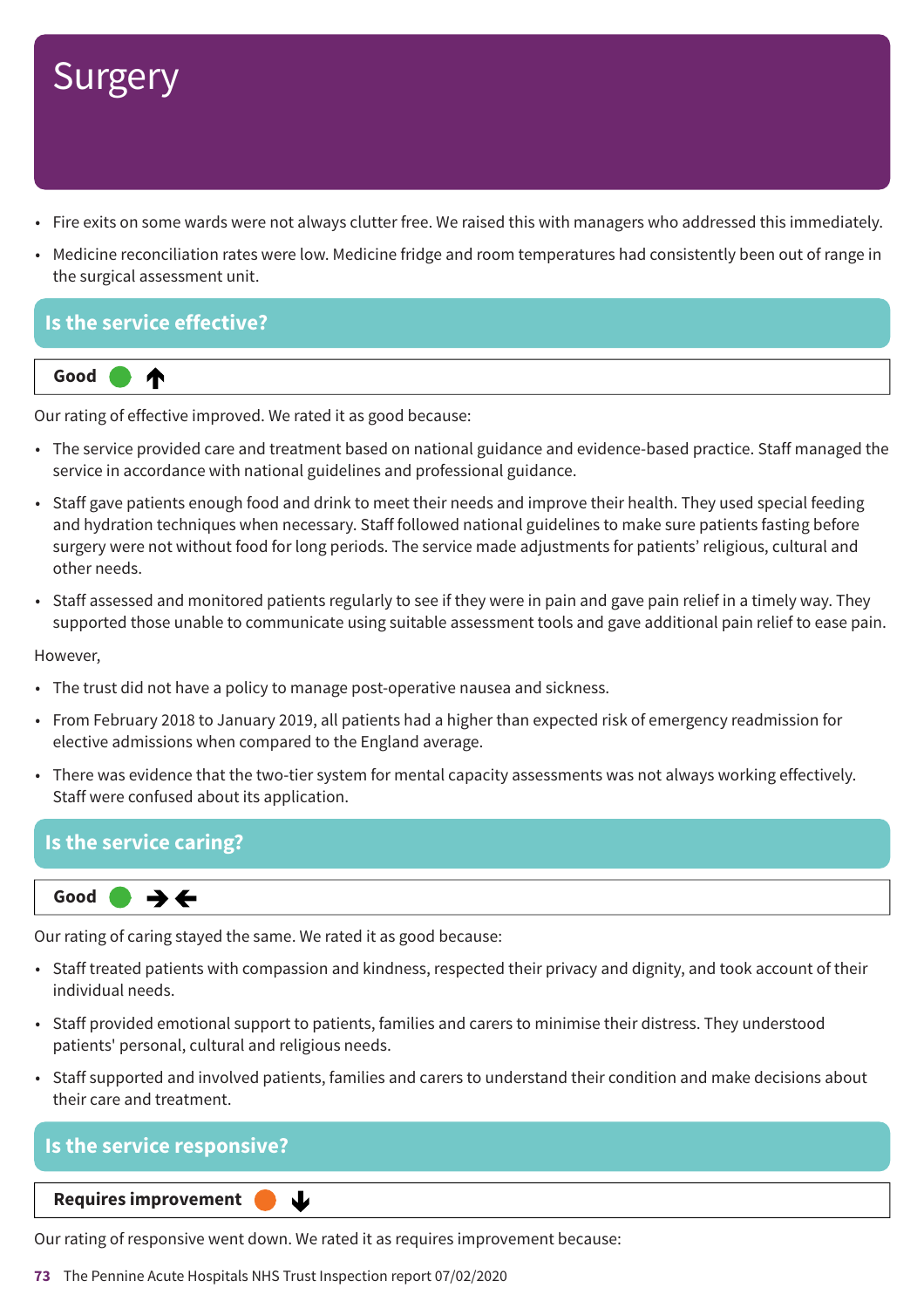# Surgery

- Fire exits on some wards were not always clutter free. We raised this with managers who addressed this immediately.
- Medicine reconciliation rates were low. Medicine fridge and room temperatures had consistently been out of range in the surgical assessment unit.

## Is the service effective?

**Good** ↑

Our rating of effective improved. We rated it as good because:

- The service provided care and treatment based on national guidance and evidence-based practice. Staff managed the service in accordance with national guidelines and professional guidance.
- Staff gave patients enough food and drink to meet their needs and improve their health. They used special feeding and hydration techniques when necessary. Staff followed national guidelines to make sure patients fasting before surgery were not without food for long periods. The service made adjustments for patients' religious, cultural and other needs.
- Staff assessed and monitored patients regularly to see if they were in pain and gave pain relief in a timely way. They supported those unable to communicate using suitable assessment tools and gave additional pain relief to ease pain.

However,

- The trust did not have a policy to manage post-operative nausea and sickness.
- From February 2018 to January 2019, all patients had a higher than expected risk of emergency readmission for elective admissions when compared to the England average.
- There was evidence that the two-tier system for mental capacity assessments was not always working effectively. Staff were confused about its application.

## Is the service caring?

**Good** →←

Our rating of caring stayed the same. We rated it as good because:

- Staff treated patients with compassion and kindness, respected their privacy and dignity, and took account of their individual needs.
- Staff provided emotional support to patients, families and carers to minimise their distress. They understood patients' personal, cultural and religious needs.
- Staff supported and involved patients, families and carers to understand their condition and make decisions about their care and treatment.

## Is the service responsive?

**Requires improvement** ↓

Our rating of responsive went down. We rated it as requires improvement because: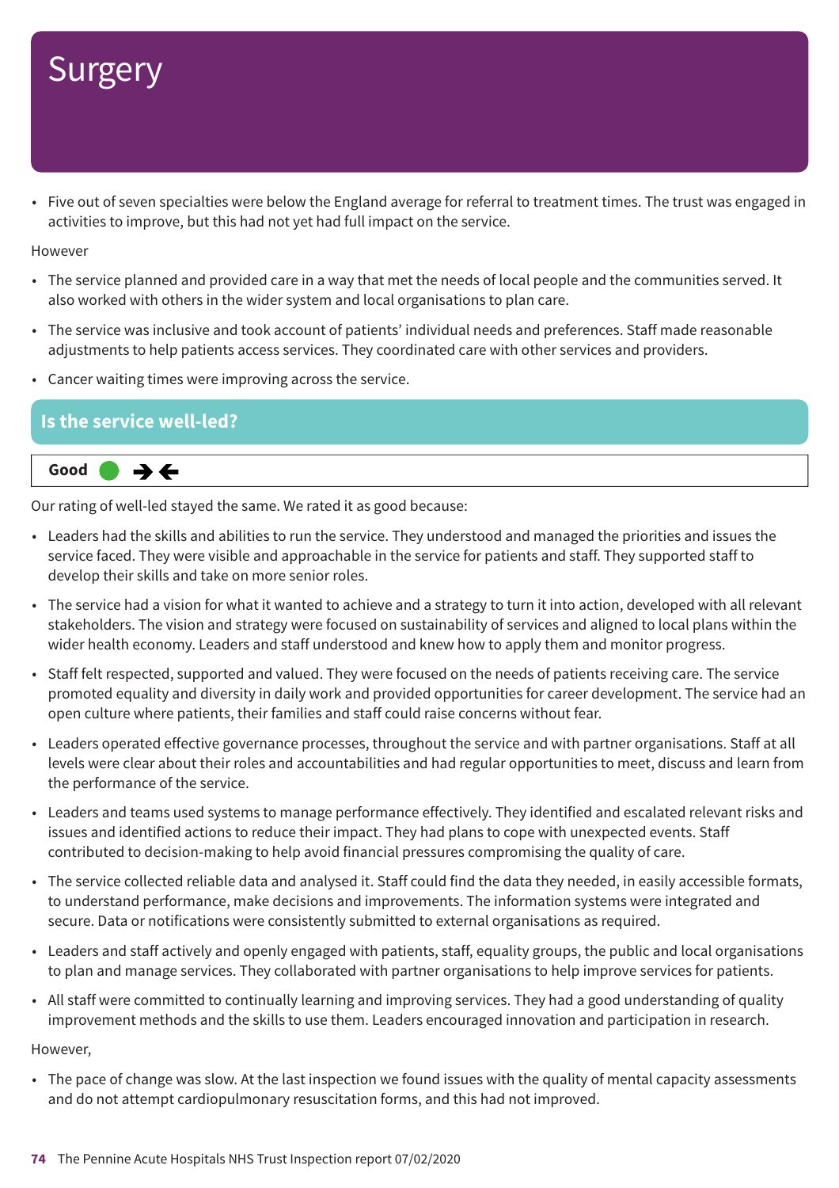# Surgery

- Five out of seven specialties were below the England average for referral to treatment times. The trust was engaged in activities to improve, but this had not yet had full impact on the service.

However

- The service planned and provided care in a way that met the needs of local people and the communities served. It also worked with others in the wider system and local organisations to plan care.
- The service was inclusive and took account of patients' individual needs and preferences. Staff made reasonable adjustments to help patients access services. They coordinated care with other services and providers.
- Cancer waiting times were improving across the service.

## Is the service well-led?

**Good** ➔🡐

Our rating of well-led stayed the same. We rated it as good because:

- Leaders had the skills and abilities to run the service. They understood and managed the priorities and issues the service faced. They were visible and approachable in the service for patients and staff. They supported staff to develop their skills and take on more senior roles.
- The service had a vision for what it wanted to achieve and a strategy to turn it into action, developed with all relevant stakeholders. The vision and strategy were focused on sustainability of services and aligned to local plans within the wider health economy. Leaders and staff understood and knew how to apply them and monitor progress.
- Staff felt respected, supported and valued. They were focused on the needs of patients receiving care. The service promoted equality and diversity in daily work and provided opportunities for career development. The service had an open culture where patients, their families and staff could raise concerns without fear.
- Leaders operated effective governance processes, throughout the service and with partner organisations. Staff at all levels were clear about their roles and accountabilities and had regular opportunities to meet, discuss and learn from the performance of the service.
- Leaders and teams used systems to manage performance effectively. They identified and escalated relevant risks and issues and identified actions to reduce their impact. They had plans to cope with unexpected events. Staff contributed to decision-making to help avoid financial pressures compromising the quality of care.
- The service collected reliable data and analysed it. Staff could find the data they needed, in easily accessible formats, to understand performance, make decisions and improvements. The information systems were integrated and secure. Data or notifications were consistently submitted to external organisations as required.
- Leaders and staff actively and openly engaged with patients, staff, equality groups, the public and local organisations to plan and manage services. They collaborated with partner organisations to help improve services for patients.
- All staff were committed to continually learning and improving services. They had a good understanding of quality improvement methods and the skills to use them. Leaders encouraged innovation and participation in research.

However,

- The pace of change was slow. At the last inspection we found issues with the quality of mental capacity assessments and do not attempt cardiopulmonary resuscitation forms, and this had not improved.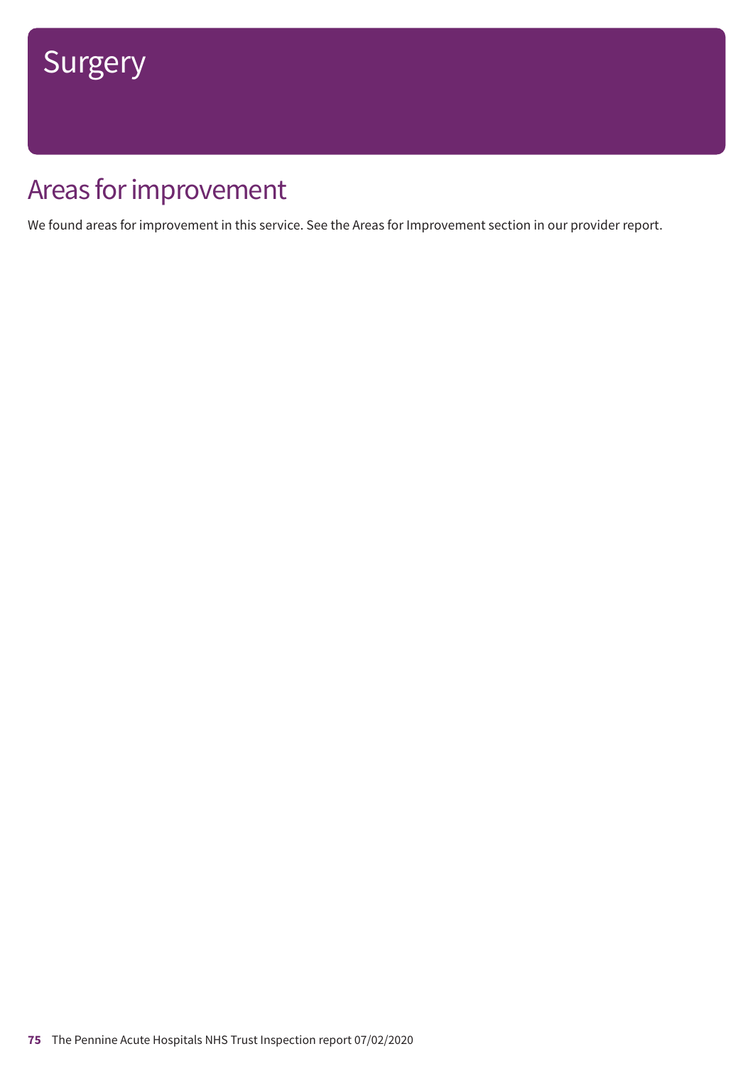# Surgery

## Areas for improvement

We found areas for improvement in this service. See the Areas for Improvement section in our provider report.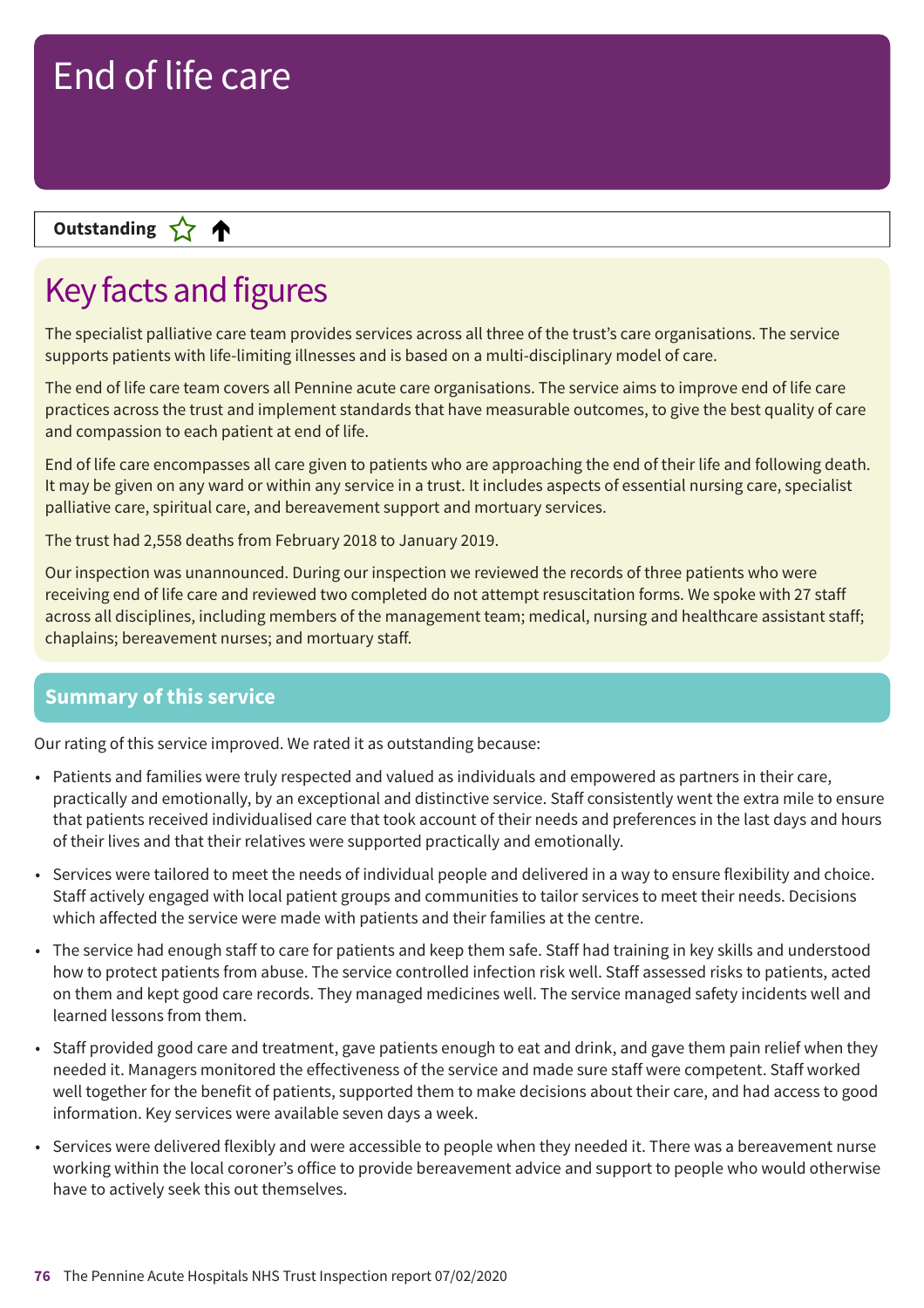# End of life care

**Outstanding** ☆ ↑

## Key facts and figures

The specialist palliative care team provides services across all three of the trust's care organisations. The service supports patients with life-limiting illnesses and is based on a multi-disciplinary model of care.

The end of life care team covers all Pennine acute care organisations. The service aims to improve end of life care practices across the trust and implement standards that have measurable outcomes, to give the best quality of care and compassion to each patient at end of life.

End of life care encompasses all care given to patients who are approaching the end of their life and following death. It may be given on any ward or within any service in a trust. It includes aspects of essential nursing care, specialist palliative care, spiritual care, and bereavement support and mortuary services.

The trust had 2,558 deaths from February 2018 to January 2019.

Our inspection was unannounced. During our inspection we reviewed the records of three patients who were receiving end of life care and reviewed two completed do not attempt resuscitation forms. We spoke with 27 staff across all disciplines, including members of the management team; medical, nursing and healthcare assistant staff; chaplains; bereavement nurses; and mortuary staff.

### Summary of this service

Our rating of this service improved. We rated it as outstanding because:

- Patients and families were truly respected and valued as individuals and empowered as partners in their care, practically and emotionally, by an exceptional and distinctive service. Staff consistently went the extra mile to ensure that patients received individualised care that took account of their needs and preferences in the last days and hours of their lives and that their relatives were supported practically and emotionally.
- Services were tailored to meet the needs of individual people and delivered in a way to ensure flexibility and choice. Staff actively engaged with local patient groups and communities to tailor services to meet their needs. Decisions which affected the service were made with patients and their families at the centre.
- The service had enough staff to care for patients and keep them safe. Staff had training in key skills and understood how to protect patients from abuse. The service controlled infection risk well. Staff assessed risks to patients, acted on them and kept good care records. They managed medicines well. The service managed safety incidents well and learned lessons from them.
- Staff provided good care and treatment, gave patients enough to eat and drink, and gave them pain relief when they needed it. Managers monitored the effectiveness of the service and made sure staff were competent. Staff worked well together for the benefit of patients, supported them to make decisions about their care, and had access to good information. Key services were available seven days a week.
- Services were delivered flexibly and were accessible to people when they needed it. There was a bereavement nurse working within the local coroner's office to provide bereavement advice and support to people who would otherwise have to actively seek this out themselves.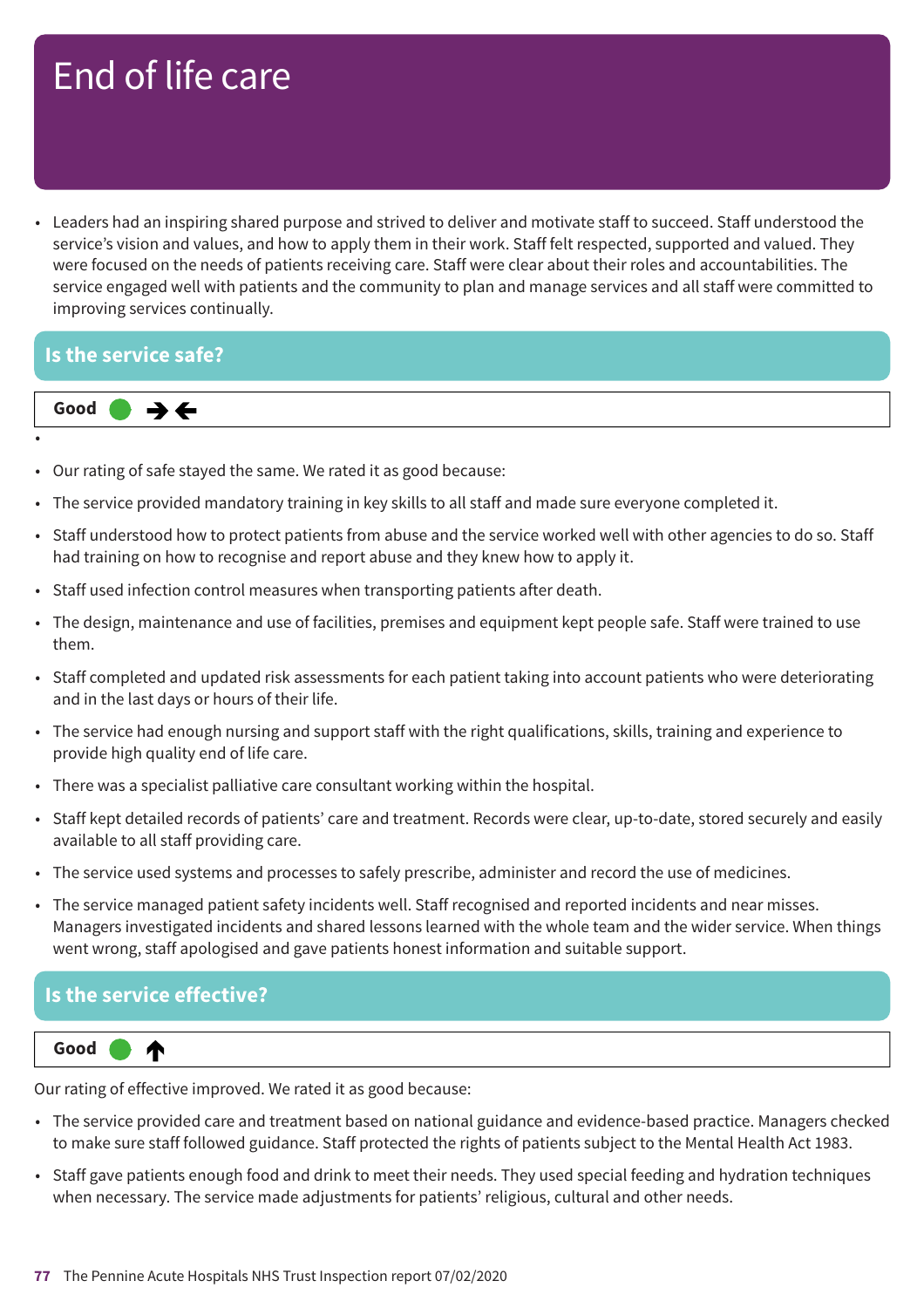# End of life care

- Leaders had an inspiring shared purpose and strived to deliver and motivate staff to succeed. Staff understood the service's vision and values, and how to apply them in their work. Staff felt respected, supported and valued. They were focused on the needs of patients receiving care. Staff were clear about their roles and accountabilities. The service engaged well with patients and the community to plan and manage services and all staff were committed to improving services continually.

## Is the service safe?

**Good** ● →←

- Our rating of safe stayed the same. We rated it as good because:
- The service provided mandatory training in key skills to all staff and made sure everyone completed it.
- Staff understood how to protect patients from abuse and the service worked well with other agencies to do so. Staff had training on how to recognise and report abuse and they knew how to apply it.
- Staff used infection control measures when transporting patients after death.
- The design, maintenance and use of facilities, premises and equipment kept people safe. Staff were trained to use them.
- Staff completed and updated risk assessments for each patient taking into account patients who were deteriorating and in the last days or hours of their life.
- The service had enough nursing and support staff with the right qualifications, skills, training and experience to provide high quality end of life care.
- There was a specialist palliative care consultant working within the hospital.
- Staff kept detailed records of patients' care and treatment. Records were clear, up-to-date, stored securely and easily available to all staff providing care.
- The service used systems and processes to safely prescribe, administer and record the use of medicines.
- The service managed patient safety incidents well. Staff recognised and reported incidents and near misses. Managers investigated incidents and shared lessons learned with the whole team and the wider service. When things went wrong, staff apologised and gave patients honest information and suitable support.

## Is the service effective?

**Good** ● ↑

Our rating of effective improved. We rated it as good because:

- The service provided care and treatment based on national guidance and evidence-based practice. Managers checked to make sure staff followed guidance. Staff protected the rights of patients subject to the Mental Health Act 1983.
- Staff gave patients enough food and drink to meet their needs. They used special feeding and hydration techniques when necessary. The service made adjustments for patients' religious, cultural and other needs.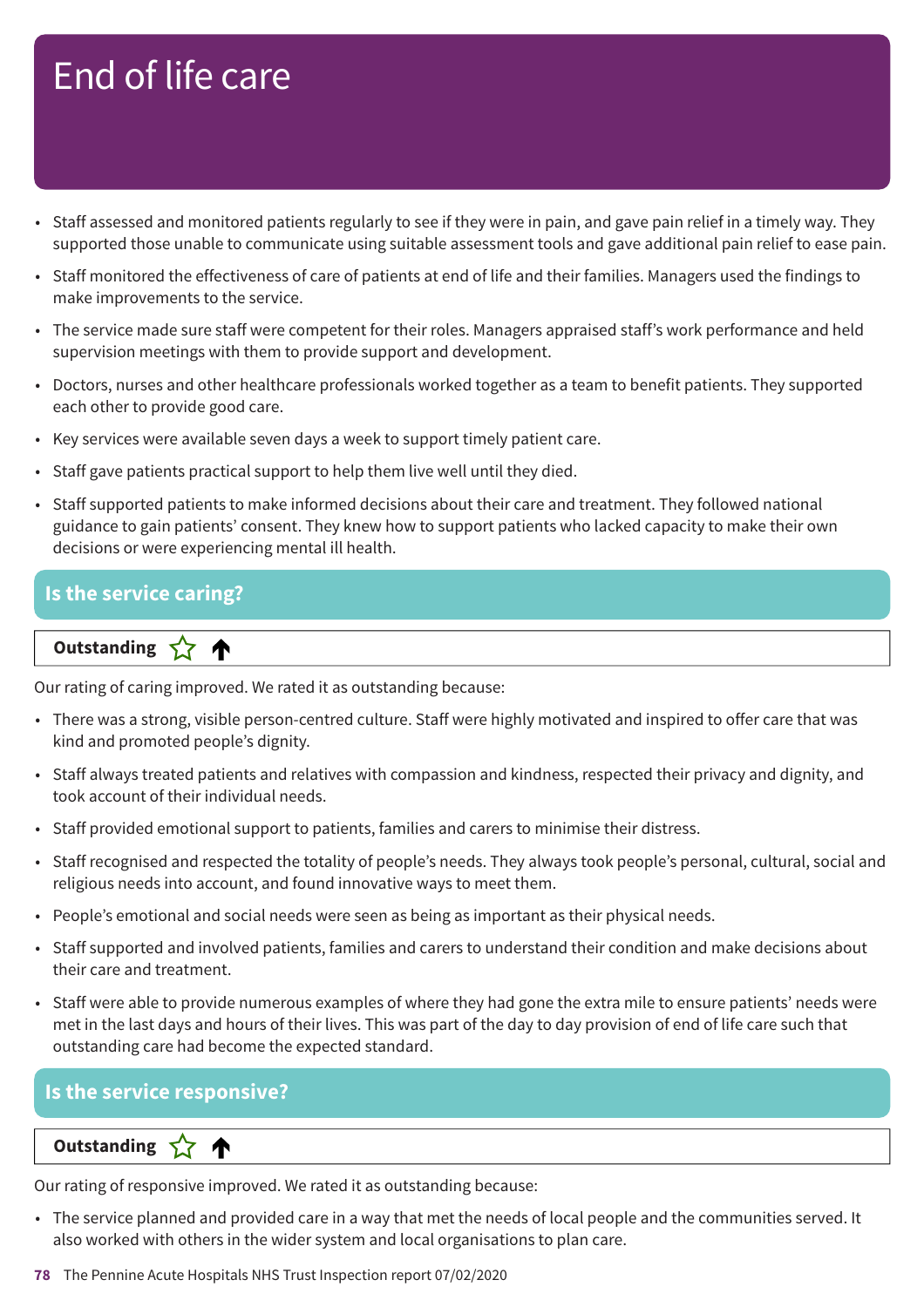# End of life care

- Staff assessed and monitored patients regularly to see if they were in pain, and gave pain relief in a timely way. They supported those unable to communicate using suitable assessment tools and gave additional pain relief to ease pain.
- Staff monitored the effectiveness of care of patients at end of life and their families. Managers used the findings to make improvements to the service.
- The service made sure staff were competent for their roles. Managers appraised staff's work performance and held supervision meetings with them to provide support and development.
- Doctors, nurses and other healthcare professionals worked together as a team to benefit patients. They supported each other to provide good care.
- Key services were available seven days a week to support timely patient care.
- Staff gave patients practical support to help them live well until they died.
- Staff supported patients to make informed decisions about their care and treatment. They followed national guidance to gain patients' consent. They knew how to support patients who lacked capacity to make their own decisions or were experiencing mental ill health.

## Is the service caring?

**Outstanding** ☆ ↑

Our rating of caring improved. We rated it as outstanding because:

- There was a strong, visible person-centred culture. Staff were highly motivated and inspired to offer care that was kind and promoted people's dignity.
- Staff always treated patients and relatives with compassion and kindness, respected their privacy and dignity, and took account of their individual needs.
- Staff provided emotional support to patients, families and carers to minimise their distress.
- Staff recognised and respected the totality of people's needs. They always took people's personal, cultural, social and religious needs into account, and found innovative ways to meet them.
- People's emotional and social needs were seen as being as important as their physical needs.
- Staff supported and involved patients, families and carers to understand their condition and make decisions about their care and treatment.
- Staff were able to provide numerous examples of where they had gone the extra mile to ensure patients' needs were met in the last days and hours of their lives. This was part of the day to day provision of end of life care such that outstanding care had become the expected standard.

## Is the service responsive?

**Outstanding** ☆ ↑

Our rating of responsive improved. We rated it as outstanding because:

- The service planned and provided care in a way that met the needs of local people and the communities served. It also worked with others in the wider system and local organisations to plan care.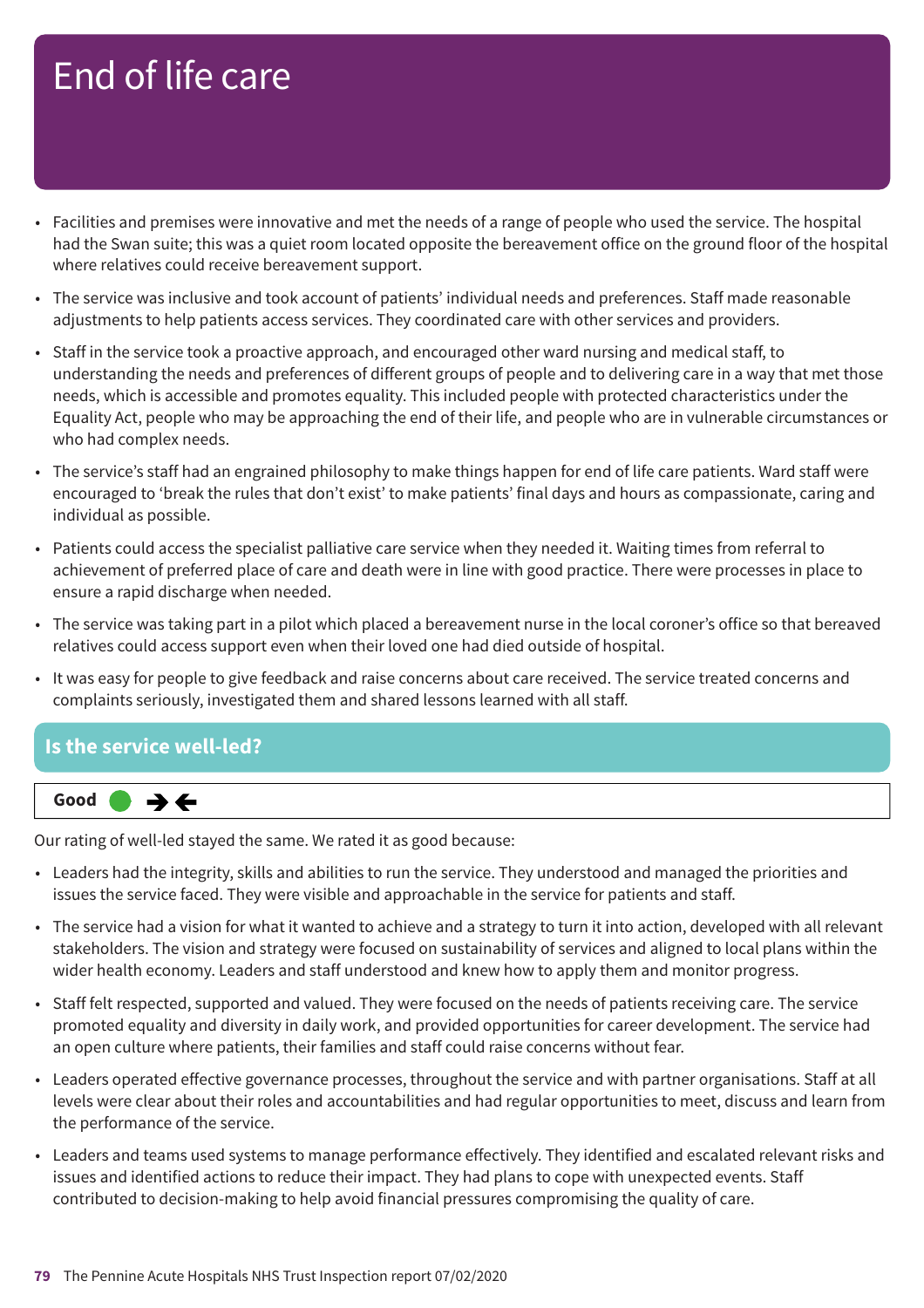# End of life care

- Facilities and premises were innovative and met the needs of a range of people who used the service. The hospital had the Swan suite; this was a quiet room located opposite the bereavement office on the ground floor of the hospital where relatives could receive bereavement support.
- The service was inclusive and took account of patients' individual needs and preferences. Staff made reasonable adjustments to help patients access services. They coordinated care with other services and providers.
- Staff in the service took a proactive approach, and encouraged other ward nursing and medical staff, to understanding the needs and preferences of different groups of people and to delivering care in a way that met those needs, which is accessible and promotes equality. This included people with protected characteristics under the Equality Act, people who may be approaching the end of their life, and people who are in vulnerable circumstances or who had complex needs.
- The service's staff had an engrained philosophy to make things happen for end of life care patients. Ward staff were encouraged to 'break the rules that don't exist' to make patients' final days and hours as compassionate, caring and individual as possible.
- Patients could access the specialist palliative care service when they needed it. Waiting times from referral to achievement of preferred place of care and death were in line with good practice. There were processes in place to ensure a rapid discharge when needed.
- The service was taking part in a pilot which placed a bereavement nurse in the local coroner's office so that bereaved relatives could access support even when their loved one had died outside of hospital.
- It was easy for people to give feedback and raise concerns about care received. The service treated concerns and complaints seriously, investigated them and shared lessons learned with all staff.

## Is the service well-led?

**Good** ● →←

Our rating of well-led stayed the same. We rated it as good because:

- Leaders had the integrity, skills and abilities to run the service. They understood and managed the priorities and issues the service faced. They were visible and approachable in the service for patients and staff.
- The service had a vision for what it wanted to achieve and a strategy to turn it into action, developed with all relevant stakeholders. The vision and strategy were focused on sustainability of services and aligned to local plans within the wider health economy. Leaders and staff understood and knew how to apply them and monitor progress.
- Staff felt respected, supported and valued. They were focused on the needs of patients receiving care. The service promoted equality and diversity in daily work, and provided opportunities for career development. The service had an open culture where patients, their families and staff could raise concerns without fear.
- Leaders operated effective governance processes, throughout the service and with partner organisations. Staff at all levels were clear about their roles and accountabilities and had regular opportunities to meet, discuss and learn from the performance of the service.
- Leaders and teams used systems to manage performance effectively. They identified and escalated relevant risks and issues and identified actions to reduce their impact. They had plans to cope with unexpected events. Staff contributed to decision-making to help avoid financial pressures compromising the quality of care.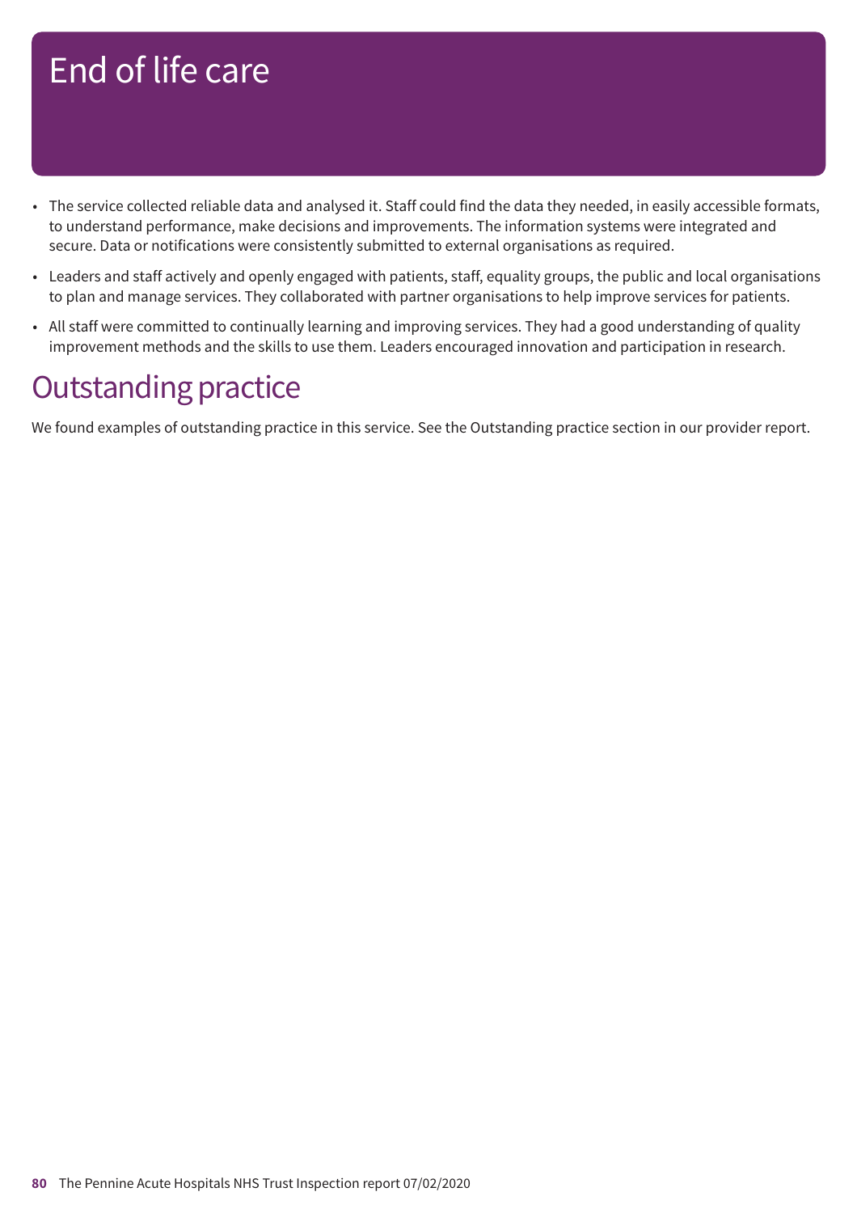# End of life care

- The service collected reliable data and analysed it. Staff could find the data they needed, in easily accessible formats, to understand performance, make decisions and improvements. The information systems were integrated and secure. Data or notifications were consistently submitted to external organisations as required.
- Leaders and staff actively and openly engaged with patients, staff, equality groups, the public and local organisations to plan and manage services. They collaborated with partner organisations to help improve services for patients.
- All staff were committed to continually learning and improving services. They had a good understanding of quality improvement methods and the skills to use them. Leaders encouraged innovation and participation in research.

## Outstanding practice

We found examples of outstanding practice in this service. See the Outstanding practice section in our provider report.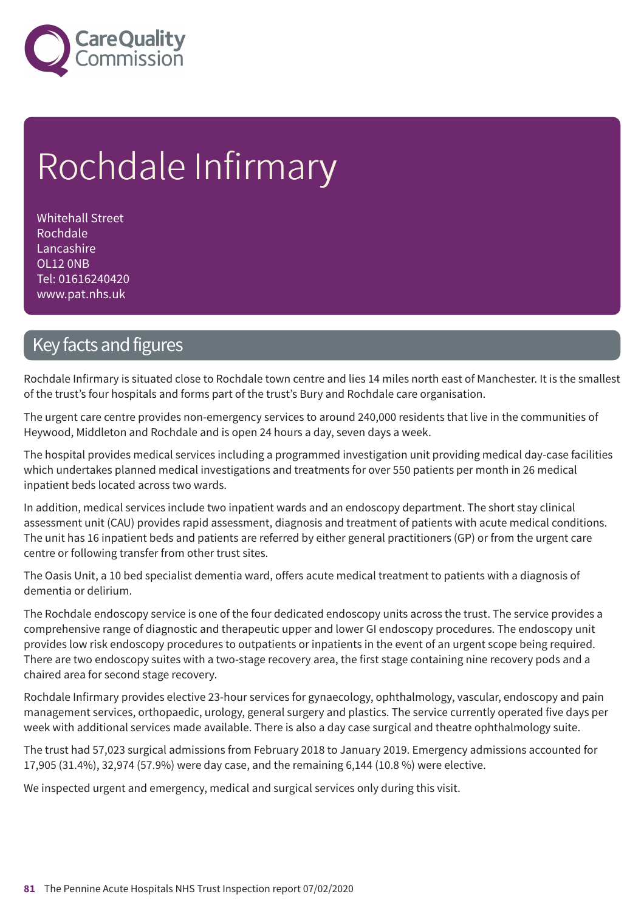# Rochdale Infirmary

Whitehall Street
Rochdale
Lancashire
OL12 0NB
Tel: 01616240420
www.pat.nhs.uk

## Key facts and figures

Rochdale Infirmary is situated close to Rochdale town centre and lies 14 miles north east of Manchester. It is the smallest of the trust's four hospitals and forms part of the trust's Bury and Rochdale care organisation.

The urgent care centre provides non-emergency services to around 240,000 residents that live in the communities of Heywood, Middleton and Rochdale and is open 24 hours a day, seven days a week.

The hospital provides medical services including a programmed investigation unit providing medical day-case facilities which undertakes planned medical investigations and treatments for over 550 patients per month in 26 medical inpatient beds located across two wards.

In addition, medical services include two inpatient wards and an endoscopy department. The short stay clinical assessment unit (CAU) provides rapid assessment, diagnosis and treatment of patients with acute medical conditions. The unit has 16 inpatient beds and patients are referred by either general practitioners (GP) or from the urgent care centre or following transfer from other trust sites.

The Oasis Unit, a 10 bed specialist dementia ward, offers acute medical treatment to patients with a diagnosis of dementia or delirium.

The Rochdale endoscopy service is one of the four dedicated endoscopy units across the trust. The service provides a comprehensive range of diagnostic and therapeutic upper and lower GI endoscopy procedures. The endoscopy unit provides low risk endoscopy procedures to outpatients or inpatients in the event of an urgent scope being required. There are two endoscopy suites with a two-stage recovery area, the first stage containing nine recovery pods and a chaired area for second stage recovery.

Rochdale Infirmary provides elective 23-hour services for gynaecology, ophthalmology, vascular, endoscopy and pain management services, orthopaedic, urology, general surgery and plastics. The service currently operated five days per week with additional services made available. There is also a day case surgical and theatre ophthalmology suite.

The trust had 57,023 surgical admissions from February 2018 to January 2019. Emergency admissions accounted for 17,905 (31.4%), 32,974 (57.9%) were day case, and the remaining 6,144 (10.8 %) were elective.

We inspected urgent and emergency, medical and surgical services only during this visit.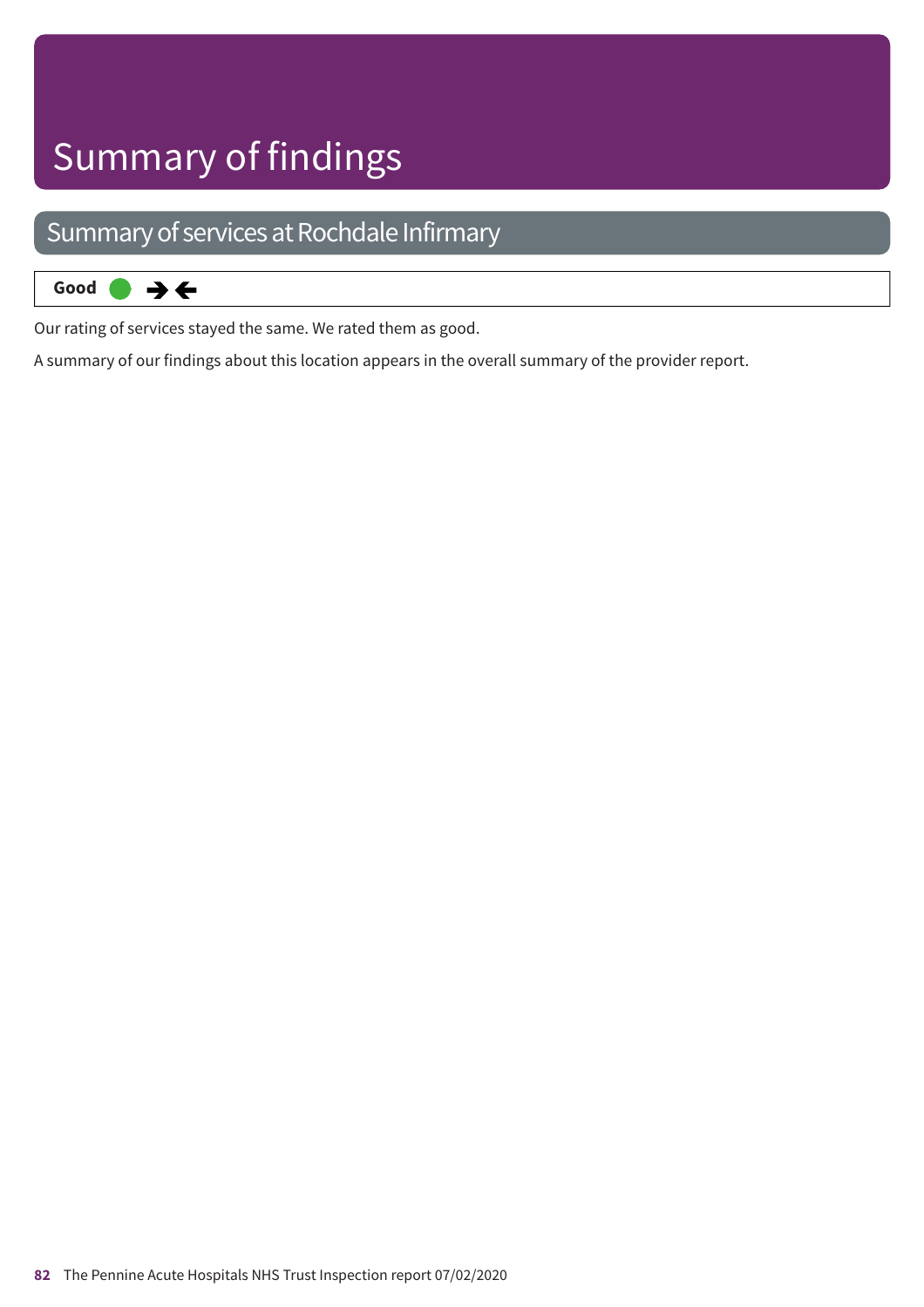# Summary of findings

## Summary of services at Rochdale Infirmary

**Good** ● →←

Our rating of services stayed the same. We rated them as good.

A summary of our findings about this location appears in the overall summary of the provider report.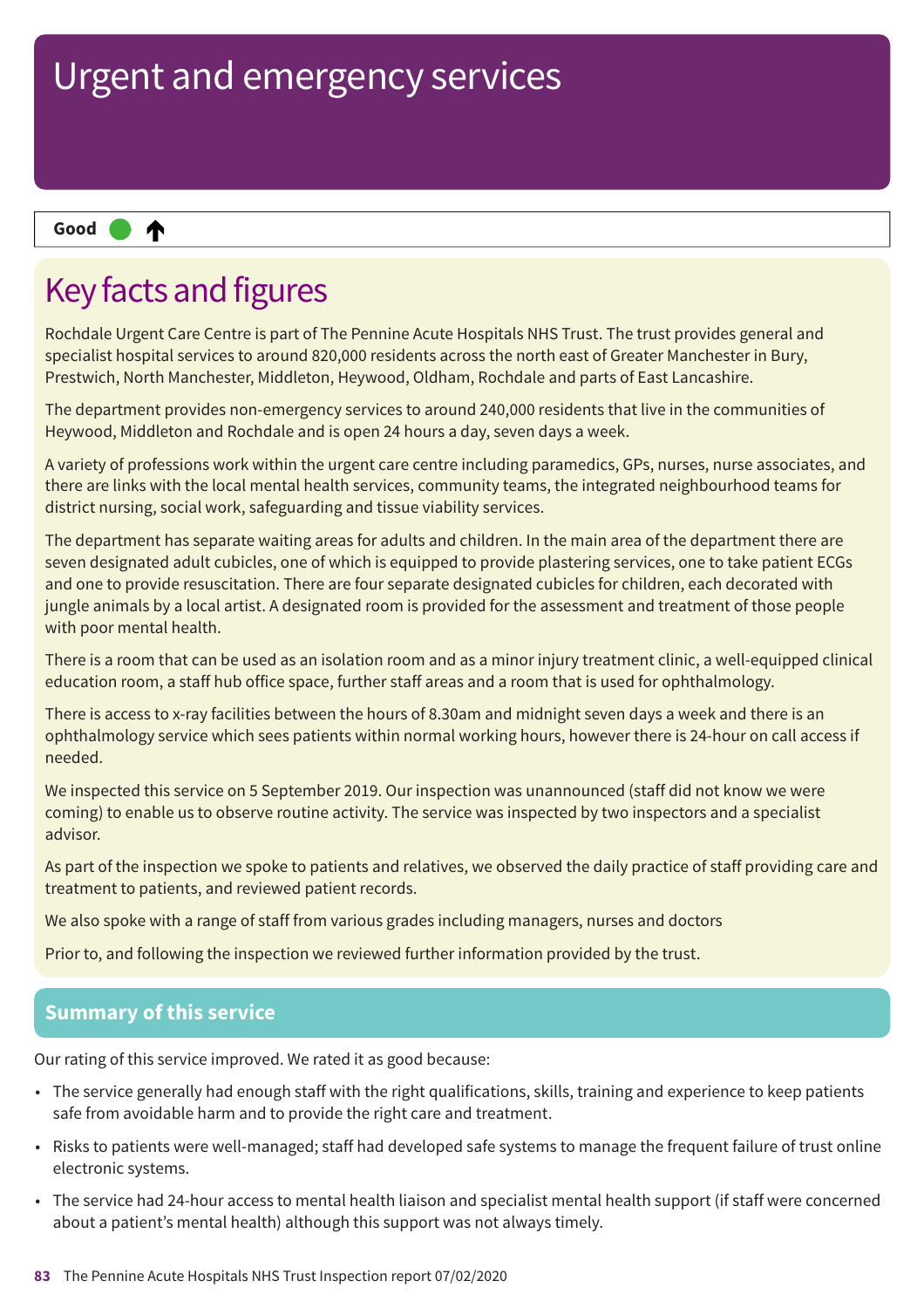# Urgent and emergency services

**Good** ● ↑

## Key facts and figures

Rochdale Urgent Care Centre is part of The Pennine Acute Hospitals NHS Trust. The trust provides general and specialist hospital services to around 820,000 residents across the north east of Greater Manchester in Bury, Prestwich, North Manchester, Middleton, Heywood, Oldham, Rochdale and parts of East Lancashire.

The department provides non-emergency services to around 240,000 residents that live in the communities of Heywood, Middleton and Rochdale and is open 24 hours a day, seven days a week.

A variety of professions work within the urgent care centre including paramedics, GPs, nurses, nurse associates, and there are links with the local mental health services, community teams, the integrated neighbourhood teams for district nursing, social work, safeguarding and tissue viability services.

The department has separate waiting areas for adults and children. In the main area of the department there are seven designated adult cubicles, one of which is equipped to provide plastering services, one to take patient ECGs and one to provide resuscitation. There are four separate designated cubicles for children, each decorated with jungle animals by a local artist. A designated room is provided for the assessment and treatment of those people with poor mental health.

There is a room that can be used as an isolation room and as a minor injury treatment clinic, a well-equipped clinical education room, a staff hub office space, further staff areas and a room that is used for ophthalmology.

There is access to x-ray facilities between the hours of 8.30am and midnight seven days a week and there is an ophthalmology service which sees patients within normal working hours, however there is 24-hour on call access if needed.

We inspected this service on 5 September 2019. Our inspection was unannounced (staff did not know we were coming) to enable us to observe routine activity. The service was inspected by two inspectors and a specialist advisor.

As part of the inspection we spoke to patients and relatives, we observed the daily practice of staff providing care and treatment to patients, and reviewed patient records.

We also spoke with a range of staff from various grades including managers, nurses and doctors

Prior to, and following the inspection we reviewed further information provided by the trust.

## Summary of this service

Our rating of this service improved. We rated it as good because:

- The service generally had enough staff with the right qualifications, skills, training and experience to keep patients safe from avoidable harm and to provide the right care and treatment.
- Risks to patients were well-managed; staff had developed safe systems to manage the frequent failure of trust online electronic systems.
- The service had 24-hour access to mental health liaison and specialist mental health support (if staff were concerned about a patient's mental health) although this support was not always timely.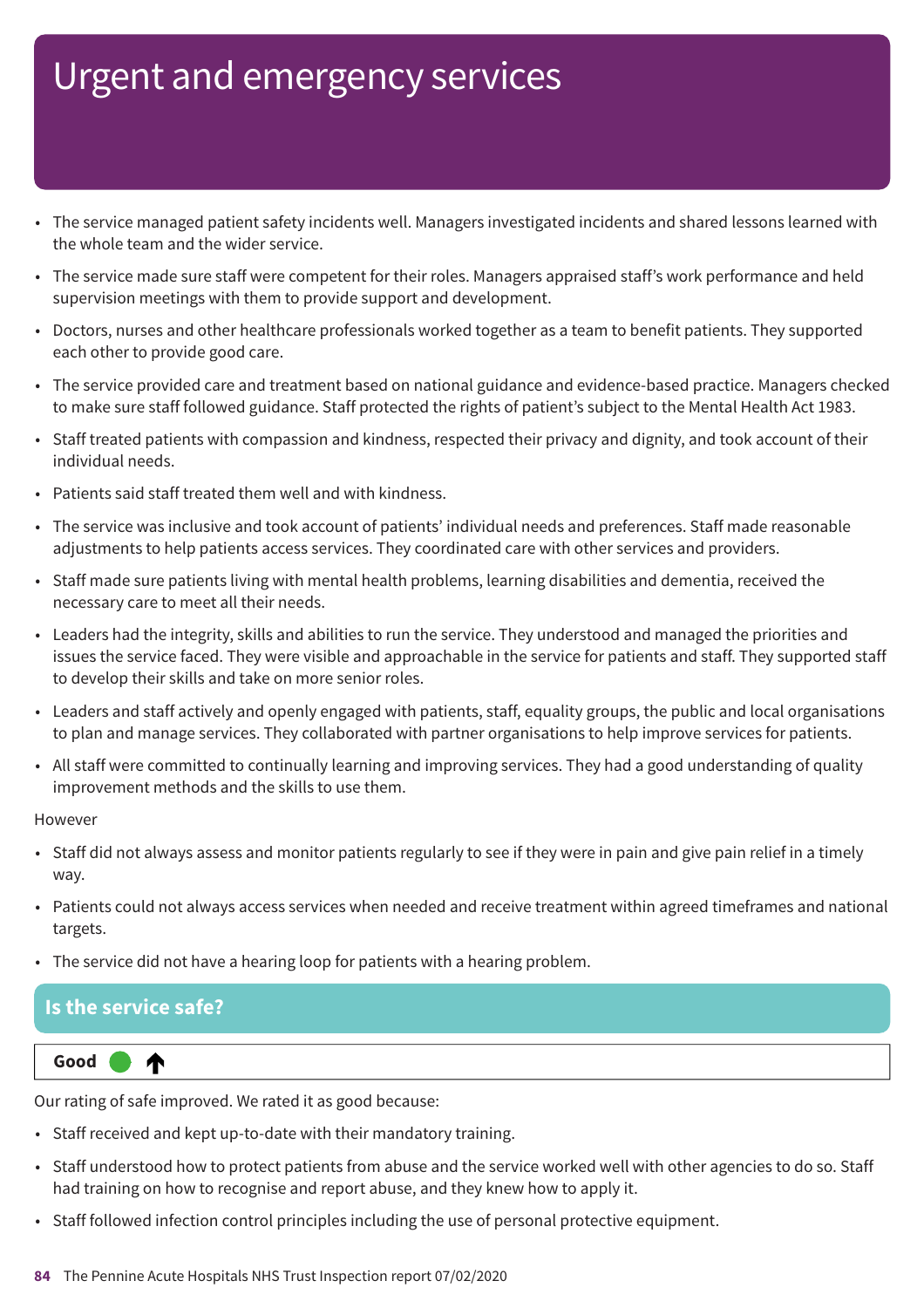# Urgent and emergency services

- The service managed patient safety incidents well. Managers investigated incidents and shared lessons learned with the whole team and the wider service.
- The service made sure staff were competent for their roles. Managers appraised staff's work performance and held supervision meetings with them to provide support and development.
- Doctors, nurses and other healthcare professionals worked together as a team to benefit patients. They supported each other to provide good care.
- The service provided care and treatment based on national guidance and evidence-based practice. Managers checked to make sure staff followed guidance. Staff protected the rights of patient's subject to the Mental Health Act 1983.
- Staff treated patients with compassion and kindness, respected their privacy and dignity, and took account of their individual needs.
- Patients said staff treated them well and with kindness.
- The service was inclusive and took account of patients' individual needs and preferences. Staff made reasonable adjustments to help patients access services. They coordinated care with other services and providers.
- Staff made sure patients living with mental health problems, learning disabilities and dementia, received the necessary care to meet all their needs.
- Leaders had the integrity, skills and abilities to run the service. They understood and managed the priorities and issues the service faced. They were visible and approachable in the service for patients and staff. They supported staff to develop their skills and take on more senior roles.
- Leaders and staff actively and openly engaged with patients, staff, equality groups, the public and local organisations to plan and manage services. They collaborated with partner organisations to help improve services for patients.
- All staff were committed to continually learning and improving services. They had a good understanding of quality improvement methods and the skills to use them.

However

- Staff did not always assess and monitor patients regularly to see if they were in pain and give pain relief in a timely way.
- Patients could not always access services when needed and receive treatment within agreed timeframes and national targets.
- The service did not have a hearing loop for patients with a hearing problem.

## Is the service safe?

**Good** ↑

Our rating of safe improved. We rated it as good because:

- Staff received and kept up-to-date with their mandatory training.
- Staff understood how to protect patients from abuse and the service worked well with other agencies to do so. Staff had training on how to recognise and report abuse, and they knew how to apply it.
- Staff followed infection control principles including the use of personal protective equipment.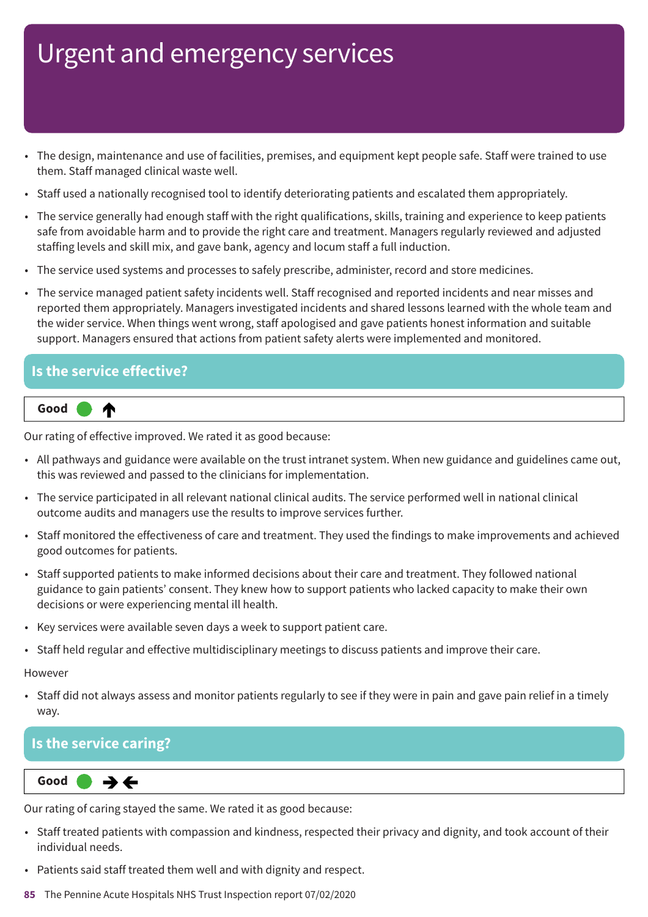# Urgent and emergency services

- The design, maintenance and use of facilities, premises, and equipment kept people safe. Staff were trained to use them. Staff managed clinical waste well.
- Staff used a nationally recognised tool to identify deteriorating patients and escalated them appropriately.
- The service generally had enough staff with the right qualifications, skills, training and experience to keep patients safe from avoidable harm and to provide the right care and treatment. Managers regularly reviewed and adjusted staffing levels and skill mix, and gave bank, agency and locum staff a full induction.
- The service used systems and processes to safely prescribe, administer, record and store medicines.
- The service managed patient safety incidents well. Staff recognised and reported incidents and near misses and reported them appropriately. Managers investigated incidents and shared lessons learned with the whole team and the wider service. When things went wrong, staff apologised and gave patients honest information and suitable support. Managers ensured that actions from patient safety alerts were implemented and monitored.

## Is the service effective?

**Good** ↑

Our rating of effective improved. We rated it as good because:

- All pathways and guidance were available on the trust intranet system. When new guidance and guidelines came out, this was reviewed and passed to the clinicians for implementation.
- The service participated in all relevant national clinical audits. The service performed well in national clinical outcome audits and managers use the results to improve services further.
- Staff monitored the effectiveness of care and treatment. They used the findings to make improvements and achieved good outcomes for patients.
- Staff supported patients to make informed decisions about their care and treatment. They followed national guidance to gain patients' consent. They knew how to support patients who lacked capacity to make their own decisions or were experiencing mental ill health.
- Key services were available seven days a week to support patient care.
- Staff held regular and effective multidisciplinary meetings to discuss patients and improve their care.

However

- Staff did not always assess and monitor patients regularly to see if they were in pain and gave pain relief in a timely way.

## Is the service caring?

**Good** →←

Our rating of caring stayed the same. We rated it as good because:

- Staff treated patients with compassion and kindness, respected their privacy and dignity, and took account of their individual needs.
- Patients said staff treated them well and with dignity and respect.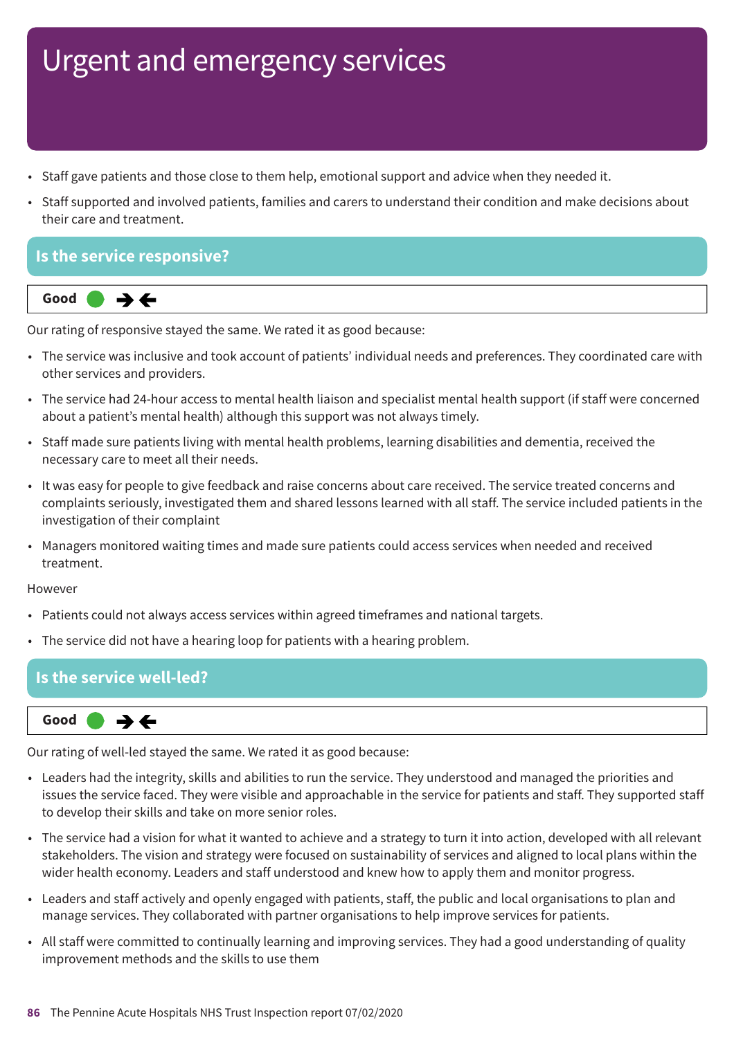# Urgent and emergency services

- Staff gave patients and those close to them help, emotional support and advice when they needed it.
- Staff supported and involved patients, families and carers to understand their condition and make decisions about their care and treatment.

## Is the service responsive?

**Good** ● →←

Our rating of responsive stayed the same. We rated it as good because:

- The service was inclusive and took account of patients' individual needs and preferences. They coordinated care with other services and providers.
- The service had 24-hour access to mental health liaison and specialist mental health support (if staff were concerned about a patient's mental health) although this support was not always timely.
- Staff made sure patients living with mental health problems, learning disabilities and dementia, received the necessary care to meet all their needs.
- It was easy for people to give feedback and raise concerns about care received. The service treated concerns and complaints seriously, investigated them and shared lessons learned with all staff. The service included patients in the investigation of their complaint
- Managers monitored waiting times and made sure patients could access services when needed and received treatment.

However

- Patients could not always access services within agreed timeframes and national targets.
- The service did not have a hearing loop for patients with a hearing problem.

## Is the service well-led?

**Good** ● →←

Our rating of well-led stayed the same. We rated it as good because:

- Leaders had the integrity, skills and abilities to run the service. They understood and managed the priorities and issues the service faced. They were visible and approachable in the service for patients and staff. They supported staff to develop their skills and take on more senior roles.
- The service had a vision for what it wanted to achieve and a strategy to turn it into action, developed with all relevant stakeholders. The vision and strategy were focused on sustainability of services and aligned to local plans within the wider health economy. Leaders and staff understood and knew how to apply them and monitor progress.
- Leaders and staff actively and openly engaged with patients, staff, the public and local organisations to plan and manage services. They collaborated with partner organisations to help improve services for patients.
- All staff were committed to continually learning and improving services. They had a good understanding of quality improvement methods and the skills to use them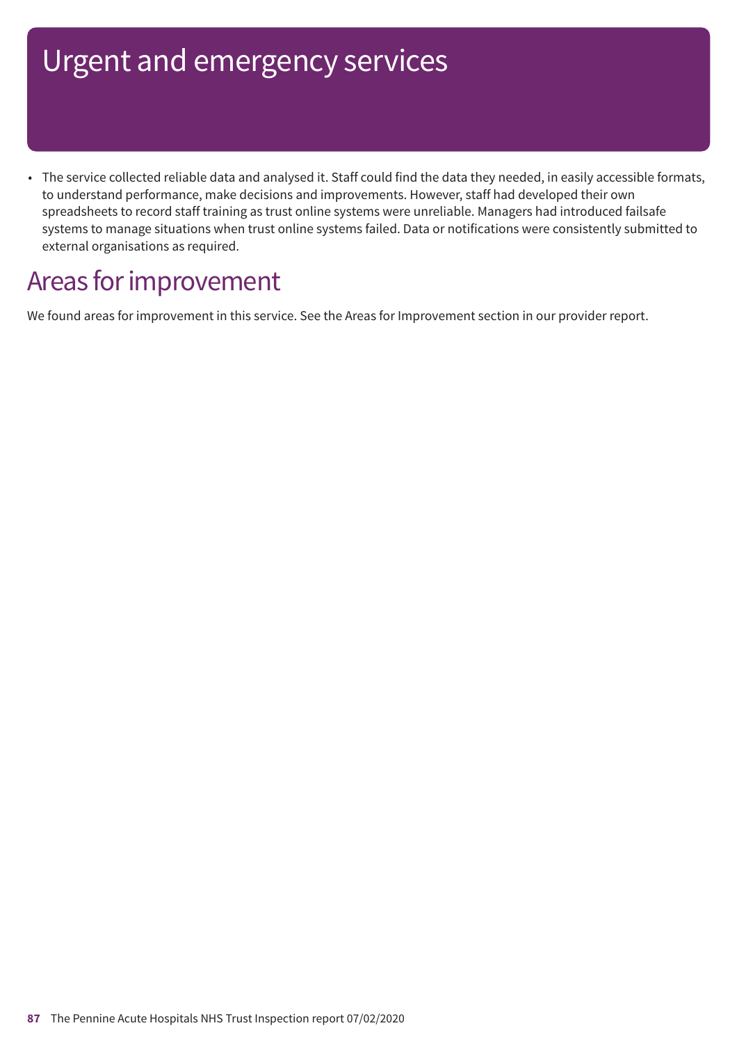# Urgent and emergency services

- The service collected reliable data and analysed it. Staff could find the data they needed, in easily accessible formats, to understand performance, make decisions and improvements. However, staff had developed their own spreadsheets to record staff training as trust online systems were unreliable. Managers had introduced failsafe systems to manage situations when trust online systems failed. Data or notifications were consistently submitted to external organisations as required.

## Areas for improvement

We found areas for improvement in this service. See the Areas for Improvement section in our provider report.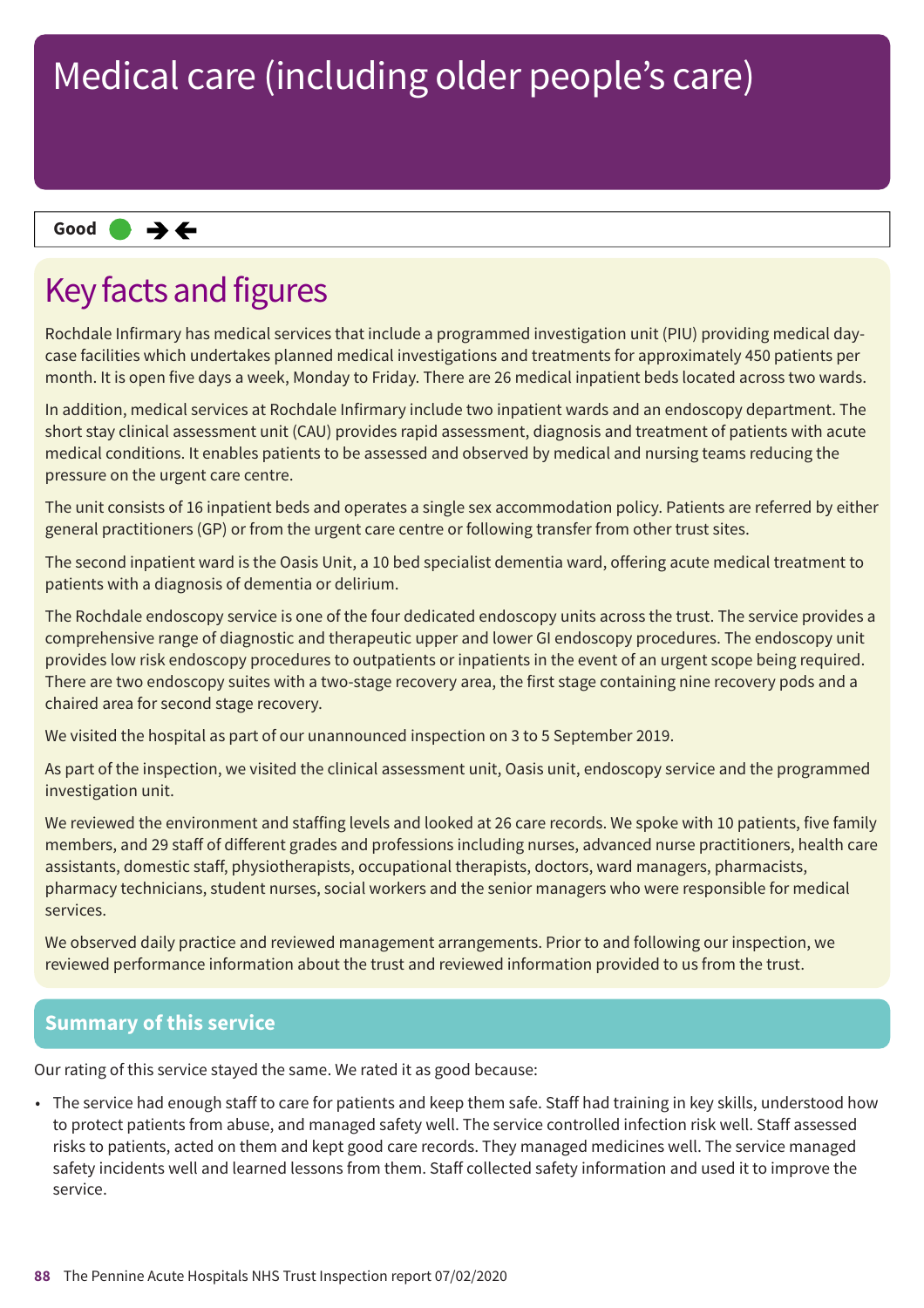# Medical care (including older people's care)

**Good** ● →←

## Key facts and figures

Rochdale Infirmary has medical services that include a programmed investigation unit (PIU) providing medical day-case facilities which undertakes planned medical investigations and treatments for approximately 450 patients per month. It is open five days a week, Monday to Friday. There are 26 medical inpatient beds located across two wards.

In addition, medical services at Rochdale Infirmary include two inpatient wards and an endoscopy department. The short stay clinical assessment unit (CAU) provides rapid assessment, diagnosis and treatment of patients with acute medical conditions. It enables patients to be assessed and observed by medical and nursing teams reducing the pressure on the urgent care centre.

The unit consists of 16 inpatient beds and operates a single sex accommodation policy. Patients are referred by either general practitioners (GP) or from the urgent care centre or following transfer from other trust sites.

The second inpatient ward is the Oasis Unit, a 10 bed specialist dementia ward, offering acute medical treatment to patients with a diagnosis of dementia or delirium.

The Rochdale endoscopy service is one of the four dedicated endoscopy units across the trust. The service provides a comprehensive range of diagnostic and therapeutic upper and lower GI endoscopy procedures. The endoscopy unit provides low risk endoscopy procedures to outpatients or inpatients in the event of an urgent scope being required. There are two endoscopy suites with a two-stage recovery area, the first stage containing nine recovery pods and a chaired area for second stage recovery.

We visited the hospital as part of our unannounced inspection on 3 to 5 September 2019.

As part of the inspection, we visited the clinical assessment unit, Oasis unit, endoscopy service and the programmed investigation unit.

We reviewed the environment and staffing levels and looked at 26 care records. We spoke with 10 patients, five family members, and 29 staff of different grades and professions including nurses, advanced nurse practitioners, health care assistants, domestic staff, physiotherapists, occupational therapists, doctors, ward managers, pharmacists, pharmacy technicians, student nurses, social workers and the senior managers who were responsible for medical services.

We observed daily practice and reviewed management arrangements. Prior to and following our inspection, we reviewed performance information about the trust and reviewed information provided to us from the trust.

## Summary of this service

Our rating of this service stayed the same. We rated it as good because:

- The service had enough staff to care for patients and keep them safe. Staff had training in key skills, understood how to protect patients from abuse, and managed safety well. The service controlled infection risk well. Staff assessed risks to patients, acted on them and kept good care records. They managed medicines well. The service managed safety incidents well and learned lessons from them. Staff collected safety information and used it to improve the service.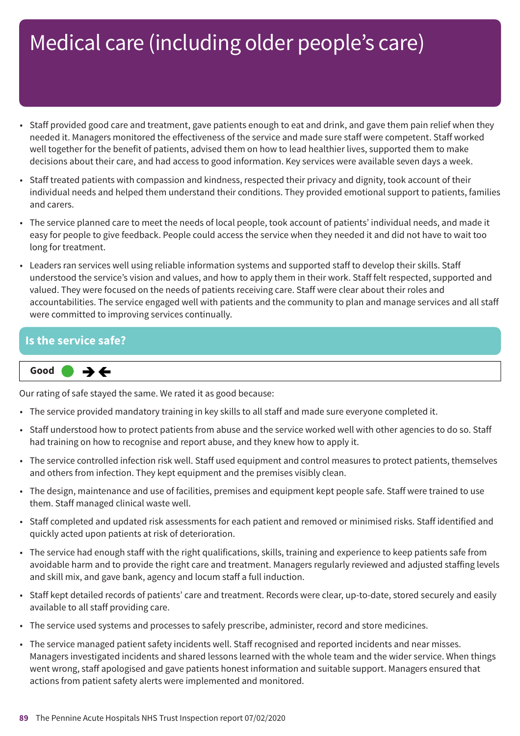# Medical care (including older people's care)

- Staff provided good care and treatment, gave patients enough to eat and drink, and gave them pain relief when they needed it. Managers monitored the effectiveness of the service and made sure staff were competent. Staff worked well together for the benefit of patients, advised them on how to lead healthier lives, supported them to make decisions about their care, and had access to good information. Key services were available seven days a week.
- Staff treated patients with compassion and kindness, respected their privacy and dignity, took account of their individual needs and helped them understand their conditions. They provided emotional support to patients, families and carers.
- The service planned care to meet the needs of local people, took account of patients' individual needs, and made it easy for people to give feedback. People could access the service when they needed it and did not have to wait too long for treatment.
- Leaders ran services well using reliable information systems and supported staff to develop their skills. Staff understood the service's vision and values, and how to apply them in their work. Staff felt respected, supported and valued. They were focused on the needs of patients receiving care. Staff were clear about their roles and accountabilities. The service engaged well with patients and the community to plan and manage services and all staff were committed to improving services continually.

## Is the service safe?

**Good** → ←

Our rating of safe stayed the same. We rated it as good because:

- The service provided mandatory training in key skills to all staff and made sure everyone completed it.
- Staff understood how to protect patients from abuse and the service worked well with other agencies to do so. Staff had training on how to recognise and report abuse, and they knew how to apply it.
- The service controlled infection risk well. Staff used equipment and control measures to protect patients, themselves and others from infection. They kept equipment and the premises visibly clean.
- The design, maintenance and use of facilities, premises and equipment kept people safe. Staff were trained to use them. Staff managed clinical waste well.
- Staff completed and updated risk assessments for each patient and removed or minimised risks. Staff identified and quickly acted upon patients at risk of deterioration.
- The service had enough staff with the right qualifications, skills, training and experience to keep patients safe from avoidable harm and to provide the right care and treatment. Managers regularly reviewed and adjusted staffing levels and skill mix, and gave bank, agency and locum staff a full induction.
- Staff kept detailed records of patients' care and treatment. Records were clear, up-to-date, stored securely and easily available to all staff providing care.
- The service used systems and processes to safely prescribe, administer, record and store medicines.
- The service managed patient safety incidents well. Staff recognised and reported incidents and near misses. Managers investigated incidents and shared lessons learned with the whole team and the wider service. When things went wrong, staff apologised and gave patients honest information and suitable support. Managers ensured that actions from patient safety alerts were implemented and monitored.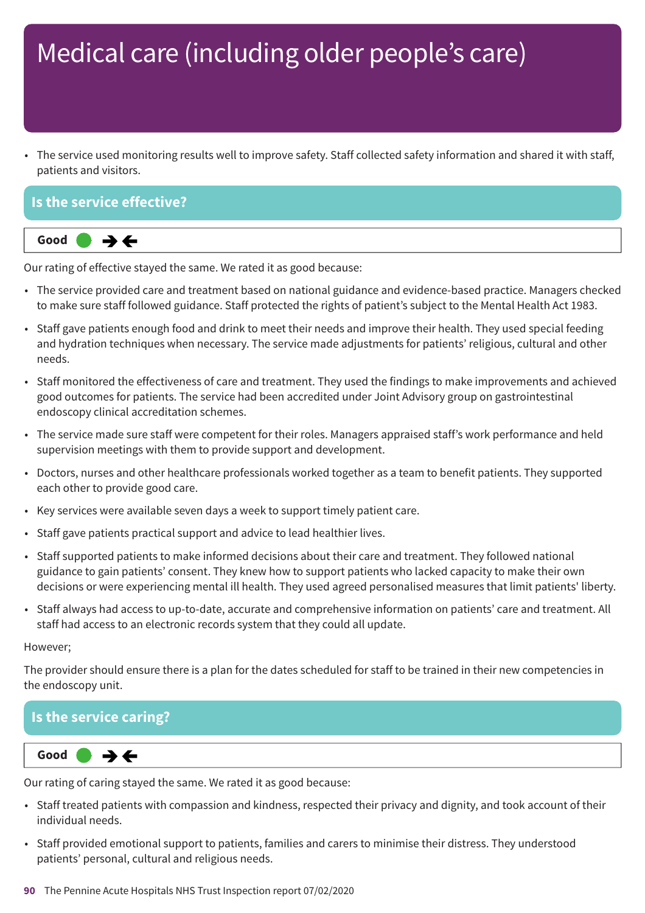# Medical care (including older people's care)

- The service used monitoring results well to improve safety. Staff collected safety information and shared it with staff, patients and visitors.

## Is the service effective?

**Good** ● ➔⃪

Our rating of effective stayed the same. We rated it as good because:

- The service provided care and treatment based on national guidance and evidence-based practice. Managers checked to make sure staff followed guidance. Staff protected the rights of patient's subject to the Mental Health Act 1983.
- Staff gave patients enough food and drink to meet their needs and improve their health. They used special feeding and hydration techniques when necessary. The service made adjustments for patients' religious, cultural and other needs.
- Staff monitored the effectiveness of care and treatment. They used the findings to make improvements and achieved good outcomes for patients. The service had been accredited under Joint Advisory group on gastrointestinal endoscopy clinical accreditation schemes.
- The service made sure staff were competent for their roles. Managers appraised staff's work performance and held supervision meetings with them to provide support and development.
- Doctors, nurses and other healthcare professionals worked together as a team to benefit patients. They supported each other to provide good care.
- Key services were available seven days a week to support timely patient care.
- Staff gave patients practical support and advice to lead healthier lives.
- Staff supported patients to make informed decisions about their care and treatment. They followed national guidance to gain patients' consent. They knew how to support patients who lacked capacity to make their own decisions or were experiencing mental ill health. They used agreed personalised measures that limit patients' liberty.
- Staff always had access to up-to-date, accurate and comprehensive information on patients' care and treatment. All staff had access to an electronic records system that they could all update.

However;

The provider should ensure there is a plan for the dates scheduled for staff to be trained in their new competencies in the endoscopy unit.

## Is the service caring?

**Good** ● ➔⃪

Our rating of caring stayed the same. We rated it as good because:

- Staff treated patients with compassion and kindness, respected their privacy and dignity, and took account of their individual needs.
- Staff provided emotional support to patients, families and carers to minimise their distress. They understood patients' personal, cultural and religious needs.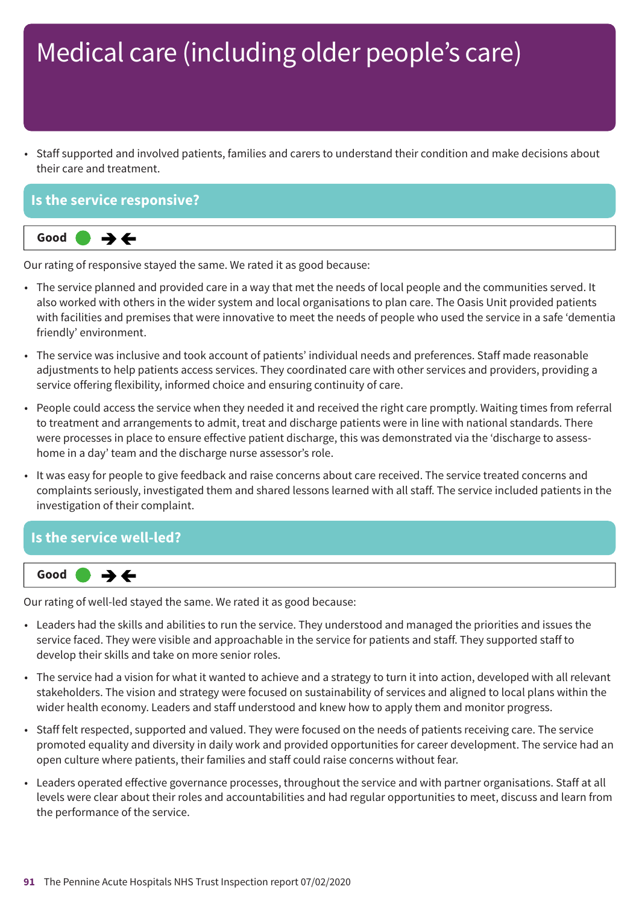# Medical care (including older people's care)

- Staff supported and involved patients, families and carers to understand their condition and make decisions about their care and treatment.

## Is the service responsive?

**Good** ● ➔⬅

Our rating of responsive stayed the same. We rated it as good because:

- The service planned and provided care in a way that met the needs of local people and the communities served. It also worked with others in the wider system and local organisations to plan care. The Oasis Unit provided patients with facilities and premises that were innovative to meet the needs of people who used the service in a safe 'dementia friendly' environment.
- The service was inclusive and took account of patients' individual needs and preferences. Staff made reasonable adjustments to help patients access services. They coordinated care with other services and providers, providing a service offering flexibility, informed choice and ensuring continuity of care.
- People could access the service when they needed it and received the right care promptly. Waiting times from referral to treatment and arrangements to admit, treat and discharge patients were in line with national standards. There were processes in place to ensure effective patient discharge, this was demonstrated via the 'discharge to assess-home in a day' team and the discharge nurse assessor's role.
- It was easy for people to give feedback and raise concerns about care received. The service treated concerns and complaints seriously, investigated them and shared lessons learned with all staff. The service included patients in the investigation of their complaint.

## Is the service well-led?

**Good** ● ➔⬅

Our rating of well-led stayed the same. We rated it as good because:

- Leaders had the skills and abilities to run the service. They understood and managed the priorities and issues the service faced. They were visible and approachable in the service for patients and staff. They supported staff to develop their skills and take on more senior roles.
- The service had a vision for what it wanted to achieve and a strategy to turn it into action, developed with all relevant stakeholders. The vision and strategy were focused on sustainability of services and aligned to local plans within the wider health economy. Leaders and staff understood and knew how to apply them and monitor progress.
- Staff felt respected, supported and valued. They were focused on the needs of patients receiving care. The service promoted equality and diversity in daily work and provided opportunities for career development. The service had an open culture where patients, their families and staff could raise concerns without fear.
- Leaders operated effective governance processes, throughout the service and with partner organisations. Staff at all levels were clear about their roles and accountabilities and had regular opportunities to meet, discuss and learn from the performance of the service.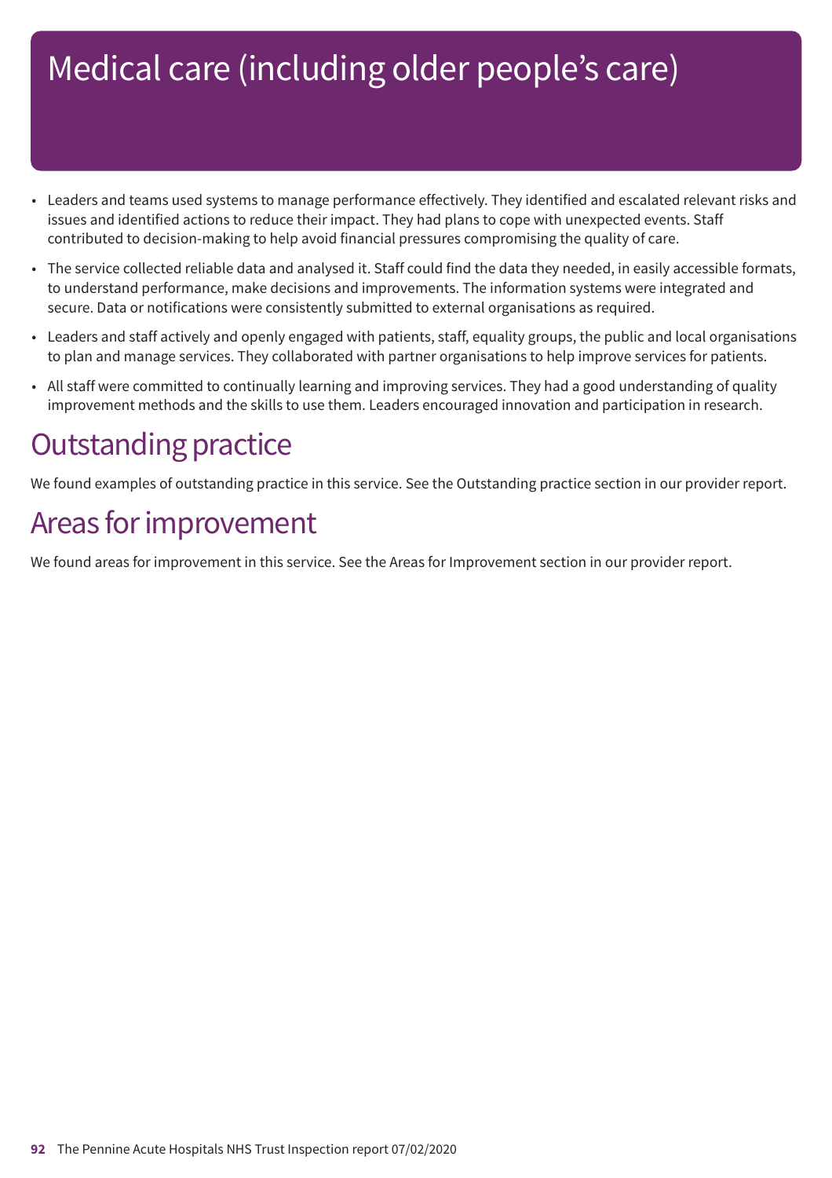# Medical care (including older people's care)

- Leaders and teams used systems to manage performance effectively. They identified and escalated relevant risks and issues and identified actions to reduce their impact. They had plans to cope with unexpected events. Staff contributed to decision-making to help avoid financial pressures compromising the quality of care.
- The service collected reliable data and analysed it. Staff could find the data they needed, in easily accessible formats, to understand performance, make decisions and improvements. The information systems were integrated and secure. Data or notifications were consistently submitted to external organisations as required.
- Leaders and staff actively and openly engaged with patients, staff, equality groups, the public and local organisations to plan and manage services. They collaborated with partner organisations to help improve services for patients.
- All staff were committed to continually learning and improving services. They had a good understanding of quality improvement methods and the skills to use them. Leaders encouraged innovation and participation in research.

## Outstanding practice

We found examples of outstanding practice in this service. See the Outstanding practice section in our provider report.

## Areas for improvement

We found areas for improvement in this service. See the Areas for Improvement section in our provider report.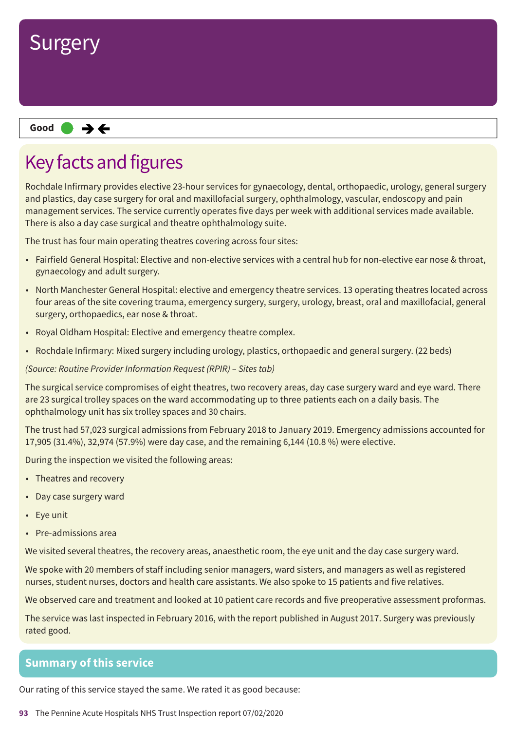# Surgery

**Good** ● →←

## Key facts and figures

Rochdale Infirmary provides elective 23-hour services for gynaecology, dental, orthopaedic, urology, general surgery and plastics, day case surgery for oral and maxillofacial surgery, ophthalmology, vascular, endoscopy and pain management services. The service currently operates five days per week with additional services made available. There is also a day case surgical and theatre ophthalmology suite.

The trust has four main operating theatres covering across four sites:

- Fairfield General Hospital: Elective and non-elective services with a central hub for non-elective ear nose & throat, gynaecology and adult surgery.
- North Manchester General Hospital: elective and emergency theatre services. 13 operating theatres located across four areas of the site covering trauma, emergency surgery, surgery, urology, breast, oral and maxillofacial, general surgery, orthopaedics, ear nose & throat.
- Royal Oldham Hospital: Elective and emergency theatre complex.
- Rochdale Infirmary: Mixed surgery including urology, plastics, orthopaedic and general surgery. (22 beds)

*(Source: Routine Provider Information Request (RPIR) – Sites tab)*

The surgical service compromises of eight theatres, two recovery areas, day case surgery ward and eye ward. There are 23 surgical trolley spaces on the ward accommodating up to three patients each on a daily basis. The ophthalmology unit has six trolley spaces and 30 chairs.

The trust had 57,023 surgical admissions from February 2018 to January 2019. Emergency admissions accounted for 17,905 (31.4%), 32,974 (57.9%) were day case, and the remaining 6,144 (10.8 %) were elective.

During the inspection we visited the following areas:

- Theatres and recovery
- Day case surgery ward
- Eye unit
- Pre-admissions area

We visited several theatres, the recovery areas, anaesthetic room, the eye unit and the day case surgery ward.

We spoke with 20 members of staff including senior managers, ward sisters, and managers as well as registered nurses, student nurses, doctors and health care assistants. We also spoke to 15 patients and five relatives.

We observed care and treatment and looked at 10 patient care records and five preoperative assessment proformas.

The service was last inspected in February 2016, with the report published in August 2017. Surgery was previously rated good.

## Summary of this service

Our rating of this service stayed the same. We rated it as good because: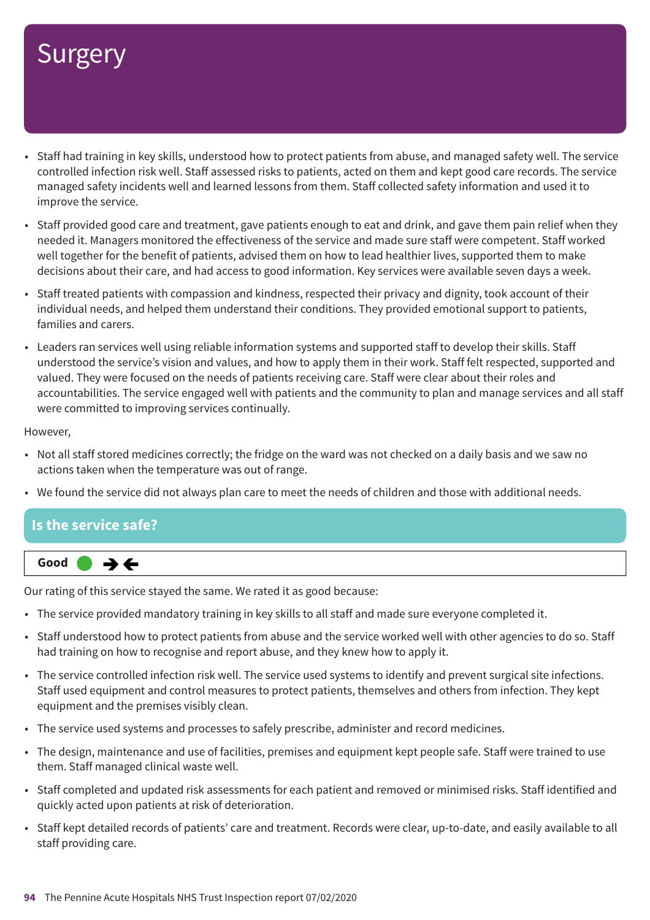# Surgery

- Staff had training in key skills, understood how to protect patients from abuse, and managed safety well. The service controlled infection risk well. Staff assessed risks to patients, acted on them and kept good care records. The service managed safety incidents well and learned lessons from them. Staff collected safety information and used it to improve the service.
- Staff provided good care and treatment, gave patients enough to eat and drink, and gave them pain relief when they needed it. Managers monitored the effectiveness of the service and made sure staff were competent. Staff worked well together for the benefit of patients, advised them on how to lead healthier lives, supported them to make decisions about their care, and had access to good information. Key services were available seven days a week.
- Staff treated patients with compassion and kindness, respected their privacy and dignity, took account of their individual needs, and helped them understand their conditions. They provided emotional support to patients, families and carers.
- Leaders ran services well using reliable information systems and supported staff to develop their skills. Staff understood the service's vision and values, and how to apply them in their work. Staff felt respected, supported and valued. They were focused on the needs of patients receiving care. Staff were clear about their roles and accountabilities. The service engaged well with patients and the community to plan and manage services and all staff were committed to improving services continually.

However,

- Not all staff stored medicines correctly; the fridge on the ward was not checked on a daily basis and we saw no actions taken when the temperature was out of range.
- We found the service did not always plan care to meet the needs of children and those with additional needs.

## Is the service safe?

**Good** ● → ←

Our rating of this service stayed the same. We rated it as good because:

- The service provided mandatory training in key skills to all staff and made sure everyone completed it.
- Staff understood how to protect patients from abuse and the service worked well with other agencies to do so. Staff had training on how to recognise and report abuse, and they knew how to apply it.
- The service controlled infection risk well. The service used systems to identify and prevent surgical site infections. Staff used equipment and control measures to protect patients, themselves and others from infection. They kept equipment and the premises visibly clean.
- The service used systems and processes to safely prescribe, administer and record medicines.
- The design, maintenance and use of facilities, premises and equipment kept people safe. Staff were trained to use them. Staff managed clinical waste well.
- Staff completed and updated risk assessments for each patient and removed or minimised risks. Staff identified and quickly acted upon patients at risk of deterioration.
- Staff kept detailed records of patients' care and treatment. Records were clear, up-to-date, and easily available to all staff providing care.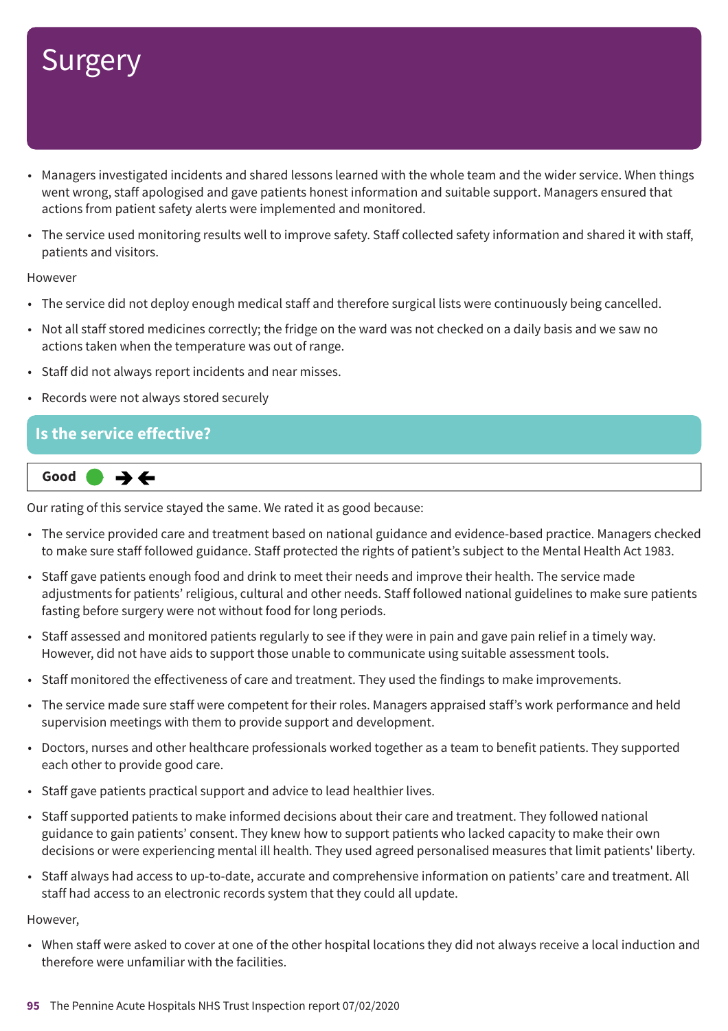# Surgery

- Managers investigated incidents and shared lessons learned with the whole team and the wider service. When things went wrong, staff apologised and gave patients honest information and suitable support. Managers ensured that actions from patient safety alerts were implemented and monitored.
- The service used monitoring results well to improve safety. Staff collected safety information and shared it with staff, patients and visitors.

However

- The service did not deploy enough medical staff and therefore surgical lists were continuously being cancelled.
- Not all staff stored medicines correctly; the fridge on the ward was not checked on a daily basis and we saw no actions taken when the temperature was out of range.
- Staff did not always report incidents and near misses.
- Records were not always stored securely

## Is the service effective?

**Good** ● ➔🡐

Our rating of this service stayed the same. We rated it as good because:

- The service provided care and treatment based on national guidance and evidence-based practice. Managers checked to make sure staff followed guidance. Staff protected the rights of patient's subject to the Mental Health Act 1983.
- Staff gave patients enough food and drink to meet their needs and improve their health. The service made adjustments for patients' religious, cultural and other needs. Staff followed national guidelines to make sure patients fasting before surgery were not without food for long periods.
- Staff assessed and monitored patients regularly to see if they were in pain and gave pain relief in a timely way. However, did not have aids to support those unable to communicate using suitable assessment tools.
- Staff monitored the effectiveness of care and treatment. They used the findings to make improvements.
- The service made sure staff were competent for their roles. Managers appraised staff's work performance and held supervision meetings with them to provide support and development.
- Doctors, nurses and other healthcare professionals worked together as a team to benefit patients. They supported each other to provide good care.
- Staff gave patients practical support and advice to lead healthier lives.
- Staff supported patients to make informed decisions about their care and treatment. They followed national guidance to gain patients' consent. They knew how to support patients who lacked capacity to make their own decisions or were experiencing mental ill health. They used agreed personalised measures that limit patients' liberty.
- Staff always had access to up-to-date, accurate and comprehensive information on patients' care and treatment. All staff had access to an electronic records system that they could all update.

However,

- When staff were asked to cover at one of the other hospital locations they did not always receive a local induction and therefore were unfamiliar with the facilities.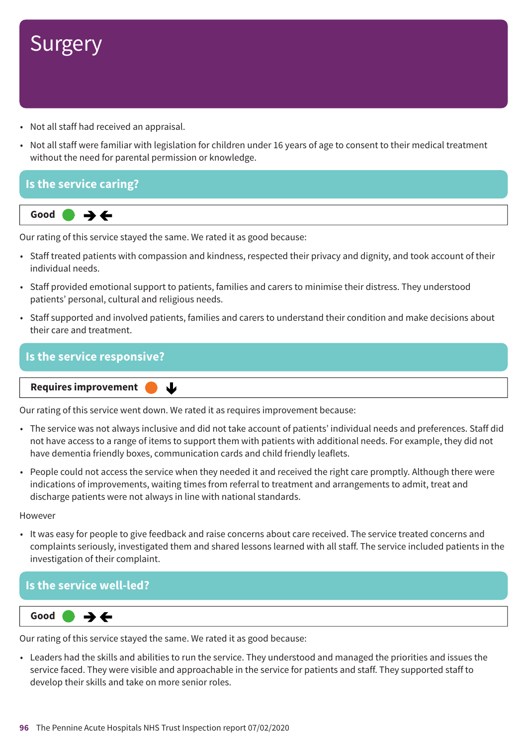# Surgery

- Not all staff had received an appraisal.
- Not all staff were familiar with legislation for children under 16 years of age to consent to their medical treatment without the need for parental permission or knowledge.

## Is the service caring?

**Good** ● →←

Our rating of this service stayed the same. We rated it as good because:

- Staff treated patients with compassion and kindness, respected their privacy and dignity, and took account of their individual needs.
- Staff provided emotional support to patients, families and carers to minimise their distress. They understood patients' personal, cultural and religious needs.
- Staff supported and involved patients, families and carers to understand their condition and make decisions about their care and treatment.

## Is the service responsive?

**Requires improvement** ● ↓

Our rating of this service went down. We rated it as requires improvement because:

- The service was not always inclusive and did not take account of patients' individual needs and preferences. Staff did not have access to a range of items to support them with patients with additional needs. For example, they did not have dementia friendly boxes, communication cards and child friendly leaflets.
- People could not access the service when they needed it and received the right care promptly. Although there were indications of improvements, waiting times from referral to treatment and arrangements to admit, treat and discharge patients were not always in line with national standards.

However

- It was easy for people to give feedback and raise concerns about care received. The service treated concerns and complaints seriously, investigated them and shared lessons learned with all staff. The service included patients in the investigation of their complaint.

## Is the service well-led?

**Good** ● →←

Our rating of this service stayed the same. We rated it as good because:

- Leaders had the skills and abilities to run the service. They understood and managed the priorities and issues the service faced. They were visible and approachable in the service for patients and staff. They supported staff to develop their skills and take on more senior roles.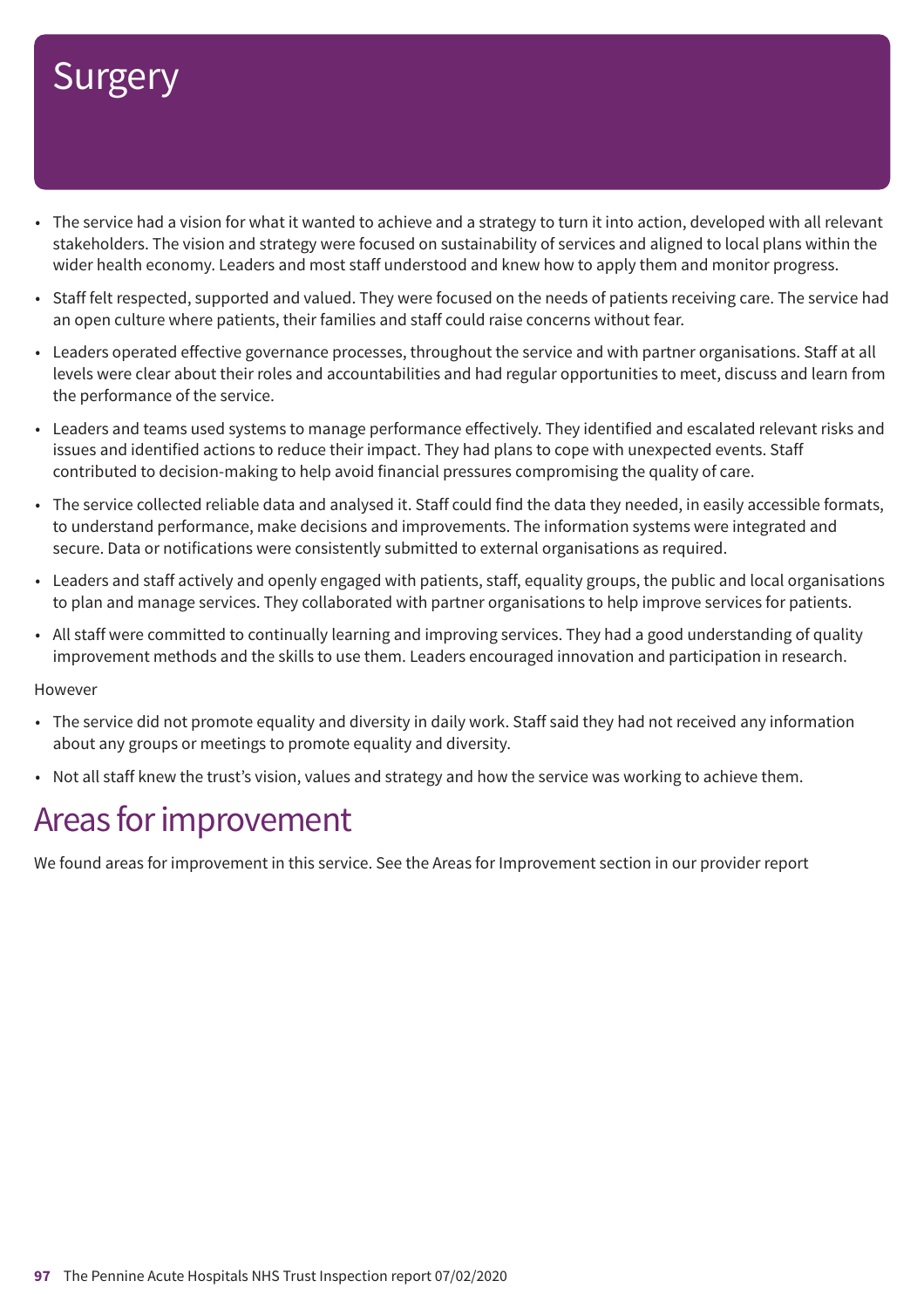# Surgery

- The service had a vision for what it wanted to achieve and a strategy to turn it into action, developed with all relevant stakeholders. The vision and strategy were focused on sustainability of services and aligned to local plans within the wider health economy. Leaders and most staff understood and knew how to apply them and monitor progress.
- Staff felt respected, supported and valued. They were focused on the needs of patients receiving care. The service had an open culture where patients, their families and staff could raise concerns without fear.
- Leaders operated effective governance processes, throughout the service and with partner organisations. Staff at all levels were clear about their roles and accountabilities and had regular opportunities to meet, discuss and learn from the performance of the service.
- Leaders and teams used systems to manage performance effectively. They identified and escalated relevant risks and issues and identified actions to reduce their impact. They had plans to cope with unexpected events. Staff contributed to decision-making to help avoid financial pressures compromising the quality of care.
- The service collected reliable data and analysed it. Staff could find the data they needed, in easily accessible formats, to understand performance, make decisions and improvements. The information systems were integrated and secure. Data or notifications were consistently submitted to external organisations as required.
- Leaders and staff actively and openly engaged with patients, staff, equality groups, the public and local organisations to plan and manage services. They collaborated with partner organisations to help improve services for patients.
- All staff were committed to continually learning and improving services. They had a good understanding of quality improvement methods and the skills to use them. Leaders encouraged innovation and participation in research.

However

- The service did not promote equality and diversity in daily work. Staff said they had not received any information about any groups or meetings to promote equality and diversity.
- Not all staff knew the trust's vision, values and strategy and how the service was working to achieve them.

# Areas for improvement

We found areas for improvement in this service. See the Areas for Improvement section in our provider report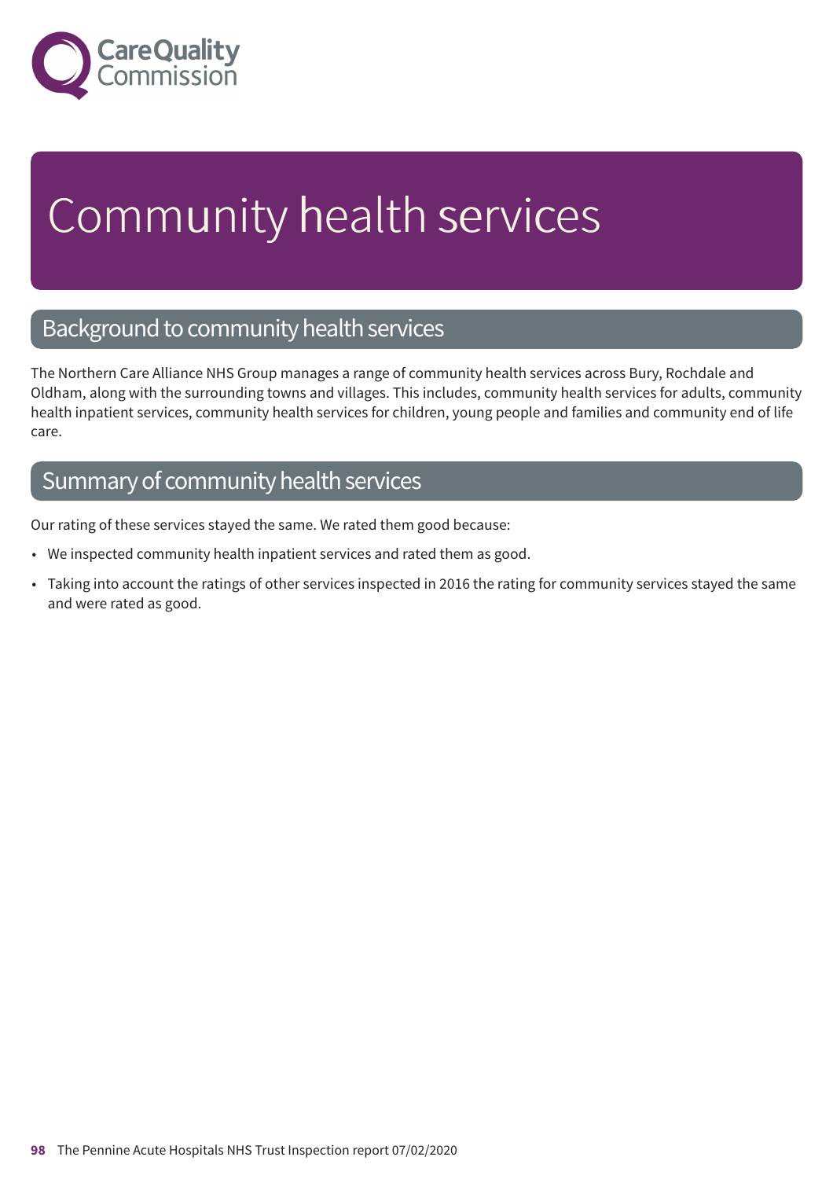# Community health services

## Background to community health services

The Northern Care Alliance NHS Group manages a range of community health services across Bury, Rochdale and Oldham, along with the surrounding towns and villages. This includes, community health services for adults, community health inpatient services, community health services for children, young people and families and community end of life care.

## Summary of community health services

Our rating of these services stayed the same. We rated them good because:

- We inspected community health inpatient services and rated them as good.
- Taking into account the ratings of other services inspected in 2016 the rating for community services stayed the same and were rated as good.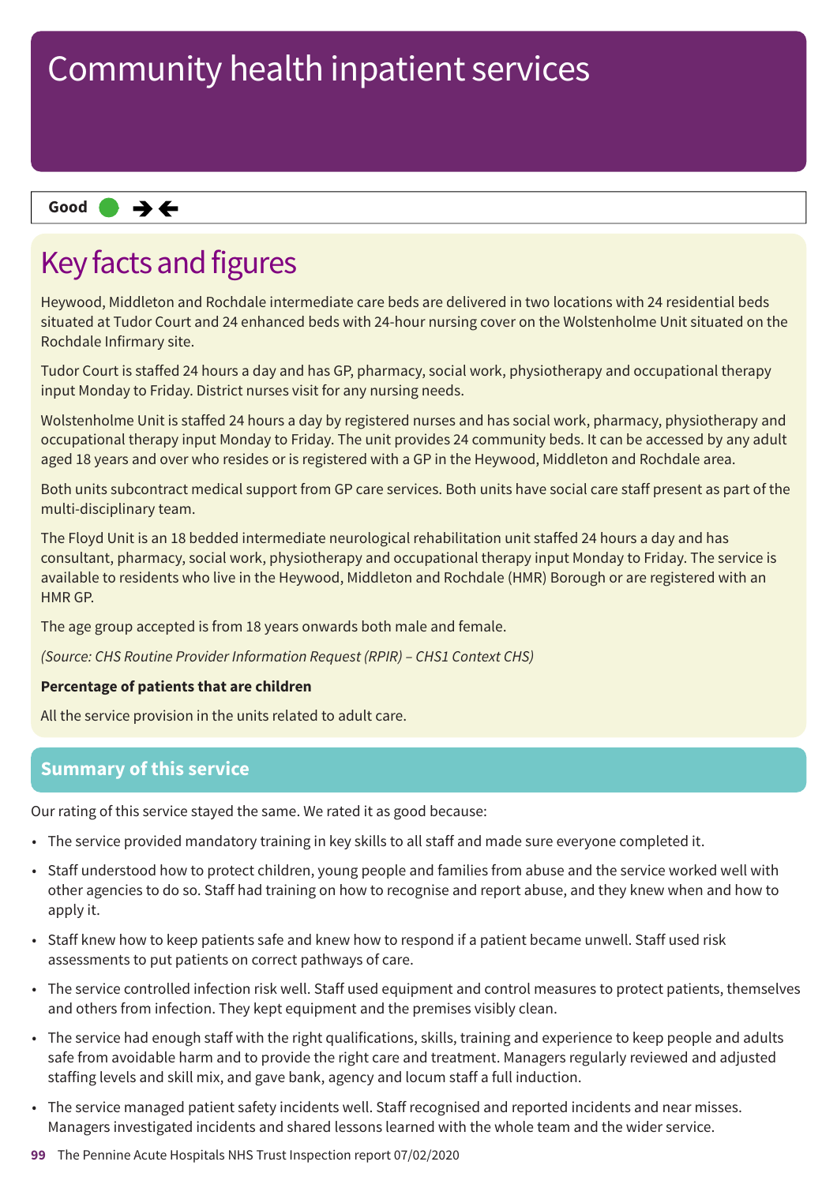# Community health inpatient services

**Good** ● ➔➔

## Key facts and figures

Heywood, Middleton and Rochdale intermediate care beds are delivered in two locations with 24 residential beds situated at Tudor Court and 24 enhanced beds with 24-hour nursing cover on the Wolstenholme Unit situated on the Rochdale Infirmary site.

Tudor Court is staffed 24 hours a day and has GP, pharmacy, social work, physiotherapy and occupational therapy input Monday to Friday. District nurses visit for any nursing needs.

Wolstenholme Unit is staffed 24 hours a day by registered nurses and has social work, pharmacy, physiotherapy and occupational therapy input Monday to Friday. The unit provides 24 community beds. It can be accessed by any adult aged 18 years and over who resides or is registered with a GP in the Heywood, Middleton and Rochdale area.

Both units subcontract medical support from GP care services. Both units have social care staff present as part of the multi-disciplinary team.

The Floyd Unit is an 18 bedded intermediate neurological rehabilitation unit staffed 24 hours a day and has consultant, pharmacy, social work, physiotherapy and occupational therapy input Monday to Friday. The service is available to residents who live in the Heywood, Middleton and Rochdale (HMR) Borough or are registered with an HMR GP.

The age group accepted is from 18 years onwards both male and female.

*(Source: CHS Routine Provider Information Request (RPIR) – CHS1 Context CHS)*

**Percentage of patients that are children**

All the service provision in the units related to adult care.

## Summary of this service

Our rating of this service stayed the same. We rated it as good because:

- The service provided mandatory training in key skills to all staff and made sure everyone completed it.
- Staff understood how to protect children, young people and families from abuse and the service worked well with other agencies to do so. Staff had training on how to recognise and report abuse, and they knew when and how to apply it.
- Staff knew how to keep patients safe and knew how to respond if a patient became unwell. Staff used risk assessments to put patients on correct pathways of care.
- The service controlled infection risk well. Staff used equipment and control measures to protect patients, themselves and others from infection. They kept equipment and the premises visibly clean.
- The service had enough staff with the right qualifications, skills, training and experience to keep people and adults safe from avoidable harm and to provide the right care and treatment. Managers regularly reviewed and adjusted staffing levels and skill mix, and gave bank, agency and locum staff a full induction.
- The service managed patient safety incidents well. Staff recognised and reported incidents and near misses. Managers investigated incidents and shared lessons learned with the whole team and the wider service.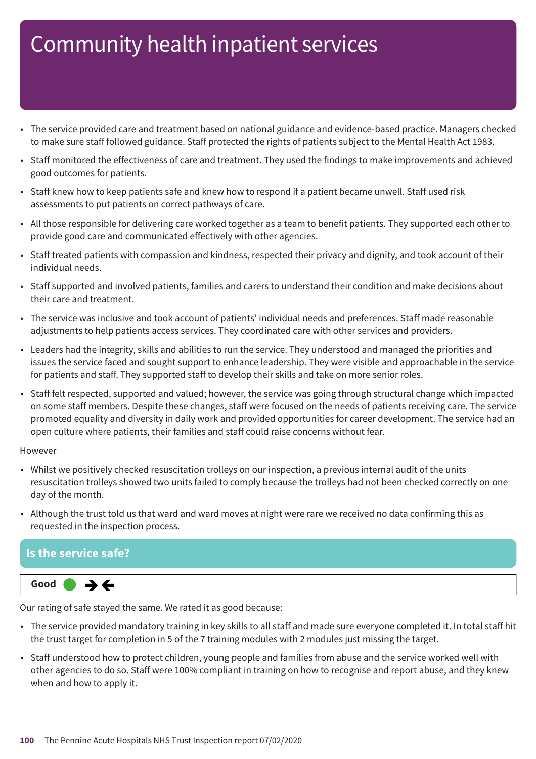# Community health inpatient services

- The service provided care and treatment based on national guidance and evidence-based practice. Managers checked to make sure staff followed guidance. Staff protected the rights of patients subject to the Mental Health Act 1983.
- Staff monitored the effectiveness of care and treatment. They used the findings to make improvements and achieved good outcomes for patients.
- Staff knew how to keep patients safe and knew how to respond if a patient became unwell. Staff used risk assessments to put patients on correct pathways of care.
- All those responsible for delivering care worked together as a team to benefit patients. They supported each other to provide good care and communicated effectively with other agencies.
- Staff treated patients with compassion and kindness, respected their privacy and dignity, and took account of their individual needs.
- Staff supported and involved patients, families and carers to understand their condition and make decisions about their care and treatment.
- The service was inclusive and took account of patients' individual needs and preferences. Staff made reasonable adjustments to help patients access services. They coordinated care with other services and providers.
- Leaders had the integrity, skills and abilities to run the service. They understood and managed the priorities and issues the service faced and sought support to enhance leadership. They were visible and approachable in the service for patients and staff. They supported staff to develop their skills and take on more senior roles.
- Staff felt respected, supported and valued; however, the service was going through structural change which impacted on some staff members. Despite these changes, staff were focused on the needs of patients receiving care. The service promoted equality and diversity in daily work and provided opportunities for career development. The service had an open culture where patients, their families and staff could raise concerns without fear.

However

- Whilst we positively checked resuscitation trolleys on our inspection, a previous internal audit of the units resuscitation trolleys showed two units failed to comply because the trolleys had not been checked correctly on one day of the month.
- Although the trust told us that ward and ward moves at night were rare we received no data confirming this as requested in the inspection process.

## Is the service safe?

**Good** ● →←

Our rating of safe stayed the same. We rated it as good because:

- The service provided mandatory training in key skills to all staff and made sure everyone completed it. In total staff hit the trust target for completion in 5 of the 7 training modules with 2 modules just missing the target.
- Staff understood how to protect children, young people and families from abuse and the service worked well with other agencies to do so. Staff were 100% compliant in training on how to recognise and report abuse, and they knew when and how to apply it.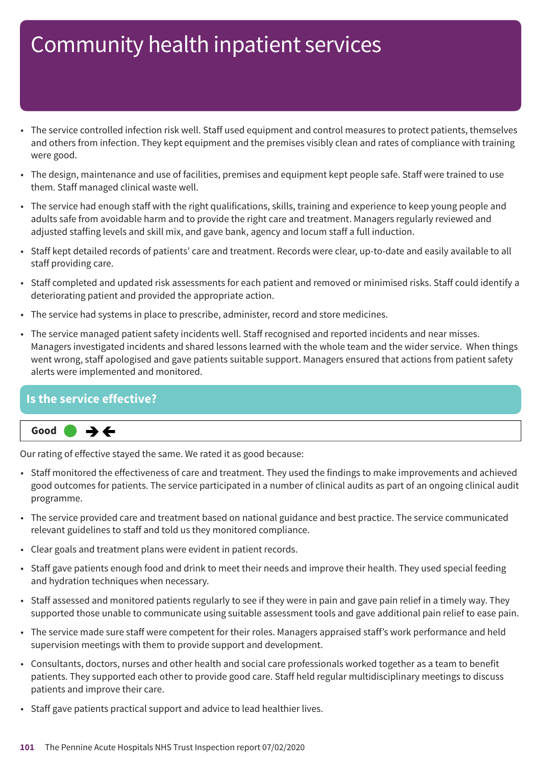# Community health inpatient services

- The service controlled infection risk well. Staff used equipment and control measures to protect patients, themselves and others from infection. They kept equipment and the premises visibly clean and rates of compliance with training were good.
- The design, maintenance and use of facilities, premises and equipment kept people safe. Staff were trained to use them. Staff managed clinical waste well.
- The service had enough staff with the right qualifications, skills, training and experience to keep young people and adults safe from avoidable harm and to provide the right care and treatment. Managers regularly reviewed and adjusted staffing levels and skill mix, and gave bank, agency and locum staff a full induction.
- Staff kept detailed records of patients' care and treatment. Records were clear, up-to-date and easily available to all staff providing care.
- Staff completed and updated risk assessments for each patient and removed or minimised risks. Staff could identify a deteriorating patient and provided the appropriate action.
- The service had systems in place to prescribe, administer, record and store medicines.
- The service managed patient safety incidents well. Staff recognised and reported incidents and near misses. Managers investigated incidents and shared lessons learned with the whole team and the wider service. When things went wrong, staff apologised and gave patients suitable support. Managers ensured that actions from patient safety alerts were implemented and monitored.

## Is the service effective?

**Good** ➔←

Our rating of effective stayed the same. We rated it as good because:

- Staff monitored the effectiveness of care and treatment. They used the findings to make improvements and achieved good outcomes for patients. The service participated in a number of clinical audits as part of an ongoing clinical audit programme.
- The service provided care and treatment based on national guidance and best practice. The service communicated relevant guidelines to staff and told us they monitored compliance.
- Clear goals and treatment plans were evident in patient records.
- Staff gave patients enough food and drink to meet their needs and improve their health. They used special feeding and hydration techniques when necessary.
- Staff assessed and monitored patients regularly to see if they were in pain and gave pain relief in a timely way. They supported those unable to communicate using suitable assessment tools and gave additional pain relief to ease pain.
- The service made sure staff were competent for their roles. Managers appraised staff's work performance and held supervision meetings with them to provide support and development.
- Consultants, doctors, nurses and other health and social care professionals worked together as a team to benefit patients. They supported each other to provide good care. Staff held regular multidisciplinary meetings to discuss patients and improve their care.
- Staff gave patients practical support and advice to lead healthier lives.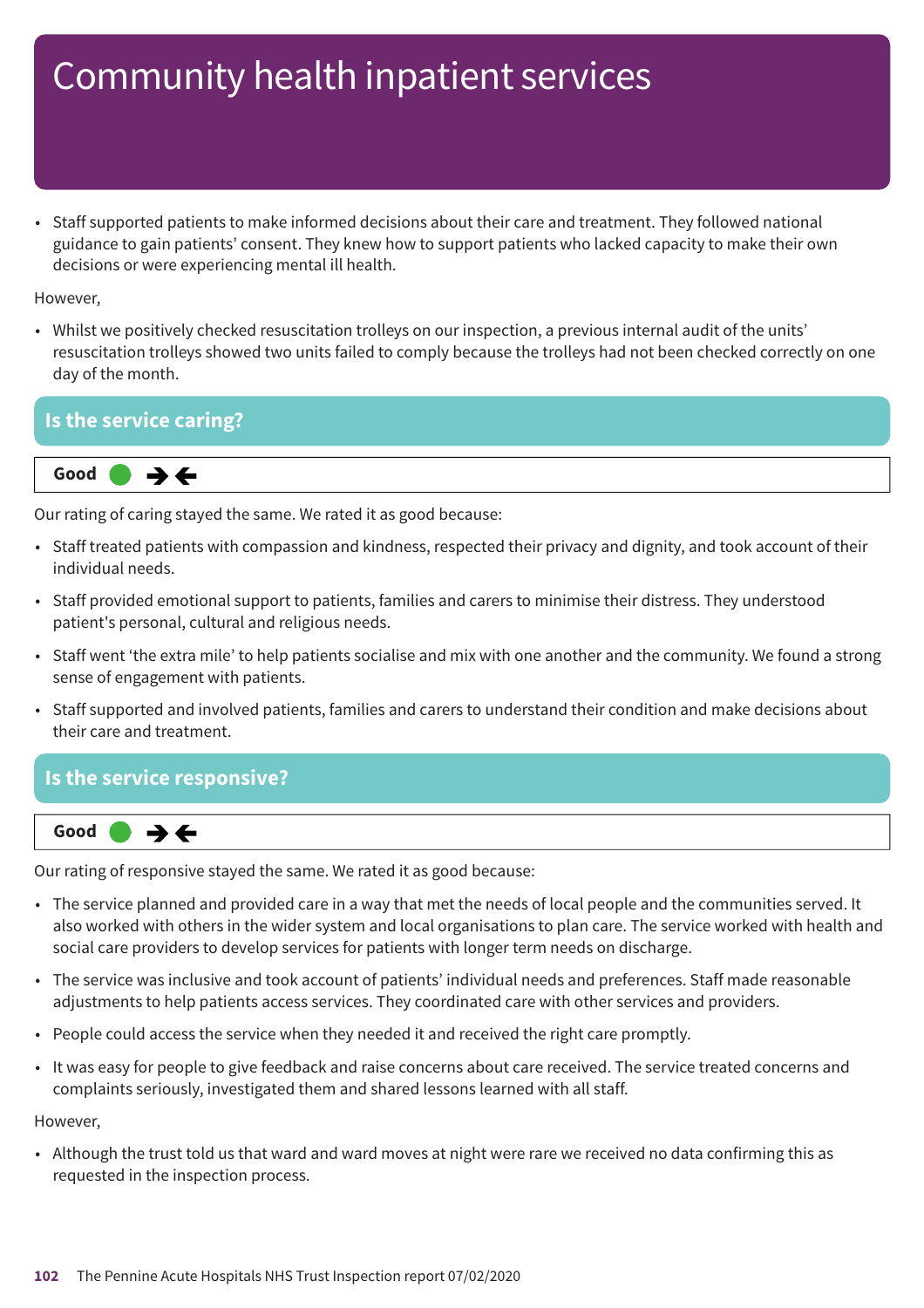# Community health inpatient services

- Staff supported patients to make informed decisions about their care and treatment. They followed national guidance to gain patients' consent. They knew how to support patients who lacked capacity to make their own decisions or were experiencing mental ill health.

However,

- Whilst we positively checked resuscitation trolleys on our inspection, a previous internal audit of the units' resuscitation trolleys showed two units failed to comply because the trolleys had not been checked correctly on one day of the month.

## Is the service caring?

**Good** ➔➔

Our rating of caring stayed the same. We rated it as good because:

- Staff treated patients with compassion and kindness, respected their privacy and dignity, and took account of their individual needs.
- Staff provided emotional support to patients, families and carers to minimise their distress. They understood patient's personal, cultural and religious needs.
- Staff went 'the extra mile' to help patients socialise and mix with one another and the community. We found a strong sense of engagement with patients.
- Staff supported and involved patients, families and carers to understand their condition and make decisions about their care and treatment.

## Is the service responsive?

**Good** ➔➔

Our rating of responsive stayed the same. We rated it as good because:

- The service planned and provided care in a way that met the needs of local people and the communities served. It also worked with others in the wider system and local organisations to plan care. The service worked with health and social care providers to develop services for patients with longer term needs on discharge.
- The service was inclusive and took account of patients' individual needs and preferences. Staff made reasonable adjustments to help patients access services. They coordinated care with other services and providers.
- People could access the service when they needed it and received the right care promptly.
- It was easy for people to give feedback and raise concerns about care received. The service treated concerns and complaints seriously, investigated them and shared lessons learned with all staff.

However,

- Although the trust told us that ward and ward moves at night were rare we received no data confirming this as requested in the inspection process.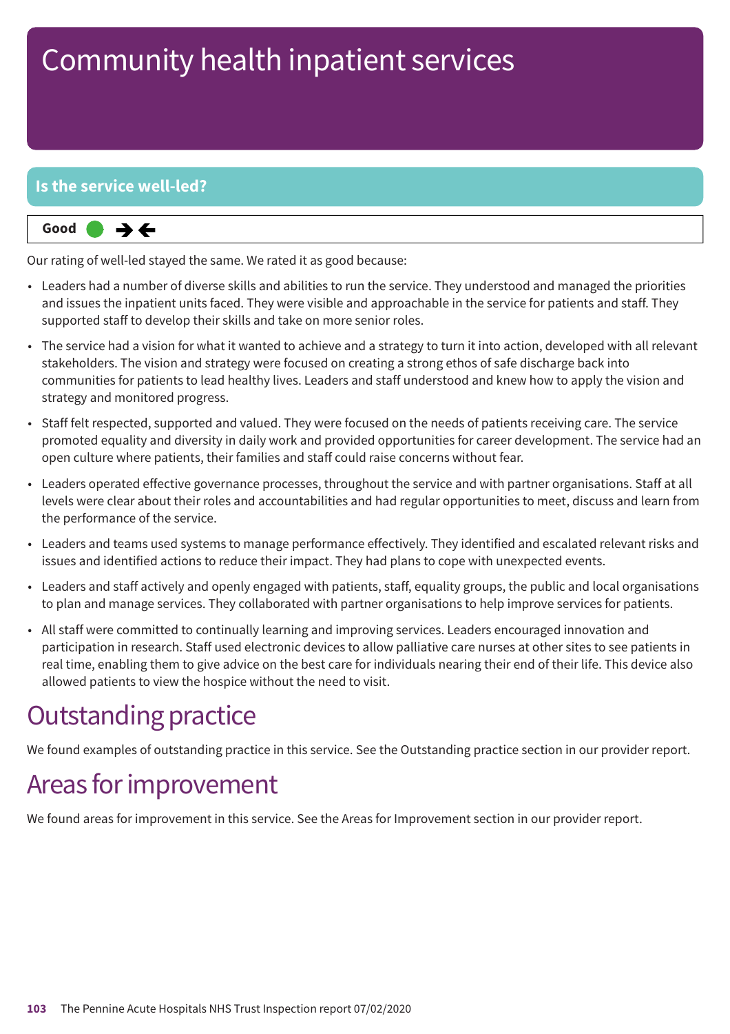# Community health inpatient services

## Is the service well-led?

**Good** ● → ←

Our rating of well-led stayed the same. We rated it as good because:

- Leaders had a number of diverse skills and abilities to run the service. They understood and managed the priorities and issues the inpatient units faced. They were visible and approachable in the service for patients and staff. They supported staff to develop their skills and take on more senior roles.
- The service had a vision for what it wanted to achieve and a strategy to turn it into action, developed with all relevant stakeholders. The vision and strategy were focused on creating a strong ethos of safe discharge back into communities for patients to lead healthy lives. Leaders and staff understood and knew how to apply the vision and strategy and monitored progress.
- Staff felt respected, supported and valued. They were focused on the needs of patients receiving care. The service promoted equality and diversity in daily work and provided opportunities for career development. The service had an open culture where patients, their families and staff could raise concerns without fear.
- Leaders operated effective governance processes, throughout the service and with partner organisations. Staff at all levels were clear about their roles and accountabilities and had regular opportunities to meet, discuss and learn from the performance of the service.
- Leaders and teams used systems to manage performance effectively. They identified and escalated relevant risks and issues and identified actions to reduce their impact. They had plans to cope with unexpected events.
- Leaders and staff actively and openly engaged with patients, staff, equality groups, the public and local organisations to plan and manage services. They collaborated with partner organisations to help improve services for patients.
- All staff were committed to continually learning and improving services. Leaders encouraged innovation and participation in research. Staff used electronic devices to allow palliative care nurses at other sites to see patients in real time, enabling them to give advice on the best care for individuals nearing their end of their life. This device also allowed patients to view the hospice without the need to visit.

# Outstanding practice

We found examples of outstanding practice in this service. See the Outstanding practice section in our provider report.

# Areas for improvement

We found areas for improvement in this service. See the Areas for Improvement section in our provider report.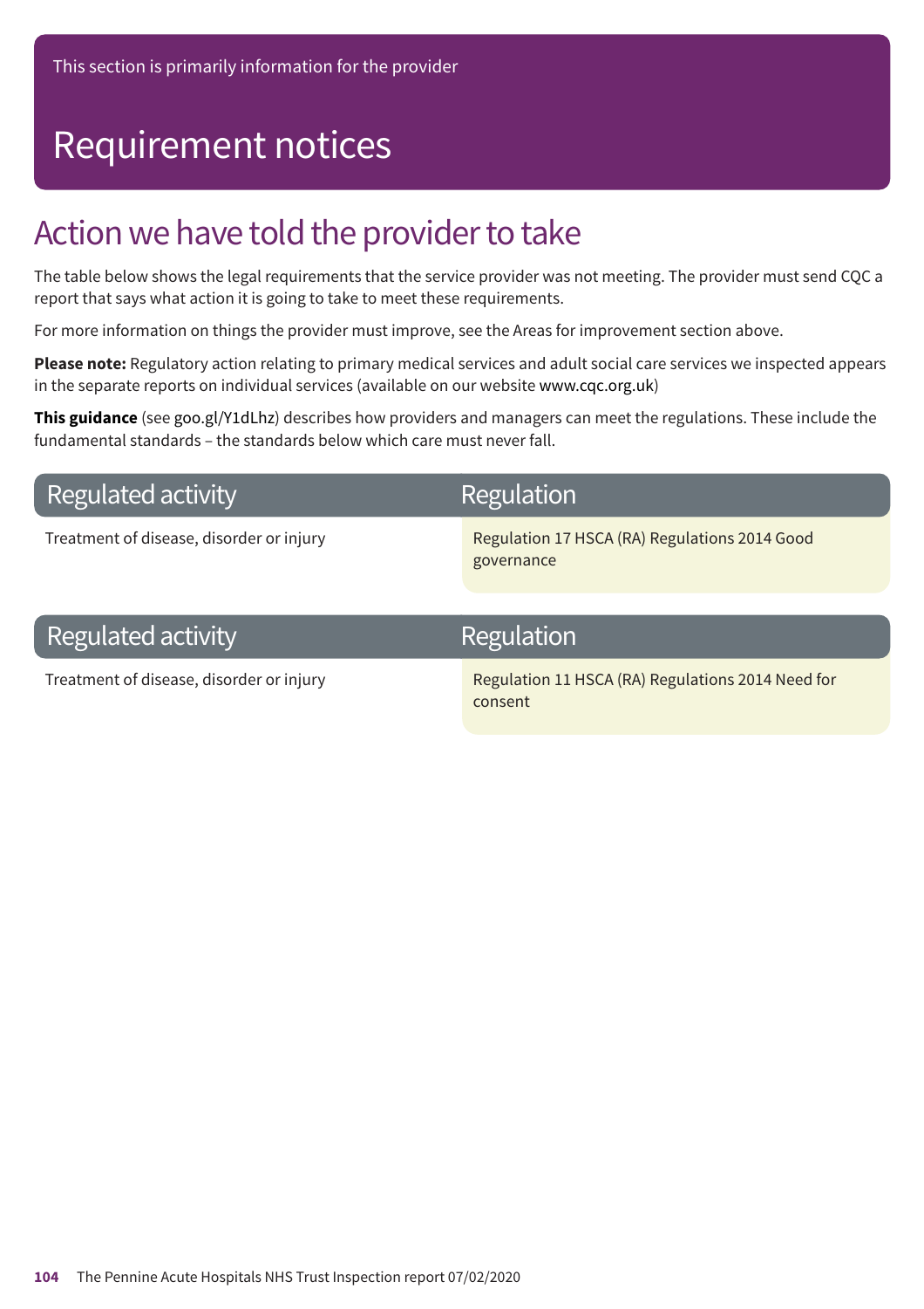This section is primarily information for the provider

# Requirement notices

## Action we have told the provider to take

The table below shows the legal requirements that the service provider was not meeting. The provider must send CQC a report that says what action it is going to take to meet these requirements.

For more information on things the provider must improve, see the Areas for improvement section above.

**Please note:** Regulatory action relating to primary medical services and adult social care services we inspected appears in the separate reports on individual services (available on our website www.cqc.org.uk)

**This guidance** (see goo.gl/Y1dLhz) describes how providers and managers can meet the regulations. These include the fundamental standards – the standards below which care must never fall.

| Regulated activity | Regulation |
| --- | --- |
| Treatment of disease, disorder or injury | Regulation 17 HSCA (RA) Regulations 2014 Good governance |

| Regulated activity | Regulation |
| --- | --- |
| Treatment of disease, disorder or injury | Regulation 11 HSCA (RA) Regulations 2014 Need for consent |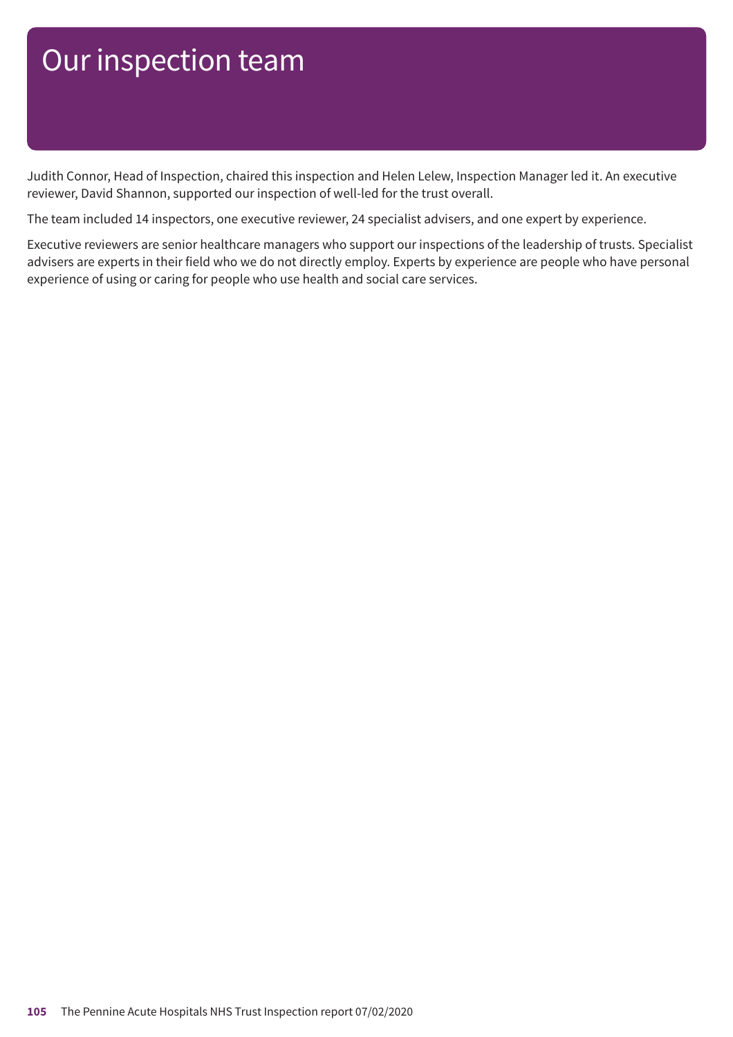# Our inspection team

Judith Connor, Head of Inspection, chaired this inspection and Helen Lelew, Inspection Manager led it. An executive reviewer, David Shannon, supported our inspection of well-led for the trust overall.

The team included 14 inspectors, one executive reviewer, 24 specialist advisers, and one expert by experience.

Executive reviewers are senior healthcare managers who support our inspections of the leadership of trusts. Specialist advisers are experts in their field who we do not directly employ. Experts by experience are people who have personal experience of using or caring for people who use health and social care services.